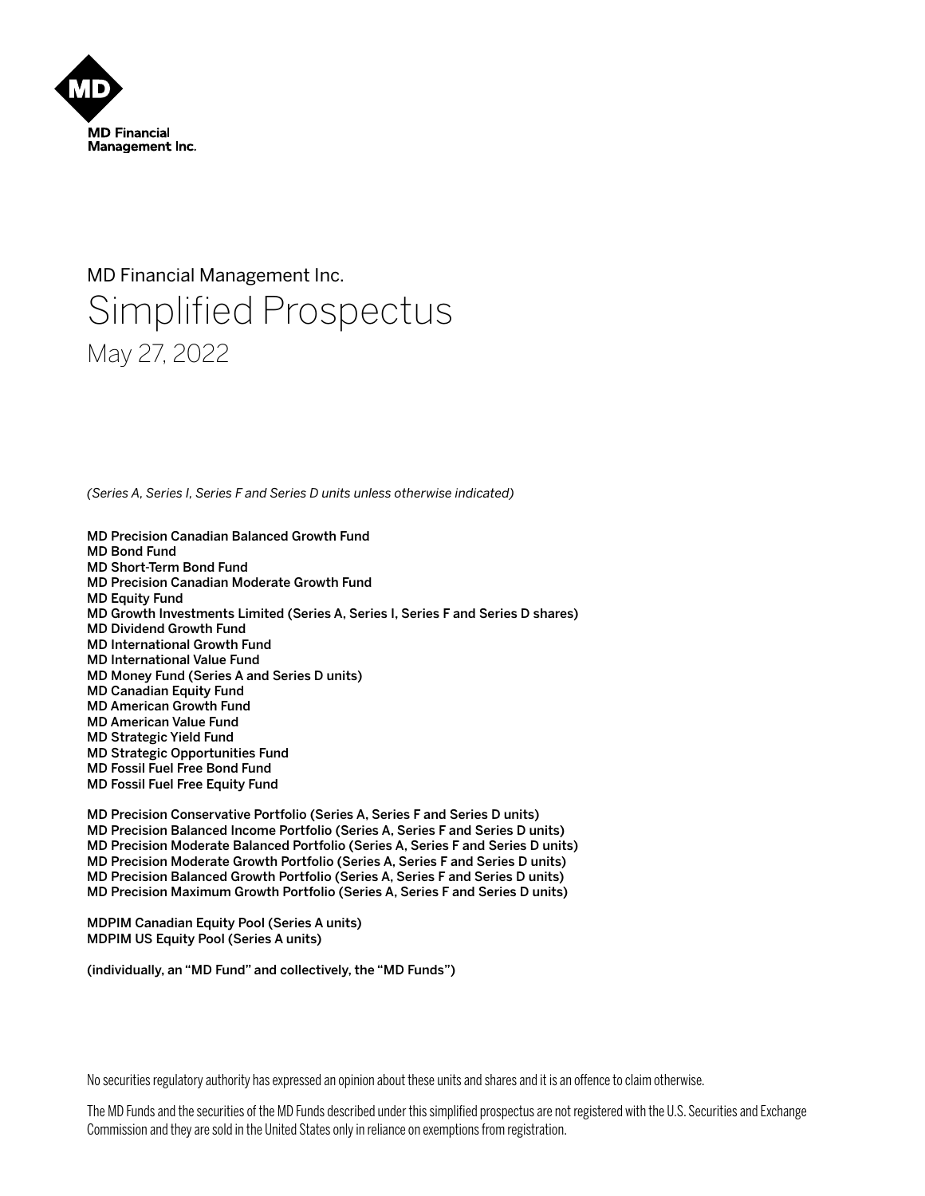MD Financial Management Inc.

MD Financial Management Inc.

# Simplified Prospectus

May 27, 2022

*(Series A, Series I, Series F and Series D units unless otherwise indicated)*

**MD Precision Canadian Balanced Growth Fund**
**MD Bond Fund**
**MD Short-Term Bond Fund**
**MD Precision Canadian Moderate Growth Fund**
**MD Equity Fund**
**MD Growth Investments Limited (Series A, Series I, Series F and Series D shares)**
**MD Dividend Growth Fund**
**MD International Growth Fund**
**MD International Value Fund**
**MD Money Fund (Series A and Series D units)**
**MD Canadian Equity Fund**
**MD American Growth Fund**
**MD American Value Fund**
**MD Strategic Yield Fund**
**MD Strategic Opportunities Fund**
**MD Fossil Fuel Free Bond Fund**
**MD Fossil Fuel Free Equity Fund**

**MD Precision Conservative Portfolio (Series A, Series F and Series D units)**
**MD Precision Balanced Income Portfolio (Series A, Series F and Series D units)**
**MD Precision Moderate Balanced Portfolio (Series A, Series F and Series D units)**
**MD Precision Moderate Growth Portfolio (Series A, Series F and Series D units)**
**MD Precision Balanced Growth Portfolio (Series A, Series F and Series D units)**
**MD Precision Maximum Growth Portfolio (Series A, Series F and Series D units)**

**MDPIM Canadian Equity Pool (Series A units)**
**MDPIM US Equity Pool (Series A units)**

**(individually, an "MD Fund" and collectively, the "MD Funds")**

No securities regulatory authority has expressed an opinion about these units and shares and it is an offence to claim otherwise.

The MD Funds and the securities of the MD Funds described under this simplified prospectus are not registered with the U.S. Securities and Exchange Commission and they are sold in the United States only in reliance on exemptions from registration.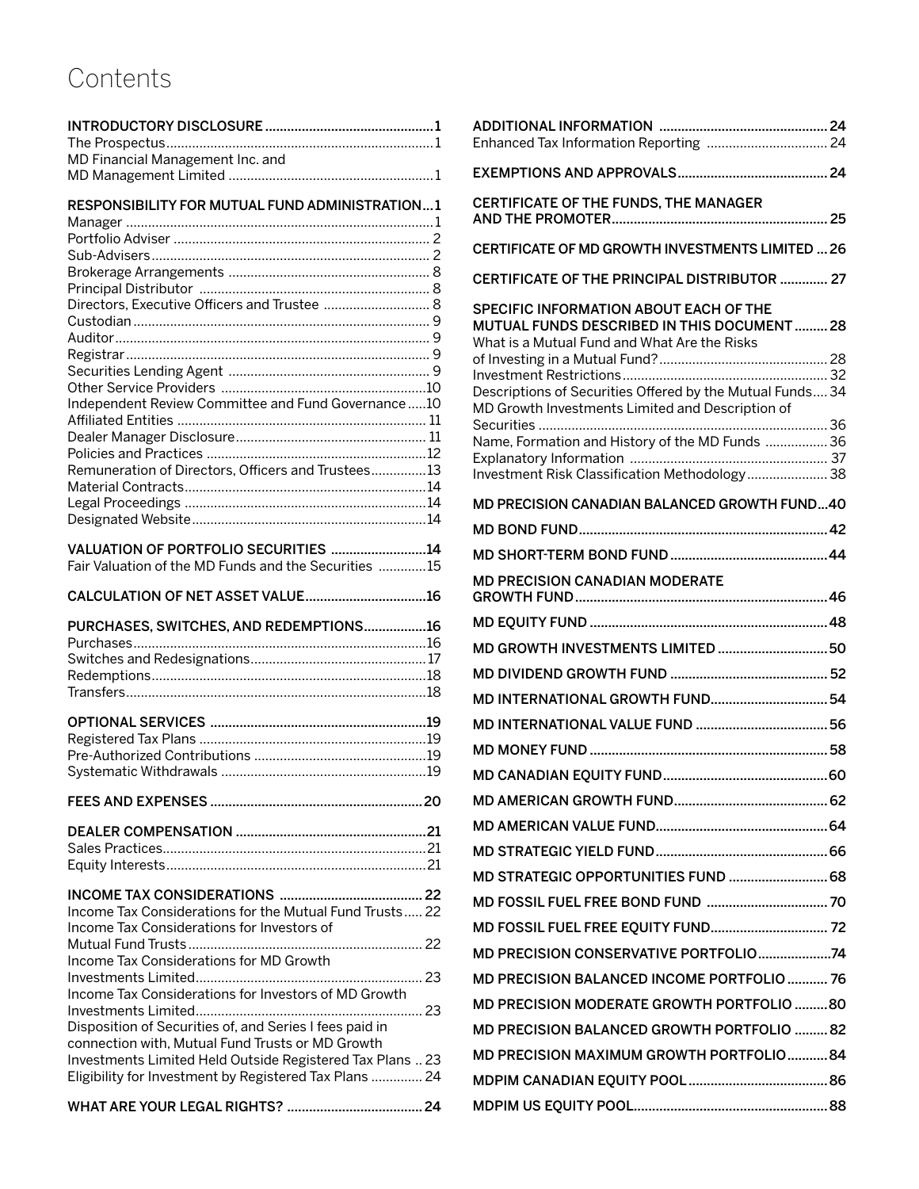# Contents

| | |
|---|---|
| **INTRODUCTORY DISCLOSURE** | **1** |
| The Prospectus | 1 |
| MD Financial Management Inc. and MD Management Limited | 1 |
| **RESPONSIBILITY FOR MUTUAL FUND ADMINISTRATION** | **1** |
| Manager | 1 |
| Portfolio Adviser | 2 |
| Sub-Advisers | 2 |
| Brokerage Arrangements | 8 |
| Principal Distributor | 8 |
| Directors, Executive Officers and Trustee | 8 |
| Custodian | 9 |
| Auditor | 9 |
| Registrar | 9 |
| Securities Lending Agent | 9 |
| Other Service Providers | 10 |
| Independent Review Committee and Fund Governance | 10 |
| Affiliated Entities | 11 |
| Dealer Manager Disclosure | 11 |
| Policies and Practices | 12 |
| Remuneration of Directors, Officers and Trustees | 13 |
| Material Contracts | 14 |
| Legal Proceedings | 14 |
| Designated Website | 14 |
| **VALUATION OF PORTFOLIO SECURITIES** | **14** |
| Fair Valuation of the MD Funds and the Securities | 15 |
| **CALCULATION OF NET ASSET VALUE** | **16** |
| **PURCHASES, SWITCHES, AND REDEMPTIONS** | **16** |
| Purchases | 16 |
| Switches and Redesignations | 17 |
| Redemptions | 18 |
| Transfers | 18 |
| **OPTIONAL SERVICES** | **19** |
| Registered Tax Plans | 19 |
| Pre-Authorized Contributions | 19 |
| Systematic Withdrawals | 19 |
| **FEES AND EXPENSES** | **20** |
| **DEALER COMPENSATION** | **21** |
| Sales Practices | 21 |
| Equity Interests | 21 |
| **INCOME TAX CONSIDERATIONS** | **22** |
| Income Tax Considerations for the Mutual Fund Trusts | 22 |
| Income Tax Considerations for Investors of Mutual Fund Trusts | 22 |
| Income Tax Considerations for MD Growth Investments Limited | 23 |
| Income Tax Considerations for Investors of MD Growth Investments Limited | 23 |
| Disposition of Securities of, and Series I fees paid in connection with, Mutual Fund Trusts or MD Growth Investments Limited Held Outside Registered Tax Plans | 23 |
| Eligibility for Investment by Registered Tax Plans | 24 |
| **WHAT ARE YOUR LEGAL RIGHTS?** | **24** |
| **ADDITIONAL INFORMATION** | **24** |
| Enhanced Tax Information Reporting | 24 |
| **EXEMPTIONS AND APPROVALS** | **24** |
| **CERTIFICATE OF THE FUNDS, THE MANAGER AND THE PROMOTER** | **25** |
| **CERTIFICATE OF MD GROWTH INVESTMENTS LIMITED** | **26** |
| **CERTIFICATE OF THE PRINCIPAL DISTRIBUTOR** | **27** |
| **SPECIFIC INFORMATION ABOUT EACH OF THE MUTUAL FUNDS DESCRIBED IN THIS DOCUMENT** | **28** |
| What is a Mutual Fund and What Are the Risks of Investing in a Mutual Fund? | 28 |
| Investment Restrictions | 32 |
| Descriptions of Securities Offered by the Mutual Funds | 34 |
| MD Growth Investments Limited and Description of Securities | 36 |
| Name, Formation and History of the MD Funds | 36 |
| Explanatory Information | 37 |
| Investment Risk Classification Methodology | 38 |
| **MD PRECISION CANADIAN BALANCED GROWTH FUND** | **40** |
| **MD BOND FUND** | **42** |
| **MD SHORT-TERM BOND FUND** | **44** |
| **MD PRECISION CANADIAN MODERATE GROWTH FUND** | **46** |
| **MD EQUITY FUND** | **48** |
| **MD GROWTH INVESTMENTS LIMITED** | **50** |
| **MD DIVIDEND GROWTH FUND** | **52** |
| **MD INTERNATIONAL GROWTH FUND** | **54** |
| **MD INTERNATIONAL VALUE FUND** | **56** |
| **MD MONEY FUND** | **58** |
| **MD CANADIAN EQUITY FUND** | **60** |
| **MD AMERICAN GROWTH FUND** | **62** |
| **MD AMERICAN VALUE FUND** | **64** |
| **MD STRATEGIC YIELD FUND** | **66** |
| **MD STRATEGIC OPPORTUNITIES FUND** | **68** |
| **MD FOSSIL FUEL FREE BOND FUND** | **70** |
| **MD FOSSIL FUEL FREE EQUITY FUND** | **72** |
| **MD PRECISION CONSERVATIVE PORTFOLIO** | **74** |
| **MD PRECISION BALANCED INCOME PORTFOLIO** | **76** |
| **MD PRECISION MODERATE GROWTH PORTFOLIO** | **80** |
| **MD PRECISION BALANCED GROWTH PORTFOLIO** | **82** |
| **MD PRECISION MAXIMUM GROWTH PORTFOLIO** | **84** |
| **MDPIM CANADIAN EQUITY POOL** | **86** |
| **MDPIM US EQUITY POOL** | **88** |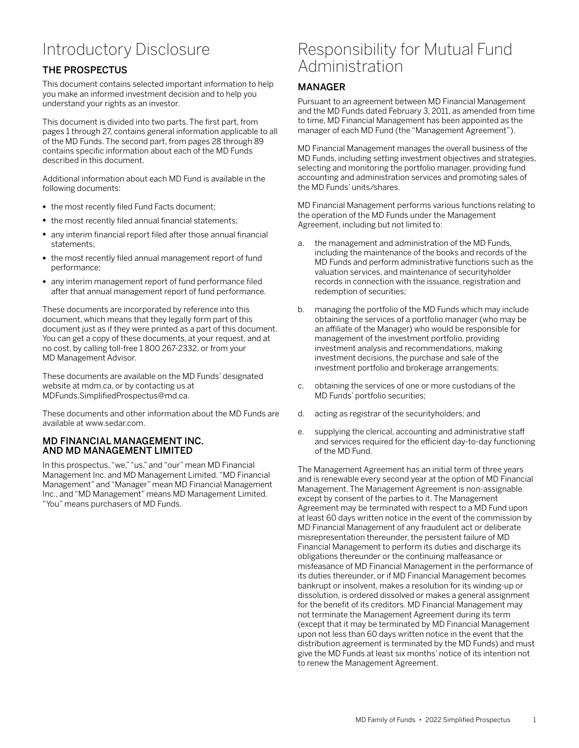# Introductory Disclosure

## THE PROSPECTUS

This document contains selected important information to help you make an informed investment decision and to help you understand your rights as an investor.

This document is divided into two parts. The first part, from pages 1 through 27, contains general information applicable to all of the MD Funds. The second part, from pages 28 through 89 contains specific information about each of the MD Funds described in this document.

Additional information about each MD Fund is available in the following documents:

- the most recently filed Fund Facts document;
- the most recently filed annual financial statements;
- any interim financial report filed after those annual financial statements;
- the most recently filed annual management report of fund performance;
- any interim management report of fund performance filed after that annual management report of fund performance.

These documents are incorporated by reference into this document, which means that they legally form part of this document just as if they were printed as a part of this document. You can get a copy of these documents, at your request, and at no cost, by calling toll-free 1 800 267-2332, or from your MD Management Advisor.

These documents are available on the MD Funds' designated website at mdm.ca, or by contacting us at MDFunds.SimplifiedProspectus@md.ca.

These documents and other information about the MD Funds are available at www.sedar.com.

### MD FINANCIAL MANAGEMENT INC. AND MD MANAGEMENT LIMITED

In this prospectus, "we," "us," and "our" mean MD Financial Management Inc. and MD Management Limited. "MD Financial Management" and "Manager" mean MD Financial Management Inc., and "MD Management" means MD Management Limited. "You" means purchasers of MD Funds.

# Responsibility for Mutual Fund Administration

## MANAGER

Pursuant to an agreement between MD Financial Management and the MD Funds dated February 3, 2011, as amended from time to time, MD Financial Management has been appointed as the manager of each MD Fund (the "Management Agreement").

MD Financial Management manages the overall business of the MD Funds, including setting investment objectives and strategies, selecting and monitoring the portfolio manager, providing fund accounting and administration services and promoting sales of the MD Funds' units/shares.

MD Financial Management performs various functions relating to the operation of the MD Funds under the Management Agreement, including but not limited to:

a. the management and administration of the MD Funds, including the maintenance of the books and records of the MD Funds and perform administrative functions such as the valuation services, and maintenance of securityholder records in connection with the issuance, registration and redemption of securities;

b. managing the portfolio of the MD Funds which may include obtaining the services of a portfolio manager (who may be an affiliate of the Manager) who would be responsible for management of the investment portfolio, providing investment analysis and recommendations, making investment decisions, the purchase and sale of the investment portfolio and brokerage arrangements;

c. obtaining the services of one or more custodians of the MD Funds' portfolio securities;

d. acting as registrar of the securityholders; and

e. supplying the clerical, accounting and administrative staff and services required for the efficient day-to-day functioning of the MD Fund.

The Management Agreement has an initial term of three years and is renewable every second year at the option of MD Financial Management. The Management Agreement is non-assignable except by consent of the parties to it. The Management Agreement may be terminated with respect to a MD Fund upon at least 60 days written notice in the event of the commission by MD Financial Management of any fraudulent act or deliberate misrepresentation thereunder, the persistent failure of MD Financial Management to perform its duties and discharge its obligations thereunder or the continuing malfeasance or misfeasance of MD Financial Management in the performance of its duties thereunder, or if MD Financial Management becomes bankrupt or insolvent, makes a resolution for its winding-up or dissolution, is ordered dissolved or makes a general assignment for the benefit of its creditors. MD Financial Management may not terminate the Management Agreement during its term (except that it may be terminated by MD Financial Management upon not less than 60 days written notice in the event that the distribution agreement is terminated by the MD Funds) and must give the MD Funds at least six months' notice of its intention not to renew the Management Agreement.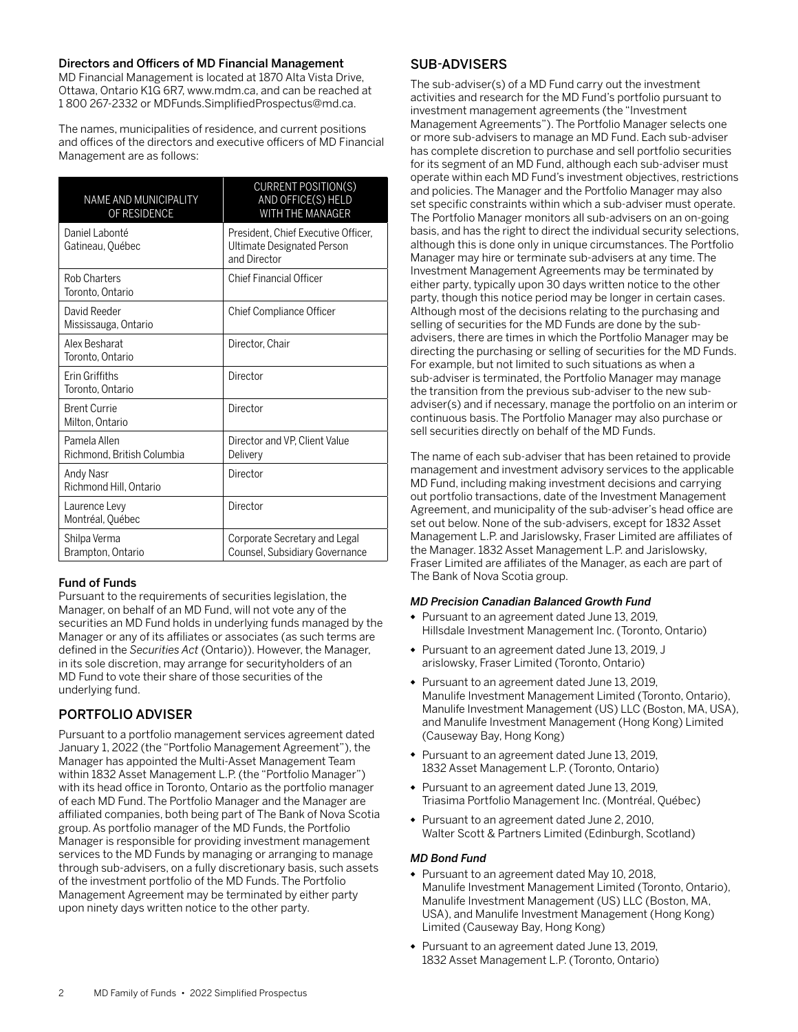### Directors and Officers of MD Financial Management

MD Financial Management is located at 1870 Alta Vista Drive, Ottawa, Ontario K1G 6R7, www.mdm.ca, and can be reached at 1 800 267-2332 or MDFunds.SimplifiedProspectus@md.ca.

The names, municipalities of residence, and current positions and offices of the directors and executive officers of MD Financial Management are as follows:

| NAME AND MUNICIPALITY OF RESIDENCE | CURRENT POSITION(S) AND OFFICE(S) HELD WITH THE MANAGER |
|---|---|
| Daniel Labonté<br>Gatineau, Québec | President, Chief Executive Officer, Ultimate Designated Person and Director |
| Rob Charters<br>Toronto, Ontario | Chief Financial Officer |
| David Reeder<br>Mississauga, Ontario | Chief Compliance Officer |
| Alex Besharat<br>Toronto, Ontario | Director, Chair |
| Erin Griffiths<br>Toronto, Ontario | Director |
| Brent Currie<br>Milton, Ontario | Director |
| Pamela Allen<br>Richmond, British Columbia | Director and VP, Client Value Delivery |
| Andy Nasr<br>Richmond Hill, Ontario | Director |
| Laurence Levy<br>Montréal, Québec | Director |
| Shilpa Verma<br>Brampton, Ontario | Corporate Secretary and Legal Counsel, Subsidiary Governance |

### Fund of Funds

Pursuant to the requirements of securities legislation, the Manager, on behalf of an MD Fund, will not vote any of the securities an MD Fund holds in underlying funds managed by the Manager or any of its affiliates or associates (as such terms are defined in the *Securities Act* (Ontario)). However, the Manager, in its sole discretion, may arrange for securityholders of an MD Fund to vote their share of those securities of the underlying fund.

## PORTFOLIO ADVISER

Pursuant to a portfolio management services agreement dated January 1, 2022 (the "Portfolio Management Agreement"), the Manager has appointed the Multi-Asset Management Team within 1832 Asset Management L.P. (the "Portfolio Manager") with its head office in Toronto, Ontario as the portfolio manager of each MD Fund. The Portfolio Manager and the Manager are affiliated companies, both being part of The Bank of Nova Scotia group. As portfolio manager of the MD Funds, the Portfolio Manager is responsible for providing investment management services to the MD Funds by managing or arranging to manage through sub-advisers, on a fully discretionary basis, such assets of the investment portfolio of the MD Funds. The Portfolio Management Agreement may be terminated by either party upon ninety days written notice to the other party.

## SUB-ADVISERS

The sub-adviser(s) of a MD Fund carry out the investment activities and research for the MD Fund's portfolio pursuant to investment management agreements (the "Investment Management Agreements"). The Portfolio Manager selects one or more sub-advisers to manage an MD Fund. Each sub-adviser has complete discretion to purchase and sell portfolio securities for its segment of an MD Fund, although each sub-adviser must operate within each MD Fund's investment objectives, restrictions and policies. The Manager and the Portfolio Manager may also set specific constraints within which a sub-adviser must operate. The Portfolio Manager monitors all sub-advisers on an on-going basis, and has the right to direct the individual security selections, although this is done only in unique circumstances. The Portfolio Manager may hire or terminate sub-advisers at any time. The Investment Management Agreements may be terminated by either party, typically upon 30 days written notice to the other party, though this notice period may be longer in certain cases. Although most of the decisions relating to the purchasing and selling of securities for the MD Funds are done by the sub-advisers, there are times in which the Portfolio Manager may be directing the purchasing or selling of securities for the MD Funds. For example, but not limited to such situations as when a sub-adviser is terminated, the Portfolio Manager may manage the transition from the previous sub-adviser to the new sub-adviser(s) and if necessary, manage the portfolio on an interim or continuous basis. The Portfolio Manager may also purchase or sell securities directly on behalf of the MD Funds.

The name of each sub-adviser that has been retained to provide management and investment advisory services to the applicable MD Fund, including making investment decisions and carrying out portfolio transactions, date of the Investment Management Agreement, and municipality of the sub-adviser's head office are set out below. None of the sub-advisers, except for 1832 Asset Management L.P. and Jarislowsky, Fraser Limited are affiliates of the Manager. 1832 Asset Management L.P. and Jarislowsky, Fraser Limited are affiliates of the Manager, as each are part of The Bank of Nova Scotia group.

#### *MD Precision Canadian Balanced Growth Fund*

- Pursuant to an agreement dated June 13, 2019, Hillsdale Investment Management Inc. (Toronto, Ontario)
- Pursuant to an agreement dated June 13, 2019, J arislowsky, Fraser Limited (Toronto, Ontario)
- Pursuant to an agreement dated June 13, 2019, Manulife Investment Management Limited (Toronto, Ontario), Manulife Investment Management (US) LLC (Boston, MA, USA), and Manulife Investment Management (Hong Kong) Limited (Causeway Bay, Hong Kong)
- Pursuant to an agreement dated June 13, 2019, 1832 Asset Management L.P. (Toronto, Ontario)
- Pursuant to an agreement dated June 13, 2019, Triasima Portfolio Management Inc. (Montréal, Québec)
- Pursuant to an agreement dated June 2, 2010, Walter Scott & Partners Limited (Edinburgh, Scotland)

#### *MD Bond Fund*

- Pursuant to an agreement dated May 10, 2018, Manulife Investment Management Limited (Toronto, Ontario), Manulife Investment Management (US) LLC (Boston, MA, USA), and Manulife Investment Management (Hong Kong) Limited (Causeway Bay, Hong Kong)
- Pursuant to an agreement dated June 13, 2019, 1832 Asset Management L.P. (Toronto, Ontario)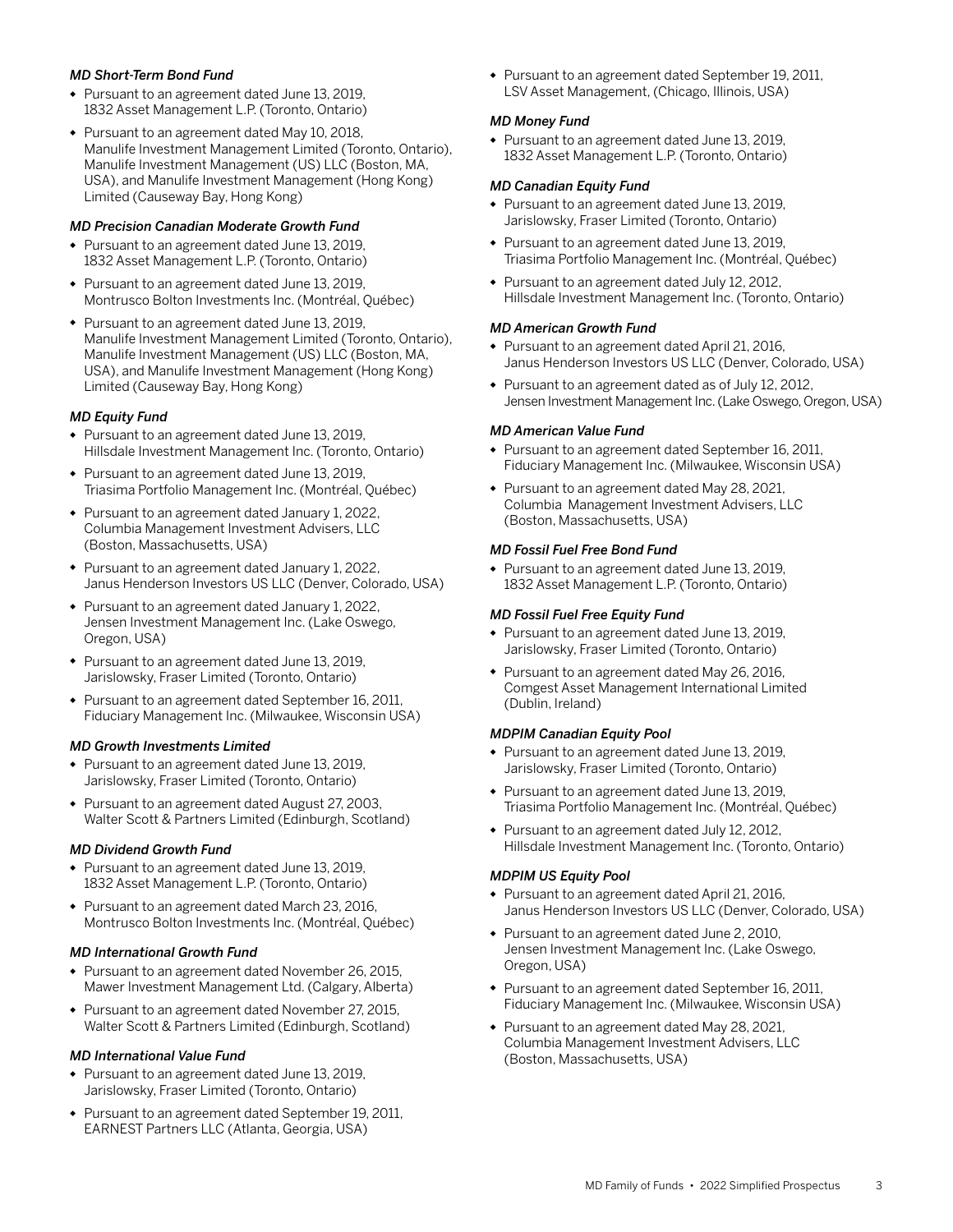*MD Short-Term Bond Fund*

- Pursuant to an agreement dated June 13, 2019, 1832 Asset Management L.P. (Toronto, Ontario)
- Pursuant to an agreement dated May 10, 2018, Manulife Investment Management Limited (Toronto, Ontario), Manulife Investment Management (US) LLC (Boston, MA, USA), and Manulife Investment Management (Hong Kong) Limited (Causeway Bay, Hong Kong)

*MD Precision Canadian Moderate Growth Fund*

- Pursuant to an agreement dated June 13, 2019, 1832 Asset Management L.P. (Toronto, Ontario)
- Pursuant to an agreement dated June 13, 2019, Montrusco Bolton Investments Inc. (Montréal, Québec)
- Pursuant to an agreement dated June 13, 2019, Manulife Investment Management Limited (Toronto, Ontario), Manulife Investment Management (US) LLC (Boston, MA, USA), and Manulife Investment Management (Hong Kong) Limited (Causeway Bay, Hong Kong)

*MD Equity Fund*

- Pursuant to an agreement dated June 13, 2019, Hillsdale Investment Management Inc. (Toronto, Ontario)
- Pursuant to an agreement dated June 13, 2019, Triasima Portfolio Management Inc. (Montréal, Québec)
- Pursuant to an agreement dated January 1, 2022, Columbia Management Investment Advisers, LLC (Boston, Massachusetts, USA)
- Pursuant to an agreement dated January 1, 2022, Janus Henderson Investors US LLC (Denver, Colorado, USA)
- Pursuant to an agreement dated January 1, 2022, Jensen Investment Management Inc. (Lake Oswego, Oregon, USA)
- Pursuant to an agreement dated June 13, 2019, Jarislowsky, Fraser Limited (Toronto, Ontario)
- Pursuant to an agreement dated September 16, 2011, Fiduciary Management Inc. (Milwaukee, Wisconsin USA)

*MD Growth Investments Limited*

- Pursuant to an agreement dated June 13, 2019, Jarislowsky, Fraser Limited (Toronto, Ontario)
- Pursuant to an agreement dated August 27, 2003, Walter Scott & Partners Limited (Edinburgh, Scotland)

*MD Dividend Growth Fund*

- Pursuant to an agreement dated June 13, 2019, 1832 Asset Management L.P. (Toronto, Ontario)
- Pursuant to an agreement dated March 23, 2016, Montrusco Bolton Investments Inc. (Montréal, Québec)

*MD International Growth Fund*

- Pursuant to an agreement dated November 26, 2015, Mawer Investment Management Ltd. (Calgary, Alberta)
- Pursuant to an agreement dated November 27, 2015, Walter Scott & Partners Limited (Edinburgh, Scotland)

*MD International Value Fund*

- Pursuant to an agreement dated June 13, 2019, Jarislowsky, Fraser Limited (Toronto, Ontario)
- Pursuant to an agreement dated September 19, 2011, EARNEST Partners LLC (Atlanta, Georgia, USA)
- Pursuant to an agreement dated September 19, 2011, LSV Asset Management, (Chicago, Illinois, USA)

*MD Money Fund*

- Pursuant to an agreement dated June 13, 2019, 1832 Asset Management L.P. (Toronto, Ontario)

*MD Canadian Equity Fund*

- Pursuant to an agreement dated June 13, 2019, Jarislowsky, Fraser Limited (Toronto, Ontario)
- Pursuant to an agreement dated June 13, 2019, Triasima Portfolio Management Inc. (Montréal, Québec)
- Pursuant to an agreement dated July 12, 2012, Hillsdale Investment Management Inc. (Toronto, Ontario)

*MD American Growth Fund*

- Pursuant to an agreement dated April 21, 2016, Janus Henderson Investors US LLC (Denver, Colorado, USA)
- Pursuant to an agreement dated as of July 12, 2012, Jensen Investment Management Inc. (Lake Oswego, Oregon, USA)

*MD American Value Fund*

- Pursuant to an agreement dated September 16, 2011, Fiduciary Management Inc. (Milwaukee, Wisconsin USA)
- Pursuant to an agreement dated May 28, 2021, Columbia Management Investment Advisers, LLC (Boston, Massachusetts, USA)

*MD Fossil Fuel Free Bond Fund*

- Pursuant to an agreement dated June 13, 2019, 1832 Asset Management L.P. (Toronto, Ontario)

*MD Fossil Fuel Free Equity Fund*

- Pursuant to an agreement dated June 13, 2019, Jarislowsky, Fraser Limited (Toronto, Ontario)
- Pursuant to an agreement dated May 26, 2016, Comgest Asset Management International Limited (Dublin, Ireland)

*MDPIM Canadian Equity Pool*

- Pursuant to an agreement dated June 13, 2019, Jarislowsky, Fraser Limited (Toronto, Ontario)
- Pursuant to an agreement dated June 13, 2019, Triasima Portfolio Management Inc. (Montréal, Québec)
- Pursuant to an agreement dated July 12, 2012, Hillsdale Investment Management Inc. (Toronto, Ontario)

*MDPIM US Equity Pool*

- Pursuant to an agreement dated April 21, 2016, Janus Henderson Investors US LLC (Denver, Colorado, USA)
- Pursuant to an agreement dated June 2, 2010, Jensen Investment Management Inc. (Lake Oswego, Oregon, USA)
- Pursuant to an agreement dated September 16, 2011, Fiduciary Management Inc. (Milwaukee, Wisconsin USA)
- Pursuant to an agreement dated May 28, 2021, Columbia Management Investment Advisers, LLC (Boston, Massachusetts, USA)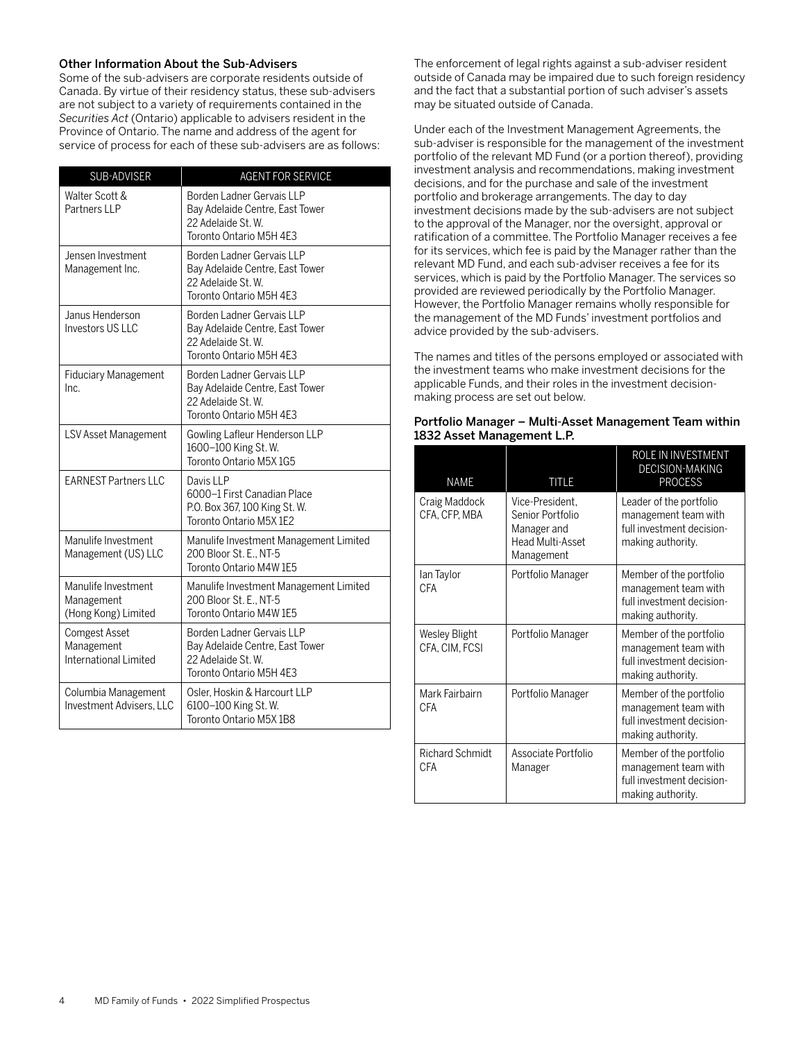### Other Information About the Sub-Advisers

Some of the sub-advisers are corporate residents outside of Canada. By virtue of their residency status, these sub-advisers are not subject to a variety of requirements contained in the *Securities Act* (Ontario) applicable to advisers resident in the Province of Ontario. The name and address of the agent for service of process for each of these sub-advisers are as follows:

| SUB-ADVISER | AGENT FOR SERVICE |
|---|---|
| Walter Scott & Partners LLP | Borden Ladner Gervais LLP<br>Bay Adelaide Centre, East Tower<br>22 Adelaide St. W.<br>Toronto Ontario M5H 4E3 |
| Jensen Investment Management Inc. | Borden Ladner Gervais LLP<br>Bay Adelaide Centre, East Tower<br>22 Adelaide St. W.<br>Toronto Ontario M5H 4E3 |
| Janus Henderson Investors US LLC | Borden Ladner Gervais LLP<br>Bay Adelaide Centre, East Tower<br>22 Adelaide St. W.<br>Toronto Ontario M5H 4E3 |
| Fiduciary Management Inc. | Borden Ladner Gervais LLP<br>Bay Adelaide Centre, East Tower<br>22 Adelaide St. W.<br>Toronto Ontario M5H 4E3 |
| LSV Asset Management | Gowling Lafleur Henderson LLP<br>1600–100 King St. W.<br>Toronto Ontario M5X 1G5 |
| EARNEST Partners LLC | Davis LLP<br>6000–1 First Canadian Place<br>P.O. Box 367, 100 King St. W.<br>Toronto Ontario M5X 1E2 |
| Manulife Investment Management (US) LLC | Manulife Investment Management Limited<br>200 Bloor St. E., NT-5<br>Toronto Ontario M4W 1E5 |
| Manulife Investment Management (Hong Kong) Limited | Manulife Investment Management Limited<br>200 Bloor St. E., NT-5<br>Toronto Ontario M4W 1E5 |
| Comgest Asset Management International Limited | Borden Ladner Gervais LLP<br>Bay Adelaide Centre, East Tower<br>22 Adelaide St. W.<br>Toronto Ontario M5H 4E3 |
| Columbia Management Investment Advisers, LLC | Osler, Hoskin & Harcourt LLP<br>6100–100 King St. W.<br>Toronto Ontario M5X 1B8 |

The enforcement of legal rights against a sub-adviser resident outside of Canada may be impaired due to such foreign residency and the fact that a substantial portion of such adviser's assets may be situated outside of Canada.

Under each of the Investment Management Agreements, the sub-adviser is responsible for the management of the investment portfolio of the relevant MD Fund (or a portion thereof), providing investment analysis and recommendations, making investment decisions, and for the purchase and sale of the investment portfolio and brokerage arrangements. The day to day investment decisions made by the sub-advisers are not subject to the approval of the Manager, nor the oversight, approval or ratification of a committee. The Portfolio Manager receives a fee for its services, which fee is paid by the Manager rather than the relevant MD Fund, and each sub-adviser receives a fee for its services, which is paid by the Portfolio Manager. The services so provided are reviewed periodically by the Portfolio Manager. However, the Portfolio Manager remains wholly responsible for the management of the MD Funds' investment portfolios and advice provided by the sub-advisers.

The names and titles of the persons employed or associated with the investment teams who make investment decisions for the applicable Funds, and their roles in the investment decision-making process are set out below.

### Portfolio Manager – Multi-Asset Management Team within 1832 Asset Management L.P.

| NAME | TITLE | ROLE IN INVESTMENT DECISION-MAKING PROCESS |
|---|---|---|
| Craig Maddock<br>CFA, CFP, MBA | Vice-President, Senior Portfolio Manager and Head Multi-Asset Management | Leader of the portfolio management team with full investment decision-making authority. |
| Ian Taylor<br>CFA | Portfolio Manager | Member of the portfolio management team with full investment decision-making authority. |
| Wesley Blight<br>CFA, CIM, FCSI | Portfolio Manager | Member of the portfolio management team with full investment decision-making authority. |
| Mark Fairbairn<br>CFA | Portfolio Manager | Member of the portfolio management team with full investment decision-making authority. |
| Richard Schmidt<br>CFA | Associate Portfolio Manager | Member of the portfolio management team with full investment decision-making authority. |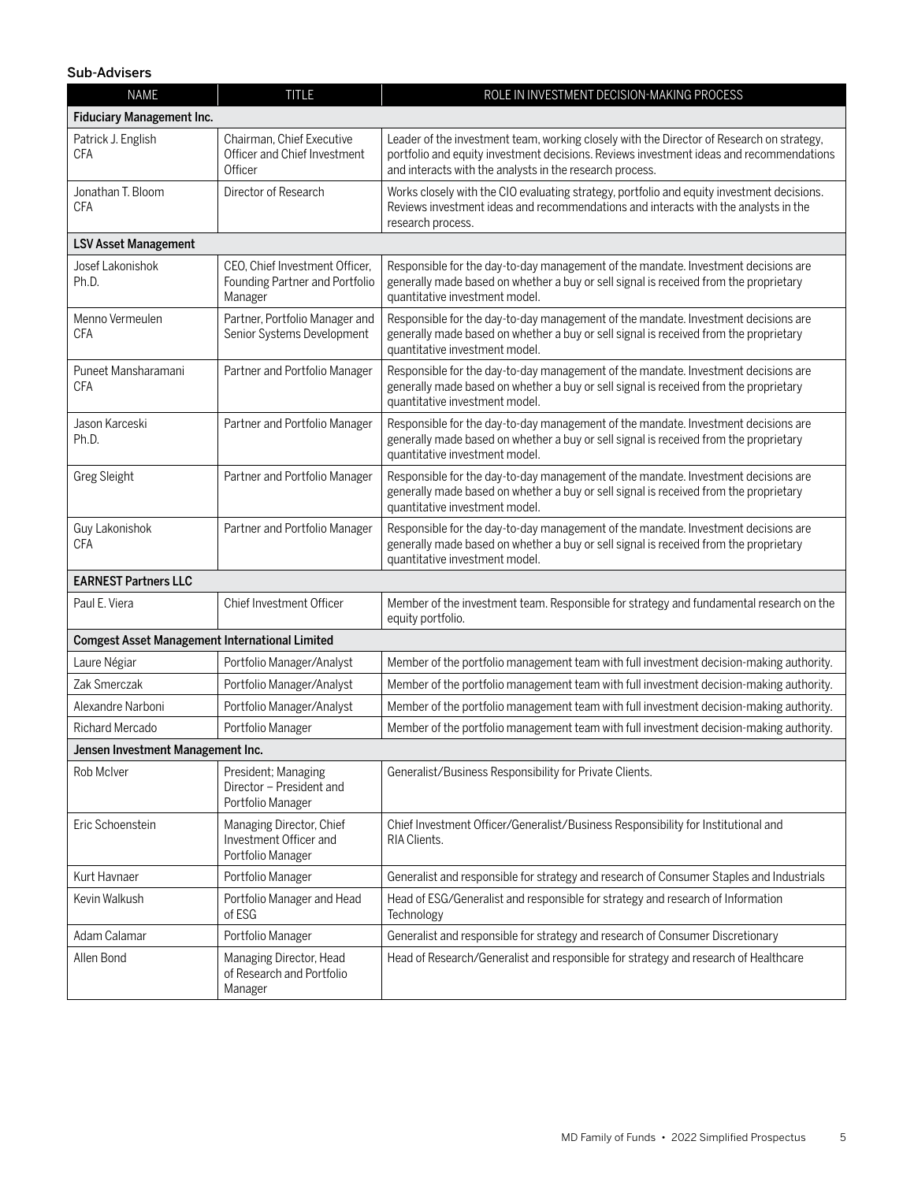#### Sub-Advisers

| NAME | TITLE | ROLE IN INVESTMENT DECISION-MAKING PROCESS |
| --- | --- | --- |
| **Fiduciary Management Inc.** | | |
| Patrick J. English CFA | Chairman, Chief Executive Officer and Chief Investment Officer | Leader of the investment team, working closely with the Director of Research on strategy, portfolio and equity investment decisions. Reviews investment ideas and recommendations and interacts with the analysts in the research process. |
| Jonathan T. Bloom CFA | Director of Research | Works closely with the CIO evaluating strategy, portfolio and equity investment decisions. Reviews investment ideas and recommendations and interacts with the analysts in the research process. |
| **LSV Asset Management** | | |
| Josef Lakonishok Ph.D. | CEO, Chief Investment Officer, Founding Partner and Portfolio Manager | Responsible for the day-to-day management of the mandate. Investment decisions are generally made based on whether a buy or sell signal is received from the proprietary quantitative investment model. |
| Menno Vermeulen CFA | Partner, Portfolio Manager and Senior Systems Development | Responsible for the day-to-day management of the mandate. Investment decisions are generally made based on whether a buy or sell signal is received from the proprietary quantitative investment model. |
| Puneet Mansharamani CFA | Partner and Portfolio Manager | Responsible for the day-to-day management of the mandate. Investment decisions are generally made based on whether a buy or sell signal is received from the proprietary quantitative investment model. |
| Jason Karceski Ph.D. | Partner and Portfolio Manager | Responsible for the day-to-day management of the mandate. Investment decisions are generally made based on whether a buy or sell signal is received from the proprietary quantitative investment model. |
| Greg Sleight | Partner and Portfolio Manager | Responsible for the day-to-day management of the mandate. Investment decisions are generally made based on whether a buy or sell signal is received from the proprietary quantitative investment model. |
| Guy Lakonishok CFA | Partner and Portfolio Manager | Responsible for the day-to-day management of the mandate. Investment decisions are generally made based on whether a buy or sell signal is received from the proprietary quantitative investment model. |
| **EARNEST Partners LLC** | | |
| Paul E. Viera | Chief Investment Officer | Member of the investment team. Responsible for strategy and fundamental research on the equity portfolio. |
| **Comgest Asset Management International Limited** | | |
| Laure Négiar | Portfolio Manager/Analyst | Member of the portfolio management team with full investment decision-making authority. |
| Zak Smerczak | Portfolio Manager/Analyst | Member of the portfolio management team with full investment decision-making authority. |
| Alexandre Narboni | Portfolio Manager/Analyst | Member of the portfolio management team with full investment decision-making authority. |
| Richard Mercado | Portfolio Manager | Member of the portfolio management team with full investment decision-making authority. |
| **Jensen Investment Management Inc.** | | |
| Rob McIver | President; Managing Director – President and Portfolio Manager | Generalist/Business Responsibility for Private Clients. |
| Eric Schoenstein | Managing Director, Chief Investment Officer and Portfolio Manager | Chief Investment Officer/Generalist/Business Responsibility for Institutional and RIA Clients. |
| Kurt Havnaer | Portfolio Manager | Generalist and responsible for strategy and research of Consumer Staples and Industrials |
| Kevin Walkush | Portfolio Manager and Head of ESG | Head of ESG/Generalist and responsible for strategy and research of Information Technology |
| Adam Calamar | Portfolio Manager | Generalist and responsible for strategy and research of Consumer Discretionary |
| Allen Bond | Managing Director, Head of Research and Portfolio Manager | Head of Research/Generalist and responsible for strategy and research of Healthcare |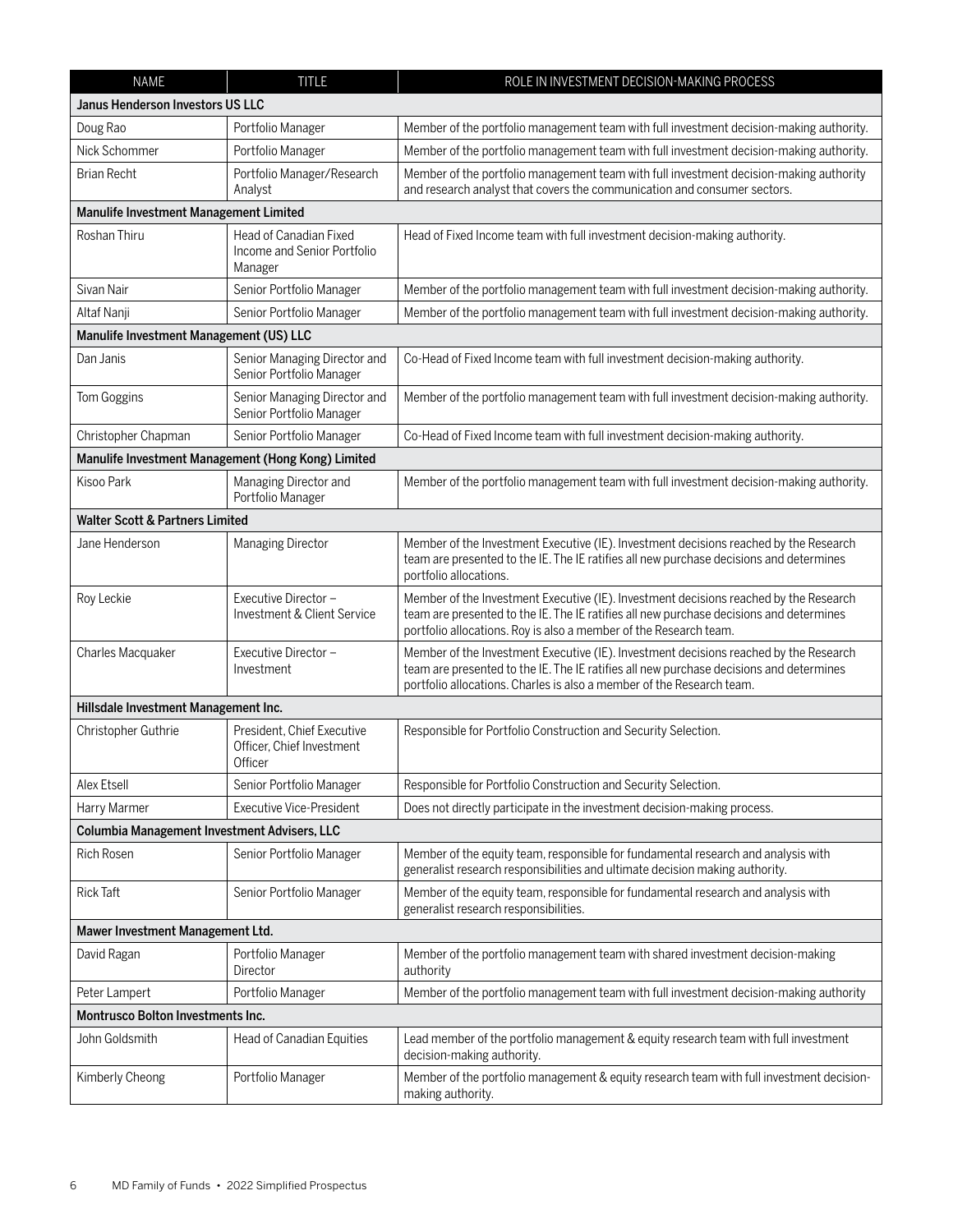| NAME | TITLE | ROLE IN INVESTMENT DECISION-MAKING PROCESS |
|---|---|---|
| **Janus Henderson Investors US LLC** | | |
| Doug Rao | Portfolio Manager | Member of the portfolio management team with full investment decision-making authority. |
| Nick Schommer | Portfolio Manager | Member of the portfolio management team with full investment decision-making authority. |
| Brian Recht | Portfolio Manager/Research Analyst | Member of the portfolio management team with full investment decision-making authority and research analyst that covers the communication and consumer sectors. |
| **Manulife Investment Management Limited** | | |
| Roshan Thiru | Head of Canadian Fixed Income and Senior Portfolio Manager | Head of Fixed Income team with full investment decision-making authority. |
| Sivan Nair | Senior Portfolio Manager | Member of the portfolio management team with full investment decision-making authority. |
| Altaf Nanji | Senior Portfolio Manager | Member of the portfolio management team with full investment decision-making authority. |
| **Manulife Investment Management (US) LLC** | | |
| Dan Janis | Senior Managing Director and Senior Portfolio Manager | Co-Head of Fixed Income team with full investment decision-making authority. |
| Tom Goggins | Senior Managing Director and Senior Portfolio Manager | Member of the portfolio management team with full investment decision-making authority. |
| Christopher Chapman | Senior Portfolio Manager | Co-Head of Fixed Income team with full investment decision-making authority. |
| **Manulife Investment Management (Hong Kong) Limited** | | |
| Kisoo Park | Managing Director and Portfolio Manager | Member of the portfolio management team with full investment decision-making authority. |
| **Walter Scott & Partners Limited** | | |
| Jane Henderson | Managing Director | Member of the Investment Executive (IE). Investment decisions reached by the Research team are presented to the IE. The IE ratifies all new purchase decisions and determines portfolio allocations. |
| Roy Leckie | Executive Director – Investment & Client Service | Member of the Investment Executive (IE). Investment decisions reached by the Research team are presented to the IE. The IE ratifies all new purchase decisions and determines portfolio allocations. Roy is also a member of the Research team. |
| Charles Macquaker | Executive Director – Investment | Member of the Investment Executive (IE). Investment decisions reached by the Research team are presented to the IE. The IE ratifies all new purchase decisions and determines portfolio allocations. Charles is also a member of the Research team. |
| **Hillsdale Investment Management Inc.** | | |
| Christopher Guthrie | President, Chief Executive Officer, Chief Investment Officer | Responsible for Portfolio Construction and Security Selection. |
| Alex Etsell | Senior Portfolio Manager | Responsible for Portfolio Construction and Security Selection. |
| Harry Marmer | Executive Vice-President | Does not directly participate in the investment decision-making process. |
| **Columbia Management Investment Advisers, LLC** | | |
| Rich Rosen | Senior Portfolio Manager | Member of the equity team, responsible for fundamental research and analysis with generalist research responsibilities and ultimate decision making authority. |
| Rick Taft | Senior Portfolio Manager | Member of the equity team, responsible for fundamental research and analysis with generalist research responsibilities. |
| **Mawer Investment Management Ltd.** | | |
| David Ragan | Portfolio Manager Director | Member of the portfolio management team with shared investment decision-making authority |
| Peter Lampert | Portfolio Manager | Member of the portfolio management team with full investment decision-making authority |
| **Montrusco Bolton Investments Inc.** | | |
| John Goldsmith | Head of Canadian Equities | Lead member of the portfolio management & equity research team with full investment decision-making authority. |
| Kimberly Cheong | Portfolio Manager | Member of the portfolio management & equity research team with full investment decision-making authority. |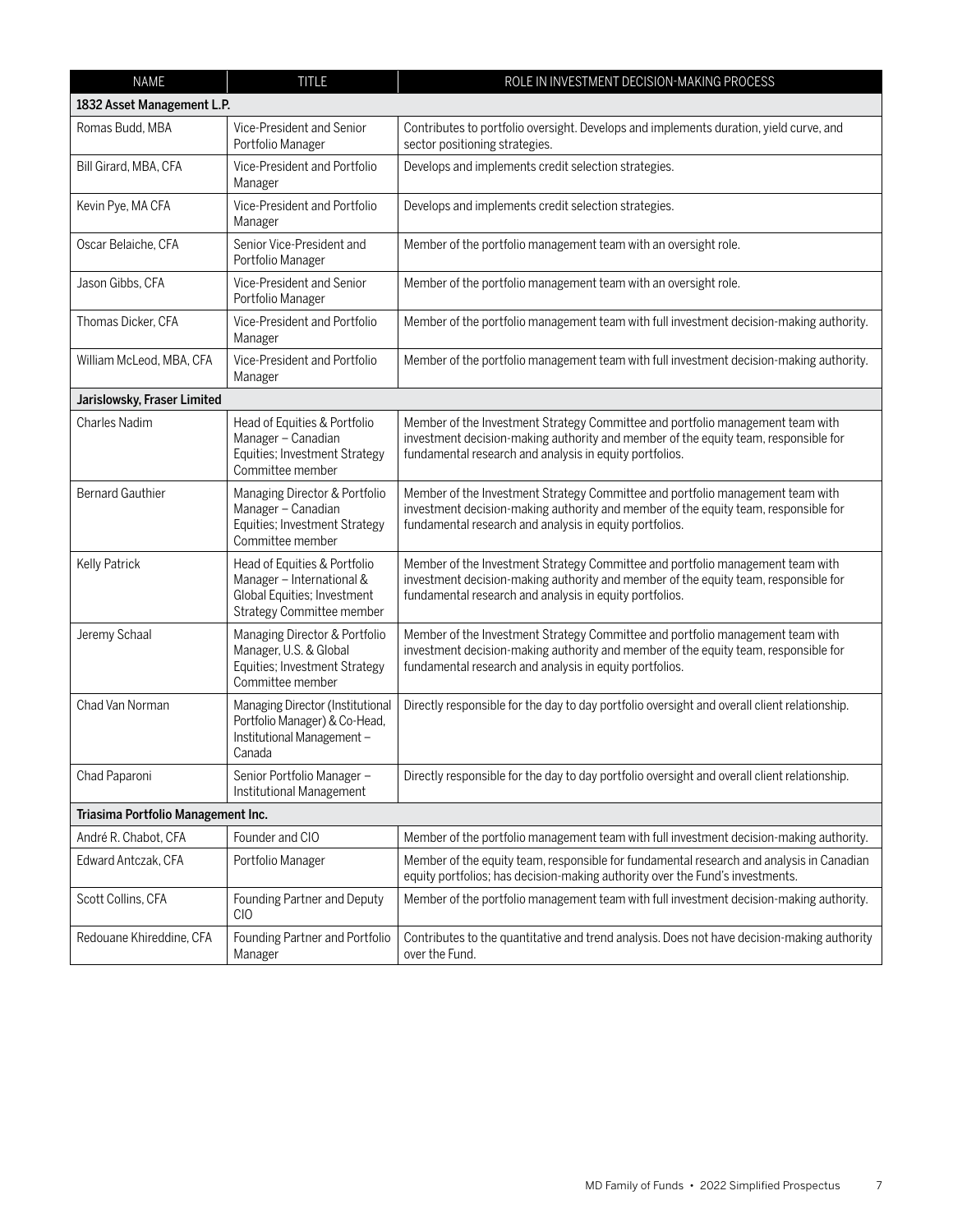| NAME | TITLE | ROLE IN INVESTMENT DECISION-MAKING PROCESS |
|---|---|---|
| **1832 Asset Management L.P.** | | |
| Romas Budd, MBA | Vice-President and Senior Portfolio Manager | Contributes to portfolio oversight. Develops and implements duration, yield curve, and sector positioning strategies. |
| Bill Girard, MBA, CFA | Vice-President and Portfolio Manager | Develops and implements credit selection strategies. |
| Kevin Pye, MA CFA | Vice-President and Portfolio Manager | Develops and implements credit selection strategies. |
| Oscar Belaiche, CFA | Senior Vice-President and Portfolio Manager | Member of the portfolio management team with an oversight role. |
| Jason Gibbs, CFA | Vice-President and Senior Portfolio Manager | Member of the portfolio management team with an oversight role. |
| Thomas Dicker, CFA | Vice-President and Portfolio Manager | Member of the portfolio management team with full investment decision-making authority. |
| William McLeod, MBA, CFA | Vice-President and Portfolio Manager | Member of the portfolio management team with full investment decision-making authority. |
| **Jarislowsky, Fraser Limited** | | |
| Charles Nadim | Head of Equities & Portfolio Manager – Canadian Equities; Investment Strategy Committee member | Member of the Investment Strategy Committee and portfolio management team with investment decision-making authority and member of the equity team, responsible for fundamental research and analysis in equity portfolios. |
| Bernard Gauthier | Managing Director & Portfolio Manager – Canadian Equities; Investment Strategy Committee member | Member of the Investment Strategy Committee and portfolio management team with investment decision-making authority and member of the equity team, responsible for fundamental research and analysis in equity portfolios. |
| Kelly Patrick | Head of Equities & Portfolio Manager – International & Global Equities; Investment Strategy Committee member | Member of the Investment Strategy Committee and portfolio management team with investment decision-making authority and member of the equity team, responsible for fundamental research and analysis in equity portfolios. |
| Jeremy Schaal | Managing Director & Portfolio Manager, U.S. & Global Equities; Investment Strategy Committee member | Member of the Investment Strategy Committee and portfolio management team with investment decision-making authority and member of the equity team, responsible for fundamental research and analysis in equity portfolios. |
| Chad Van Norman | Managing Director (Institutional Portfolio Manager) & Co-Head, Institutional Management – Canada | Directly responsible for the day to day portfolio oversight and overall client relationship. |
| Chad Paparoni | Senior Portfolio Manager – Institutional Management | Directly responsible for the day to day portfolio oversight and overall client relationship. |
| **Triasima Portfolio Management Inc.** | | |
| André R. Chabot, CFA | Founder and CIO | Member of the portfolio management team with full investment decision-making authority. |
| Edward Antczak, CFA | Portfolio Manager | Member of the equity team, responsible for fundamental research and analysis in Canadian equity portfolios; has decision-making authority over the Fund's investments. |
| Scott Collins, CFA | Founding Partner and Deputy CIO | Member of the portfolio management team with full investment decision-making authority. |
| Redouane Khireddine, CFA | Founding Partner and Portfolio Manager | Contributes to the quantitative and trend analysis. Does not have decision-making authority over the Fund. |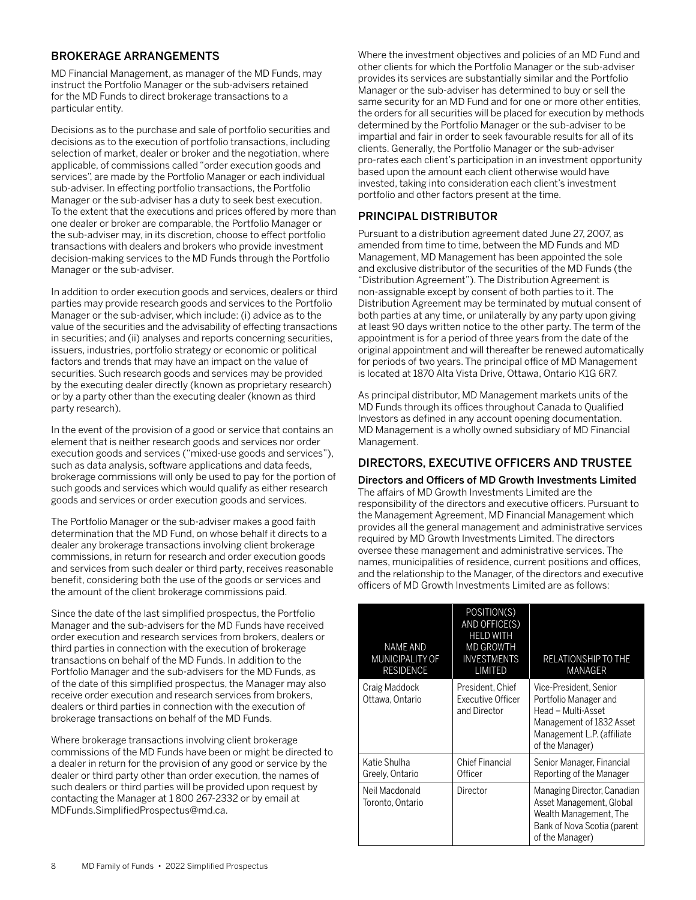## BROKERAGE ARRANGEMENTS

MD Financial Management, as manager of the MD Funds, may instruct the Portfolio Manager or the sub-advisers retained for the MD Funds to direct brokerage transactions to a particular entity.

Decisions as to the purchase and sale of portfolio securities and decisions as to the execution of portfolio transactions, including selection of market, dealer or broker and the negotiation, where applicable, of commissions called "order execution goods and services", are made by the Portfolio Manager or each individual sub-adviser. In effecting portfolio transactions, the Portfolio Manager or the sub-adviser has a duty to seek best execution. To the extent that the executions and prices offered by more than one dealer or broker are comparable, the Portfolio Manager or the sub-adviser may, in its discretion, choose to effect portfolio transactions with dealers and brokers who provide investment decision-making services to the MD Funds through the Portfolio Manager or the sub-adviser.

In addition to order execution goods and services, dealers or third parties may provide research goods and services to the Portfolio Manager or the sub-adviser, which include: (i) advice as to the value of the securities and the advisability of effecting transactions in securities; and (ii) analyses and reports concerning securities, issuers, industries, portfolio strategy or economic or political factors and trends that may have an impact on the value of securities. Such research goods and services may be provided by the executing dealer directly (known as proprietary research) or by a party other than the executing dealer (known as third party research).

In the event of the provision of a good or service that contains an element that is neither research goods and services nor order execution goods and services ("mixed-use goods and services"), such as data analysis, software applications and data feeds, brokerage commissions will only be used to pay for the portion of such goods and services which would qualify as either research goods and services or order execution goods and services.

The Portfolio Manager or the sub-adviser makes a good faith determination that the MD Fund, on whose behalf it directs to a dealer any brokerage transactions involving client brokerage commissions, in return for research and order execution goods and services from such dealer or third party, receives reasonable benefit, considering both the use of the goods or services and the amount of the client brokerage commissions paid.

Since the date of the last simplified prospectus, the Portfolio Manager and the sub-advisers for the MD Funds have received order execution and research services from brokers, dealers or third parties in connection with the execution of brokerage transactions on behalf of the MD Funds. In addition to the Portfolio Manager and the sub-advisers for the MD Funds, as of the date of this simplified prospectus, the Manager may also receive order execution and research services from brokers, dealers or third parties in connection with the execution of brokerage transactions on behalf of the MD Funds.

Where brokerage transactions involving client brokerage commissions of the MD Funds have been or might be directed to a dealer in return for the provision of any good or service by the dealer or third party other than order execution, the names of such dealers or third parties will be provided upon request by contacting the Manager at 1 800 267-2332 or by email at MDFunds.SimplifiedProspectus@md.ca.

Where the investment objectives and policies of an MD Fund and other clients for which the Portfolio Manager or the sub-adviser provides its services are substantially similar and the Portfolio Manager or the sub-adviser has determined to buy or sell the same security for an MD Fund and for one or more other entities, the orders for all securities will be placed for execution by methods determined by the Portfolio Manager or the sub-adviser to be impartial and fair in order to seek favourable results for all of its clients. Generally, the Portfolio Manager or the sub-adviser pro-rates each client's participation in an investment opportunity based upon the amount each client otherwise would have invested, taking into consideration each client's investment portfolio and other factors present at the time.

## PRINCIPAL DISTRIBUTOR

Pursuant to a distribution agreement dated June 27, 2007, as amended from time to time, between the MD Funds and MD Management, MD Management has been appointed the sole and exclusive distributor of the securities of the MD Funds (the "Distribution Agreement"). The Distribution Agreement is non-assignable except by consent of both parties to it. The Distribution Agreement may be terminated by mutual consent of both parties at any time, or unilaterally by any party upon giving at least 90 days written notice to the other party. The term of the appointment is for a period of three years from the date of the original appointment and will thereafter be renewed automatically for periods of two years. The principal office of MD Management is located at 1870 Alta Vista Drive, Ottawa, Ontario K1G 6R7.

As principal distributor, MD Management markets units of the MD Funds through its offices throughout Canada to Qualified Investors as defined in any account opening documentation. MD Management is a wholly owned subsidiary of MD Financial Management.

## DIRECTORS, EXECUTIVE OFFICERS AND TRUSTEE

### Directors and Officers of MD Growth Investments Limited

The affairs of MD Growth Investments Limited are the responsibility of the directors and executive officers. Pursuant to the Management Agreement, MD Financial Management which provides all the general management and administrative services required by MD Growth Investments Limited. The directors oversee these management and administrative services. The names, municipalities of residence, current positions and offices, and the relationship to the Manager, of the directors and executive officers of MD Growth Investments Limited are as follows:

| NAME AND MUNICIPALITY OF RESIDENCE | POSITION(S) AND OFFICE(S) HELD WITH MD GROWTH INVESTMENTS LIMITED | RELATIONSHIP TO THE MANAGER |
|---|---|---|
| Craig Maddock Ottawa, Ontario | President, Chief Executive Officer and Director | Vice-President, Senior Portfolio Manager and Head – Multi-Asset Management of 1832 Asset Management L.P. (affiliate of the Manager) |
| Katie Shulha Greely, Ontario | Chief Financial Officer | Senior Manager, Financial Reporting of the Manager |
| Neil Macdonald Toronto, Ontario | Director | Managing Director, Canadian Asset Management, Global Wealth Management, The Bank of Nova Scotia (parent of the Manager) |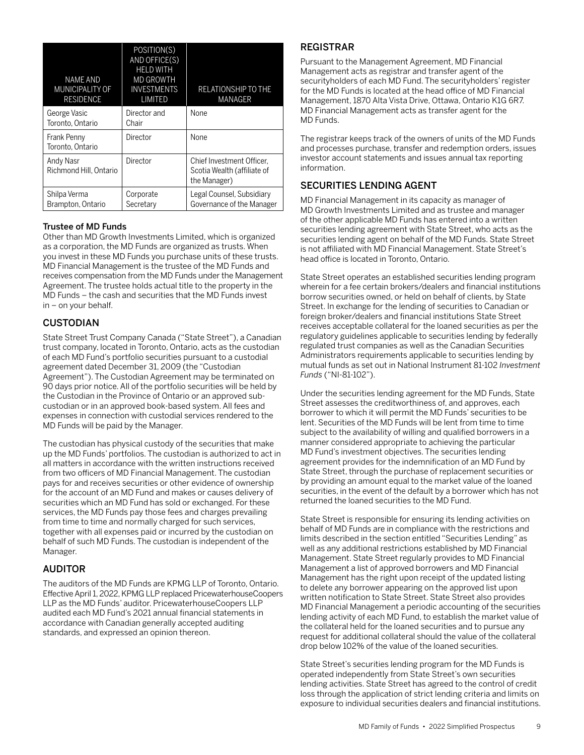| NAME AND MUNICIPALITY OF RESIDENCE | POSITION(S) AND OFFICE(S) HELD WITH MD GROWTH INVESTMENTS LIMITED | RELATIONSHIP TO THE MANAGER |
| --- | --- | --- |
| George Vasic Toronto, Ontario | Director and Chair | None |
| Frank Penny Toronto, Ontario | Director | None |
| Andy Nasr Richmond Hill, Ontario | Director | Chief Investment Officer, Scotia Wealth (affiliate of the Manager) |
| Shilpa Verma Brampton, Ontario | Corporate Secretary | Legal Counsel, Subsidiary Governance of the Manager |

### Trustee of MD Funds

Other than MD Growth Investments Limited, which is organized as a corporation, the MD Funds are organized as trusts. When you invest in these MD Funds you purchase units of these trusts. MD Financial Management is the trustee of the MD Funds and receives compensation from the MD Funds under the Management Agreement. The trustee holds actual title to the property in the MD Funds – the cash and securities that the MD Funds invest in – on your behalf.

## CUSTODIAN

State Street Trust Company Canada ("State Street"), a Canadian trust company, located in Toronto, Ontario, acts as the custodian of each MD Fund's portfolio securities pursuant to a custodial agreement dated December 31, 2009 (the "Custodian Agreement"). The Custodian Agreement may be terminated on 90 days prior notice. All of the portfolio securities will be held by the Custodian in the Province of Ontario or an approved sub-custodian or in an approved book-based system. All fees and expenses in connection with custodial services rendered to the MD Funds will be paid by the Manager.

The custodian has physical custody of the securities that make up the MD Funds' portfolios. The custodian is authorized to act in all matters in accordance with the written instructions received from two officers of MD Financial Management. The custodian pays for and receives securities or other evidence of ownership for the account of an MD Fund and makes or causes delivery of securities which an MD Fund has sold or exchanged. For these services, the MD Funds pay those fees and charges prevailing from time to time and normally charged for such services, together with all expenses paid or incurred by the custodian on behalf of such MD Funds. The custodian is independent of the Manager.

## AUDITOR

The auditors of the MD Funds are KPMG LLP of Toronto, Ontario. Effective April 1, 2022, KPMG LLP replaced PricewaterhouseCoopers LLP as the MD Funds' auditor. PricewaterhouseCoopers LLP audited each MD Fund's 2021 annual financial statements in accordance with Canadian generally accepted auditing standards, and expressed an opinion thereon.

## REGISTRAR

Pursuant to the Management Agreement, MD Financial Management acts as registrar and transfer agent of the securityholders of each MD Fund. The securityholders' register for the MD Funds is located at the head office of MD Financial Management, 1870 Alta Vista Drive, Ottawa, Ontario K1G 6R7. MD Financial Management acts as transfer agent for the MD Funds.

The registrar keeps track of the owners of units of the MD Funds and processes purchase, transfer and redemption orders, issues investor account statements and issues annual tax reporting information.

## SECURITIES LENDING AGENT

MD Financial Management in its capacity as manager of MD Growth Investments Limited and as trustee and manager of the other applicable MD Funds has entered into a written securities lending agreement with State Street, who acts as the securities lending agent on behalf of the MD Funds. State Street is not affiliated with MD Financial Management. State Street's head office is located in Toronto, Ontario.

State Street operates an established securities lending program wherein for a fee certain brokers/dealers and financial institutions borrow securities owned, or held on behalf of clients, by State Street. In exchange for the lending of securities to Canadian or foreign broker/dealers and financial institutions State Street receives acceptable collateral for the loaned securities as per the regulatory guidelines applicable to securities lending by federally regulated trust companies as well as the Canadian Securities Administrators requirements applicable to securities lending by mutual funds as set out in National Instrument 81-102 *Investment Funds* ("NI-81-102").

Under the securities lending agreement for the MD Funds, State Street assesses the creditworthiness of, and approves, each borrower to which it will permit the MD Funds' securities to be lent. Securities of the MD Funds will be lent from time to time subject to the availability of willing and qualified borrowers in a manner considered appropriate to achieving the particular MD Fund's investment objectives. The securities lending agreement provides for the indemnification of an MD Fund by State Street, through the purchase of replacement securities or by providing an amount equal to the market value of the loaned securities, in the event of the default by a borrower which has not returned the loaned securities to the MD Fund.

State Street is responsible for ensuring its lending activities on behalf of MD Funds are in compliance with the restrictions and limits described in the section entitled "Securities Lending" as well as any additional restrictions established by MD Financial Management. State Street regularly provides to MD Financial Management a list of approved borrowers and MD Financial Management has the right upon receipt of the updated listing to delete any borrower appearing on the approved list upon written notification to State Street. State Street also provides MD Financial Management a periodic accounting of the securities lending activity of each MD Fund, to establish the market value of the collateral held for the loaned securities and to pursue any request for additional collateral should the value of the collateral drop below 102% of the value of the loaned securities.

State Street's securities lending program for the MD Funds is operated independently from State Street's own securities lending activities. State Street has agreed to the control of credit loss through the application of strict lending criteria and limits on exposure to individual securities dealers and financial institutions.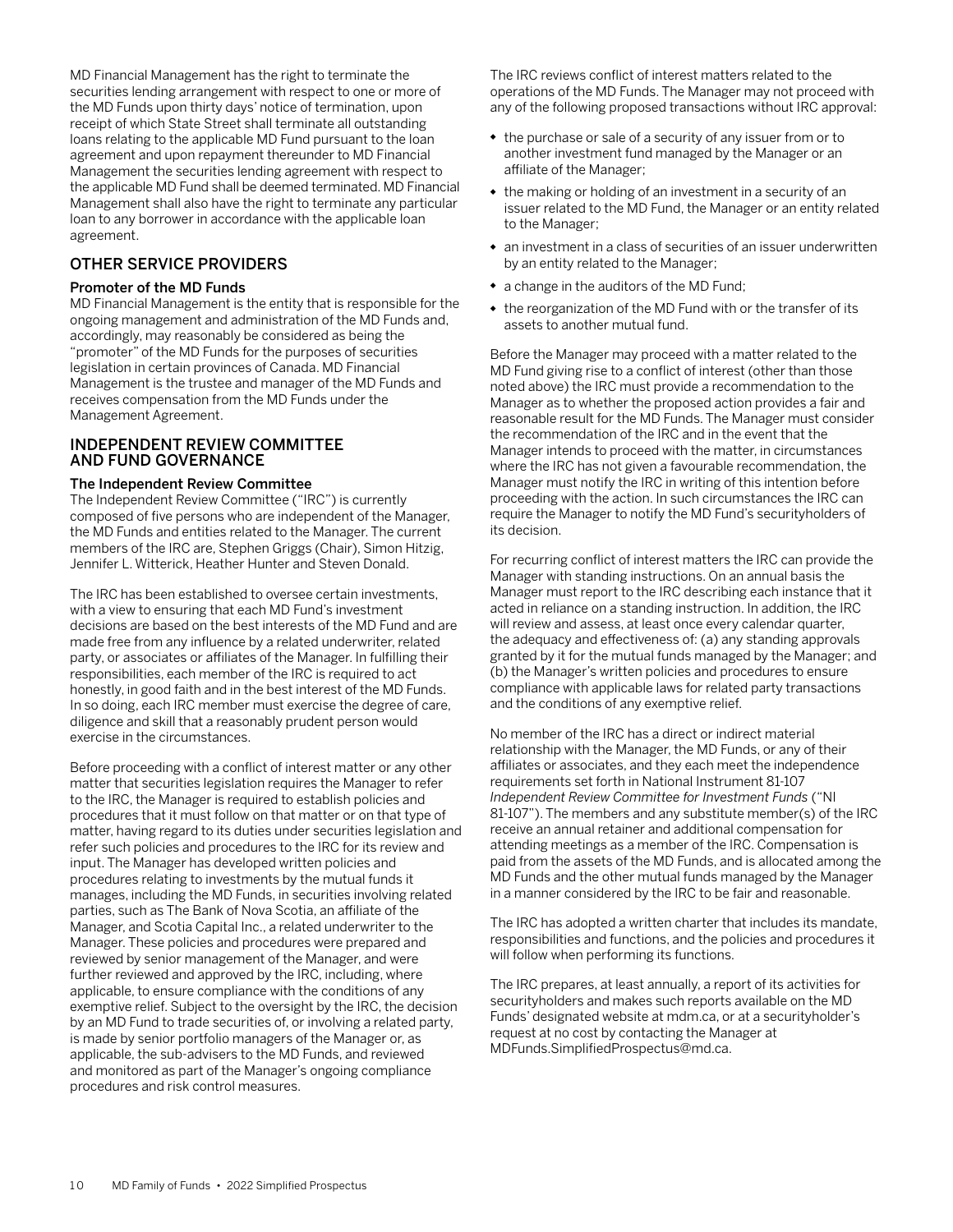MD Financial Management has the right to terminate the securities lending arrangement with respect to one or more of the MD Funds upon thirty days' notice of termination, upon receipt of which State Street shall terminate all outstanding loans relating to the applicable MD Fund pursuant to the loan agreement and upon repayment thereunder to MD Financial Management the securities lending agreement with respect to the applicable MD Fund shall be deemed terminated. MD Financial Management shall also have the right to terminate any particular loan to any borrower in accordance with the applicable loan agreement.

## OTHER SERVICE PROVIDERS

### Promoter of the MD Funds

MD Financial Management is the entity that is responsible for the ongoing management and administration of the MD Funds and, accordingly, may reasonably be considered as being the "promoter" of the MD Funds for the purposes of securities legislation in certain provinces of Canada. MD Financial Management is the trustee and manager of the MD Funds and receives compensation from the MD Funds under the Management Agreement.

## INDEPENDENT REVIEW COMMITTEE AND FUND GOVERNANCE

### The Independent Review Committee

The Independent Review Committee ("IRC") is currently composed of five persons who are independent of the Manager, the MD Funds and entities related to the Manager. The current members of the IRC are, Stephen Griggs (Chair), Simon Hitzig, Jennifer L. Witterick, Heather Hunter and Steven Donald.

The IRC has been established to oversee certain investments, with a view to ensuring that each MD Fund's investment decisions are based on the best interests of the MD Fund and are made free from any influence by a related underwriter, related party, or associates or affiliates of the Manager. In fulfilling their responsibilities, each member of the IRC is required to act honestly, in good faith and in the best interest of the MD Funds. In so doing, each IRC member must exercise the degree of care, diligence and skill that a reasonably prudent person would exercise in the circumstances.

Before proceeding with a conflict of interest matter or any other matter that securities legislation requires the Manager to refer to the IRC, the Manager is required to establish policies and procedures that it must follow on that matter or on that type of matter, having regard to its duties under securities legislation and refer such policies and procedures to the IRC for its review and input. The Manager has developed written policies and procedures relating to investments by the mutual funds it manages, including the MD Funds, in securities involving related parties, such as The Bank of Nova Scotia, an affiliate of the Manager, and Scotia Capital Inc., a related underwriter to the Manager. These policies and procedures were prepared and reviewed by senior management of the Manager, and were further reviewed and approved by the IRC, including, where applicable, to ensure compliance with the conditions of any exemptive relief. Subject to the oversight by the IRC, the decision by an MD Fund to trade securities of, or involving a related party, is made by senior portfolio managers of the Manager or, as applicable, the sub-advisers to the MD Funds, and reviewed and monitored as part of the Manager's ongoing compliance procedures and risk control measures.

The IRC reviews conflict of interest matters related to the operations of the MD Funds. The Manager may not proceed with any of the following proposed transactions without IRC approval:

- the purchase or sale of a security of any issuer from or to another investment fund managed by the Manager or an affiliate of the Manager;
- the making or holding of an investment in a security of an issuer related to the MD Fund, the Manager or an entity related to the Manager;
- an investment in a class of securities of an issuer underwritten by an entity related to the Manager;
- a change in the auditors of the MD Fund;
- the reorganization of the MD Fund with or the transfer of its assets to another mutual fund.

Before the Manager may proceed with a matter related to the MD Fund giving rise to a conflict of interest (other than those noted above) the IRC must provide a recommendation to the Manager as to whether the proposed action provides a fair and reasonable result for the MD Funds. The Manager must consider the recommendation of the IRC and in the event that the Manager intends to proceed with the matter, in circumstances where the IRC has not given a favourable recommendation, the Manager must notify the IRC in writing of this intention before proceeding with the action. In such circumstances the IRC can require the Manager to notify the MD Fund's securityholders of its decision.

For recurring conflict of interest matters the IRC can provide the Manager with standing instructions. On an annual basis the Manager must report to the IRC describing each instance that it acted in reliance on a standing instruction. In addition, the IRC will review and assess, at least once every calendar quarter, the adequacy and effectiveness of: (a) any standing approvals granted by it for the mutual funds managed by the Manager; and (b) the Manager's written policies and procedures to ensure compliance with applicable laws for related party transactions and the conditions of any exemptive relief.

No member of the IRC has a direct or indirect material relationship with the Manager, the MD Funds, or any of their affiliates or associates, and they each meet the independence requirements set forth in National Instrument 81-107 *Independent Review Committee for Investment Funds* ("NI 81-107"). The members and any substitute member(s) of the IRC receive an annual retainer and additional compensation for attending meetings as a member of the IRC. Compensation is paid from the assets of the MD Funds, and is allocated among the MD Funds and the other mutual funds managed by the Manager in a manner considered by the IRC to be fair and reasonable.

The IRC has adopted a written charter that includes its mandate, responsibilities and functions, and the policies and procedures it will follow when performing its functions.

The IRC prepares, at least annually, a report of its activities for securityholders and makes such reports available on the MD Funds' designated website at mdm.ca, or at a securityholder's request at no cost by contacting the Manager at MDFunds.SimplifiedProspectus@md.ca.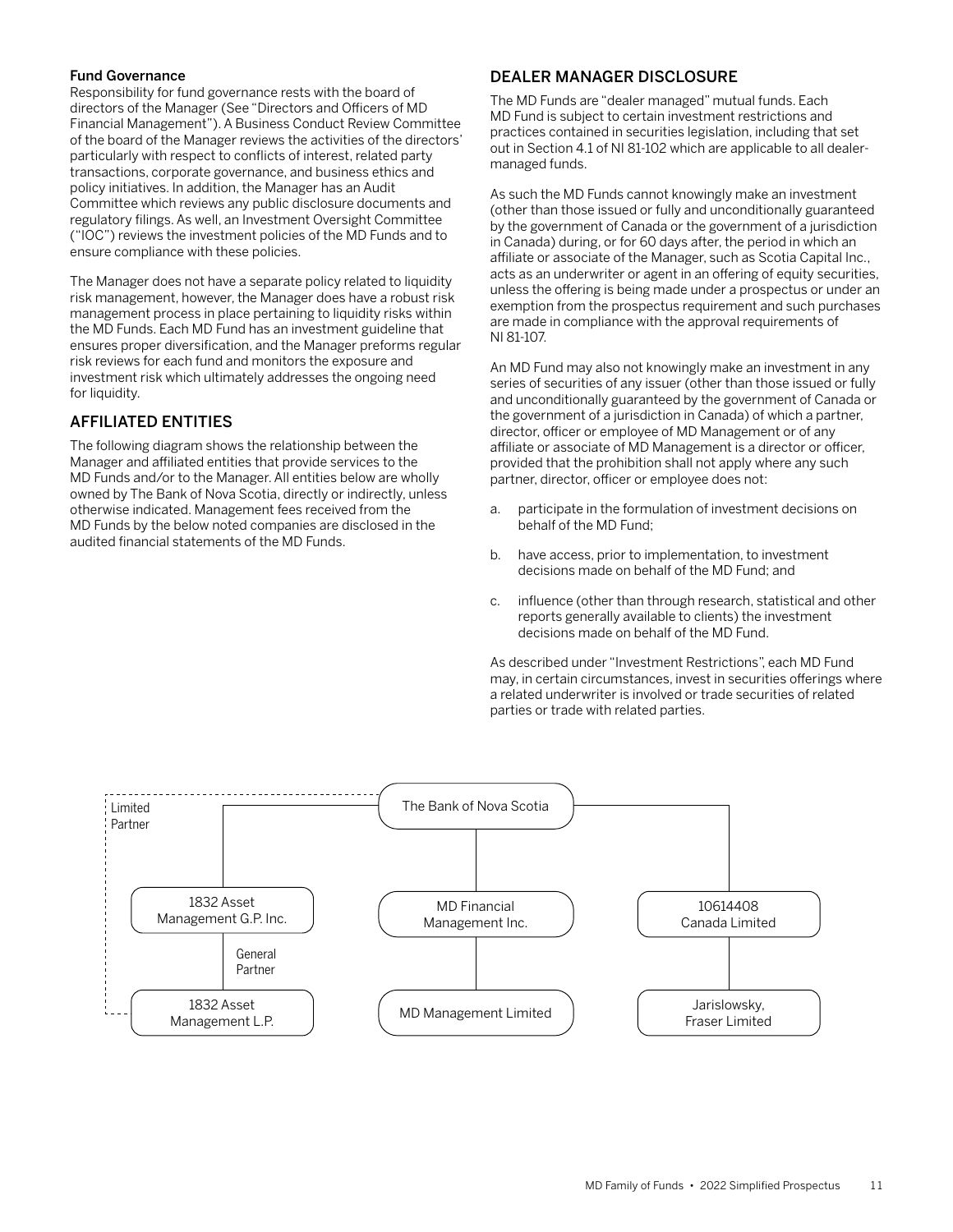### Fund Governance

Responsibility for fund governance rests with the board of directors of the Manager (See "Directors and Officers of MD Financial Management"). A Business Conduct Review Committee of the board of the Manager reviews the activities of the directors' particularly with respect to conflicts of interest, related party transactions, corporate governance, and business ethics and policy initiatives. In addition, the Manager has an Audit Committee which reviews any public disclosure documents and regulatory filings. As well, an Investment Oversight Committee ("IOC") reviews the investment policies of the MD Funds and to ensure compliance with these policies.

The Manager does not have a separate policy related to liquidity risk management, however, the Manager does have a robust risk management process in place pertaining to liquidity risks within the MD Funds. Each MD Fund has an investment guideline that ensures proper diversification, and the Manager preforms regular risk reviews for each fund and monitors the exposure and investment risk which ultimately addresses the ongoing need for liquidity.

## AFFILIATED ENTITIES

The following diagram shows the relationship between the Manager and affiliated entities that provide services to the MD Funds and/or to the Manager. All entities below are wholly owned by The Bank of Nova Scotia, directly or indirectly, unless otherwise indicated. Management fees received from the MD Funds by the below noted companies are disclosed in the audited financial statements of the MD Funds.

- The Bank of Nova Scotia
  - 1832 Asset Management G.P. Inc.
    - General Partner → 1832 Asset Management L.P.
  - Limited Partner → 1832 Asset Management L.P.
  - MD Financial Management Inc.
    - MD Management Limited
  - 10614408 Canada Limited
    - Jarislowsky, Fraser Limited

## DEALER MANAGER DISCLOSURE

The MD Funds are "dealer managed" mutual funds. Each MD Fund is subject to certain investment restrictions and practices contained in securities legislation, including that set out in Section 4.1 of NI 81-102 which are applicable to all dealer-managed funds.

As such the MD Funds cannot knowingly make an investment (other than those issued or fully and unconditionally guaranteed by the government of Canada or the government of a jurisdiction in Canada) during, or for 60 days after, the period in which an affiliate or associate of the Manager, such as Scotia Capital Inc., acts as an underwriter or agent in an offering of equity securities, unless the offering is being made under a prospectus or under an exemption from the prospectus requirement and such purchases are made in compliance with the approval requirements of NI 81-107.

An MD Fund may also not knowingly make an investment in any series of securities of any issuer (other than those issued or fully and unconditionally guaranteed by the government of Canada or the government of a jurisdiction in Canada) of which a partner, director, officer or employee of MD Management or of any affiliate or associate of MD Management is a director or officer, provided that the prohibition shall not apply where any such partner, director, officer or employee does not:

a. participate in the formulation of investment decisions on behalf of the MD Fund;

b. have access, prior to implementation, to investment decisions made on behalf of the MD Fund; and

c. influence (other than through research, statistical and other reports generally available to clients) the investment decisions made on behalf of the MD Fund.

As described under "Investment Restrictions", each MD Fund may, in certain circumstances, invest in securities offerings where a related underwriter is involved or trade securities of related parties or trade with related parties.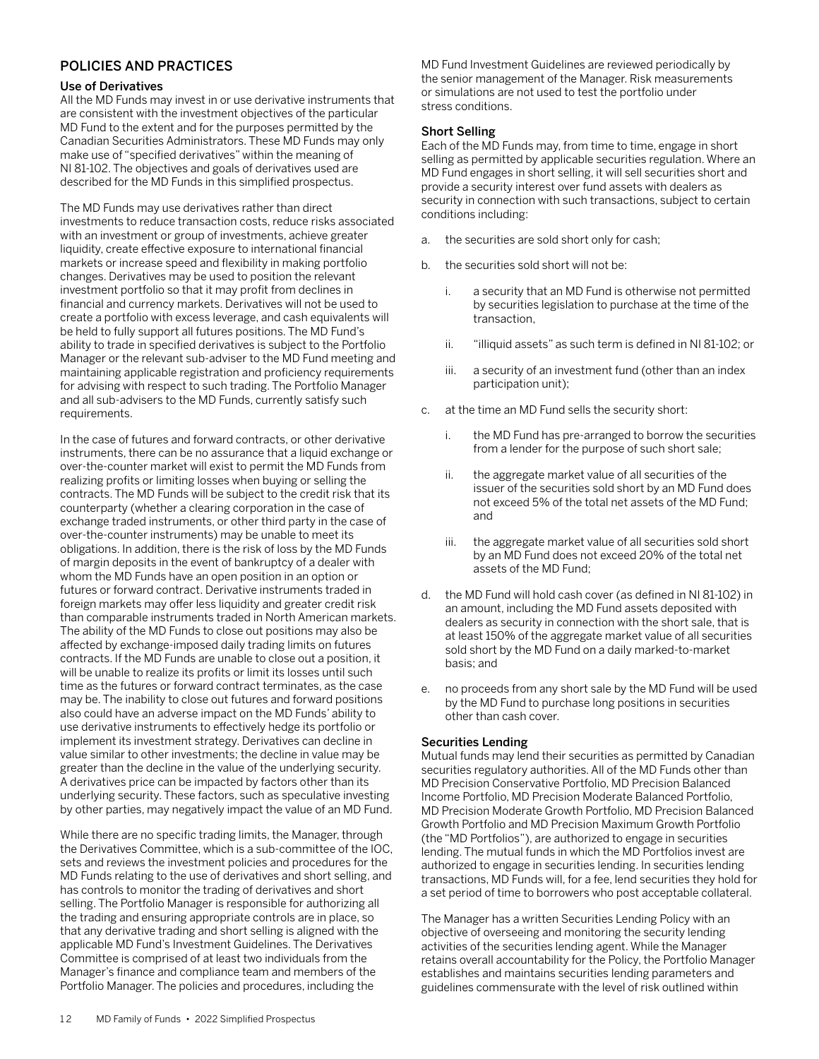## POLICIES AND PRACTICES

### Use of Derivatives

All the MD Funds may invest in or use derivative instruments that are consistent with the investment objectives of the particular MD Fund to the extent and for the purposes permitted by the Canadian Securities Administrators. These MD Funds may only make use of "specified derivatives" within the meaning of NI 81-102. The objectives and goals of derivatives used are described for the MD Funds in this simplified prospectus.

The MD Funds may use derivatives rather than direct investments to reduce transaction costs, reduce risks associated with an investment or group of investments, achieve greater liquidity, create effective exposure to international financial markets or increase speed and flexibility in making portfolio changes. Derivatives may be used to position the relevant investment portfolio so that it may profit from declines in financial and currency markets. Derivatives will not be used to create a portfolio with excess leverage, and cash equivalents will be held to fully support all futures positions. The MD Fund's ability to trade in specified derivatives is subject to the Portfolio Manager or the relevant sub-adviser to the MD Fund meeting and maintaining applicable registration and proficiency requirements for advising with respect to such trading. The Portfolio Manager and all sub-advisers to the MD Funds, currently satisfy such requirements.

In the case of futures and forward contracts, or other derivative instruments, there can be no assurance that a liquid exchange or over-the-counter market will exist to permit the MD Funds from realizing profits or limiting losses when buying or selling the contracts. The MD Funds will be subject to the credit risk that its counterparty (whether a clearing corporation in the case of exchange traded instruments, or other third party in the case of over-the-counter instruments) may be unable to meet its obligations. In addition, there is the risk of loss by the MD Funds of margin deposits in the event of bankruptcy of a dealer with whom the MD Funds have an open position in an option or futures or forward contract. Derivative instruments traded in foreign markets may offer less liquidity and greater credit risk than comparable instruments traded in North American markets. The ability of the MD Funds to close out positions may also be affected by exchange-imposed daily trading limits on futures contracts. If the MD Funds are unable to close out a position, it will be unable to realize its profits or limit its losses until such time as the futures or forward contract terminates, as the case may be. The inability to close out futures and forward positions also could have an adverse impact on the MD Funds' ability to use derivative instruments to effectively hedge its portfolio or implement its investment strategy. Derivatives can decline in value similar to other investments; the decline in value may be greater than the decline in the value of the underlying security. A derivatives price can be impacted by factors other than its underlying security. These factors, such as speculative investing by other parties, may negatively impact the value of an MD Fund.

While there are no specific trading limits, the Manager, through the Derivatives Committee, which is a sub-committee of the IOC, sets and reviews the investment policies and procedures for the MD Funds relating to the use of derivatives and short selling, and has controls to monitor the trading of derivatives and short selling. The Portfolio Manager is responsible for authorizing all the trading and ensuring appropriate controls are in place, so that any derivative trading and short selling is aligned with the applicable MD Fund's Investment Guidelines. The Derivatives Committee is comprised of at least two individuals from the Manager's finance and compliance team and members of the Portfolio Manager. The policies and procedures, including the MD Fund Investment Guidelines are reviewed periodically by the senior management of the Manager. Risk measurements or simulations are not used to test the portfolio under stress conditions.

### Short Selling

Each of the MD Funds may, from time to time, engage in short selling as permitted by applicable securities regulation. Where an MD Fund engages in short selling, it will sell securities short and provide a security interest over fund assets with dealers as security in connection with such transactions, subject to certain conditions including:

a. the securities are sold short only for cash;

b. the securities sold short will not be:

   i. a security that an MD Fund is otherwise not permitted by securities legislation to purchase at the time of the transaction,

   ii. "illiquid assets" as such term is defined in NI 81-102; or

   iii. a security of an investment fund (other than an index participation unit);

c. at the time an MD Fund sells the security short:

   i. the MD Fund has pre-arranged to borrow the securities from a lender for the purpose of such short sale;

   ii. the aggregate market value of all securities of the issuer of the securities sold short by an MD Fund does not exceed 5% of the total net assets of the MD Fund; and

   iii. the aggregate market value of all securities sold short by an MD Fund does not exceed 20% of the total net assets of the MD Fund;

d. the MD Fund will hold cash cover (as defined in NI 81-102) in an amount, including the MD Fund assets deposited with dealers as security in connection with the short sale, that is at least 150% of the aggregate market value of all securities sold short by the MD Fund on a daily marked-to-market basis; and

e. no proceeds from any short sale by the MD Fund will be used by the MD Fund to purchase long positions in securities other than cash cover.

### Securities Lending

Mutual funds may lend their securities as permitted by Canadian securities regulatory authorities. All of the MD Funds other than MD Precision Conservative Portfolio, MD Precision Balanced Income Portfolio, MD Precision Moderate Balanced Portfolio, MD Precision Moderate Growth Portfolio, MD Precision Balanced Growth Portfolio and MD Precision Maximum Growth Portfolio (the "MD Portfolios"), are authorized to engage in securities lending. The mutual funds in which the MD Portfolios invest are authorized to engage in securities lending. In securities lending transactions, MD Funds will, for a fee, lend securities they hold for a set period of time to borrowers who post acceptable collateral.

The Manager has a written Securities Lending Policy with an objective of overseeing and monitoring the securities lending activities of the securities lending agent. While the Manager retains overall accountability for the Policy, the Portfolio Manager establishes and maintains securities lending parameters and guidelines commensurate with the level of risk outlined within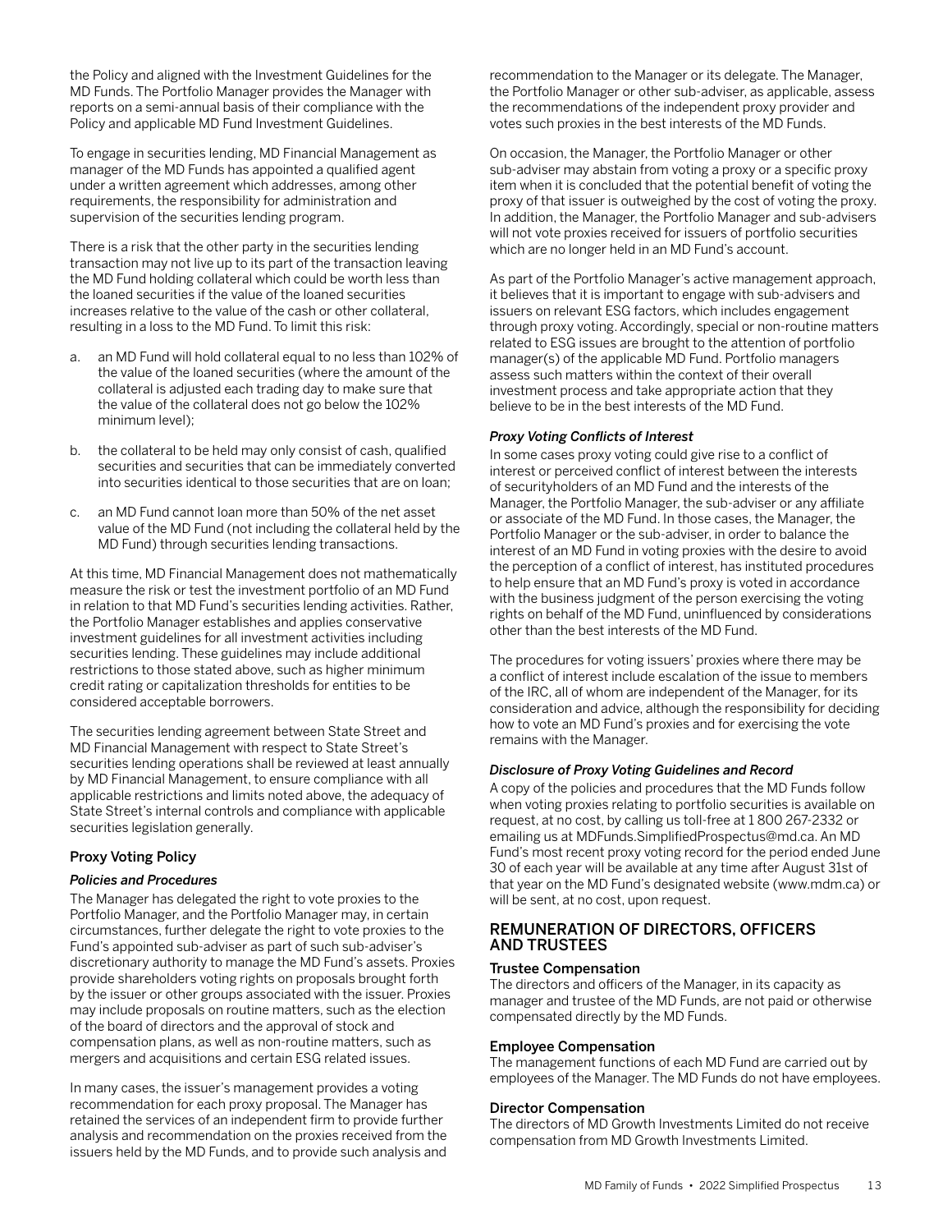the Policy and aligned with the Investment Guidelines for the MD Funds. The Portfolio Manager provides the Manager with reports on a semi-annual basis of their compliance with the Policy and applicable MD Fund Investment Guidelines.

To engage in securities lending, MD Financial Management as manager of the MD Funds has appointed a qualified agent under a written agreement which addresses, among other requirements, the responsibility for administration and supervision of the securities lending program.

There is a risk that the other party in the securities lending transaction may not live up to its part of the transaction leaving the MD Fund holding collateral which could be worth less than the loaned securities if the value of the loaned securities increases relative to the value of the cash or other collateral, resulting in a loss to the MD Fund. To limit this risk:

a. an MD Fund will hold collateral equal to no less than 102% of the value of the loaned securities (where the amount of the collateral is adjusted each trading day to make sure that the value of the collateral does not go below the 102% minimum level);

b. the collateral to be held may only consist of cash, qualified securities and securities that can be immediately converted into securities identical to those securities that are on loan;

c. an MD Fund cannot loan more than 50% of the net asset value of the MD Fund (not including the collateral held by the MD Fund) through securities lending transactions.

At this time, MD Financial Management does not mathematically measure the risk or test the investment portfolio of an MD Fund in relation to that MD Fund's securities lending activities. Rather, the Portfolio Manager establishes and applies conservative investment guidelines for all investment activities including securities lending. These guidelines may include additional restrictions to those stated above, such as higher minimum credit rating or capitalization thresholds for entities to be considered acceptable borrowers.

The securities lending agreement between State Street and MD Financial Management with respect to State Street's securities lending operations shall be reviewed at least annually by MD Financial Management, to ensure compliance with all applicable restrictions and limits noted above, the adequacy of State Street's internal controls and compliance with applicable securities legislation generally.

### Proxy Voting Policy

#### *Policies and Procedures*

The Manager has delegated the right to vote proxies to the Portfolio Manager, and the Portfolio Manager may, in certain circumstances, further delegate the right to vote proxies to the Fund's appointed sub-adviser as part of such sub-adviser's discretionary authority to manage the MD Fund's assets. Proxies provide shareholders voting rights on proposals brought forth by the issuer or other groups associated with the issuer. Proxies may include proposals on routine matters, such as the election of the board of directors and the approval of stock and compensation plans, as well as non-routine matters, such as mergers and acquisitions and certain ESG related issues.

In many cases, the issuer's management provides a voting recommendation for each proxy proposal. The Manager has retained the services of an independent firm to provide further analysis and recommendation on the proxies received from the issuers held by the MD Funds, and to provide such analysis and recommendation to the Manager or its delegate. The Manager, the Portfolio Manager or other sub-adviser, as applicable, assess the recommendations of the independent proxy provider and votes such proxies in the best interests of the MD Funds.

On occasion, the Manager, the Portfolio Manager or other sub-adviser may abstain from voting a proxy or a specific proxy item when it is concluded that the potential benefit of voting the proxy of that issuer is outweighed by the cost of voting the proxy. In addition, the Manager, the Portfolio Manager and sub-advisers will not vote proxies received for issuers of portfolio securities which are no longer held in an MD Fund's account.

As part of the Portfolio Manager's active management approach, it believes that it is important to engage with sub-advisers and issuers on relevant ESG factors, which includes engagement through proxy voting. Accordingly, special or non-routine matters related to ESG issues are brought to the attention of portfolio manager(s) of the applicable MD Fund. Portfolio managers assess such matters within the context of their overall investment process and take appropriate action that they believe to be in the best interests of the MD Fund.

#### *Proxy Voting Conflicts of Interest*

In some cases proxy voting could give rise to a conflict of interest or perceived conflict of interest between the interests of securityholders of an MD Fund and the interests of the Manager, the Portfolio Manager, the sub-adviser or any affiliate or associate of the MD Fund. In those cases, the Manager, the Portfolio Manager or the sub-adviser, in order to balance the interest of an MD Fund in voting proxies with the desire to avoid the perception of a conflict of interest, has instituted procedures to help ensure that an MD Fund's proxy is voted in accordance with the business judgment of the person exercising the voting rights on behalf of the MD Fund, uninfluenced by considerations other than the best interests of the MD Fund.

The procedures for voting issuers' proxies where there may be a conflict of interest include escalation of the issue to members of the IRC, all of whom are independent of the Manager, for its consideration and advice, although the responsibility for deciding how to vote an MD Fund's proxies and for exercising the vote remains with the Manager.

#### *Disclosure of Proxy Voting Guidelines and Record*

A copy of the policies and procedures that the MD Funds follow when voting proxies relating to portfolio securities is available on request, at no cost, by calling us toll-free at 1 800 267-2332 or emailing us at MDFunds.SimplifiedProspectus@md.ca. An MD Fund's most recent proxy voting record for the period ended June 30 of each year will be available at any time after August 31st of that year on the MD Fund's designated website (www.mdm.ca) or will be sent, at no cost, upon request.

## REMUNERATION OF DIRECTORS, OFFICERS AND TRUSTEES

### Trustee Compensation

The directors and officers of the Manager, in its capacity as manager and trustee of the MD Funds, are not paid or otherwise compensated directly by the MD Funds.

### Employee Compensation

The management functions of each MD Fund are carried out by employees of the Manager. The MD Funds do not have employees.

### Director Compensation

The directors of MD Growth Investments Limited do not receive compensation from MD Growth Investments Limited.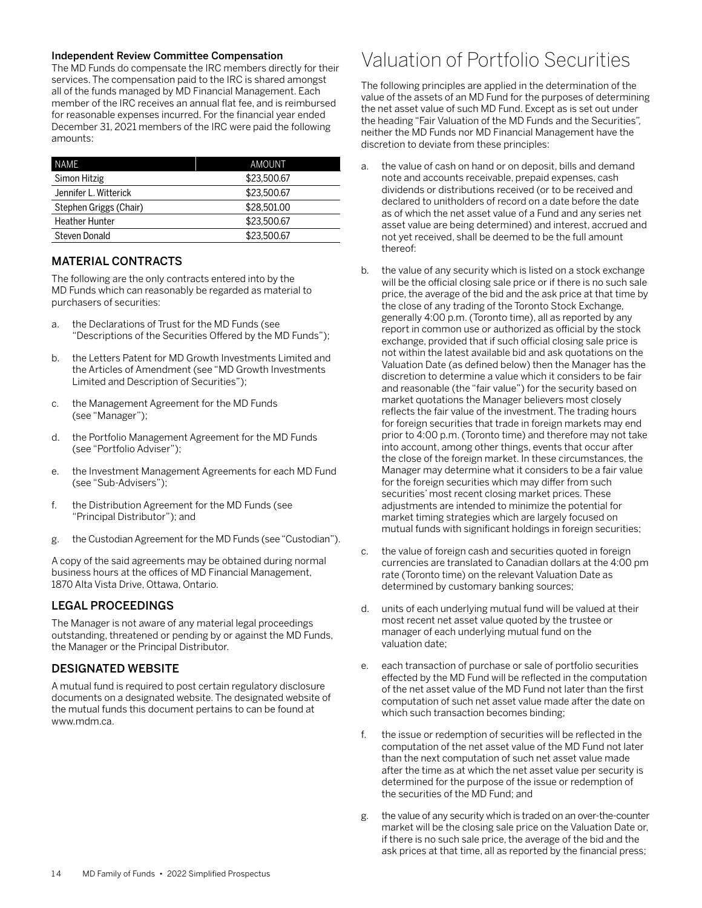### Independent Review Committee Compensation

The MD Funds do compensate the IRC members directly for their services. The compensation paid to the IRC is shared amongst all of the funds managed by MD Financial Management. Each member of the IRC receives an annual flat fee, and is reimbursed for reasonable expenses incurred. For the financial year ended December 31, 2021 members of the IRC were paid the following amounts:

| NAME | AMOUNT |
|---|---|
| Simon Hitzig | $23,500.67 |
| Jennifer L. Witterick | $23,500.67 |
| Stephen Griggs (Chair) | $28,501.00 |
| Heather Hunter | $23,500.67 |
| Steven Donald | $23,500.67 |

## MATERIAL CONTRACTS

The following are the only contracts entered into by the MD Funds which can reasonably be regarded as material to purchasers of securities:

a. the Declarations of Trust for the MD Funds (see "Descriptions of the Securities Offered by the MD Funds");

b. the Letters Patent for MD Growth Investments Limited and the Articles of Amendment (see "MD Growth Investments Limited and Description of Securities");

c. the Management Agreement for the MD Funds (see "Manager");

d. the Portfolio Management Agreement for the MD Funds (see "Portfolio Adviser");

e. the Investment Management Agreements for each MD Fund (see "Sub-Advisers");

f. the Distribution Agreement for the MD Funds (see "Principal Distributor"); and

g. the Custodian Agreement for the MD Funds (see "Custodian").

A copy of the said agreements may be obtained during normal business hours at the offices of MD Financial Management, 1870 Alta Vista Drive, Ottawa, Ontario.

## LEGAL PROCEEDINGS

The Manager is not aware of any material legal proceedings outstanding, threatened or pending by or against the MD Funds, the Manager or the Principal Distributor.

## DESIGNATED WEBSITE

A mutual fund is required to post certain regulatory disclosure documents on a designated website. The designated website of the mutual funds this document pertains to can be found at www.mdm.ca.

# Valuation of Portfolio Securities

The following principles are applied in the determination of the value of the assets of an MD Fund for the purposes of determining the net asset value of such MD Fund. Except as is set out under the heading "Fair Valuation of the MD Funds and the Securities", neither the MD Funds nor MD Financial Management have the discretion to deviate from these principles:

a. the value of cash on hand or on deposit, bills and demand note and accounts receivable, prepaid expenses, cash dividends or distributions received (or to be received and declared to unitholders of record on a date before the date as of which the net asset value of a Fund and any series net asset value are being determined) and interest, accrued and not yet received, shall be deemed to be the full amount thereof:

b. the value of any security which is listed on a stock exchange will be the official closing sale price or if there is no such sale price, the average of the bid and the ask price at that time by the close of any trading of the Toronto Stock Exchange, generally 4:00 p.m. (Toronto time), all as reported by any report in common use or authorized as official by the stock exchange, provided that if such official closing sale price is not within the latest available bid and ask quotations on the Valuation Date (as defined below) then the Manager has the discretion to determine a value which it considers to be fair and reasonable (the "fair value") for the security based on market quotations the Manager believers most closely reflects the fair value of the investment. The trading hours for foreign securities that trade in foreign markets may end prior to 4:00 p.m. (Toronto time) and therefore may not take into account, among other things, events that occur after the close of the foreign market. In these circumstances, the Manager may determine what it considers to be a fair value for the foreign securities which may differ from such securities' most recent closing market prices. These adjustments are intended to minimize the potential for market timing strategies which are largely focused on mutual funds with significant holdings in foreign securities;

c. the value of foreign cash and securities quoted in foreign currencies are translated to Canadian dollars at the 4:00 pm rate (Toronto time) on the relevant Valuation Date as determined by customary banking sources;

d. units of each underlying mutual fund will be valued at their most recent net asset value quoted by the trustee or manager of each underlying mutual fund on the valuation date;

e. each transaction of purchase or sale of portfolio securities effected by the MD Fund will be reflected in the computation of the net asset value of the MD Fund not later than the first computation of such net asset value made after the date on which such transaction becomes binding;

f. the issue or redemption of securities will be reflected in the computation of the net asset value of the MD Fund not later than the next computation of such net asset value made after the time as at which the net asset value per security is determined for the purpose of the issue or redemption of the securities of the MD Fund; and

g. the value of any security which is traded on an over-the-counter market will be the closing sale price on the Valuation Date or, if there is no such sale price, the average of the bid and the ask prices at that time, all as reported by the financial press;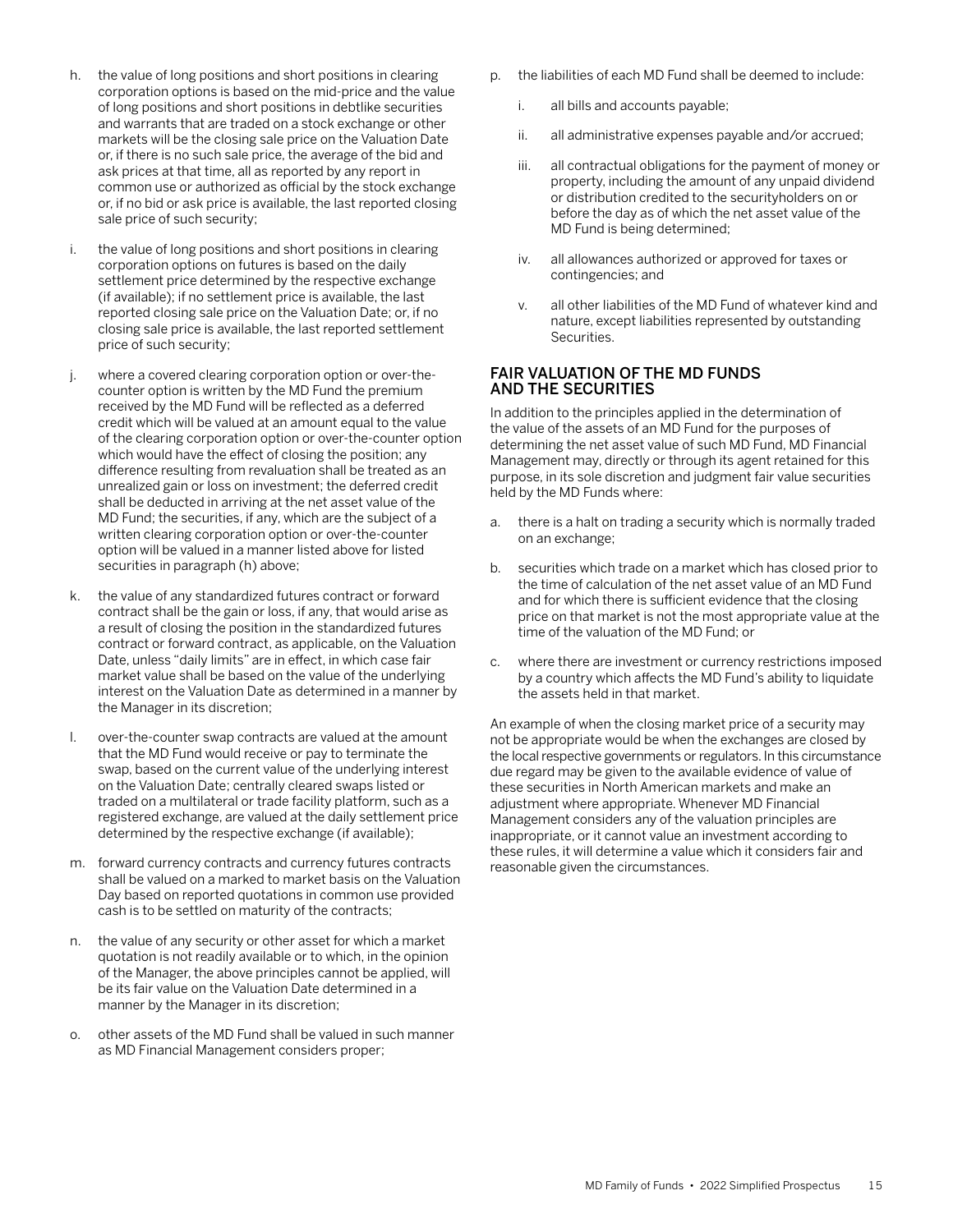h. the value of long positions and short positions in clearing corporation options is based on the mid-price and the value of long positions and short positions in debtlike securities and warrants that are traded on a stock exchange or other markets will be the closing sale price on the Valuation Date or, if there is no such sale price, the average of the bid and ask prices at that time, all as reported by any report in common use or authorized as official by the stock exchange or, if no bid or ask price is available, the last reported closing sale price of such security;

i. the value of long positions and short positions in clearing corporation options on futures is based on the daily settlement price determined by the respective exchange (if available); if no settlement price is available, the last reported closing sale price on the Valuation Date; or, if no closing sale price is available, the last reported settlement price of such security;

j. where a covered clearing corporation option or over-the-counter option is written by the MD Fund the premium received by the MD Fund will be reflected as a deferred credit which will be valued at an amount equal to the value of the clearing corporation option or over-the-counter option which would have the effect of closing the position; any difference resulting from revaluation shall be treated as an unrealized gain or loss on investment; the deferred credit shall be deducted in arriving at the net asset value of the MD Fund; the securities, if any, which are the subject of a written clearing corporation option or over-the-counter option will be valued in a manner listed above for listed securities in paragraph (h) above;

k. the value of any standardized futures contract or forward contract shall be the gain or loss, if any, that would arise as a result of closing the position in the standardized futures contract or forward contract, as applicable, on the Valuation Date, unless "daily limits" are in effect, in which case fair market value shall be based on the value of the underlying interest on the Valuation Date as determined in a manner by the Manager in its discretion;

l. over-the-counter swap contracts are valued at the amount that the MD Fund would receive or pay to terminate the swap, based on the current value of the underlying interest on the Valuation Date; centrally cleared swaps listed or traded on a multilateral or trade facility platform, such as a registered exchange, are valued at the daily settlement price determined by the respective exchange (if available);

m. forward currency contracts and currency futures contracts shall be valued on a marked to market basis on the Valuation Day based on reported quotations in common use provided cash is to be settled on maturity of the contracts;

n. the value of any security or other asset for which a market quotation is not readily available or to which, in the opinion of the Manager, the above principles cannot be applied, will be its fair value on the Valuation Date determined in a manner by the Manager in its discretion;

o. other assets of the MD Fund shall be valued in such manner as MD Financial Management considers proper;

p. the liabilities of each MD Fund shall be deemed to include:

   i. all bills and accounts payable;

   ii. all administrative expenses payable and/or accrued;

   iii. all contractual obligations for the payment of money or property, including the amount of any unpaid dividend or distribution credited to the securityholders on or before the day as of which the net asset value of the MD Fund is being determined;

   iv. all allowances authorized or approved for taxes or contingencies; and

   v. all other liabilities of the MD Fund of whatever kind and nature, except liabilities represented by outstanding Securities.

## FAIR VALUATION OF THE MD FUNDS AND THE SECURITIES

In addition to the principles applied in the determination of the value of the assets of an MD Fund for the purposes of determining the net asset value of such MD Fund, MD Financial Management may, directly or through its agent retained for this purpose, in its sole discretion and judgment fair value securities held by the MD Funds where:

a. there is a halt on trading a security which is normally traded on an exchange;

b. securities which trade on a market which has closed prior to the time of calculation of the net asset value of an MD Fund and for which there is sufficient evidence that the closing price on that market is not the most appropriate value at the time of the valuation of the MD Fund; or

c. where there are investment or currency restrictions imposed by a country which affects the MD Fund's ability to liquidate the assets held in that market.

An example of when the closing market price of a security may not be appropriate would be when the exchanges are closed by the local respective governments or regulators. In this circumstance due regard may be given to the available evidence of value of these securities in North American markets and make an adjustment where appropriate. Whenever MD Financial Management considers any of the valuation principles are inappropriate, or it cannot value an investment according to these rules, it will determine a value which it considers fair and reasonable given the circumstances.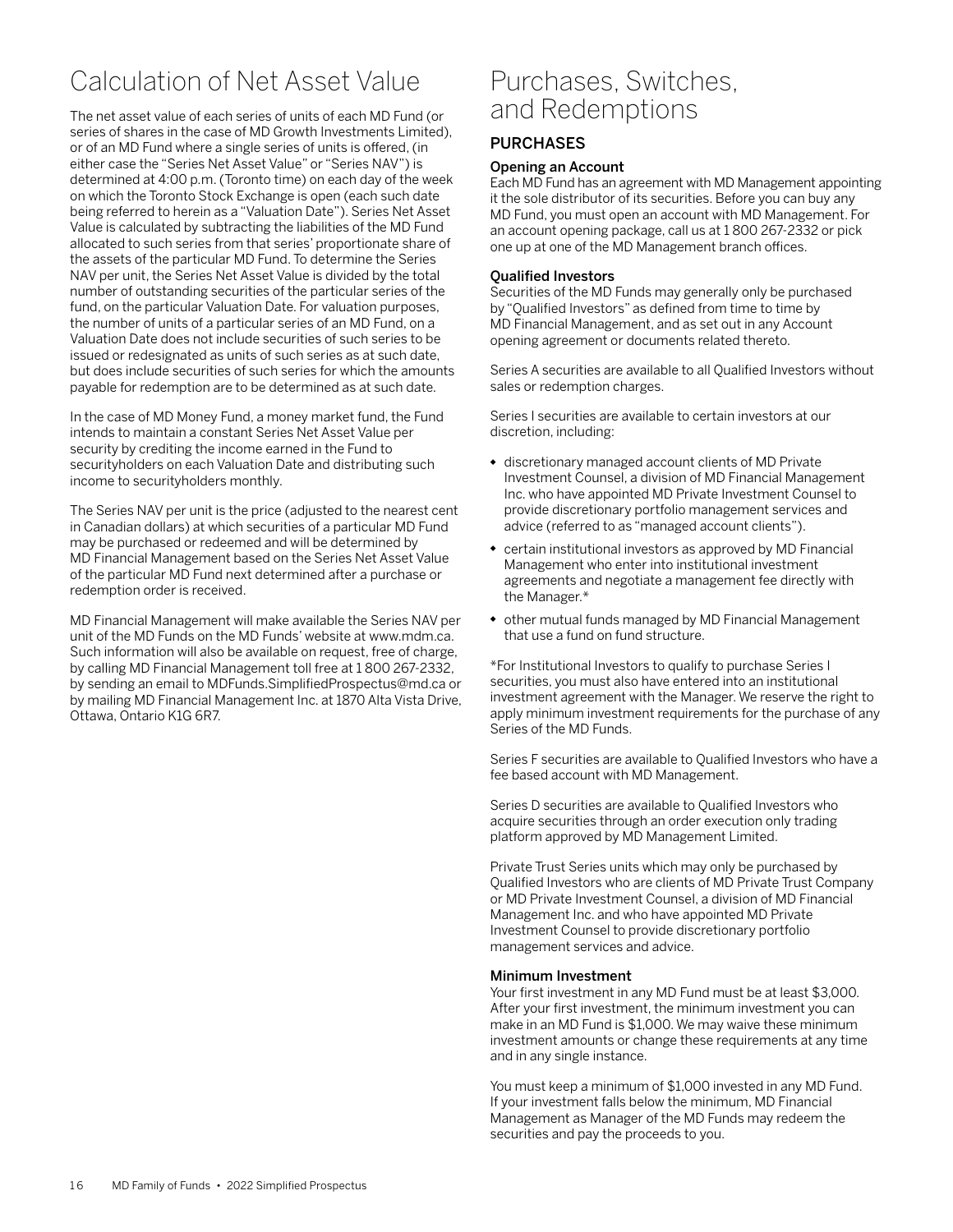# Calculation of Net Asset Value

The net asset value of each series of units of each MD Fund (or series of shares in the case of MD Growth Investments Limited), or of an MD Fund where a single series of units is offered, (in either case the "Series Net Asset Value" or "Series NAV") is determined at 4:00 p.m. (Toronto time) on each day of the week on which the Toronto Stock Exchange is open (each such date being referred to herein as a "Valuation Date"). Series Net Asset Value is calculated by subtracting the liabilities of the MD Fund allocated to such series from that series' proportionate share of the assets of the particular MD Fund. To determine the Series NAV per unit, the Series Net Asset Value is divided by the total number of outstanding securities of the particular series of the fund, on the particular Valuation Date. For valuation purposes, the number of units of a particular series of an MD Fund, on a Valuation Date does not include securities of such series to be issued or redesignated as units of such series as at such date, but does include securities of such series for which the amounts payable for redemption are to be determined as at such date.

In the case of MD Money Fund, a money market fund, the Fund intends to maintain a constant Series Net Asset Value per security by crediting the income earned in the Fund to securityholders on each Valuation Date and distributing such income to securityholders monthly.

The Series NAV per unit is the price (adjusted to the nearest cent in Canadian dollars) at which securities of a particular MD Fund may be purchased or redeemed and will be determined by MD Financial Management based on the Series Net Asset Value of the particular MD Fund next determined after a purchase or redemption order is received.

MD Financial Management will make available the Series NAV per unit of the MD Funds on the MD Funds' website at www.mdm.ca. Such information will also be available on request, free of charge, by calling MD Financial Management toll free at 1 800 267-2332, by sending an email to MDFunds.SimplifiedProspectus@md.ca or by mailing MD Financial Management Inc. at 1870 Alta Vista Drive, Ottawa, Ontario K1G 6R7.

# Purchases, Switches, and Redemptions

## PURCHASES

### Opening an Account

Each MD Fund has an agreement with MD Management appointing it the sole distributor of its securities. Before you can buy any MD Fund, you must open an account with MD Management. For an account opening package, call us at 1 800 267-2332 or pick one up at one of the MD Management branch offices.

### Qualified Investors

Securities of the MD Funds may generally only be purchased by "Qualified Investors" as defined from time to time by MD Financial Management, and as set out in any Account opening agreement or documents related thereto.

Series A securities are available to all Qualified Investors without sales or redemption charges.

Series I securities are available to certain investors at our discretion, including:

- discretionary managed account clients of MD Private Investment Counsel, a division of MD Financial Management Inc. who have appointed MD Private Investment Counsel to provide discretionary portfolio management services and advice (referred to as "managed account clients").
- certain institutional investors as approved by MD Financial Management who enter into institutional investment agreements and negotiate a management fee directly with the Manager.*
- other mutual funds managed by MD Financial Management that use a fund on fund structure.

*For Institutional Investors to qualify to purchase Series I securities, you must also have entered into an institutional investment agreement with the Manager. We reserve the right to apply minimum investment requirements for the purchase of any Series of the MD Funds.

Series F securities are available to Qualified Investors who have a fee based account with MD Management.

Series D securities are available to Qualified Investors who acquire securities through an order execution only trading platform approved by MD Management Limited.

Private Trust Series units which may only be purchased by Qualified Investors who are clients of MD Private Trust Company or MD Private Investment Counsel, a division of MD Financial Management Inc. and who have appointed MD Private Investment Counsel to provide discretionary portfolio management services and advice.

### Minimum Investment

Your first investment in any MD Fund must be at least $3,000. After your first investment, the minimum investment you can make in an MD Fund is $1,000. We may waive these minimum investment amounts or change these requirements at any time and in any single instance.

You must keep a minimum of $1,000 invested in any MD Fund. If your investment falls below the minimum, MD Financial Management as Manager of the MD Funds may redeem the securities and pay the proceeds to you.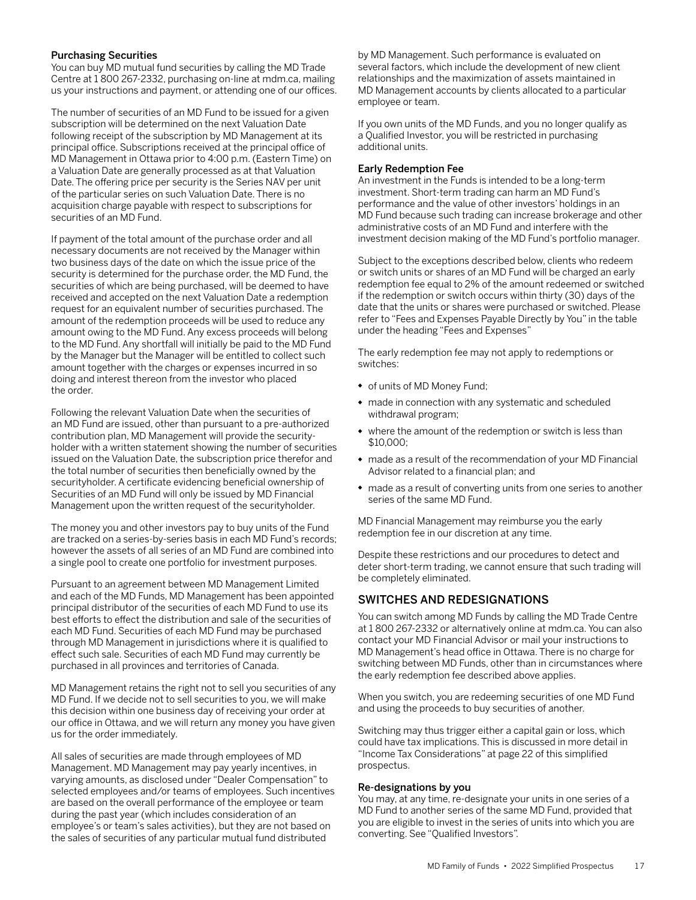### Purchasing Securities

You can buy MD mutual fund securities by calling the MD Trade Centre at 1 800 267-2332, purchasing on-line at mdm.ca, mailing us your instructions and payment, or attending one of our offices.

The number of securities of an MD Fund to be issued for a given subscription will be determined on the next Valuation Date following receipt of the subscription by MD Management at its principal office. Subscriptions received at the principal office of MD Management in Ottawa prior to 4:00 p.m. (Eastern Time) on a Valuation Date are generally processed as at that Valuation Date. The offering price per security is the Series NAV per unit of the particular series on such Valuation Date. There is no acquisition charge payable with respect to subscriptions for securities of an MD Fund.

If payment of the total amount of the purchase order and all necessary documents are not received by the Manager within two business days of the date on which the issue price of the security is determined for the purchase order, the MD Fund, the securities of which are being purchased, will be deemed to have received and accepted on the next Valuation Date a redemption request for an equivalent number of securities purchased. The amount of the redemption proceeds will be used to reduce any amount owing to the MD Fund. Any excess proceeds will belong to the MD Fund. Any shortfall will initially be paid to the MD Fund by the Manager but the Manager will be entitled to collect such amount together with the charges or expenses incurred in so doing and interest thereon from the investor who placed the order.

Following the relevant Valuation Date when the securities of an MD Fund are issued, other than pursuant to a pre-authorized contribution plan, MD Management will provide the security-holder with a written statement showing the number of securities issued on the Valuation Date, the subscription price therefor and the total number of securities then beneficially owned by the securityholder. A certificate evidencing beneficial ownership of Securities of an MD Fund will only be issued by MD Financial Management upon the written request of the securityholder.

The money you and other investors pay to buy units of the Fund are tracked on a series-by-series basis in each MD Fund's records; however the assets of all series of an MD Fund are combined into a single pool to create one portfolio for investment purposes.

Pursuant to an agreement between MD Management Limited and each of the MD Funds, MD Management has been appointed principal distributor of the securities of each MD Fund to use its best efforts to effect the distribution and sale of the securities of each MD Fund. Securities of each MD Fund may be purchased through MD Management in jurisdictions where it is qualified to effect such sale. Securities of each MD Fund may currently be purchased in all provinces and territories of Canada.

MD Management retains the right not to sell you securities of any MD Fund. If we decide not to sell securities to you, we will make this decision within one business day of receiving your order at our office in Ottawa, and we will return any money you have given us for the order immediately.

All sales of securities are made through employees of MD Management. MD Management may pay yearly incentives, in varying amounts, as disclosed under "Dealer Compensation" to selected employees and/or teams of employees. Such incentives are based on the overall performance of the employee or team during the past year (which includes consideration of an employee's or team's sales activities), but they are not based on the sales of securities of any particular mutual fund distributed by MD Management. Such performance is evaluated on several factors, which include the development of new client relationships and the maximization of assets maintained in MD Management accounts by clients allocated to a particular employee or team.

If you own units of the MD Funds, and you no longer qualify as a Qualified Investor, you will be restricted in purchasing additional units.

### Early Redemption Fee

An investment in the Funds is intended to be a long-term investment. Short-term trading can harm an MD Fund's performance and the value of other investors' holdings in an MD Fund because such trading can increase brokerage and other administrative costs of an MD Fund and interfere with the investment decision making of the MD Fund's portfolio manager.

Subject to the exceptions described below, clients who redeem or switch units or shares of an MD Fund will be charged an early redemption fee equal to 2% of the amount redeemed or switched if the redemption or switch occurs within thirty (30) days of the date that the units or shares were purchased or switched. Please refer to "Fees and Expenses Payable Directly by You" in the table under the heading "Fees and Expenses"

The early redemption fee may not apply to redemptions or switches:

- of units of MD Money Fund;
- made in connection with any systematic and scheduled withdrawal program;
- where the amount of the redemption or switch is less than $10,000;
- made as a result of the recommendation of your MD Financial Advisor related to a financial plan; and
- made as a result of converting units from one series to another series of the same MD Fund.

MD Financial Management may reimburse you the early redemption fee in our discretion at any time.

Despite these restrictions and our procedures to detect and deter short-term trading, we cannot ensure that such trading will be completely eliminated.

## SWITCHES AND REDESIGNATIONS

You can switch among MD Funds by calling the MD Trade Centre at 1 800 267-2332 or alternatively online at mdm.ca. You can also contact your MD Financial Advisor or mail your instructions to MD Management's head office in Ottawa. There is no charge for switching between MD Funds, other than in circumstances where the early redemption fee described above applies.

When you switch, you are redeeming securities of one MD Fund and using the proceeds to buy securities of another.

Switching may thus trigger either a capital gain or loss, which could have tax implications. This is discussed in more detail in "Income Tax Considerations" at page 22 of this simplified prospectus.

### Re-designations by you

You may, at any time, re-designate your units in one series of a MD Fund to another series of the same MD Fund, provided that you are eligible to invest in the series of units into which you are converting. See "Qualified Investors".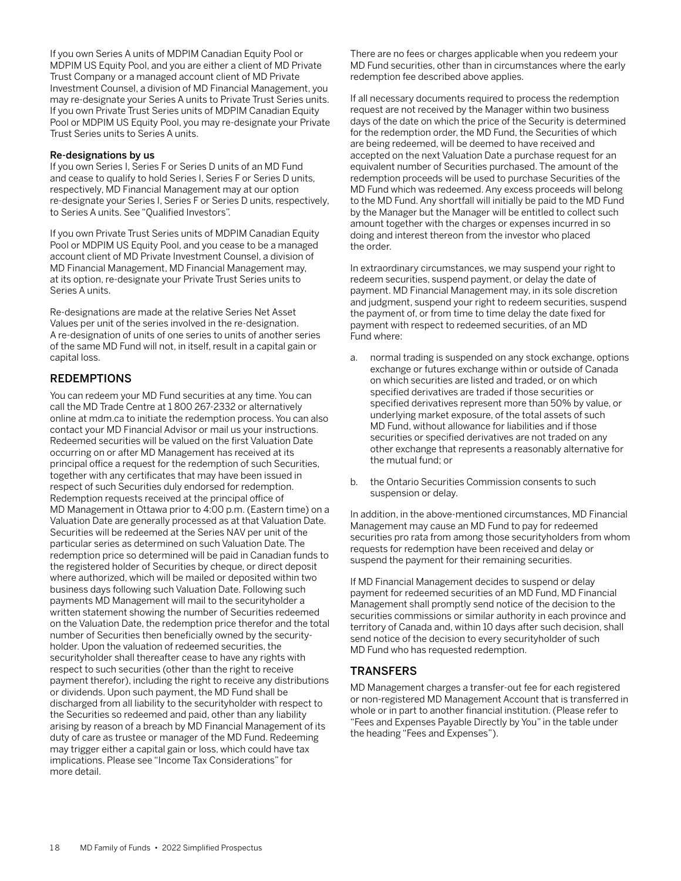If you own Series A units of MDPIM Canadian Equity Pool or MDPIM US Equity Pool, and you are either a client of MD Private Trust Company or a managed account client of MD Private Investment Counsel, a division of MD Financial Management, you may re-designate your Series A units to Private Trust Series units. If you own Private Trust Series units of MDPIM Canadian Equity Pool or MDPIM US Equity Pool, you may re-designate your Private Trust Series units to Series A units.

#### Re-designations by us

If you own Series I, Series F or Series D units of an MD Fund and cease to qualify to hold Series I, Series F or Series D units, respectively, MD Financial Management may at our option re-designate your Series I, Series F or Series D units, respectively, to Series A units. See "Qualified Investors".

If you own Private Trust Series units of MDPIM Canadian Equity Pool or MDPIM US Equity Pool, and you cease to be a managed account client of MD Private Investment Counsel, a division of MD Financial Management, MD Financial Management may, at its option, re-designate your Private Trust Series units to Series A units.

Re-designations are made at the relative Series Net Asset Values per unit of the series involved in the re-designation. A re-designation of units of one series to units of another series of the same MD Fund will not, in itself, result in a capital gain or capital loss.

## REDEMPTIONS

You can redeem your MD Fund securities at any time. You can call the MD Trade Centre at 1 800 267-2332 or alternatively online at mdm.ca to initiate the redemption process. You can also contact your MD Financial Advisor or mail us your instructions. Redeemed securities will be valued on the first Valuation Date occurring on or after MD Management has received at its principal office a request for the redemption of such Securities, together with any certificates that may have been issued in respect of such Securities duly endorsed for redemption. Redemption requests received at the principal office of MD Management in Ottawa prior to 4:00 p.m. (Eastern time) on a Valuation Date are generally processed as at that Valuation Date. Securities will be redeemed at the Series NAV per unit of the particular series as determined on such Valuation Date. The redemption price so determined will be paid in Canadian funds to the registered holder of Securities by cheque, or direct deposit where authorized, which will be mailed or deposited within two business days following such Valuation Date. Following such payments MD Management will mail to the securityholder a written statement showing the number of Securities redeemed on the Valuation Date, the redemption price therefor and the total number of Securities then beneficially owned by the securityholder. Upon the valuation of redeemed securities, the securityholder shall thereafter cease to have any rights with respect to such securities (other than the right to receive payment therefor), including the right to receive any distributions or dividends. Upon such payment, the MD Fund shall be discharged from all liability to the securityholder with respect to the Securities so redeemed and paid, other than any liability arising by reason of a breach by MD Financial Management of its duty of care as trustee or manager of the MD Fund. Redeeming may trigger either a capital gain or loss, which could have tax implications. Please see "Income Tax Considerations" for more detail.

There are no fees or charges applicable when you redeem your MD Fund securities, other than in circumstances where the early redemption fee described above applies.

If all necessary documents required to process the redemption request are not received by the Manager within two business days of the date on which the price of the Security is determined for the redemption order, the MD Fund, the Securities of which are being redeemed, will be deemed to have received and accepted on the next Valuation Date a purchase request for an equivalent number of Securities purchased. The amount of the redemption proceeds will be used to purchase Securities of the MD Fund which was redeemed. Any excess proceeds will belong to the MD Fund. Any shortfall will initially be paid to the MD Fund by the Manager but the Manager will be entitled to collect such amount together with the charges or expenses incurred in so doing and interest thereon from the investor who placed the order.

In extraordinary circumstances, we may suspend your right to redeem securities, suspend payment, or delay the date of payment. MD Financial Management may, in its sole discretion and judgment, suspend your right to redeem securities, suspend the payment of, or from time to time delay the date fixed for payment with respect to redeemed securities, of an MD Fund where:

a. normal trading is suspended on any stock exchange, options exchange or futures exchange within or outside of Canada on which securities are listed and traded, or on which specified derivatives are traded if those securities or specified derivatives represent more than 50% by value, or underlying market exposure, of the total assets of such MD Fund, without allowance for liabilities and if those securities or specified derivatives are not traded on any other exchange that represents a reasonably alternative for the mutual fund; or

b. the Ontario Securities Commission consents to such suspension or delay.

In addition, in the above-mentioned circumstances, MD Financial Management may cause an MD Fund to pay for redeemed securities pro rata from among those securityholders from whom requests for redemption have been received and delay or suspend the payment for their remaining securities.

If MD Financial Management decides to suspend or delay payment for redeemed securities of an MD Fund, MD Financial Management shall promptly send notice of the decision to the securities commissions or similar authority in each province and territory of Canada and, within 10 days after such decision, shall send notice of the decision to every securityholder of such MD Fund who has requested redemption.

## TRANSFERS

MD Management charges a transfer-out fee for each registered or non-registered MD Management Account that is transferred in whole or in part to another financial institution. (Please refer to "Fees and Expenses Payable Directly by You" in the table under the heading "Fees and Expenses").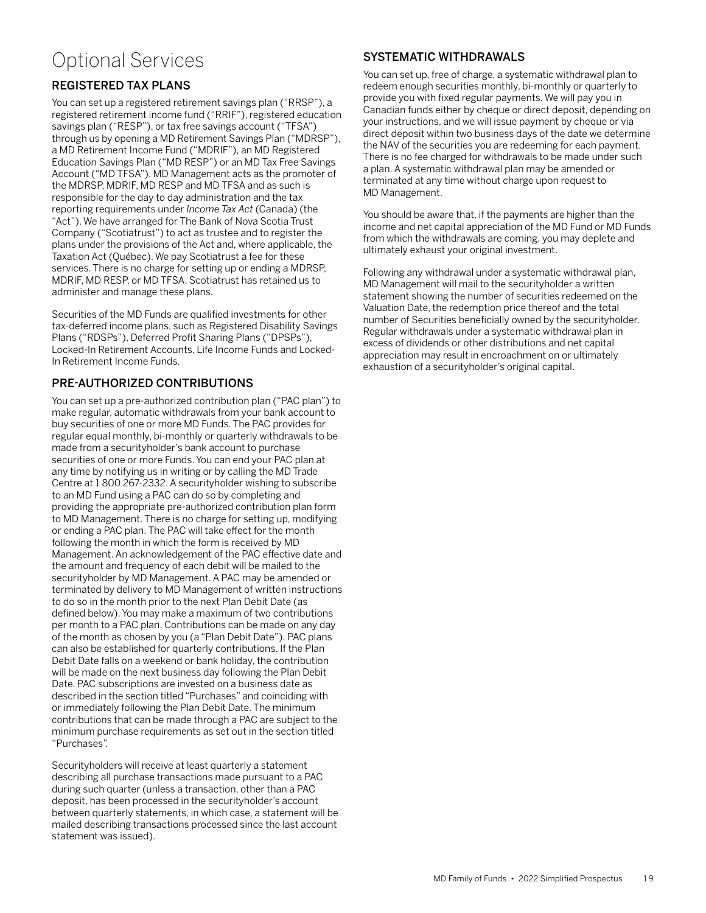# Optional Services

## REGISTERED TAX PLANS

You can set up a registered retirement savings plan ("RRSP"), a registered retirement income fund ("RRIF"), registered education savings plan ("RESP"), or tax free savings account ("TFSA") through us by opening a MD Retirement Savings Plan ("MDRSP"), a MD Retirement Income Fund ("MDRIF"), an MD Registered Education Savings Plan ("MD RESP") or an MD Tax Free Savings Account ("MD TFSA"). MD Management acts as the promoter of the MDRSP, MDRIF, MD RESP and MD TFSA and as such is responsible for the day to day administration and the tax reporting requirements under *Income Tax Act* (Canada) (the "Act"). We have arranged for The Bank of Nova Scotia Trust Company ("Scotiatrust") to act as trustee and to register the plans under the provisions of the Act and, where applicable, the Taxation Act (Québec). We pay Scotiatrust a fee for these services. There is no charge for setting up or ending a MDRSP, MDRIF, MD RESP, or MD TFSA. Scotiatrust has retained us to administer and manage these plans.

Securities of the MD Funds are qualified investments for other tax-deferred income plans, such as Registered Disability Savings Plans ("RDSPs"), Deferred Profit Sharing Plans ("DPSPs"), Locked-In Retirement Accounts, Life Income Funds and Locked-In Retirement Income Funds.

## PRE-AUTHORIZED CONTRIBUTIONS

You can set up a pre-authorized contribution plan ("PAC plan") to make regular, automatic withdrawals from your bank account to buy securities of one or more MD Funds. The PAC provides for regular equal monthly, bi-monthly or quarterly withdrawals to be made from a securityholder's bank account to purchase securities of one or more Funds. You can end your PAC plan at any time by notifying us in writing or by calling the MD Trade Centre at 1 800 267-2332. A securityholder wishing to subscribe to an MD Fund using a PAC can do so by completing and providing the appropriate pre-authorized contribution plan form to MD Management. There is no charge for setting up, modifying or ending a PAC plan. The PAC will take effect for the month following the month in which the form is received by MD Management. An acknowledgement of the PAC effective date and the amount and frequency of each debit will be mailed to the securityholder by MD Management. A PAC may be amended or terminated by delivery to MD Management of written instructions to do so in the month prior to the next Plan Debit Date (as defined below). You may make a maximum of two contributions per month to a PAC plan. Contributions can be made on any day of the month as chosen by you (a "Plan Debit Date"). PAC plans can also be established for quarterly contributions. If the Plan Debit Date falls on a weekend or bank holiday, the contribution will be made on the next business day following the Plan Debit Date. PAC subscriptions are invested on a business date as described in the section titled "Purchases" and coinciding with or immediately following the Plan Debit Date. The minimum contributions that can be made through a PAC are subject to the minimum purchase requirements as set out in the section titled "Purchases".

Securityholders will receive at least quarterly a statement describing all purchase transactions made pursuant to a PAC during such quarter (unless a transaction, other than a PAC deposit, has been processed in the securityholder's account between quarterly statements, in which case, a statement will be mailed describing transactions processed since the last account statement was issued).

## SYSTEMATIC WITHDRAWALS

You can set up, free of charge, a systematic withdrawal plan to redeem enough securities monthly, bi-monthly or quarterly to provide you with fixed regular payments. We will pay you in Canadian funds either by cheque or direct deposit, depending on your instructions, and we will issue payment by cheque or via direct deposit within two business days of the date we determine the NAV of the securities you are redeeming for each payment. There is no fee charged for withdrawals to be made under such a plan. A systematic withdrawal plan may be amended or terminated at any time without charge upon request to MD Management.

You should be aware that, if the payments are higher than the income and net capital appreciation of the MD Fund or MD Funds from which the withdrawals are coming, you may deplete and ultimately exhaust your original investment.

Following any withdrawal under a systematic withdrawal plan, MD Management will mail to the securityholder a written statement showing the number of securities redeemed on the Valuation Date, the redemption price thereof and the total number of Securities beneficially owned by the securityholder. Regular withdrawals under a systematic withdrawal plan in excess of dividends or other distributions and net capital appreciation may result in encroachment on or ultimately exhaustion of a securityholder's original capital.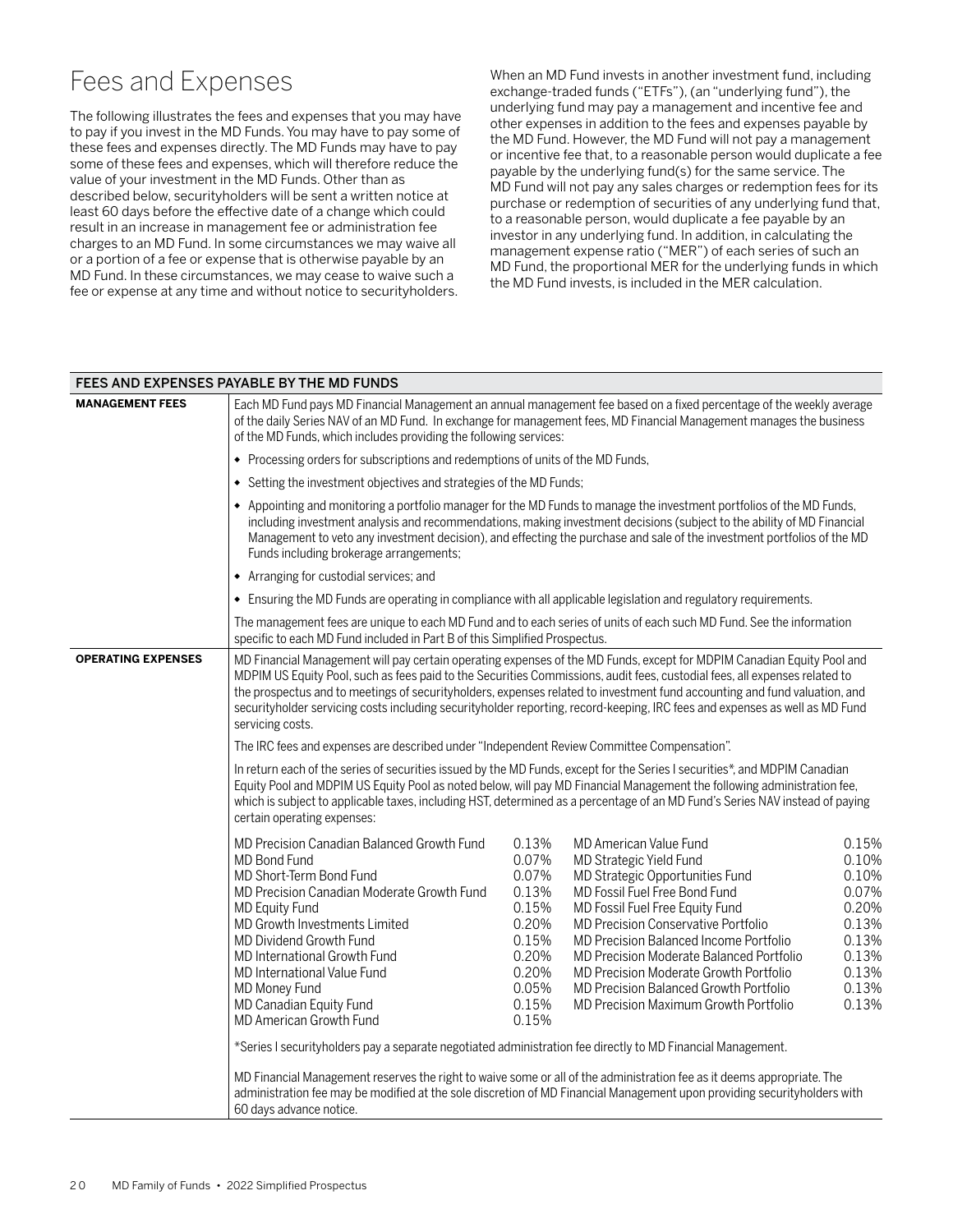# Fees and Expenses

The following illustrates the fees and expenses that you may have to pay if you invest in the MD Funds. You may have to pay some of these fees and expenses directly. The MD Funds may have to pay some of these fees and expenses, which will therefore reduce the value of your investment in the MD Funds. Other than as described below, securityholders will be sent a written notice at least 60 days before the effective date of a change which could result in an increase in management fee or administration fee charges to an MD Fund. In some circumstances we may waive all or a portion of a fee or expense that is otherwise payable by an MD Fund. In these circumstances, we may cease to waive such a fee or expense at any time and without notice to securityholders.

When an MD Fund invests in another investment fund, including exchange-traded funds ("ETFs"), (an "underlying fund"), the underlying fund may pay a management and incentive fee and other expenses in addition to the fees and expenses payable by the MD Fund. However, the MD Fund will not pay a management or incentive fee that, to a reasonable person would duplicate a fee payable by the underlying fund(s) for the same service. The MD Fund will not pay any sales charges or redemption fees for its purchase or redemption of securities of any underlying fund that, to a reasonable person, would duplicate a fee payable by an investor in any underlying fund. In addition, in calculating the management expense ratio ("MER") of each series of such an MD Fund, the proportional MER for the underlying funds in which the MD Fund invests, is included in the MER calculation.

## FEES AND EXPENSES PAYABLE BY THE MD FUNDS

**MANAGEMENT FEES**

Each MD Fund pays MD Financial Management an annual management fee based on a fixed percentage of the weekly average of the daily Series NAV of an MD Fund. In exchange for management fees, MD Financial Management manages the business of the MD Funds, which includes providing the following services:

- Processing orders for subscriptions and redemptions of units of the MD Funds,
- Setting the investment objectives and strategies of the MD Funds;
- Appointing and monitoring a portfolio manager for the MD Funds to manage the investment portfolios of the MD Funds, including investment analysis and recommendations, making investment decisions (subject to the ability of MD Financial Management to veto any investment decision), and effecting the purchase and sale of the investment portfolios of the MD Funds including brokerage arrangements;
- Arranging for custodial services; and
- Ensuring the MD Funds are operating in compliance with all applicable legislation and regulatory requirements.

The management fees are unique to each MD Fund and to each series of units of each such MD Fund. See the information specific to each MD Fund included in Part B of this Simplified Prospectus.

**OPERATING EXPENSES**

MD Financial Management will pay certain operating expenses of the MD Funds, except for MDPIM Canadian Equity Pool and MDPIM US Equity Pool, such as fees paid to the Securities Commissions, audit fees, custodial fees, all expenses related to the prospectus and to meetings of securityholders, expenses related to investment fund accounting and fund valuation, and securityholder servicing costs including securityholder reporting, record-keeping, IRC fees and expenses as well as MD Fund servicing costs.

The IRC fees and expenses are described under "Independent Review Committee Compensation".

In return each of the series of securities issued by the MD Funds, except for the Series I securities*, and MDPIM Canadian Equity Pool and MDPIM US Equity Pool as noted below, will pay MD Financial Management the following administration fee, which is subject to applicable taxes, including HST, determined as a percentage of an MD Fund's Series NAV instead of paying certain operating expenses:

| Fund | Fee | Fund | Fee |
|---|---|---|---|
| MD Precision Canadian Balanced Growth Fund | 0.13% | MD American Value Fund | 0.15% |
| MD Bond Fund | 0.07% | MD Strategic Yield Fund | 0.10% |
| MD Short-Term Bond Fund | 0.07% | MD Strategic Opportunities Fund | 0.10% |
| MD Precision Canadian Moderate Growth Fund | 0.13% | MD Fossil Fuel Free Bond Fund | 0.07% |
| MD Equity Fund | 0.15% | MD Fossil Fuel Free Equity Fund | 0.20% |
| MD Growth Investments Limited | 0.20% | MD Precision Conservative Portfolio | 0.13% |
| MD Dividend Growth Fund | 0.15% | MD Precision Balanced Income Portfolio | 0.13% |
| MD International Growth Fund | 0.20% | MD Precision Moderate Balanced Portfolio | 0.13% |
| MD International Value Fund | 0.20% | MD Precision Moderate Growth Portfolio | 0.13% |
| MD Money Fund | 0.05% | MD Precision Balanced Growth Portfolio | 0.13% |
| MD Canadian Equity Fund | 0.15% | MD Precision Maximum Growth Portfolio | 0.13% |
| MD American Growth Fund | 0.15% | | |

*Series I securityholders pay a separate negotiated administration fee directly to MD Financial Management.

MD Financial Management reserves the right to waive some or all of the administration fee as it deems appropriate. The administration fee may be modified at the sole discretion of MD Financial Management upon providing securityholders with 60 days advance notice.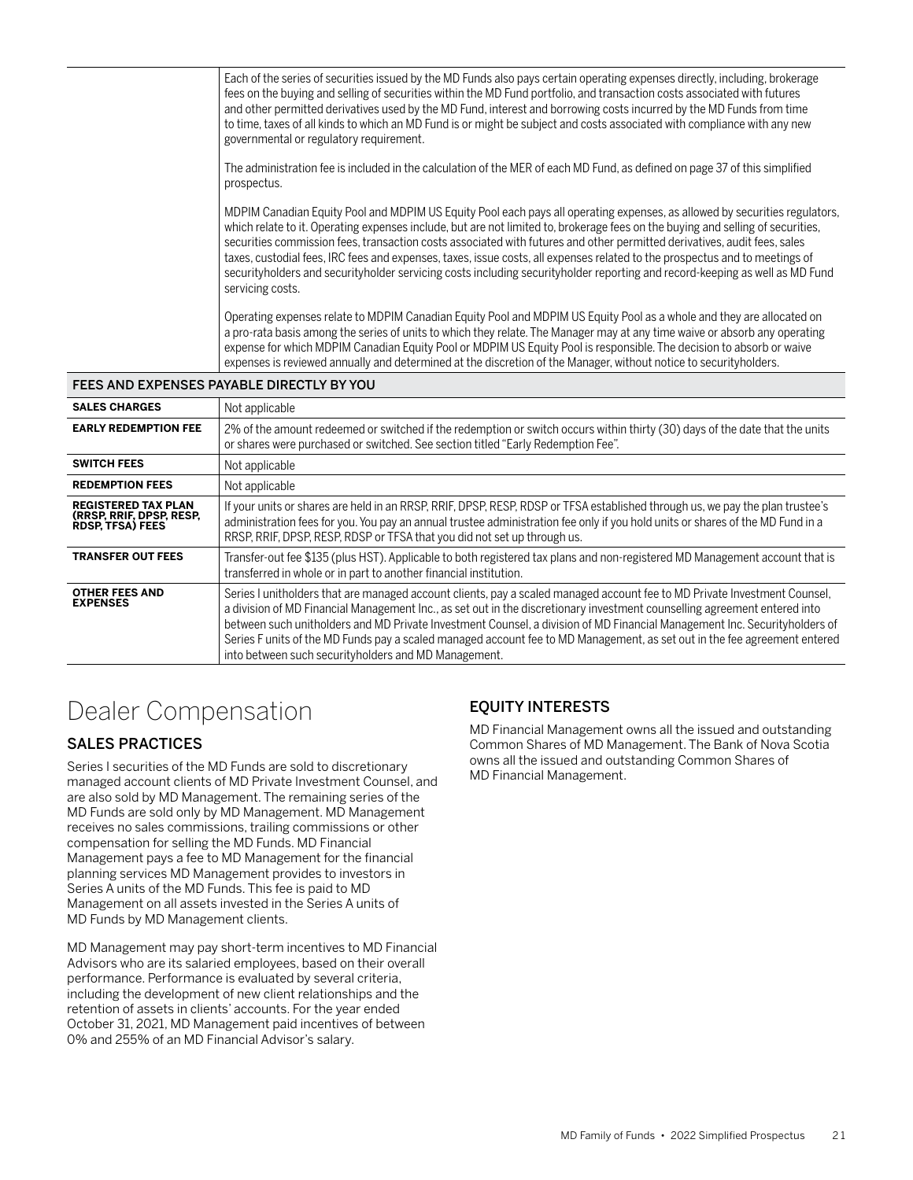| | |
|---|---|
| | Each of the series of securities issued by the MD Funds also pays certain operating expenses directly, including, brokerage fees on the buying and selling of securities within the MD Fund portfolio, and transaction costs associated with futures and other permitted derivatives used by the MD Fund, interest and borrowing costs incurred by the MD Funds from time to time, taxes of all kinds to which an MD Fund is or might be subject and costs associated with compliance with any new governmental or regulatory requirement.<br><br>The administration fee is included in the calculation of the MER of each MD Fund, as defined on page 37 of this simplified prospectus.<br><br>MDPIM Canadian Equity Pool and MDPIM US Equity Pool each pays all operating expenses, as allowed by securities regulators, which relate to it. Operating expenses include, but are not limited to, brokerage fees on the buying and selling of securities, securities commission fees, transaction costs associated with futures and other permitted derivatives, audit fees, sales taxes, custodial fees, IRC fees and expenses, taxes, issue costs, all expenses related to the prospectus and to meetings of securityholders and securityholder servicing costs including securityholder reporting and record-keeping as well as MD Fund servicing costs.<br><br>Operating expenses relate to MDPIM Canadian Equity Pool and MDPIM US Equity Pool as a whole and they are allocated on a pro-rata basis among the series of units to which they relate. The Manager may at any time waive or absorb any operating expense for which MDPIM Canadian Equity Pool or MDPIM US Equity Pool is responsible. The decision to absorb or waive expenses is reviewed annually and determined at the discretion of the Manager, without notice to securityholders. |

| FEES AND EXPENSES PAYABLE DIRECTLY BY YOU | |
|---|---|
| **SALES CHARGES** | Not applicable |
| **EARLY REDEMPTION FEE** | 2% of the amount redeemed or switched if the redemption or switch occurs within thirty (30) days of the date that the units or shares were purchased or switched. See section titled "Early Redemption Fee". |
| **SWITCH FEES** | Not applicable |
| **REDEMPTION FEES** | Not applicable |
| **REGISTERED TAX PLAN (RRSP, RRIF, DPSP, RESP, RDSP, TFSA) FEES** | If your units or shares are held in an RRSP, RRIF, DPSP, RESP, RDSP or TFSA established through us, we pay the plan trustee's administration fees for you. You pay an annual trustee administration fee only if you hold units or shares of the MD Fund in a RRSP, RRIF, DPSP, RESP, RDSP or TFSA that you did not set up through us. |
| **TRANSFER OUT FEES** | Transfer-out fee $135 (plus HST). Applicable to both registered tax plans and non-registered MD Management account that is transferred in whole or in part to another financial institution. |
| **OTHER FEES AND EXPENSES** | Series I unitholders that are managed account clients, pay a scaled managed account fee to MD Private Investment Counsel, a division of MD Financial Management Inc., as set out in the discretionary investment counselling agreement entered into between such unitholders and MD Private Investment Counsel, a division of MD Financial Management Inc. Securityholders of Series F units of the MD Funds pay a scaled managed account fee to MD Management, as set out in the fee agreement entered into between such securityholders and MD Management. |

# Dealer Compensation

## SALES PRACTICES

Series I securities of the MD Funds are sold to discretionary managed account clients of MD Private Investment Counsel, and are also sold by MD Management. The remaining series of the MD Funds are sold only by MD Management. MD Management receives no sales commissions, trailing commissions or other compensation for selling the MD Funds. MD Financial Management pays a fee to MD Management for the financial planning services MD Management provides to investors in Series A units of the MD Funds. This fee is paid to MD Management on all assets invested in the Series A units of MD Funds by MD Management clients.

MD Management may pay short-term incentives to MD Financial Advisors who are its salaried employees, based on their overall performance. Performance is evaluated by several criteria, including the development of new client relationships and the retention of assets in clients' accounts. For the year ended October 31, 2021, MD Management paid incentives of between 0% and 255% of an MD Financial Advisor's salary.

## EQUITY INTERESTS

MD Financial Management owns all the issued and outstanding Common Shares of MD Management. The Bank of Nova Scotia owns all the issued and outstanding Common Shares of MD Financial Management.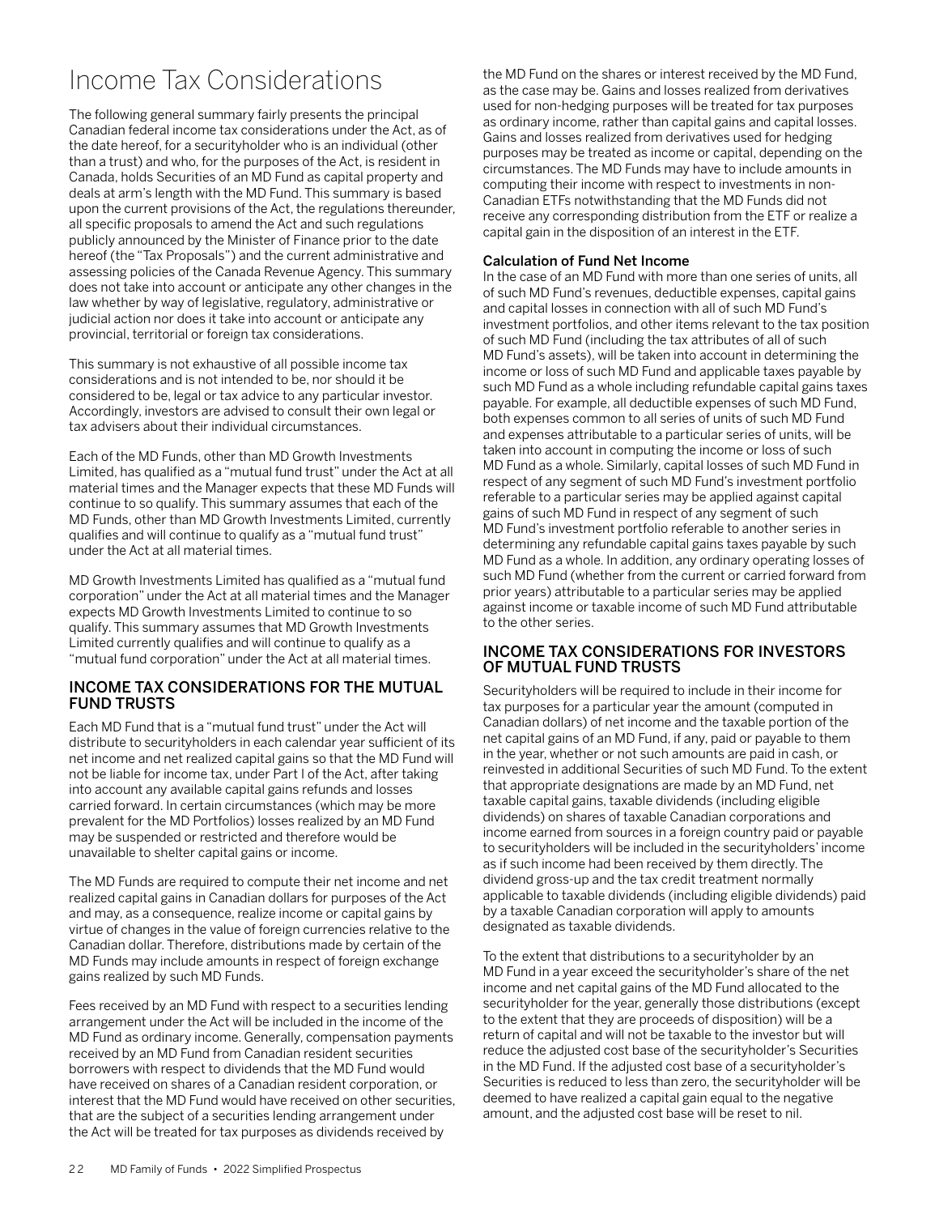# Income Tax Considerations

The following general summary fairly presents the principal Canadian federal income tax considerations under the Act, as of the date hereof, for a securityholder who is an individual (other than a trust) and who, for the purposes of the Act, is resident in Canada, holds Securities of an MD Fund as capital property and deals at arm's length with the MD Fund. This summary is based upon the current provisions of the Act, the regulations thereunder, all specific proposals to amend the Act and such regulations publicly announced by the Minister of Finance prior to the date hereof (the "Tax Proposals") and the current administrative and assessing policies of the Canada Revenue Agency. This summary does not take into account or anticipate any other changes in the law whether by way of legislative, regulatory, administrative or judicial action nor does it take into account or anticipate any provincial, territorial or foreign tax considerations.

This summary is not exhaustive of all possible income tax considerations and is not intended to be, nor should it be considered to be, legal or tax advice to any particular investor. Accordingly, investors are advised to consult their own legal or tax advisers about their individual circumstances.

Each of the MD Funds, other than MD Growth Investments Limited, has qualified as a "mutual fund trust" under the Act at all material times and the Manager expects that these MD Funds will continue to so qualify. This summary assumes that each of the MD Funds, other than MD Growth Investments Limited, currently qualifies and will continue to qualify as a "mutual fund trust" under the Act at all material times.

MD Growth Investments Limited has qualified as a "mutual fund corporation" under the Act at all material times and the Manager expects MD Growth Investments Limited to continue to so qualify. This summary assumes that MD Growth Investments Limited currently qualifies and will continue to qualify as a "mutual fund corporation" under the Act at all material times.

## INCOME TAX CONSIDERATIONS FOR THE MUTUAL FUND TRUSTS

Each MD Fund that is a "mutual fund trust" under the Act will distribute to securityholders in each calendar year sufficient of its net income and net realized capital gains so that the MD Fund will not be liable for income tax, under Part I of the Act, after taking into account any available capital gains refunds and losses carried forward. In certain circumstances (which may be more prevalent for the MD Portfolios) losses realized by an MD Fund may be suspended or restricted and therefore would be unavailable to shelter capital gains or income.

The MD Funds are required to compute their net income and net realized capital gains in Canadian dollars for purposes of the Act and may, as a consequence, realize income or capital gains by virtue of changes in the value of foreign currencies relative to the Canadian dollar. Therefore, distributions made by certain of the MD Funds may include amounts in respect of foreign exchange gains realized by such MD Funds.

Fees received by an MD Fund with respect to a securities lending arrangement under the Act will be included in the income of the MD Fund as ordinary income. Generally, compensation payments received by an MD Fund from Canadian resident securities borrowers with respect to dividends that the MD Fund would have received on shares of a Canadian resident corporation, or interest that the MD Fund would have received on other securities, that are the subject of a securities lending arrangement under the Act will be treated for tax purposes as dividends received by the MD Fund on the shares or interest received by the MD Fund, as the case may be. Gains and losses realized from derivatives used for non-hedging purposes will be treated for tax purposes as ordinary income, rather than capital gains and capital losses. Gains and losses realized from derivatives used for hedging purposes may be treated as income or capital, depending on the circumstances. The MD Funds may have to include amounts in computing their income with respect to investments in non-Canadian ETFs notwithstanding that the MD Funds did not receive any corresponding distribution from the ETF or realize a capital gain in the disposition of an interest in the ETF.

### Calculation of Fund Net Income

In the case of an MD Fund with more than one series of units, all of such MD Fund's revenues, deductible expenses, capital gains and capital losses in connection with all of such MD Fund's investment portfolios, and other items relevant to the tax position of such MD Fund (including the tax attributes of all of such MD Fund's assets), will be taken into account in determining the income or loss of such MD Fund and applicable taxes payable by such MD Fund as a whole including refundable capital gains taxes payable. For example, all deductible expenses of such MD Fund, both expenses common to all series of units of such MD Fund and expenses attributable to a particular series of units, will be taken into account in computing the income or loss of such MD Fund as a whole. Similarly, capital losses of such MD Fund in respect of any segment of such MD Fund's investment portfolio referable to a particular series may be applied against capital gains of such MD Fund in respect of any segment of such MD Fund's investment portfolio referable to another series in determining any refundable capital gains taxes payable by such MD Fund as a whole. In addition, any ordinary operating losses of such MD Fund (whether from the current or carried forward from prior years) attributable to a particular series may be applied against income or taxable income of such MD Fund attributable to the other series.

## INCOME TAX CONSIDERATIONS FOR INVESTORS OF MUTUAL FUND TRUSTS

Securityholders will be required to include in their income for tax purposes for a particular year the amount (computed in Canadian dollars) of net income and the taxable portion of the net capital gains of an MD Fund, if any, paid or payable to them in the year, whether or not such amounts are paid in cash, or reinvested in additional Securities of such MD Fund. To the extent that appropriate designations are made by an MD Fund, net taxable capital gains, taxable dividends (including eligible dividends) on shares of taxable Canadian corporations and income earned from sources in a foreign country paid or payable to securityholders will be included in the securityholders' income as if such income had been received by them directly. The dividend gross-up and the tax credit treatment normally applicable to taxable dividends (including eligible dividends) paid by a taxable Canadian corporation will apply to amounts designated as taxable dividends.

To the extent that distributions to a securityholder by an MD Fund in a year exceed the securityholder's share of the net income and net capital gains of the MD Fund allocated to the securityholder for the year, generally those distributions (except to the extent that they are proceeds of disposition) will be a return of capital and will not be taxable to the investor but will reduce the adjusted cost base of the securityholder's Securities in the MD Fund. If the adjusted cost base of a securityholder's Securities is reduced to less than zero, the securityholder will be deemed to have realized a capital gain equal to the negative amount, and the adjusted cost base will be reset to nil.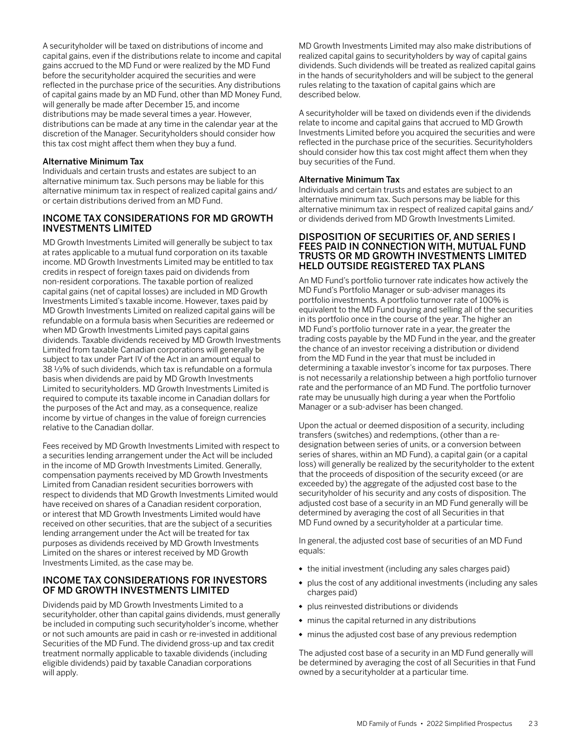A securityholder will be taxed on distributions of income and capital gains, even if the distributions relate to income and capital gains accrued to the MD Fund or were realized by the MD Fund before the securityholder acquired the securities and were reflected in the purchase price of the securities. Any distributions of capital gains made by an MD Fund, other than MD Money Fund, will generally be made after December 15, and income distributions may be made several times a year. However, distributions can be made at any time in the calendar year at the discretion of the Manager. Securityholders should consider how this tax cost might affect them when they buy a fund.

### Alternative Minimum Tax

Individuals and certain trusts and estates are subject to an alternative minimum tax. Such persons may be liable for this alternative minimum tax in respect of realized capital gains and/or certain distributions derived from an MD Fund.

## INCOME TAX CONSIDERATIONS FOR MD GROWTH INVESTMENTS LIMITED

MD Growth Investments Limited will generally be subject to tax at rates applicable to a mutual fund corporation on its taxable income. MD Growth Investments Limited may be entitled to tax credits in respect of foreign taxes paid on dividends from non-resident corporations. The taxable portion of realized capital gains (net of capital losses) are included in MD Growth Investments Limited's taxable income. However, taxes paid by MD Growth Investments Limited on realized capital gains will be refundable on a formula basis when Securities are redeemed or when MD Growth Investments Limited pays capital gains dividends. Taxable dividends received by MD Growth Investments Limited from taxable Canadian corporations will generally be subject to tax under Part IV of the Act in an amount equal to 38 ⅓% of such dividends, which tax is refundable on a formula basis when dividends are paid by MD Growth Investments Limited to securityholders. MD Growth Investments Limited is required to compute its taxable income in Canadian dollars for the purposes of the Act and may, as a consequence, realize income by virtue of changes in the value of foreign currencies relative to the Canadian dollar.

Fees received by MD Growth Investments Limited with respect to a securities lending arrangement under the Act will be included in the income of MD Growth Investments Limited. Generally, compensation payments received by MD Growth Investments Limited from Canadian resident securities borrowers with respect to dividends that MD Growth Investments Limited would have received on shares of a Canadian resident corporation, or interest that MD Growth Investments Limited would have received on other securities, that are the subject of a securities lending arrangement under the Act will be treated for tax purposes as dividends received by MD Growth Investments Limited on the shares or interest received by MD Growth Investments Limited, as the case may be.

## INCOME TAX CONSIDERATIONS FOR INVESTORS OF MD GROWTH INVESTMENTS LIMITED

Dividends paid by MD Growth Investments Limited to a securityholder, other than capital gains dividends, must generally be included in computing such securityholder's income, whether or not such amounts are paid in cash or re-invested in additional Securities of the MD Fund. The dividend gross-up and tax credit treatment normally applicable to taxable dividends (including eligible dividends) paid by taxable Canadian corporations will apply.

MD Growth Investments Limited may also make distributions of realized capital gains to securityholders by way of capital gains dividends. Such dividends will be treated as realized capital gains in the hands of securityholders and will be subject to the general rules relating to the taxation of capital gains which are described below.

A securityholder will be taxed on dividends even if the dividends relate to income and capital gains that accrued to MD Growth Investments Limited before you acquired the securities and were reflected in the purchase price of the securities. Securityholders should consider how this tax cost might affect them when they buy securities of the Fund.

### Alternative Minimum Tax

Individuals and certain trusts and estates are subject to an alternative minimum tax. Such persons may be liable for this alternative minimum tax in respect of realized capital gains and/or dividends derived from MD Growth Investments Limited.

## DISPOSITION OF SECURITIES OF, AND SERIES I FEES PAID IN CONNECTION WITH, MUTUAL FUND TRUSTS OR MD GROWTH INVESTMENTS LIMITED HELD OUTSIDE REGISTERED TAX PLANS

An MD Fund's portfolio turnover rate indicates how actively the MD Fund's Portfolio Manager or sub-adviser manages its portfolio investments. A portfolio turnover rate of 100% is equivalent to the MD Fund buying and selling all of the securities in its portfolio once in the course of the year. The higher an MD Fund's portfolio turnover rate in a year, the greater the trading costs payable by the MD Fund in the year, and the greater the chance of an investor receiving a distribution or dividend from the MD Fund in the year that must be included in determining a taxable investor's income for tax purposes. There is not necessarily a relationship between a high portfolio turnover rate and the performance of an MD Fund. The portfolio turnover rate may be unusually high during a year when the Portfolio Manager or a sub-adviser has been changed.

Upon the actual or deemed disposition of a security, including transfers (switches) and redemptions, (other than a re-designation between series of units, or a conversion between series of shares, within an MD Fund), a capital gain (or a capital loss) will generally be realized by the securityholder to the extent that the proceeds of disposition of the security exceed (or are exceeded by) the aggregate of the adjusted cost base to the securityholder of his security and any costs of disposition. The adjusted cost base of a security in an MD Fund generally will be determined by averaging the cost of all Securities in that MD Fund owned by a securityholder at a particular time.

In general, the adjusted cost base of securities of an MD Fund equals:

- the initial investment (including any sales charges paid)
- plus the cost of any additional investments (including any sales charges paid)
- plus reinvested distributions or dividends
- minus the capital returned in any distributions
- minus the adjusted cost base of any previous redemption

The adjusted cost base of a security in an MD Fund generally will be determined by averaging the cost of all Securities in that Fund owned by a securityholder at a particular time.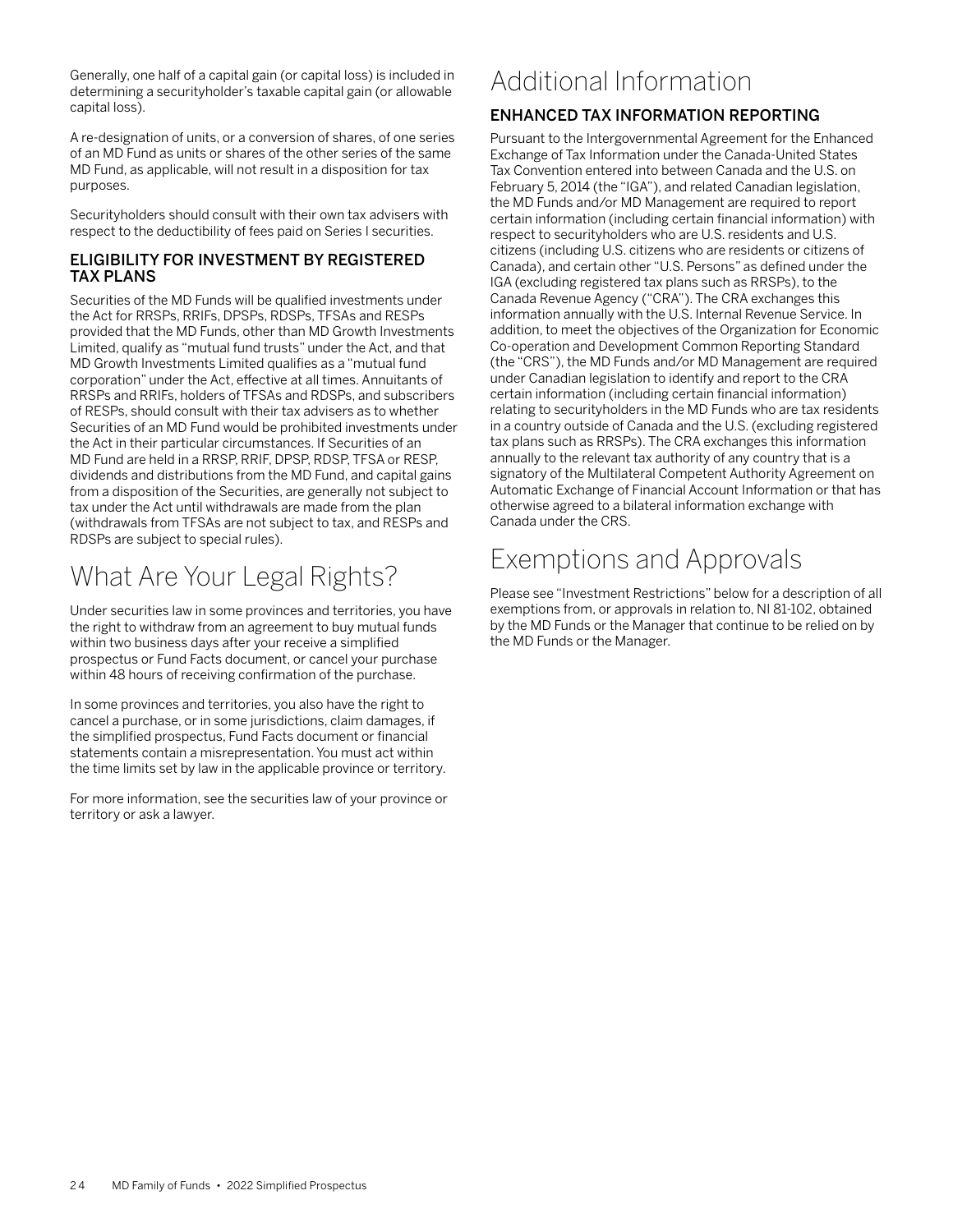Generally, one half of a capital gain (or capital loss) is included in determining a securityholder's taxable capital gain (or allowable capital loss).

A re-designation of units, or a conversion of shares, of one series of an MD Fund as units or shares of the other series of the same MD Fund, as applicable, will not result in a disposition for tax purposes.

Securityholders should consult with their own tax advisers with respect to the deductibility of fees paid on Series I securities.

### ELIGIBILITY FOR INVESTMENT BY REGISTERED TAX PLANS

Securities of the MD Funds will be qualified investments under the Act for RRSPs, RRIFs, DPSPs, RDSPs, TFSAs and RESPs provided that the MD Funds, other than MD Growth Investments Limited, qualify as "mutual fund trusts" under the Act, and that MD Growth Investments Limited qualifies as a "mutual fund corporation" under the Act, effective at all times. Annuitants of RRSPs and RRIFs, holders of TFSAs and RDSPs, and subscribers of RESPs, should consult with their tax advisers as to whether Securities of an MD Fund would be prohibited investments under the Act in their particular circumstances. If Securities of an MD Fund are held in a RRSP, RRIF, DPSP, RDSP, TFSA or RESP, dividends and distributions from the MD Fund, and capital gains from a disposition of the Securities, are generally not subject to tax under the Act until withdrawals are made from the plan (withdrawals from TFSAs are not subject to tax, and RESPs and RDSPs are subject to special rules).

# What Are Your Legal Rights?

Under securities law in some provinces and territories, you have the right to withdraw from an agreement to buy mutual funds within two business days after your receive a simplified prospectus or Fund Facts document, or cancel your purchase within 48 hours of receiving confirmation of the purchase.

In some provinces and territories, you also have the right to cancel a purchase, or in some jurisdictions, claim damages, if the simplified prospectus, Fund Facts document or financial statements contain a misrepresentation. You must act within the time limits set by law in the applicable province or territory.

For more information, see the securities law of your province or territory or ask a lawyer.

# Additional Information

### ENHANCED TAX INFORMATION REPORTING

Pursuant to the Intergovernmental Agreement for the Enhanced Exchange of Tax Information under the Canada-United States Tax Convention entered into between Canada and the U.S. on February 5, 2014 (the "IGA"), and related Canadian legislation, the MD Funds and/or MD Management are required to report certain information (including certain financial information) with respect to securityholders who are U.S. residents and U.S. citizens (including U.S. citizens who are residents or citizens of Canada), and certain other "U.S. Persons" as defined under the IGA (excluding registered tax plans such as RRSPs), to the Canada Revenue Agency ("CRA"). The CRA exchanges this information annually with the U.S. Internal Revenue Service. In addition, to meet the objectives of the Organization for Economic Co-operation and Development Common Reporting Standard (the "CRS"), the MD Funds and/or MD Management are required under Canadian legislation to identify and report to the CRA certain information (including certain financial information) relating to securityholders in the MD Funds who are tax residents in a country outside of Canada and the U.S. (excluding registered tax plans such as RRSPs). The CRA exchanges this information annually to the relevant tax authority of any country that is a signatory of the Multilateral Competent Authority Agreement on Automatic Exchange of Financial Account Information or that has otherwise agreed to a bilateral information exchange with Canada under the CRS.

# Exemptions and Approvals

Please see "Investment Restrictions" below for a description of all exemptions from, or approvals in relation to, NI 81-102, obtained by the MD Funds or the Manager that continue to be relied on by the MD Funds or the Manager.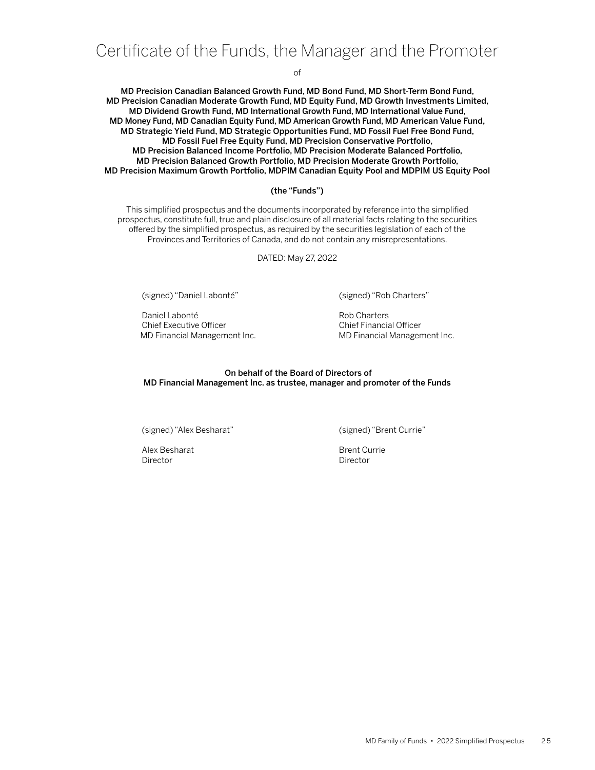# Certificate of the Funds, the Manager and the Promoter

of

**MD Precision Canadian Balanced Growth Fund, MD Bond Fund, MD Short-Term Bond Fund, MD Precision Canadian Moderate Growth Fund, MD Equity Fund, MD Growth Investments Limited, MD Dividend Growth Fund, MD International Growth Fund, MD International Value Fund, MD Money Fund, MD Canadian Equity Fund, MD American Growth Fund, MD American Value Fund, MD Strategic Yield Fund, MD Strategic Opportunities Fund, MD Fossil Fuel Free Bond Fund, MD Fossil Fuel Free Equity Fund, MD Precision Conservative Portfolio, MD Precision Balanced Income Portfolio, MD Precision Moderate Balanced Portfolio, MD Precision Balanced Growth Portfolio, MD Precision Moderate Growth Portfolio, MD Precision Maximum Growth Portfolio, MDPIM Canadian Equity Pool and MDPIM US Equity Pool**

**(the "Funds")**

This simplified prospectus and the documents incorporated by reference into the simplified prospectus, constitute full, true and plain disclosure of all material facts relating to the securities offered by the simplified prospectus, as required by the securities legislation of each of the Provinces and Territories of Canada, and do not contain any misrepresentations.

DATED: May 27, 2022

(signed) "Daniel Labonté"

Daniel Labonté
Chief Executive Officer
MD Financial Management Inc.

(signed) "Rob Charters"

Rob Charters
Chief Financial Officer
MD Financial Management Inc.

**On behalf of the Board of Directors of MD Financial Management Inc. as trustee, manager and promoter of the Funds**

(signed) "Alex Besharat"

Alex Besharat
Director

(signed) "Brent Currie"

Brent Currie
Director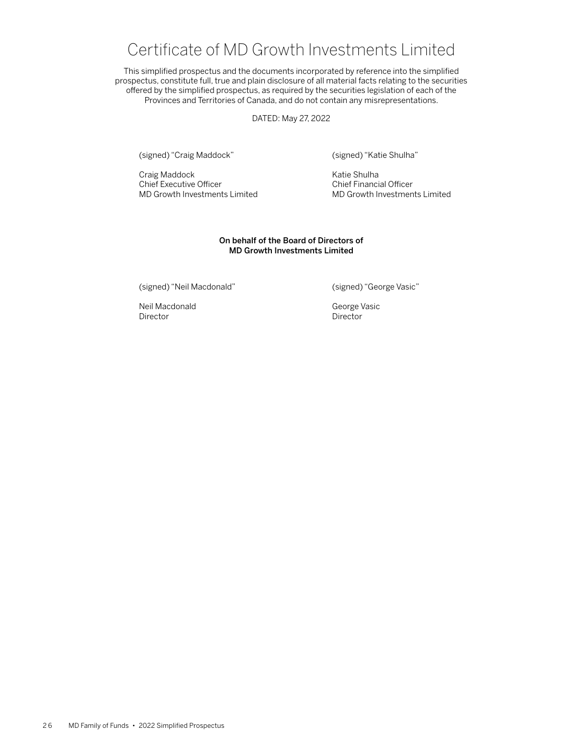# Certificate of MD Growth Investments Limited

This simplified prospectus and the documents incorporated by reference into the simplified prospectus, constitute full, true and plain disclosure of all material facts relating to the securities offered by the simplified prospectus, as required by the securities legislation of each of the Provinces and Territories of Canada, and do not contain any misrepresentations.

DATED: May 27, 2022

(signed) "Craig Maddock"

Craig Maddock
Chief Executive Officer
MD Growth Investments Limited

(signed) "Katie Shulha"

Katie Shulha
Chief Financial Officer
MD Growth Investments Limited

**On behalf of the Board of Directors of**
**MD Growth Investments Limited**

(signed) "Neil Macdonald"

Neil Macdonald
Director

(signed) "George Vasic"

George Vasic
Director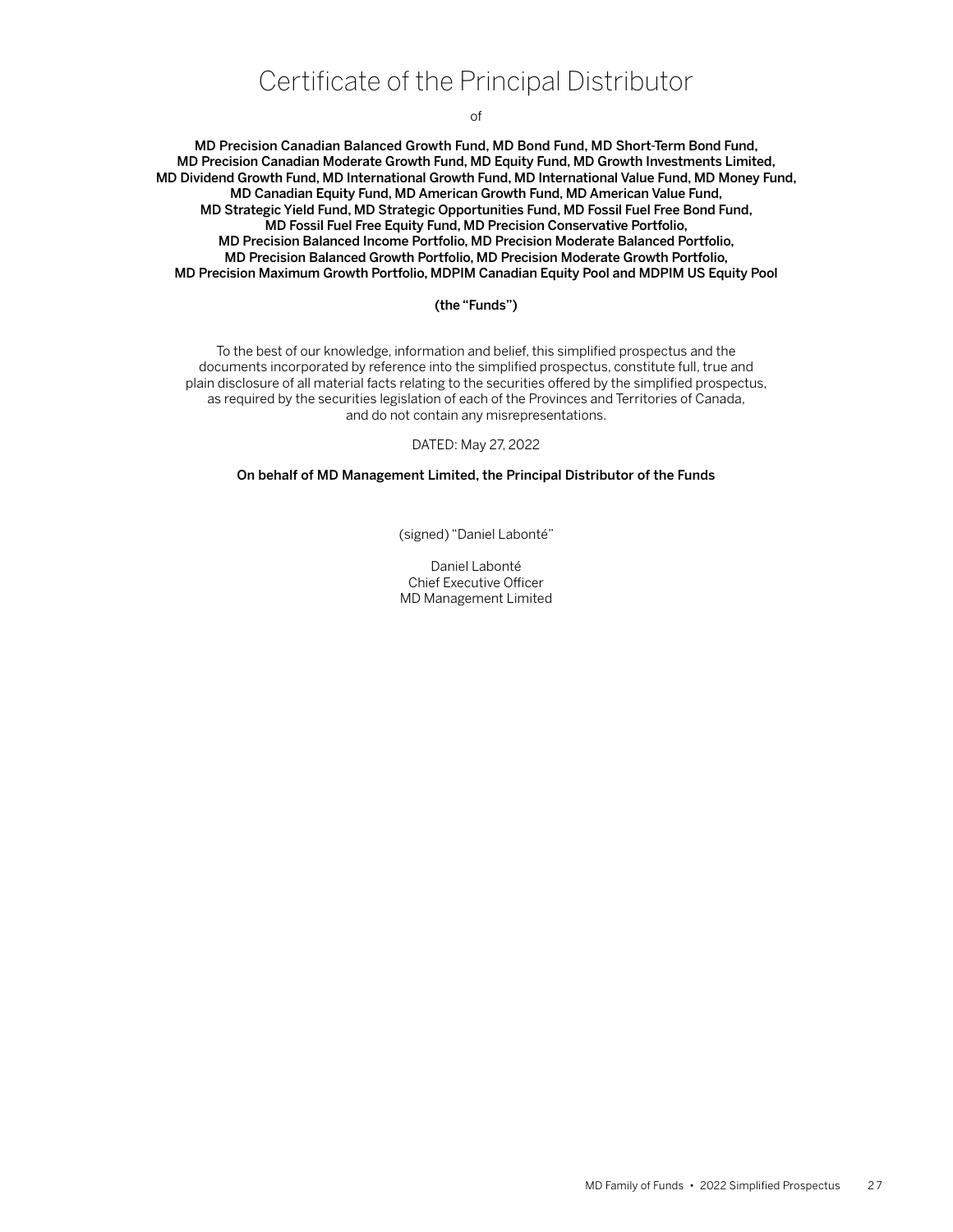# Certificate of the Principal Distributor

of

**MD Precision Canadian Balanced Growth Fund, MD Bond Fund, MD Short-Term Bond Fund, MD Precision Canadian Moderate Growth Fund, MD Equity Fund, MD Growth Investments Limited, MD Dividend Growth Fund, MD International Growth Fund, MD International Value Fund, MD Money Fund, MD Canadian Equity Fund, MD American Growth Fund, MD American Value Fund, MD Strategic Yield Fund, MD Strategic Opportunities Fund, MD Fossil Fuel Free Bond Fund, MD Fossil Fuel Free Equity Fund, MD Precision Conservative Portfolio, MD Precision Balanced Income Portfolio, MD Precision Moderate Balanced Portfolio, MD Precision Balanced Growth Portfolio, MD Precision Moderate Growth Portfolio, MD Precision Maximum Growth Portfolio, MDPIM Canadian Equity Pool and MDPIM US Equity Pool**

**(the "Funds")**

To the best of our knowledge, information and belief, this simplified prospectus and the documents incorporated by reference into the simplified prospectus, constitute full, true and plain disclosure of all material facts relating to the securities offered by the simplified prospectus, as required by the securities legislation of each of the Provinces and Territories of Canada, and do not contain any misrepresentations.

DATED: May 27, 2022

**On behalf of MD Management Limited, the Principal Distributor of the Funds**

(signed) "Daniel Labonté"

Daniel Labonté
Chief Executive Officer
MD Management Limited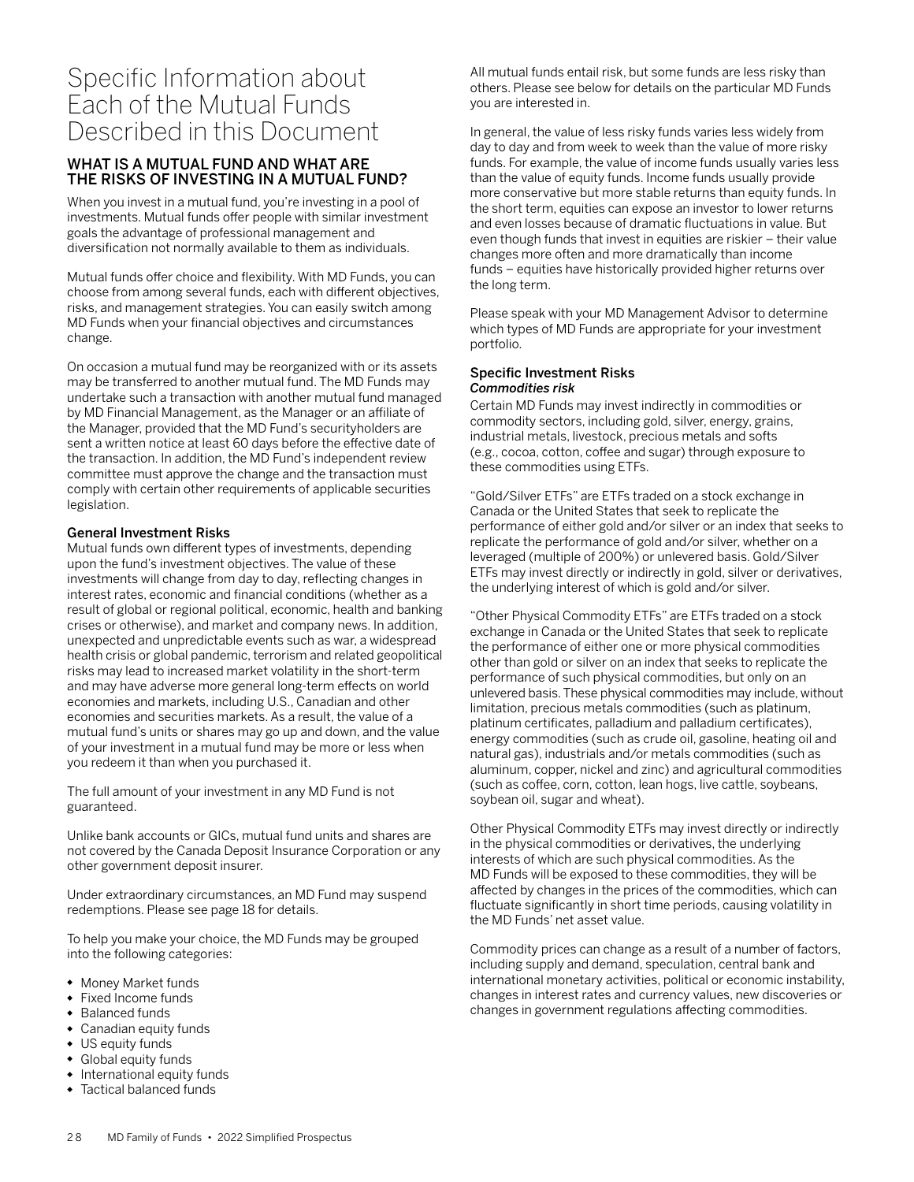# Specific Information about Each of the Mutual Funds Described in this Document

## WHAT IS A MUTUAL FUND AND WHAT ARE THE RISKS OF INVESTING IN A MUTUAL FUND?

When you invest in a mutual fund, you're investing in a pool of investments. Mutual funds offer people with similar investment goals the advantage of professional management and diversification not normally available to them as individuals.

Mutual funds offer choice and flexibility. With MD Funds, you can choose from among several funds, each with different objectives, risks, and management strategies. You can easily switch among MD Funds when your financial objectives and circumstances change.

On occasion a mutual fund may be reorganized with or its assets may be transferred to another mutual fund. The MD Funds may undertake such a transaction with another mutual fund managed by MD Financial Management, as the Manager or an affiliate of the Manager, provided that the MD Fund's securityholders are sent a written notice at least 60 days before the effective date of the transaction. In addition, the MD Fund's independent review committee must approve the change and the transaction must comply with certain other requirements of applicable securities legislation.

### General Investment Risks

Mutual funds own different types of investments, depending upon the fund's investment objectives. The value of these investments will change from day to day, reflecting changes in interest rates, economic and financial conditions (whether as a result of global or regional political, economic, health and banking crises or otherwise), and market and company news. In addition, unexpected and unpredictable events such as war, a widespread health crisis or global pandemic, terrorism and related geopolitical risks may lead to increased market volatility in the short-term and may have adverse more general long-term effects on world economies and markets, including U.S., Canadian and other economies and securities markets. As a result, the value of a mutual fund's units or shares may go up and down, and the value of your investment in a mutual fund may be more or less when you redeem it than when you purchased it.

The full amount of your investment in any MD Fund is not guaranteed.

Unlike bank accounts or GICs, mutual fund units and shares are not covered by the Canada Deposit Insurance Corporation or any other government deposit insurer.

Under extraordinary circumstances, an MD Fund may suspend redemptions. Please see page 18 for details.

To help you make your choice, the MD Funds may be grouped into the following categories:

- Money Market funds
- Fixed Income funds
- Balanced funds
- Canadian equity funds
- US equity funds
- Global equity funds
- International equity funds
- Tactical balanced funds

All mutual funds entail risk, but some funds are less risky than others. Please see below for details on the particular MD Funds you are interested in.

In general, the value of less risky funds varies less widely from day to day and from week to week than the value of more risky funds. For example, the value of income funds usually varies less than the value of equity funds. Income funds usually provide more conservative but more stable returns than equity funds. In the short term, equities can expose an investor to lower returns and even losses because of dramatic fluctuations in value. But even though funds that invest in equities are riskier – their value changes more often and more dramatically than income funds – equities have historically provided higher returns over the long term.

Please speak with your MD Management Advisor to determine which types of MD Funds are appropriate for your investment portfolio.

### Specific Investment Risks

***Commodities risk***

Certain MD Funds may invest indirectly in commodities or commodity sectors, including gold, silver, energy, grains, industrial metals, livestock, precious metals and softs (e.g., cocoa, cotton, coffee and sugar) through exposure to these commodities using ETFs.

"Gold/Silver ETFs" are ETFs traded on a stock exchange in Canada or the United States that seek to replicate the performance of either gold and/or silver or an index that seeks to replicate the performance of gold and/or silver, whether on a leveraged (multiple of 200%) or unlevered basis. Gold/Silver ETFs may invest directly or indirectly in gold, silver or derivatives, the underlying interest of which is gold and/or silver.

"Other Physical Commodity ETFs" are ETFs traded on a stock exchange in Canada or the United States that seek to replicate the performance of either one or more physical commodities other than gold or silver on an index that seeks to replicate the performance of such physical commodities, but only on an unlevered basis. These physical commodities may include, without limitation, precious metals commodities (such as platinum, platinum certificates, palladium and palladium certificates), energy commodities (such as crude oil, gasoline, heating oil and natural gas), industrials and/or metals commodities (such as aluminum, copper, nickel and zinc) and agricultural commodities (such as coffee, corn, cotton, lean hogs, live cattle, soybeans, soybean oil, sugar and wheat).

Other Physical Commodity ETFs may invest directly or indirectly in the physical commodities or derivatives, the underlying interests of which are such physical commodities. As the MD Funds will be exposed to these commodities, they will be affected by changes in the prices of the commodities, which can fluctuate significantly in short time periods, causing volatility in the MD Funds' net asset value.

Commodity prices can change as a result of a number of factors, including supply and demand, speculation, central bank and international monetary activities, political or economic instability, changes in interest rates and currency values, new discoveries or changes in government regulations affecting commodities.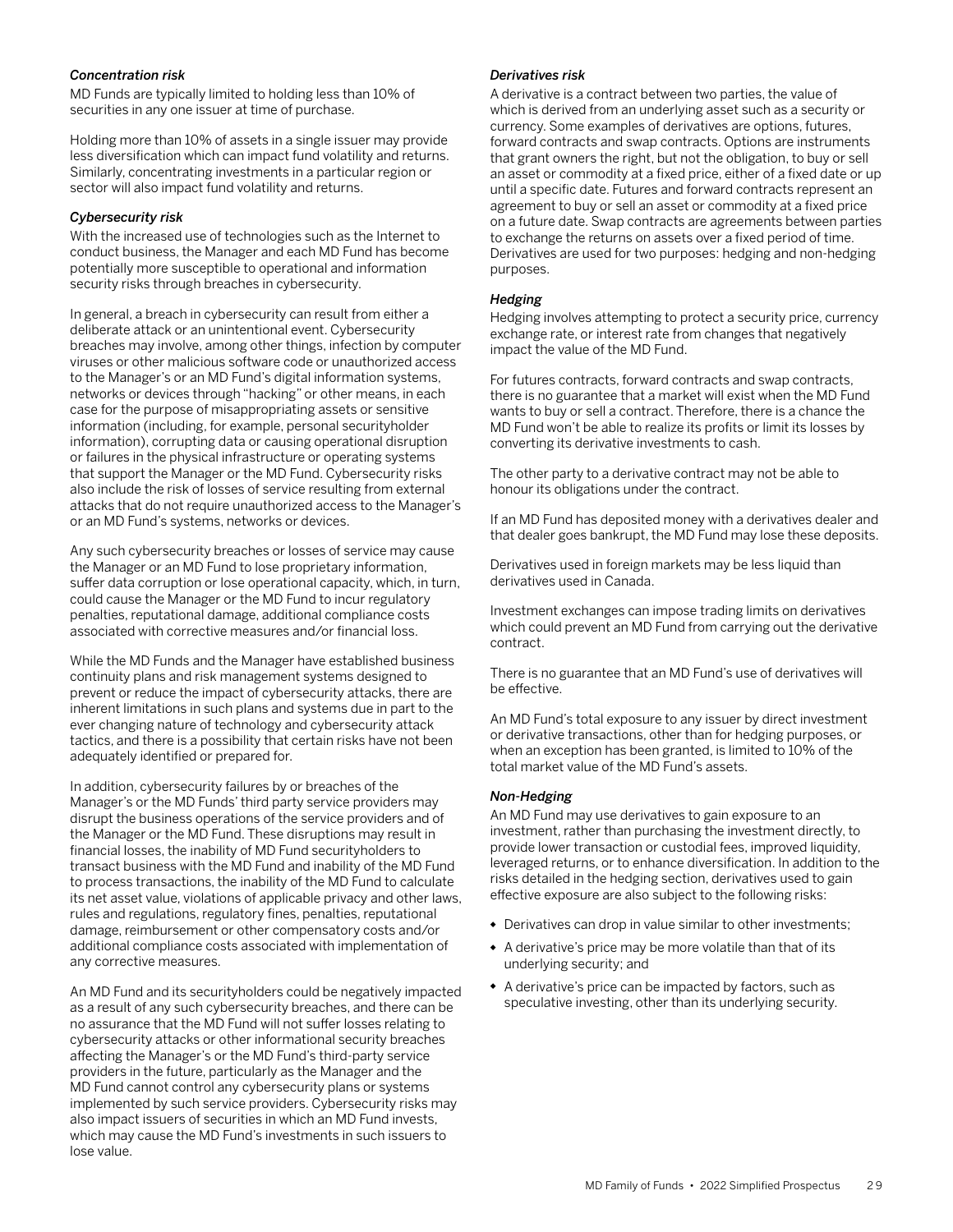### *Concentration risk*

MD Funds are typically limited to holding less than 10% of securities in any one issuer at time of purchase.

Holding more than 10% of assets in a single issuer may provide less diversification which can impact fund volatility and returns. Similarly, concentrating investments in a particular region or sector will also impact fund volatility and returns.

### *Cybersecurity risk*

With the increased use of technologies such as the Internet to conduct business, the Manager and each MD Fund has become potentially more susceptible to operational and information security risks through breaches in cybersecurity.

In general, a breach in cybersecurity can result from either a deliberate attack or an unintentional event. Cybersecurity breaches may involve, among other things, infection by computer viruses or other malicious software code or unauthorized access to the Manager's or an MD Fund's digital information systems, networks or devices through "hacking" or other means, in each case for the purpose of misappropriating assets or sensitive information (including, for example, personal securityholder information), corrupting data or causing operational disruption or failures in the physical infrastructure or operating systems that support the Manager or the MD Fund. Cybersecurity risks also include the risk of losses of service resulting from external attacks that do not require unauthorized access to the Manager's or an MD Fund's systems, networks or devices.

Any such cybersecurity breaches or losses of service may cause the Manager or an MD Fund to lose proprietary information, suffer data corruption or lose operational capacity, which, in turn, could cause the Manager or the MD Fund to incur regulatory penalties, reputational damage, additional compliance costs associated with corrective measures and/or financial loss.

While the MD Funds and the Manager have established business continuity plans and risk management systems designed to prevent or reduce the impact of cybersecurity attacks, there are inherent limitations in such plans and systems due in part to the ever changing nature of technology and cybersecurity attack tactics, and there is a possibility that certain risks have not been adequately identified or prepared for.

In addition, cybersecurity failures by or breaches of the Manager's or the MD Funds' third party service providers may disrupt the business operations of the service providers and of the Manager or the MD Fund. These disruptions may result in financial losses, the inability of MD Fund securityholders to transact business with the MD Fund and inability of the MD Fund to process transactions, the inability of the MD Fund to calculate its net asset value, violations of applicable privacy and other laws, rules and regulations, regulatory fines, penalties, reputational damage, reimbursement or other compensatory costs and/or additional compliance costs associated with implementation of any corrective measures.

An MD Fund and its securityholders could be negatively impacted as a result of any such cybersecurity breaches, and there can be no assurance that the MD Fund will not suffer losses relating to cybersecurity attacks or other informational security breaches affecting the Manager's or the MD Fund's third-party service providers in the future, particularly as the Manager and the MD Fund cannot control any cybersecurity plans or systems implemented by such service providers. Cybersecurity risks may also impact issuers of securities in which an MD Fund invests, which may cause the MD Fund's investments in such issuers to lose value.

### *Derivatives risk*

A derivative is a contract between two parties, the value of which is derived from an underlying asset such as a security or currency. Some examples of derivatives are options, futures, forward contracts and swap contracts. Options are instruments that grant owners the right, but not the obligation, to buy or sell an asset or commodity at a fixed price, either of a fixed date or up until a specific date. Futures and forward contracts represent an agreement to buy or sell an asset or commodity at a fixed price on a future date. Swap contracts are agreements between parties to exchange the returns on assets over a fixed period of time. Derivatives are used for two purposes: hedging and non-hedging purposes.

#### *Hedging*

Hedging involves attempting to protect a security price, currency exchange rate, or interest rate from changes that negatively impact the value of the MD Fund.

For futures contracts, forward contracts and swap contracts, there is no guarantee that a market will exist when the MD Fund wants to buy or sell a contract. Therefore, there is a chance the MD Fund won't be able to realize its profits or limit its losses by converting its derivative investments to cash.

The other party to a derivative contract may not be able to honour its obligations under the contract.

If an MD Fund has deposited money with a derivatives dealer and that dealer goes bankrupt, the MD Fund may lose these deposits.

Derivatives used in foreign markets may be less liquid than derivatives used in Canada.

Investment exchanges can impose trading limits on derivatives which could prevent an MD Fund from carrying out the derivative contract.

There is no guarantee that an MD Fund's use of derivatives will be effective.

An MD Fund's total exposure to any issuer by direct investment or derivative transactions, other than for hedging purposes, or when an exception has been granted, is limited to 10% of the total market value of the MD Fund's assets.

#### *Non-Hedging*

An MD Fund may use derivatives to gain exposure to an investment, rather than purchasing the investment directly, to provide lower transaction or custodial fees, improved liquidity, leveraged returns, or to enhance diversification. In addition to the risks detailed in the hedging section, derivatives used to gain effective exposure are also subject to the following risks:

- Derivatives can drop in value similar to other investments;
- A derivative's price may be more volatile than that of its underlying security; and
- A derivative's price can be impacted by factors, such as speculative investing, other than its underlying security.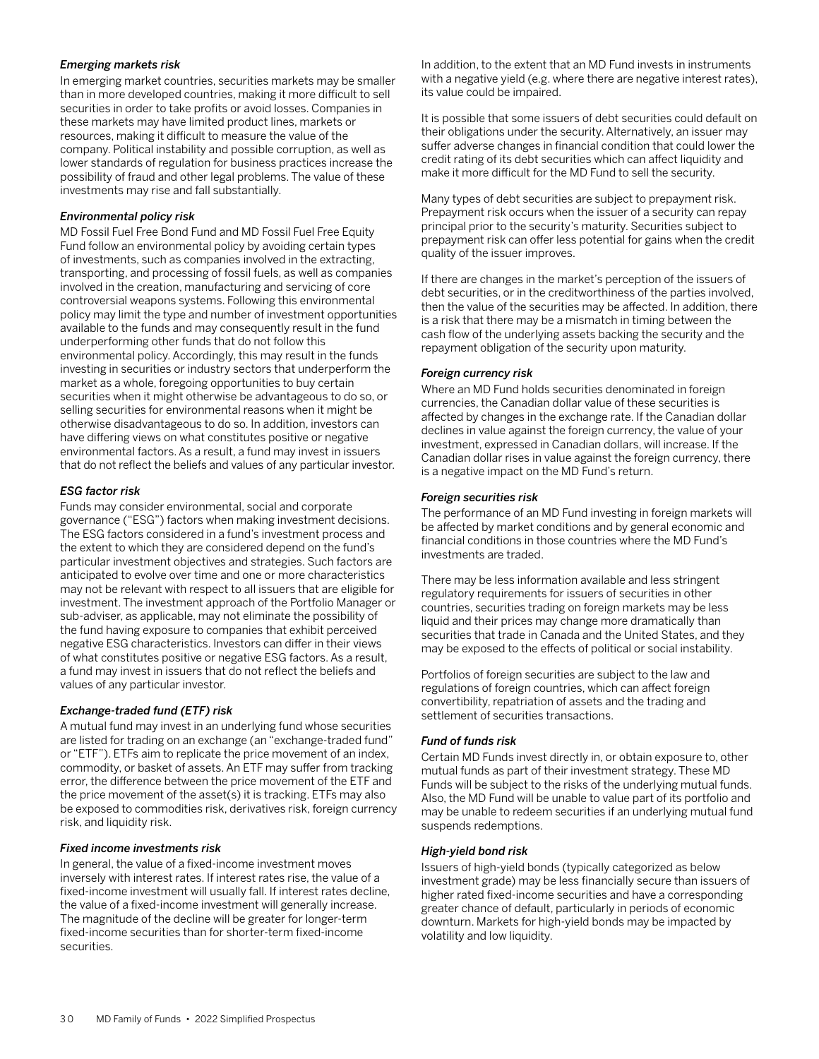*Emerging markets risk*

In emerging market countries, securities markets may be smaller than in more developed countries, making it more difficult to sell securities in order to take profits or avoid losses. Companies in these markets may have limited product lines, markets or resources, making it difficult to measure the value of the company. Political instability and possible corruption, as well as lower standards of regulation for business practices increase the possibility of fraud and other legal problems. The value of these investments may rise and fall substantially.

*Environmental policy risk*

MD Fossil Fuel Free Bond Fund and MD Fossil Fuel Free Equity Fund follow an environmental policy by avoiding certain types of investments, such as companies involved in the extracting, transporting, and processing of fossil fuels, as well as companies involved in the creation, manufacturing and servicing of core controversial weapons systems. Following this environmental policy may limit the type and number of investment opportunities available to the funds and may consequently result in the fund underperforming other funds that do not follow this environmental policy. Accordingly, this may result in the funds investing in securities or industry sectors that underperform the market as a whole, foregoing opportunities to buy certain securities when it might otherwise be advantageous to do so, or selling securities for environmental reasons when it might be otherwise disadvantageous to do so. In addition, investors can have differing views on what constitutes positive or negative environmental factors. As a result, a fund may invest in issuers that do not reflect the beliefs and values of any particular investor.

*ESG factor risk*

Funds may consider environmental, social and corporate governance ("ESG") factors when making investment decisions. The ESG factors considered in a fund's investment process and the extent to which they are considered depend on the fund's particular investment objectives and strategies. Such factors are anticipated to evolve over time and one or more characteristics may not be relevant with respect to all issuers that are eligible for investment. The investment approach of the Portfolio Manager or sub-adviser, as applicable, may not eliminate the possibility of the fund having exposure to companies that exhibit perceived negative ESG characteristics. Investors can differ in their views of what constitutes positive or negative ESG factors. As a result, a fund may invest in issuers that do not reflect the beliefs and values of any particular investor.

*Exchange-traded fund (ETF) risk*

A mutual fund may invest in an underlying fund whose securities are listed for trading on an exchange (an "exchange-traded fund" or "ETF"). ETFs aim to replicate the price movement of an index, commodity, or basket of assets. An ETF may suffer from tracking error, the difference between the price movement of the ETF and the price movement of the asset(s) it is tracking. ETFs may also be exposed to commodities risk, derivatives risk, foreign currency risk, and liquidity risk.

*Fixed income investments risk*

In general, the value of a fixed-income investment moves inversely with interest rates. If interest rates rise, the value of a fixed-income investment will usually fall. If interest rates decline, the value of a fixed-income investment will generally increase. The magnitude of the decline will be greater for longer-term fixed-income securities than for shorter-term fixed-income securities.

In addition, to the extent that an MD Fund invests in instruments with a negative yield (e.g. where there are negative interest rates), its value could be impaired.

It is possible that some issuers of debt securities could default on their obligations under the security. Alternatively, an issuer may suffer adverse changes in financial condition that could lower the credit rating of its debt securities which can affect liquidity and make it more difficult for the MD Fund to sell the security.

Many types of debt securities are subject to prepayment risk. Prepayment risk occurs when the issuer of a security can repay principal prior to the security's maturity. Securities subject to prepayment risk can offer less potential for gains when the credit quality of the issuer improves.

If there are changes in the market's perception of the issuers of debt securities, or in the creditworthiness of the parties involved, then the value of the securities may be affected. In addition, there is a risk that there may be a mismatch in timing between the cash flow of the underlying assets backing the security and the repayment obligation of the security upon maturity.

*Foreign currency risk*

Where an MD Fund holds securities denominated in foreign currencies, the Canadian dollar value of these securities is affected by changes in the exchange rate. If the Canadian dollar declines in value against the foreign currency, the value of your investment, expressed in Canadian dollars, will increase. If the Canadian dollar rises in value against the foreign currency, there is a negative impact on the MD Fund's return.

*Foreign securities risk*

The performance of an MD Fund investing in foreign markets will be affected by market conditions and by general economic and financial conditions in those countries where the MD Fund's investments are traded.

There may be less information available and less stringent regulatory requirements for issuers of securities in other countries, securities trading on foreign markets may be less liquid and their prices may change more dramatically than securities that trade in Canada and the United States, and they may be exposed to the effects of political or social instability.

Portfolios of foreign securities are subject to the law and regulations of foreign countries, which can affect foreign convertibility, repatriation of assets and the trading and settlement of securities transactions.

*Fund of funds risk*

Certain MD Funds invest directly in, or obtain exposure to, other mutual funds as part of their investment strategy. These MD Funds will be subject to the risks of the underlying mutual funds. Also, the MD Fund will be unable to value part of its portfolio and may be unable to redeem securities if an underlying mutual fund suspends redemptions.

*High-yield bond risk*

Issuers of high-yield bonds (typically categorized as below investment grade) may be less financially secure than issuers of higher rated fixed-income securities and have a corresponding greater chance of default, particularly in periods of economic downturn. Markets for high-yield bonds may be impacted by volatility and low liquidity.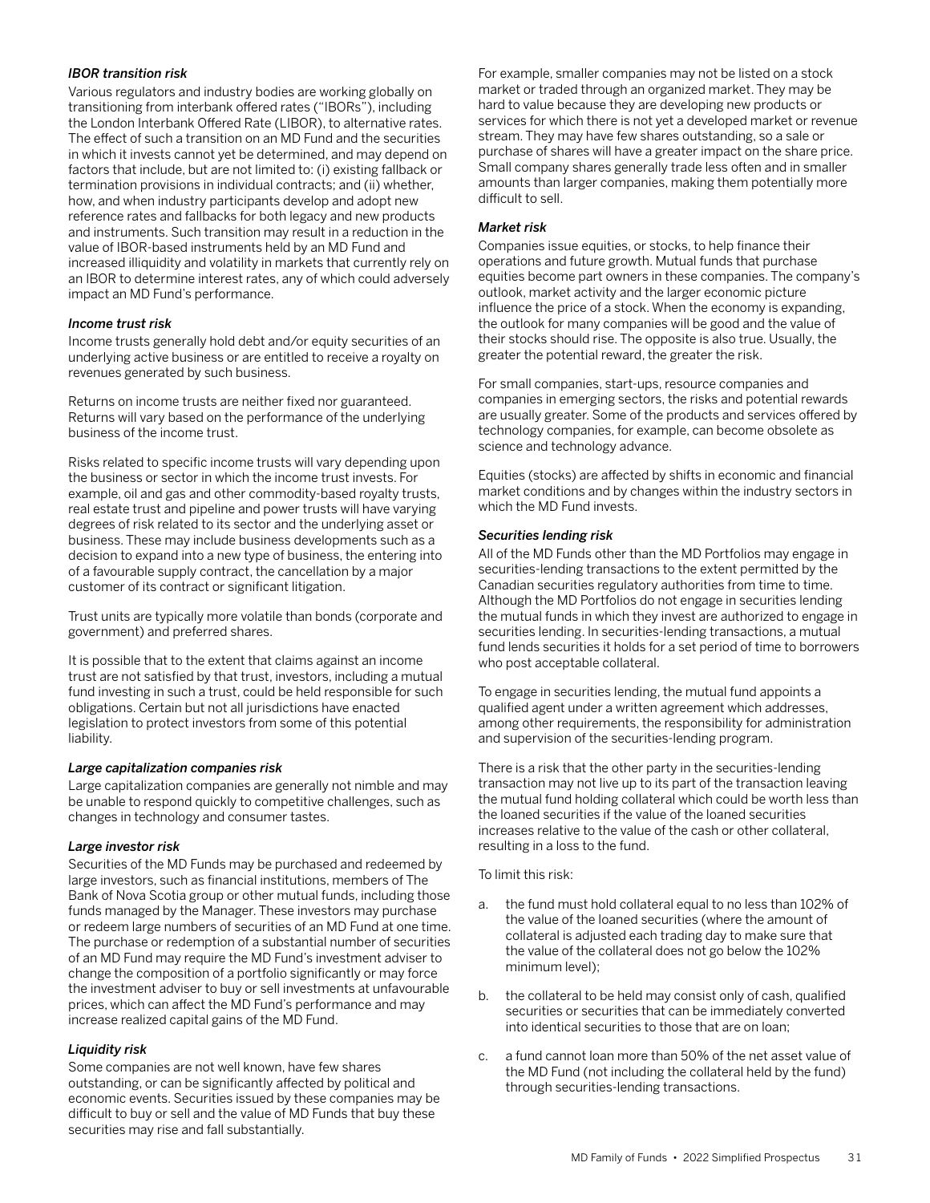*IBOR transition risk*

Various regulators and industry bodies are working globally on transitioning from interbank offered rates ("IBORs"), including the London Interbank Offered Rate (LIBOR), to alternative rates. The effect of such a transition on an MD Fund and the securities in which it invests cannot yet be determined, and may depend on factors that include, but are not limited to: (i) existing fallback or termination provisions in individual contracts; and (ii) whether, how, and when industry participants develop and adopt new reference rates and fallbacks for both legacy and new products and instruments. Such transition may result in a reduction in the value of IBOR-based instruments held by an MD Fund and increased illiquidity and volatility in markets that currently rely on an IBOR to determine interest rates, any of which could adversely impact an MD Fund's performance.

*Income trust risk*

Income trusts generally hold debt and/or equity securities of an underlying active business or are entitled to receive a royalty on revenues generated by such business.

Returns on income trusts are neither fixed nor guaranteed. Returns will vary based on the performance of the underlying business of the income trust.

Risks related to specific income trusts will vary depending upon the business or sector in which the income trust invests. For example, oil and gas and other commodity-based royalty trusts, real estate trust and pipeline and power trusts will have varying degrees of risk related to its sector and the underlying asset or business. These may include business developments such as a decision to expand into a new type of business, the entering into of a favourable supply contract, the cancellation by a major customer of its contract or significant litigation.

Trust units are typically more volatile than bonds (corporate and government) and preferred shares.

It is possible that to the extent that claims against an income trust are not satisfied by that trust, investors, including a mutual fund investing in such a trust, could be held responsible for such obligations. Certain but not all jurisdictions have enacted legislation to protect investors from some of this potential liability.

*Large capitalization companies risk*

Large capitalization companies are generally not nimble and may be unable to respond quickly to competitive challenges, such as changes in technology and consumer tastes.

*Large investor risk*

Securities of the MD Funds may be purchased and redeemed by large investors, such as financial institutions, members of The Bank of Nova Scotia group or other mutual funds, including those funds managed by the Manager. These investors may purchase or redeem large numbers of securities of an MD Fund at one time. The purchase or redemption of a substantial number of securities of an MD Fund may require the MD Fund's investment adviser to change the composition of a portfolio significantly or may force the investment adviser to buy or sell investments at unfavourable prices, which can affect the MD Fund's performance and may increase realized capital gains of the MD Fund.

*Liquidity risk*

Some companies are not well known, have few shares outstanding, or can be significantly affected by political and economic events. Securities issued by these companies may be difficult to buy or sell and the value of MD Funds that buy these securities may rise and fall substantially.

For example, smaller companies may not be listed on a stock market or traded through an organized market. They may be hard to value because they are developing new products or services for which there is not yet a developed market or revenue stream. They may have few shares outstanding, so a sale or purchase of shares will have a greater impact on the share price. Small company shares generally trade less often and in smaller amounts than larger companies, making them potentially more difficult to sell.

*Market risk*

Companies issue equities, or stocks, to help finance their operations and future growth. Mutual funds that purchase equities become part owners in these companies. The company's outlook, market activity and the larger economic picture influence the price of a stock. When the economy is expanding, the outlook for many companies will be good and the value of their stocks should rise. The opposite is also true. Usually, the greater the potential reward, the greater the risk.

For small companies, start-ups, resource companies and companies in emerging sectors, the risks and potential rewards are usually greater. Some of the products and services offered by technology companies, for example, can become obsolete as science and technology advance.

Equities (stocks) are affected by shifts in economic and financial market conditions and by changes within the industry sectors in which the MD Fund invests.

*Securities lending risk*

All of the MD Funds other than the MD Portfolios may engage in securities-lending transactions to the extent permitted by the Canadian securities regulatory authorities from time to time. Although the MD Portfolios do not engage in securities lending the mutual funds in which they invest are authorized to engage in securities lending. In securities-lending transactions, a mutual fund lends securities it holds for a set period of time to borrowers who post acceptable collateral.

To engage in securities lending, the mutual fund appoints a qualified agent under a written agreement which addresses, among other requirements, the responsibility for administration and supervision of the securities-lending program.

There is a risk that the other party in the securities-lending transaction may not live up to its part of the transaction leaving the mutual fund holding collateral which could be worth less than the loaned securities if the value of the loaned securities increases relative to the value of the cash or other collateral, resulting in a loss to the fund.

To limit this risk:

a. the fund must hold collateral equal to no less than 102% of the value of the loaned securities (where the amount of collateral is adjusted each trading day to make sure that the value of the collateral does not go below the 102% minimum level);

b. the collateral to be held may consist only of cash, qualified securities or securities that can be immediately converted into identical securities to those that are on loan;

c. a fund cannot loan more than 50% of the net asset value of the MD Fund (not including the collateral held by the fund) through securities-lending transactions.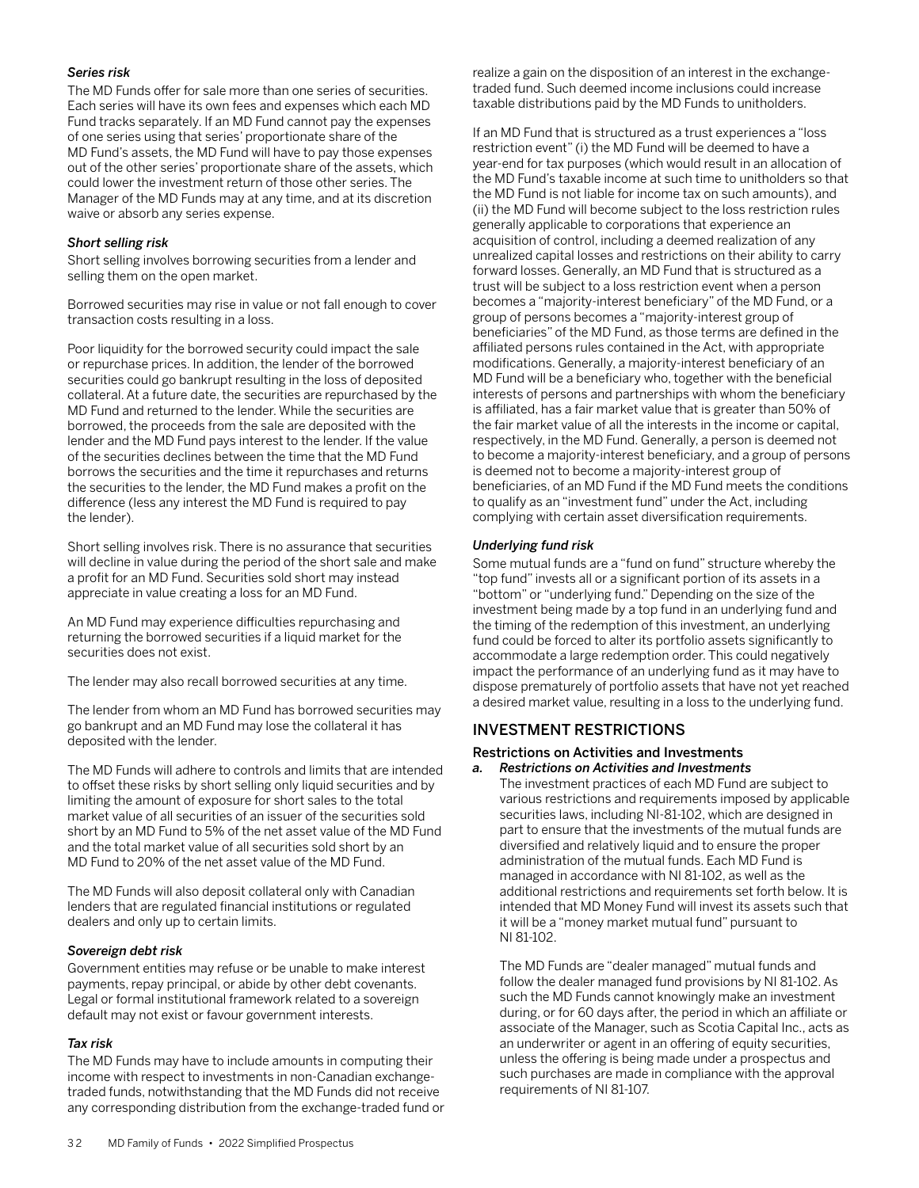#### *Series risk*

The MD Funds offer for sale more than one series of securities. Each series will have its own fees and expenses which each MD Fund tracks separately. If an MD Fund cannot pay the expenses of one series using that series' proportionate share of the MD Fund's assets, the MD Fund will have to pay those expenses out of the other series' proportionate share of the assets, which could lower the investment return of those other series. The Manager of the MD Funds may at any time, and at its discretion waive or absorb any series expense.

#### *Short selling risk*

Short selling involves borrowing securities from a lender and selling them on the open market.

Borrowed securities may rise in value or not fall enough to cover transaction costs resulting in a loss.

Poor liquidity for the borrowed security could impact the sale or repurchase prices. In addition, the lender of the borrowed securities could go bankrupt resulting in the loss of deposited collateral. At a future date, the securities are repurchased by the MD Fund and returned to the lender. While the securities are borrowed, the proceeds from the sale are deposited with the lender and the MD Fund pays interest to the lender. If the value of the securities declines between the time that the MD Fund borrows the securities and the time it repurchases and returns the securities to the lender, the MD Fund makes a profit on the difference (less any interest the MD Fund is required to pay the lender).

Short selling involves risk. There is no assurance that securities will decline in value during the period of the short sale and make a profit for an MD Fund. Securities sold short may instead appreciate in value creating a loss for an MD Fund.

An MD Fund may experience difficulties repurchasing and returning the borrowed securities if a liquid market for the securities does not exist.

The lender may also recall borrowed securities at any time.

The lender from whom an MD Fund has borrowed securities may go bankrupt and an MD Fund may lose the collateral it has deposited with the lender.

The MD Funds will adhere to controls and limits that are intended to offset these risks by short selling only liquid securities and by limiting the amount of exposure for short sales to the total market value of all securities of an issuer of the securities sold short by an MD Fund to 5% of the net asset value of the MD Fund and the total market value of all securities sold short by an MD Fund to 20% of the net asset value of the MD Fund.

The MD Funds will also deposit collateral only with Canadian lenders that are regulated financial institutions or regulated dealers and only up to certain limits.

#### *Sovereign debt risk*

Government entities may refuse or be unable to make interest payments, repay principal, or abide by other debt covenants. Legal or formal institutional framework related to a sovereign default may not exist or favour government interests.

#### *Tax risk*

The MD Funds may have to include amounts in computing their income with respect to investments in non-Canadian exchange-traded funds, notwithstanding that the MD Funds did not receive any corresponding distribution from the exchange-traded fund or realize a gain on the disposition of an interest in the exchange-traded fund. Such deemed income inclusions could increase taxable distributions paid by the MD Funds to unitholders.

If an MD Fund that is structured as a trust experiences a "loss restriction event" (i) the MD Fund will be deemed to have a year-end for tax purposes (which would result in an allocation of the MD Fund's taxable income at such time to unitholders so that the MD Fund is not liable for income tax on such amounts), and (ii) the MD Fund will become subject to the loss restriction rules generally applicable to corporations that experience an acquisition of control, including a deemed realization of any unrealized capital losses and restrictions on their ability to carry forward losses. Generally, an MD Fund that is structured as a trust will be subject to a loss restriction event when a person becomes a "majority-interest beneficiary" of the MD Fund, or a group of persons becomes a "majority-interest group of beneficiaries" of the MD Fund, as those terms are defined in the affiliated persons rules contained in the Act, with appropriate modifications. Generally, a majority-interest beneficiary of an MD Fund will be a beneficiary who, together with the beneficial interests of persons and partnerships with whom the beneficiary is affiliated, has a fair market value that is greater than 50% of the fair market value of all the interests in the income or capital, respectively, in the MD Fund. Generally, a person is deemed not to become a majority-interest beneficiary, and a group of persons is deemed not to become a majority-interest group of beneficiaries, of an MD Fund if the MD Fund meets the conditions to qualify as an "investment fund" under the Act, including complying with certain asset diversification requirements.

#### *Underlying fund risk*

Some mutual funds are a "fund on fund" structure whereby the "top fund" invests all or a significant portion of its assets in a "bottom" or "underlying fund." Depending on the size of the investment being made by a top fund in an underlying fund and the timing of the redemption of this investment, an underlying fund could be forced to alter its portfolio assets significantly to accommodate a large redemption order. This could negatively impact the performance of an underlying fund as it may have to dispose prematurely of portfolio assets that have not yet reached a desired market value, resulting in a loss to the underlying fund.

## INVESTMENT RESTRICTIONS

### Restrictions on Activities and Investments

*a. Restrictions on Activities and Investments*

The investment practices of each MD Fund are subject to various restrictions and requirements imposed by applicable securities laws, including NI-81-102, which are designed in part to ensure that the investments of the mutual funds are diversified and relatively liquid and to ensure the proper administration of the mutual funds. Each MD Fund is managed in accordance with NI 81-102, as well as the additional restrictions and requirements set forth below. It is intended that MD Money Fund will invest its assets such that it will be a "money market mutual fund" pursuant to NI 81-102.

The MD Funds are "dealer managed" mutual funds and follow the dealer managed fund provisions by NI 81-102. As such the MD Funds cannot knowingly make an investment during, or for 60 days after, the period in which an affiliate or associate of the Manager, such as Scotia Capital Inc., acts as an underwriter or agent in an offering of equity securities, unless the offering is being made under a prospectus and such purchases are made in compliance with the approval requirements of NI 81-107.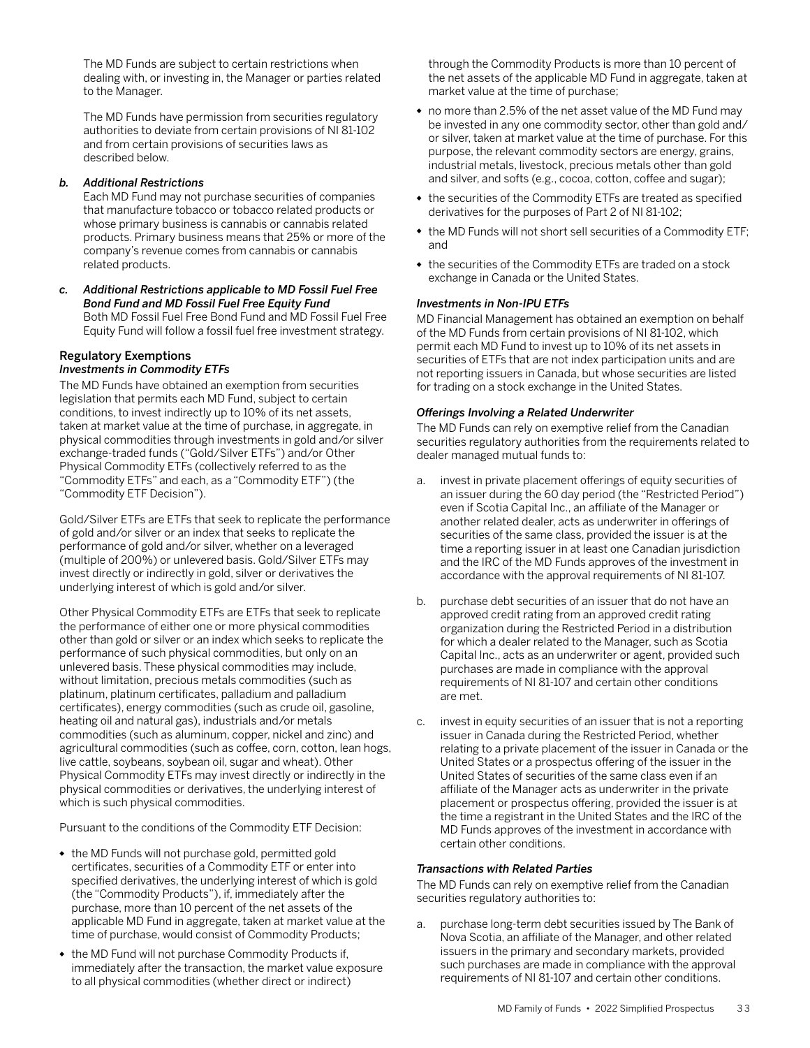The MD Funds are subject to certain restrictions when dealing with, or investing in, the Manager or parties related to the Manager.

The MD Funds have permission from securities regulatory authorities to deviate from certain provisions of NI 81-102 and from certain provisions of securities laws as described below.

***b. Additional Restrictions***

Each MD Fund may not purchase securities of companies that manufacture tobacco or tobacco related products or whose primary business is cannabis or cannabis related products. Primary business means that 25% or more of the company's revenue comes from cannabis or cannabis related products.

***c. Additional Restrictions applicable to MD Fossil Fuel Free Bond Fund and MD Fossil Fuel Free Equity Fund***

Both MD Fossil Fuel Free Bond Fund and MD Fossil Fuel Free Equity Fund will follow a fossil fuel free investment strategy.

## Regulatory Exemptions

### *Investments in Commodity ETFs*

The MD Funds have obtained an exemption from securities legislation that permits each MD Fund, subject to certain conditions, to invest indirectly up to 10% of its net assets, taken at market value at the time of purchase, in aggregate, in physical commodities through investments in gold and/or silver exchange-traded funds ("Gold/Silver ETFs") and/or Other Physical Commodity ETFs (collectively referred to as the "Commodity ETFs" and each, as a "Commodity ETF") (the "Commodity ETF Decision").

Gold/Silver ETFs are ETFs that seek to replicate the performance of gold and/or silver or an index that seeks to replicate the performance of gold and/or silver, whether on a leveraged (multiple of 200%) or unlevered basis. Gold/Silver ETFs may invest directly or indirectly in gold, silver or derivatives the underlying interest of which is gold and/or silver.

Other Physical Commodity ETFs are ETFs that seek to replicate the performance of either one or more physical commodities other than gold or silver or an index which seeks to replicate the performance of such physical commodities, but only on an unlevered basis. These physical commodities may include, without limitation, precious metals commodities (such as platinum, platinum certificates, palladium and palladium certificates), energy commodities (such as crude oil, gasoline, heating oil and natural gas), industrials and/or metals commodities (such as aluminum, copper, nickel and zinc) and agricultural commodities (such as coffee, corn, cotton, lean hogs, live cattle, soybeans, soybean oil, sugar and wheat). Other Physical Commodity ETFs may invest directly or indirectly in the physical commodities or derivatives, the underlying interest of which is such physical commodities.

Pursuant to the conditions of the Commodity ETF Decision:

- the MD Funds will not purchase gold, permitted gold certificates, securities of a Commodity ETF or enter into specified derivatives, the underlying interest of which is gold (the "Commodity Products"), if, immediately after the purchase, more than 10 percent of the net assets of the applicable MD Fund in aggregate, taken at market value at the time of purchase, would consist of Commodity Products;
- the MD Fund will not purchase Commodity Products if, immediately after the transaction, the market value exposure to all physical commodities (whether direct or indirect) through the Commodity Products is more than 10 percent of the net assets of the applicable MD Fund in aggregate, taken at market value at the time of purchase;
- no more than 2.5% of the net asset value of the MD Fund may be invested in any one commodity sector, other than gold and/or silver, taken at market value at the time of purchase. For this purpose, the relevant commodity sectors are energy, grains, industrial metals, livestock, precious metals other than gold and silver, and softs (e.g., cocoa, cotton, coffee and sugar);
- the securities of the Commodity ETFs are treated as specified derivatives for the purposes of Part 2 of NI 81-102;
- the MD Funds will not short sell securities of a Commodity ETF; and
- the securities of the Commodity ETFs are traded on a stock exchange in Canada or the United States.

### *Investments in Non-IPU ETFs*

MD Financial Management has obtained an exemption on behalf of the MD Funds from certain provisions of NI 81-102, which permit each MD Fund to invest up to 10% of its net assets in securities of ETFs that are not index participation units and are not reporting issuers in Canada, but whose securities are listed for trading on a stock exchange in the United States.

### *Offerings Involving a Related Underwriter*

The MD Funds can rely on exemptive relief from the Canadian securities regulatory authorities from the requirements related to dealer managed mutual funds to:

a. invest in private placement offerings of equity securities of an issuer during the 60 day period (the "Restricted Period") even if Scotia Capital Inc., an affiliate of the Manager or another related dealer, acts as underwriter in offerings of securities of the same class, provided the issuer is at the time a reporting issuer in at least one Canadian jurisdiction and the IRC of the MD Funds approves of the investment in accordance with the approval requirements of NI 81-107.

b. purchase debt securities of an issuer that do not have an approved credit rating from an approved credit rating organization during the Restricted Period in a distribution for which a dealer related to the Manager, such as Scotia Capital Inc., acts as an underwriter or agent, provided such purchases are made in compliance with the approval requirements of NI 81-107 and certain other conditions are met.

c. invest in equity securities of an issuer that is not a reporting issuer in Canada during the Restricted Period, whether relating to a private placement of the issuer in Canada or the United States or a prospectus offering of the issuer in the United States of securities of the same class even if an affiliate of the Manager acts as underwriter in the private placement or prospectus offering, provided the issuer is at the time a registrant in the United States and the IRC of the MD Funds approves of the investment in accordance with certain other conditions.

### *Transactions with Related Parties*

The MD Funds can rely on exemptive relief from the Canadian securities regulatory authorities to:

a. purchase long-term debt securities issued by The Bank of Nova Scotia, an affiliate of the Manager, and other related issuers in the primary and secondary markets, provided such purchases are made in compliance with the approval requirements of NI 81-107 and certain other conditions.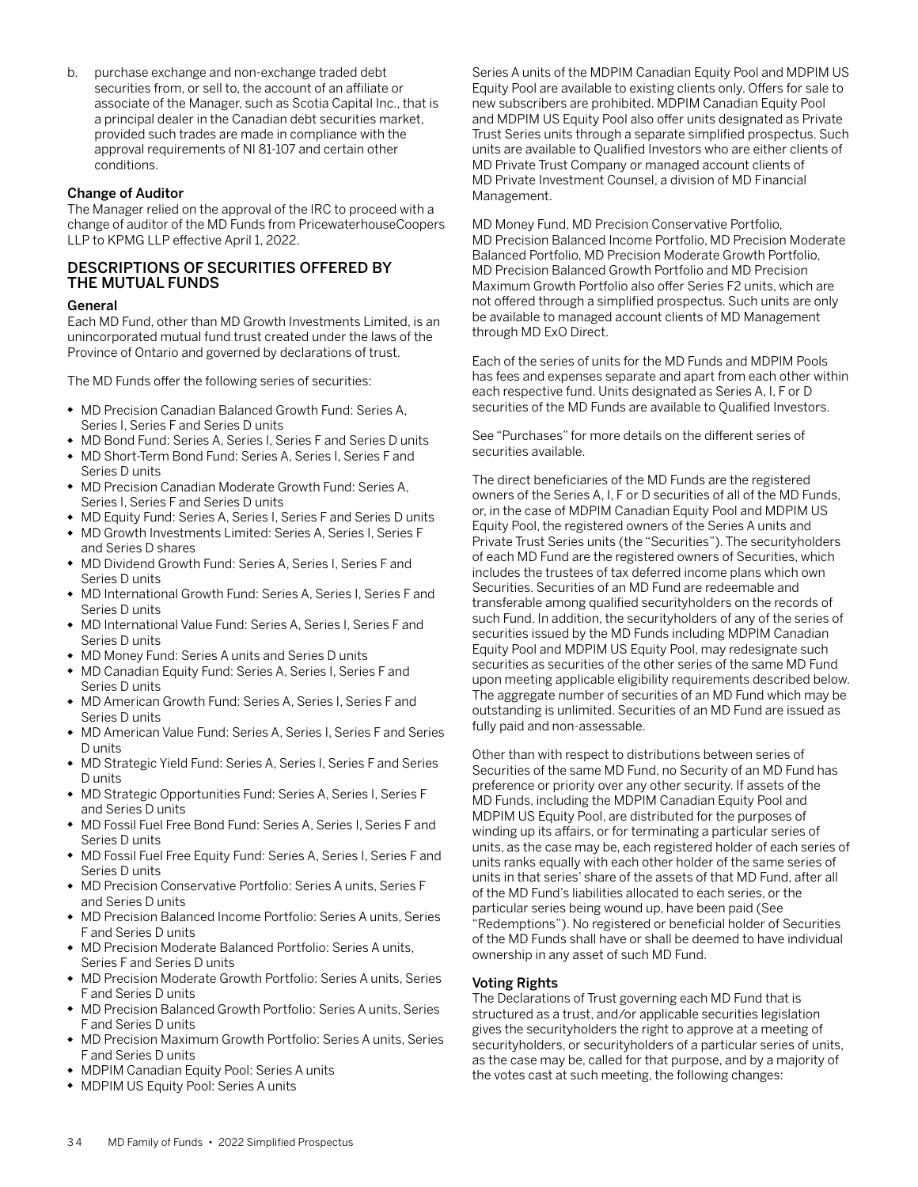b. purchase exchange and non-exchange traded debt securities from, or sell to, the account of an affiliate or associate of the Manager, such as Scotia Capital Inc., that is a principal dealer in the Canadian debt securities market, provided such trades are made in compliance with the approval requirements of NI 81-107 and certain other conditions.

### Change of Auditor

The Manager relied on the approval of the IRC to proceed with a change of auditor of the MD Funds from PricewaterhouseCoopers LLP to KPMG LLP effective April 1, 2022.

## DESCRIPTIONS OF SECURITIES OFFERED BY THE MUTUAL FUNDS

### General

Each MD Fund, other than MD Growth Investments Limited, is an unincorporated mutual fund trust created under the laws of the Province of Ontario and governed by declarations of trust.

The MD Funds offer the following series of securities:

- MD Precision Canadian Balanced Growth Fund: Series A, Series I, Series F and Series D units
- MD Bond Fund: Series A, Series I, Series F and Series D units
- MD Short-Term Bond Fund: Series A, Series I, Series F and Series D units
- MD Precision Canadian Moderate Growth Fund: Series A, Series I, Series F and Series D units
- MD Equity Fund: Series A, Series I, Series F and Series D units
- MD Growth Investments Limited: Series A, Series I, Series F and Series D shares
- MD Dividend Growth Fund: Series A, Series I, Series F and Series D units
- MD International Growth Fund: Series A, Series I, Series F and Series D units
- MD International Value Fund: Series A, Series I, Series F and Series D units
- MD Money Fund: Series A units and Series D units
- MD Canadian Equity Fund: Series A, Series I, Series F and Series D units
- MD American Growth Fund: Series A, Series I, Series F and Series D units
- MD American Value Fund: Series A, Series I, Series F and Series D units
- MD Strategic Yield Fund: Series A, Series I, Series F and Series D units
- MD Strategic Opportunities Fund: Series A, Series I, Series F and Series D units
- MD Fossil Fuel Free Bond Fund: Series A, Series I, Series F and Series D units
- MD Fossil Fuel Free Equity Fund: Series A, Series I, Series F and Series D units
- MD Precision Conservative Portfolio: Series A units, Series F and Series D units
- MD Precision Balanced Income Portfolio: Series A units, Series F and Series D units
- MD Precision Moderate Balanced Portfolio: Series A units, Series F and Series D units
- MD Precision Moderate Growth Portfolio: Series A units, Series F and Series D units
- MD Precision Balanced Growth Portfolio: Series A units, Series F and Series D units
- MD Precision Maximum Growth Portfolio: Series A units, Series F and Series D units
- MDPIM Canadian Equity Pool: Series A units
- MDPIM US Equity Pool: Series A units

Series A units of the MDPIM Canadian Equity Pool and MDPIM US Equity Pool are available to existing clients only. Offers for sale to new subscribers are prohibited. MDPIM Canadian Equity Pool and MDPIM US Equity Pool also offer units designated as Private Trust Series units through a separate simplified prospectus. Such units are available to Qualified Investors who are either clients of MD Private Trust Company or managed account clients of MD Private Investment Counsel, a division of MD Financial Management.

MD Money Fund, MD Precision Conservative Portfolio, MD Precision Balanced Income Portfolio, MD Precision Moderate Balanced Portfolio, MD Precision Moderate Growth Portfolio, MD Precision Balanced Growth Portfolio and MD Precision Maximum Growth Portfolio also offer Series F2 units, which are not offered through a simplified prospectus. Such units are only be available to managed account clients of MD Management through MD ExO Direct.

Each of the series of units for the MD Funds and MDPIM Pools has fees and expenses separate and apart from each other within each respective fund. Units designated as Series A, I, F or D securities of the MD Funds are available to Qualified Investors.

See "Purchases" for more details on the different series of securities available.

The direct beneficiaries of the MD Funds are the registered owners of the Series A, I, F or D securities of all of the MD Funds, or, in the case of MDPIM Canadian Equity Pool and MDPIM US Equity Pool, the registered owners of the Series A units and Private Trust Series units (the "Securities"). The securityholders of each MD Fund are the registered owners of Securities, which includes the trustees of tax deferred income plans which own Securities. Securities of an MD Fund are redeemable and transferable among qualified securityholders on the records of such Fund. In addition, the securityholders of any of the series of securities issued by the MD Funds including MDPIM Canadian Equity Pool and MDPIM US Equity Pool, may redesignate such securities as securities of the other series of the same MD Fund upon meeting applicable eligibility requirements described below. The aggregate number of securities of an MD Fund which may be outstanding is unlimited. Securities of an MD Fund are issued as fully paid and non-assessable.

Other than with respect to distributions between series of Securities of the same MD Fund, no Security of an MD Fund has preference or priority over any other security. If assets of the MD Funds, including the MDPIM Canadian Equity Pool and MDPIM US Equity Pool, are distributed for the purposes of winding up its affairs, or for terminating a particular series of units, as the case may be, each registered holder of each series of units ranks equally with each other holder of the same series of units in that series' share of the assets of that MD Fund, after all of the MD Fund's liabilities allocated to each series, or the particular series being wound up, have been paid (See "Redemptions"). No registered or beneficial holder of Securities of the MD Funds shall have or shall be deemed to have individual ownership in any asset of such MD Fund.

### Voting Rights

The Declarations of Trust governing each MD Fund that is structured as a trust, and/or applicable securities legislation gives the securityholders the right to approve at a meeting of securityholders, or securityholders of a particular series of units, as the case may be, called for that purpose, and by a majority of the votes cast at such meeting, the following changes: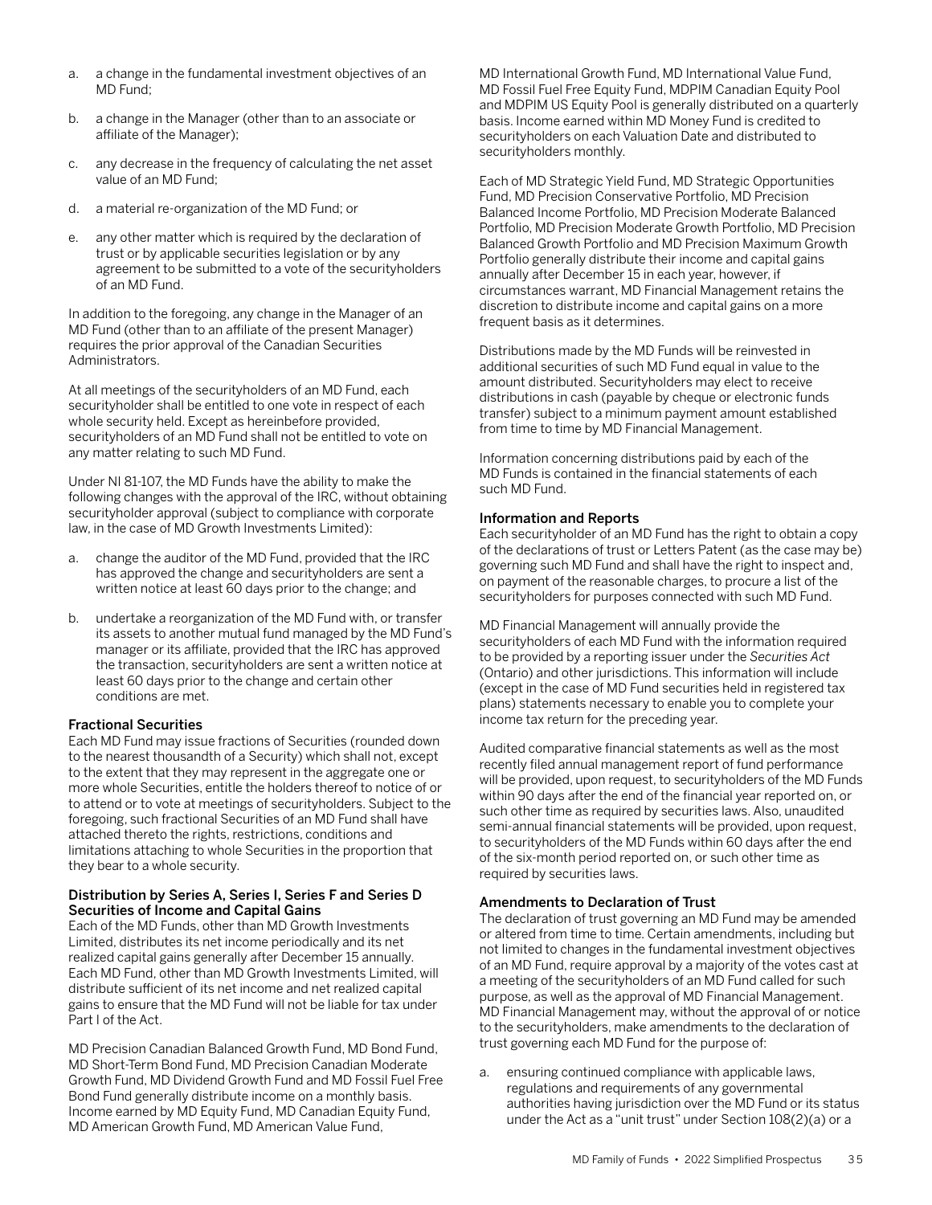a. a change in the fundamental investment objectives of an MD Fund;

b. a change in the Manager (other than to an associate or affiliate of the Manager);

c. any decrease in the frequency of calculating the net asset value of an MD Fund;

d. a material re-organization of the MD Fund; or

e. any other matter which is required by the declaration of trust or by applicable securities legislation or by any agreement to be submitted to a vote of the securityholders of an MD Fund.

In addition to the foregoing, any change in the Manager of an MD Fund (other than to an affiliate of the present Manager) requires the prior approval of the Canadian Securities Administrators.

At all meetings of the securityholders of an MD Fund, each securityholder shall be entitled to one vote in respect of each whole security held. Except as hereinbefore provided, securityholders of an MD Fund shall not be entitled to vote on any matter relating to such MD Fund.

Under NI 81-107, the MD Funds have the ability to make the following changes with the approval of the IRC, without obtaining securityholder approval (subject to compliance with corporate law, in the case of MD Growth Investments Limited):

a. change the auditor of the MD Fund, provided that the IRC has approved the change and securityholders are sent a written notice at least 60 days prior to the change; and

b. undertake a reorganization of the MD Fund with, or transfer its assets to another mutual fund managed by the MD Fund's manager or its affiliate, provided that the IRC has approved the transaction, securityholders are sent a written notice at least 60 days prior to the change and certain other conditions are met.

### Fractional Securities

Each MD Fund may issue fractions of Securities (rounded down to the nearest thousandth of a Security) which shall not, except to the extent that they may represent in the aggregate one or more whole Securities, entitle the holders thereof to notice of or to attend or to vote at meetings of securityholders. Subject to the foregoing, such fractional Securities of an MD Fund shall have attached thereto the rights, restrictions, conditions and limitations attaching to whole Securities in the proportion that they bear to a whole security.

### Distribution by Series A, Series I, Series F and Series D Securities of Income and Capital Gains

Each of the MD Funds, other than MD Growth Investments Limited, distributes its net income periodically and its net realized capital gains generally after December 15 annually. Each MD Fund, other than MD Growth Investments Limited, will distribute sufficient of its net income and net realized capital gains to ensure that the MD Fund will not be liable for tax under Part I of the Act.

MD Precision Canadian Balanced Growth Fund, MD Bond Fund, MD Short-Term Bond Fund, MD Precision Canadian Moderate Growth Fund, MD Dividend Growth Fund and MD Fossil Fuel Free Bond Fund generally distribute income on a monthly basis. Income earned by MD Equity Fund, MD Canadian Equity Fund, MD American Growth Fund, MD American Value Fund, MD International Growth Fund, MD International Value Fund, MD Fossil Fuel Free Equity Fund, MDPIM Canadian Equity Pool and MDPIM US Equity Pool is generally distributed on a quarterly basis. Income earned within MD Money Fund is credited to securityholders on each Valuation Date and distributed to securityholders monthly.

Each of MD Strategic Yield Fund, MD Strategic Opportunities Fund, MD Precision Conservative Portfolio, MD Precision Balanced Income Portfolio, MD Precision Moderate Balanced Portfolio, MD Precision Moderate Growth Portfolio, MD Precision Balanced Growth Portfolio and MD Precision Maximum Growth Portfolio generally distribute their income and capital gains annually after December 15 in each year, however, if circumstances warrant, MD Financial Management retains the discretion to distribute income and capital gains on a more frequent basis as it determines.

Distributions made by the MD Funds will be reinvested in additional securities of such MD Fund equal in value to the amount distributed. Securityholders may elect to receive distributions in cash (payable by cheque or electronic funds transfer) subject to a minimum payment amount established from time to time by MD Financial Management.

Information concerning distributions paid by each of the MD Funds is contained in the financial statements of each such MD Fund.

### Information and Reports

Each securityholder of an MD Fund has the right to obtain a copy of the declarations of trust or Letters Patent (as the case may be) governing such MD Fund and shall have the right to inspect and, on payment of the reasonable charges, to procure a list of the securityholders for purposes connected with such MD Fund.

MD Financial Management will annually provide the securityholders of each MD Fund with the information required to be provided by a reporting issuer under the *Securities Act* (Ontario) and other jurisdictions. This information will include (except in the case of MD Fund securities held in registered tax plans) statements necessary to enable you to complete your income tax return for the preceding year.

Audited comparative financial statements as well as the most recently filed annual management report of fund performance will be provided, upon request, to securityholders of the MD Funds within 90 days after the end of the financial year reported on, or such other time as required by securities laws. Also, unaudited semi-annual financial statements will be provided, upon request, to securityholders of the MD Funds within 60 days after the end of the six-month period reported on, or such other time as required by securities laws.

### Amendments to Declaration of Trust

The declaration of trust governing an MD Fund may be amended or altered from time to time. Certain amendments, including but not limited to changes in the fundamental investment objectives of an MD Fund, require approval by a majority of the votes cast at a meeting of the securityholders of an MD Fund called for such purpose, as well as the approval of MD Financial Management. MD Financial Management may, without the approval of or notice to the securityholders, make amendments to the declaration of trust governing each MD Fund for the purpose of:

a. ensuring continued compliance with applicable laws, regulations and requirements of any governmental authorities having jurisdiction over the MD Fund or its status under the Act as a "unit trust" under Section 108(2)(a) or a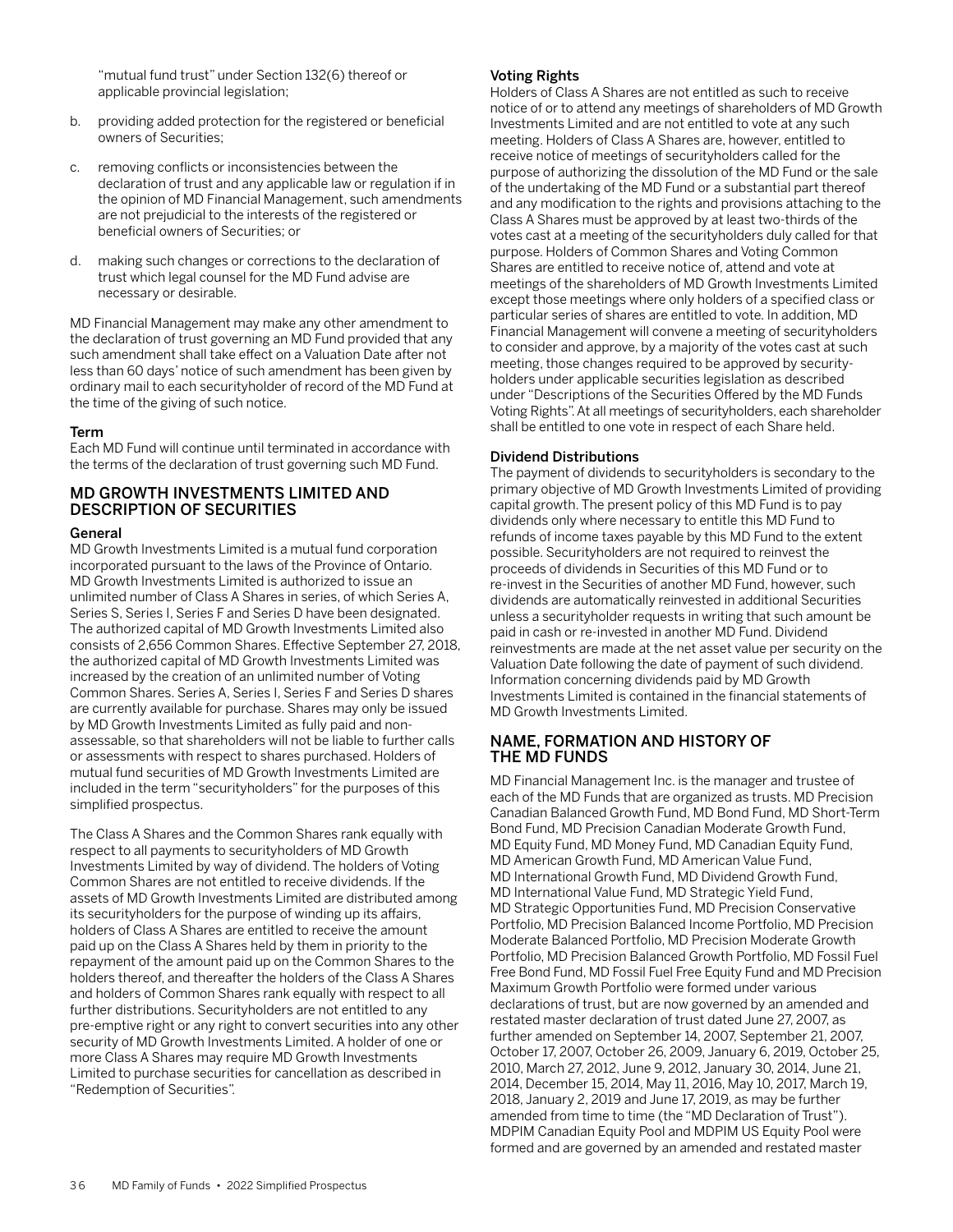"mutual fund trust" under Section 132(6) thereof or applicable provincial legislation;

b. providing added protection for the registered or beneficial owners of Securities;

c. removing conflicts or inconsistencies between the declaration of trust and any applicable law or regulation if in the opinion of MD Financial Management, such amendments are not prejudicial to the interests of the registered or beneficial owners of Securities; or

d. making such changes or corrections to the declaration of trust which legal counsel for the MD Fund advise are necessary or desirable.

MD Financial Management may make any other amendment to the declaration of trust governing an MD Fund provided that any such amendment shall take effect on a Valuation Date after not less than 60 days' notice of such amendment has been given by ordinary mail to each securityholder of record of the MD Fund at the time of the giving of such notice.

### Term

Each MD Fund will continue until terminated in accordance with the terms of the declaration of trust governing such MD Fund.

## MD GROWTH INVESTMENTS LIMITED AND DESCRIPTION OF SECURITIES

### General

MD Growth Investments Limited is a mutual fund corporation incorporated pursuant to the laws of the Province of Ontario. MD Growth Investments Limited is authorized to issue an unlimited number of Class A Shares in series, of which Series A, Series S, Series I, Series F and Series D have been designated. The authorized capital of MD Growth Investments Limited also consists of 2,656 Common Shares. Effective September 27, 2018, the authorized capital of MD Growth Investments Limited was increased by the creation of an unlimited number of Voting Common Shares. Series A, Series I, Series F and Series D shares are currently available for purchase. Shares may only be issued by MD Growth Investments Limited as fully paid and non-assessable, so that shareholders will not be liable to further calls or assessments with respect to shares purchased. Holders of mutual fund securities of MD Growth Investments Limited are included in the term "securityholders" for the purposes of this simplified prospectus.

The Class A Shares and the Common Shares rank equally with respect to all payments to securityholders of MD Growth Investments Limited by way of dividend. The holders of Voting Common Shares are not entitled to receive dividends. If the assets of MD Growth Investments Limited are distributed among its securityholders for the purpose of winding up its affairs, holders of Class A Shares are entitled to receive the amount paid up on the Class A Shares held by them in priority to the repayment of the amount paid up on the Common Shares to the holders thereof, and thereafter the holders of the Class A Shares and holders of Common Shares rank equally with respect to all further distributions. Securityholders are not entitled to any pre-emptive right or any right to convert securities into any other security of MD Growth Investments Limited. A holder of one or more Class A Shares may require MD Growth Investments Limited to purchase securities for cancellation as described in "Redemption of Securities".

### Voting Rights

Holders of Class A Shares are not entitled as such to receive notice of or to attend any meetings of shareholders of MD Growth Investments Limited and are not entitled to vote at any such meeting. Holders of Class A Shares are, however, entitled to receive notice of meetings of securityholders called for the purpose of authorizing the dissolution of the MD Fund or the sale of the undertaking of the MD Fund or a substantial part thereof and any modification to the rights and provisions attaching to the Class A Shares must be approved by at least two-thirds of the votes cast at a meeting of the securityholders duly called for that purpose. Holders of Common Shares and Voting Common Shares are entitled to receive notice of, attend and vote at meetings of the shareholders of MD Growth Investments Limited except those meetings where only holders of a specified class or particular series of shares are entitled to vote. In addition, MD Financial Management will convene a meeting of securityholders to consider and approve, by a majority of the votes cast at such meeting, those changes required to be approved by security-holders under applicable securities legislation as described under "Descriptions of the Securities Offered by the MD Funds Voting Rights". At all meetings of securityholders, each shareholder shall be entitled to one vote in respect of each Share held.

### Dividend Distributions

The payment of dividends to securityholders is secondary to the primary objective of MD Growth Investments Limited of providing capital growth. The present policy of this MD Fund is to pay dividends only where necessary to entitle this MD Fund to refunds of income taxes payable by this MD Fund to the extent possible. Securityholders are not required to reinvest the proceeds of dividends in Securities of this MD Fund or to re-invest in the Securities of another MD Fund, however, such dividends are automatically reinvested in additional Securities unless a securityholder requests in writing that such amount be paid in cash or re-invested in another MD Fund. Dividend reinvestments are made at the net asset value per security on the Valuation Date following the date of payment of such dividend. Information concerning dividends paid by MD Growth Investments Limited is contained in the financial statements of MD Growth Investments Limited.

## NAME, FORMATION AND HISTORY OF THE MD FUNDS

MD Financial Management Inc. is the manager and trustee of each of the MD Funds that are organized as trusts. MD Precision Canadian Balanced Growth Fund, MD Bond Fund, MD Short-Term Bond Fund, MD Precision Canadian Moderate Growth Fund, MD Equity Fund, MD Money Fund, MD Canadian Equity Fund, MD American Growth Fund, MD American Value Fund, MD International Growth Fund, MD Dividend Growth Fund, MD International Value Fund, MD Strategic Yield Fund, MD Strategic Opportunities Fund, MD Precision Conservative Portfolio, MD Precision Balanced Income Portfolio, MD Precision Moderate Balanced Portfolio, MD Precision Moderate Growth Portfolio, MD Precision Balanced Growth Portfolio, MD Fossil Fuel Free Bond Fund, MD Fossil Fuel Free Equity Fund and MD Precision Maximum Growth Portfolio were formed under various declarations of trust, but are now governed by an amended and restated master declaration of trust dated June 27, 2007, as further amended on September 14, 2007, September 21, 2007, October 17, 2007, October 26, 2009, January 6, 2019, October 25, 2010, March 27, 2012, June 9, 2012, January 30, 2014, June 21, 2014, December 15, 2014, May 11, 2016, May 10, 2017, March 19, 2018, January 2, 2019 and June 17, 2019, as may be further amended from time to time (the "MD Declaration of Trust"). MDPIM Canadian Equity Pool and MDPIM US Equity Pool were formed and are governed by an amended and restated master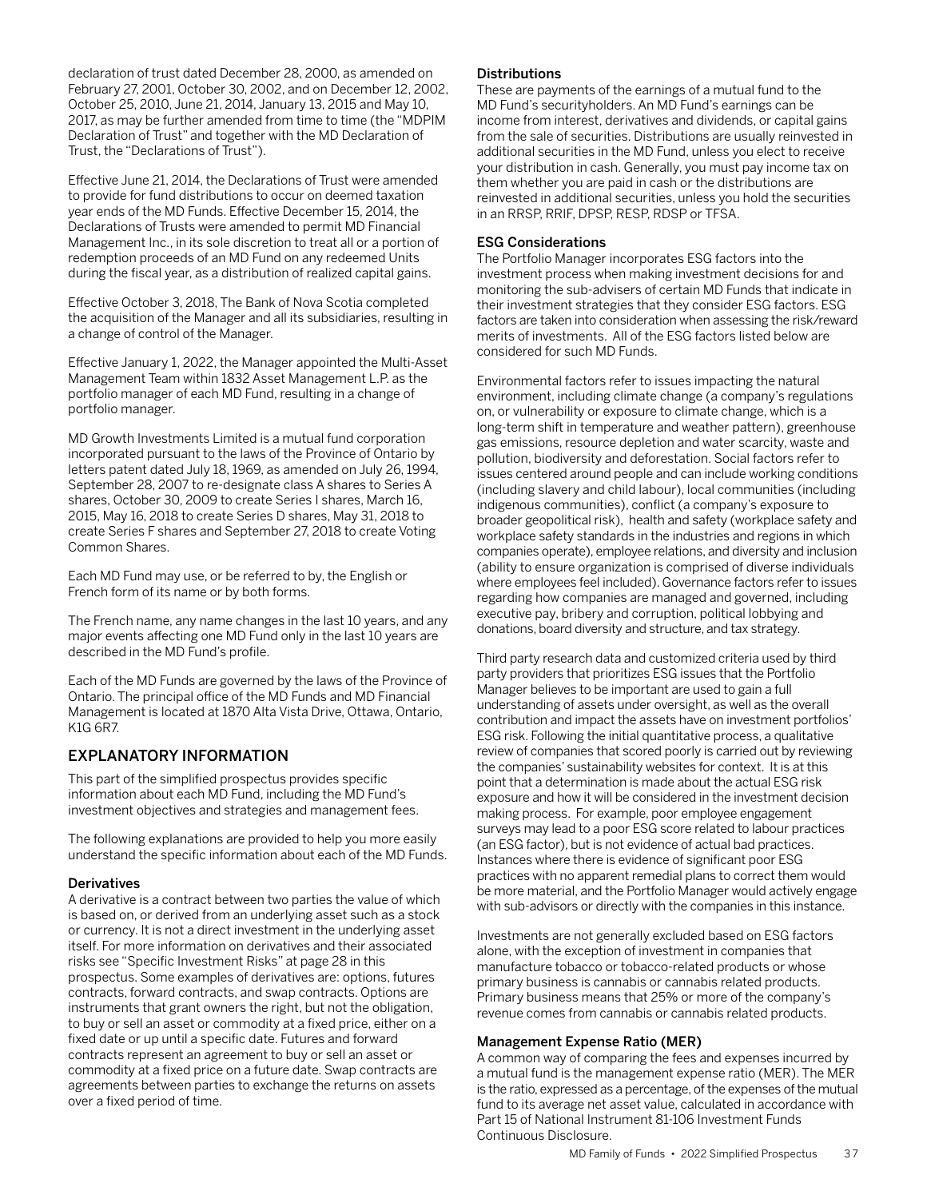declaration of trust dated December 28, 2000, as amended on February 27, 2001, October 30, 2002, and on December 12, 2002, October 25, 2010, June 21, 2014, January 13, 2015 and May 10, 2017, as may be further amended from time to time (the "MDPIM Declaration of Trust" and together with the MD Declaration of Trust, the "Declarations of Trust").

Effective June 21, 2014, the Declarations of Trust were amended to provide for fund distributions to occur on deemed taxation year ends of the MD Funds. Effective December 15, 2014, the Declarations of Trusts were amended to permit MD Financial Management Inc., in its sole discretion to treat all or a portion of redemption proceeds of an MD Fund on any redeemed Units during the fiscal year, as a distribution of realized capital gains.

Effective October 3, 2018, The Bank of Nova Scotia completed the acquisition of the Manager and all its subsidiaries, resulting in a change of control of the Manager.

Effective January 1, 2022, the Manager appointed the Multi-Asset Management Team within 1832 Asset Management L.P. as the portfolio manager of each MD Fund, resulting in a change of portfolio manager.

MD Growth Investments Limited is a mutual fund corporation incorporated pursuant to the laws of the Province of Ontario by letters patent dated July 18, 1969, as amended on July 26, 1994, September 28, 2007 to re-designate class A shares to Series A shares, October 30, 2009 to create Series I shares, March 16, 2015, May 16, 2018 to create Series D shares, May 31, 2018 to create Series F shares and September 27, 2018 to create Voting Common Shares.

Each MD Fund may use, or be referred to by, the English or French form of its name or by both forms.

The French name, any name changes in the last 10 years, and any major events affecting one MD Fund only in the last 10 years are described in the MD Fund's profile.

Each of the MD Funds are governed by the laws of the Province of Ontario. The principal office of the MD Funds and MD Financial Management is located at 1870 Alta Vista Drive, Ottawa, Ontario, K1G 6R7.

## EXPLANATORY INFORMATION

This part of the simplified prospectus provides specific information about each MD Fund, including the MD Fund's investment objectives and strategies and management fees.

The following explanations are provided to help you more easily understand the specific information about each of the MD Funds.

### Derivatives

A derivative is a contract between two parties the value of which is based on, or derived from an underlying asset such as a stock or currency. It is not a direct investment in the underlying asset itself. For more information on derivatives and their associated risks see "Specific Investment Risks" at page 28 in this prospectus. Some examples of derivatives are: options, futures contracts, forward contracts, and swap contracts. Options are instruments that grant owners the right, but not the obligation, to buy or sell an asset or commodity at a fixed price, either on a fixed date or up until a specific date. Futures and forward contracts represent an agreement to buy or sell an asset or commodity at a fixed price on a future date. Swap contracts are agreements between parties to exchange the returns on assets over a fixed period of time.

### Distributions

These are payments of the earnings of a mutual fund to the MD Fund's securityholders. An MD Fund's earnings can be income from interest, derivatives and dividends, or capital gains from the sale of securities. Distributions are usually reinvested in additional securities in the MD Fund, unless you elect to receive your distribution in cash. Generally, you must pay income tax on them whether you are paid in cash or the distributions are reinvested in additional securities, unless you hold the securities in an RRSP, RRIF, DPSP, RESP, RDSP or TFSA.

### ESG Considerations

The Portfolio Manager incorporates ESG factors into the investment process when making investment decisions for and monitoring the sub-advisers of certain MD Funds that indicate in their investment strategies that they consider ESG factors. ESG factors are taken into consideration when assessing the risk/reward merits of investments. All of the ESG factors listed below are considered for such MD Funds.

Environmental factors refer to issues impacting the natural environment, including climate change (a company's regulations on, or vulnerability or exposure to climate change, which is a long-term shift in temperature and weather pattern), greenhouse gas emissions, resource depletion and water scarcity, waste and pollution, biodiversity and deforestation. Social factors refer to issues centered around people and can include working conditions (including slavery and child labour), local communities (including indigenous communities), conflict (a company's exposure to broader geopolitical risk), health and safety (workplace safety and workplace safety standards in the industries and regions in which companies operate), employee relations, and diversity and inclusion (ability to ensure organization is comprised of diverse individuals where employees feel included). Governance factors refer to issues regarding how companies are managed and governed, including executive pay, bribery and corruption, political lobbying and donations, board diversity and structure, and tax strategy.

Third party research data and customized criteria used by third party providers that prioritizes ESG issues that the Portfolio Manager believes to be important are used to gain a full understanding of assets under oversight, as well as the overall contribution and impact the assets have on investment portfolios' ESG risk. Following the initial quantitative process, a qualitative review of companies that scored poorly is carried out by reviewing the companies' sustainability websites for context. It is at this point that a determination is made about the actual ESG risk exposure and how it will be considered in the investment decision making process. For example, poor employee engagement surveys may lead to a poor ESG score related to labour practices (an ESG factor), but is not evidence of actual bad practices. Instances where there is evidence of significant poor ESG practices with no apparent remedial plans to correct them would be more material, and the Portfolio Manager would actively engage with sub-advisors or directly with the companies in this instance.

Investments are not generally excluded based on ESG factors alone, with the exception of investment in companies that manufacture tobacco or tobacco-related products or whose primary business is cannabis or cannabis related products. Primary business means that 25% or more of the company's revenue comes from cannabis or cannabis related products.

### Management Expense Ratio (MER)

A common way of comparing the fees and expenses incurred by a mutual fund is the management expense ratio (MER). The MER is the ratio, expressed as a percentage, of the expenses of the mutual fund to its average net asset value, calculated in accordance with Part 15 of National Instrument 81-106 Investment Funds Continuous Disclosure.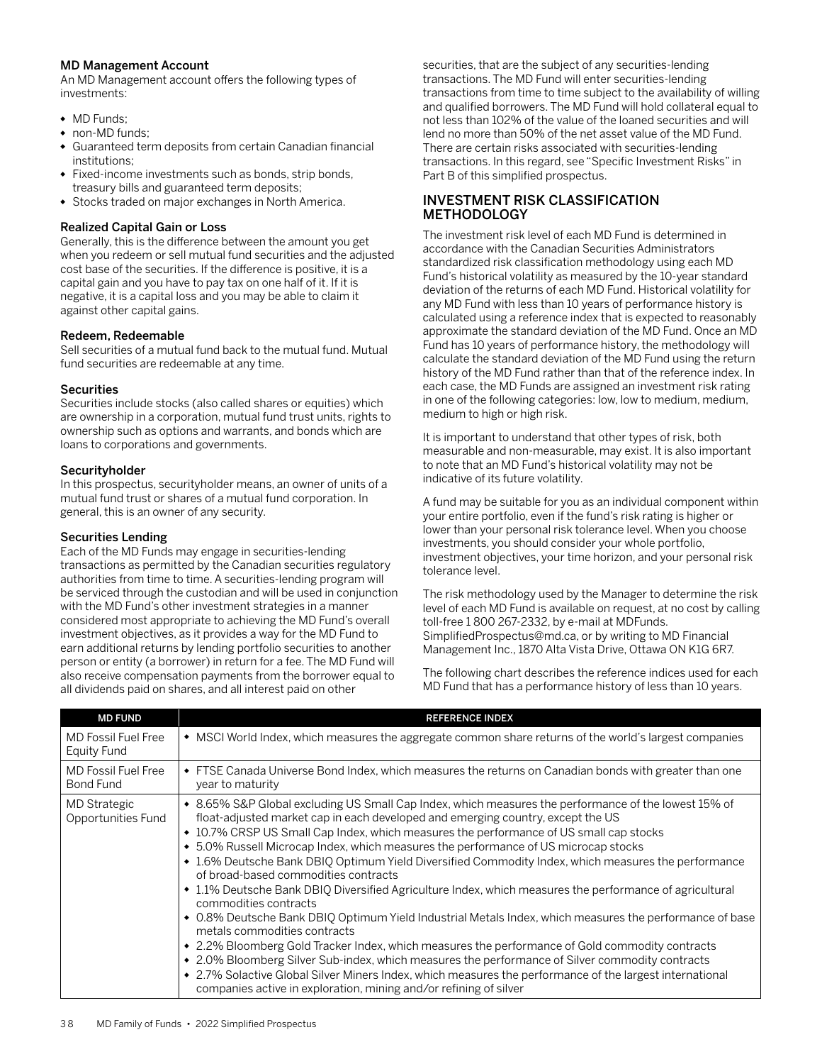### MD Management Account

An MD Management account offers the following types of investments:

- MD Funds;
- non-MD funds;
- Guaranteed term deposits from certain Canadian financial institutions;
- Fixed-income investments such as bonds, strip bonds, treasury bills and guaranteed term deposits;
- Stocks traded on major exchanges in North America.

### Realized Capital Gain or Loss

Generally, this is the difference between the amount you get when you redeem or sell mutual fund securities and the adjusted cost base of the securities. If the difference is positive, it is a capital gain and you have to pay tax on one half of it. If it is negative, it is a capital loss and you may be able to claim it against other capital gains.

### Redeem, Redeemable

Sell securities of a mutual fund back to the mutual fund. Mutual fund securities are redeemable at any time.

### Securities

Securities include stocks (also called shares or equities) which are ownership in a corporation, mutual fund trust units, rights to ownership such as options and warrants, and bonds which are loans to corporations and governments.

### Securityholder

In this prospectus, securityholder means, an owner of units of a mutual fund trust or shares of a mutual fund corporation. In general, this is an owner of any security.

### Securities Lending

Each of the MD Funds may engage in securities-lending transactions as permitted by the Canadian securities regulatory authorities from time to time. A securities-lending program will be serviced through the custodian and will be used in conjunction with the MD Fund's other investment strategies in a manner considered most appropriate to achieving the MD Fund's overall investment objectives, as it provides a way for the MD Fund to earn additional returns by lending portfolio securities to another person or entity (a borrower) in return for a fee. The MD Fund will also receive compensation payments from the borrower equal to all dividends paid on shares, and all interest paid on other securities, that are the subject of any securities-lending transactions. The MD Fund will enter securities-lending transactions from time to time subject to the availability of willing and qualified borrowers. The MD Fund will hold collateral equal to not less than 102% of the value of the loaned securities and will lend no more than 50% of the net asset value of the MD Fund. There are certain risks associated with securities-lending transactions. In this regard, see "Specific Investment Risks" in Part B of this simplified prospectus.

## INVESTMENT RISK CLASSIFICATION METHODOLOGY

The investment risk level of each MD Fund is determined in accordance with the Canadian Securities Administrators standardized risk classification methodology using each MD Fund's historical volatility as measured by the 10-year standard deviation of the returns of each MD Fund. Historical volatility for any MD Fund with less than 10 years of performance history is calculated using a reference index that is expected to reasonably approximate the standard deviation of the MD Fund. Once an MD Fund has 10 years of performance history, the methodology will calculate the standard deviation of the MD Fund using the return history of the MD Fund rather than that of the reference index. In each case, the MD Funds are assigned an investment risk rating in one of the following categories: low, low to medium, medium, medium to high or high risk.

It is important to understand that other types of risk, both measurable and non-measurable, may exist. It is also important to note that an MD Fund's historical volatility may not be indicative of its future volatility.

A fund may be suitable for you as an individual component within your entire portfolio, even if the fund's risk rating is higher or lower than your personal risk tolerance level. When you choose investments, you should consider your whole portfolio, investment objectives, your time horizon, and your personal risk tolerance level.

The risk methodology used by the Manager to determine the risk level of each MD Fund is available on request, at no cost by calling toll-free 1 800 267-2332, by e-mail at MDFunds.SimplifiedProspectus@md.ca, or by writing to MD Financial Management Inc., 1870 Alta Vista Drive, Ottawa ON K1G 6R7.

The following chart describes the reference indices used for each MD Fund that has a performance history of less than 10 years.

| MD FUND | REFERENCE INDEX |
|---|---|
| MD Fossil Fuel Free Equity Fund | • MSCI World Index, which measures the aggregate common share returns of the world's largest companies |
| MD Fossil Fuel Free Bond Fund | • FTSE Canada Universe Bond Index, which measures the returns on Canadian bonds with greater than one year to maturity |
| MD Strategic Opportunities Fund | • 8.65% S&P Global excluding US Small Cap Index, which measures the performance of the lowest 15% of float-adjusted market cap in each developed and emerging country, except the US<br>• 10.7% CRSP US Small Cap Index, which measures the performance of US small cap stocks<br>• 5.0% Russell Microcap Index, which measures the performance of US microcap stocks<br>• 1.6% Deutsche Bank DBIQ Optimum Yield Diversified Commodity Index, which measures the performance of broad-based commodities contracts<br>• 1.1% Deutsche Bank DBIQ Diversified Agriculture Index, which measures the performance of agricultural commodities contracts<br>• 0.8% Deutsche Bank DBIQ Optimum Yield Industrial Metals Index, which measures the performance of base metals commodities contracts<br>• 2.2% Bloomberg Gold Tracker Index, which measures the performance of Gold commodity contracts<br>• 2.0% Bloomberg Silver Sub-index, which measures the performance of Silver commodity contracts<br>• 2.7% Solactive Global Silver Miners Index, which measures the performance of the largest international companies active in exploration, mining and/or refining of silver |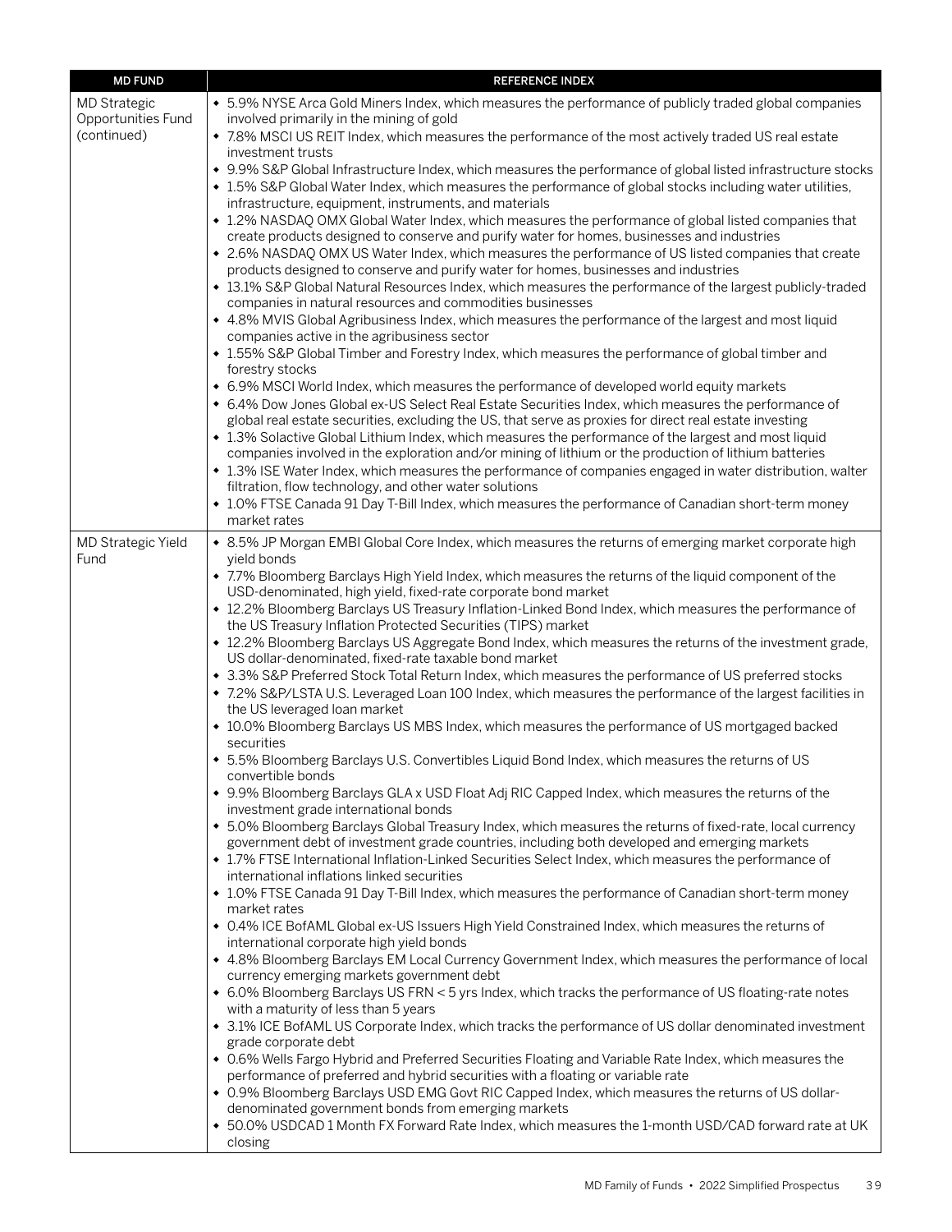| MD FUND | REFERENCE INDEX |
|---|---|
| MD Strategic Opportunities Fund (continued) | • 5.9% NYSE Arca Gold Miners Index, which measures the performance of publicly traded global companies involved primarily in the mining of gold<br>• 7.8% MSCI US REIT Index, which measures the performance of the most actively traded US real estate investment trusts<br>• 9.9% S&P Global Infrastructure Index, which measures the performance of global listed infrastructure stocks<br>• 1.5% S&P Global Water Index, which measures the performance of global stocks including water utilities, infrastructure, equipment, instruments, and materials<br>• 1.2% NASDAQ OMX Global Water Index, which measures the performance of global listed companies that create products designed to conserve and purify water for homes, businesses and industries<br>• 2.6% NASDAQ OMX US Water Index, which measures the performance of US listed companies that create products designed to conserve and purify water for homes, businesses and industries<br>• 13.1% S&P Global Natural Resources Index, which measures the performance of the largest publicly-traded companies in natural resources and commodities businesses<br>• 4.8% MVIS Global Agribusiness Index, which measures the performance of the largest and most liquid companies active in the agribusiness sector<br>• 1.55% S&P Global Timber and Forestry Index, which measures the performance of global timber and forestry stocks<br>• 6.9% MSCI World Index, which measures the performance of developed world equity markets<br>• 6.4% Dow Jones Global ex-US Select Real Estate Securities Index, which measures the performance of global real estate securities, excluding the US, that serve as proxies for direct real estate investing<br>• 1.3% Solactive Global Lithium Index, which measures the performance of the largest and most liquid companies involved in the exploration and/or mining of lithium or the production of lithium batteries<br>• 1.3% ISE Water Index, which measures the performance of companies engaged in water distribution, walter filtration, flow technology, and other water solutions<br>• 1.0% FTSE Canada 91 Day T-Bill Index, which measures the performance of Canadian short-term money market rates |
| MD Strategic Yield Fund | • 8.5% JP Morgan EMBI Global Core Index, which measures the returns of emerging market corporate high yield bonds<br>• 7.7% Bloomberg Barclays High Yield Index, which measures the returns of the liquid component of the USD-denominated, high yield, fixed-rate corporate bond market<br>• 12.2% Bloomberg Barclays US Treasury Inflation-Linked Bond Index, which measures the performance of the US Treasury Inflation Protected Securities (TIPS) market<br>• 12.2% Bloomberg Barclays US Aggregate Bond Index, which measures the returns of the investment grade, US dollar-denominated, fixed-rate taxable bond market<br>• 3.3% S&P Preferred Stock Total Return Index, which measures the performance of US preferred stocks<br>• 7.2% S&P/LSTA U.S. Leveraged Loan 100 Index, which measures the performance of the largest facilities in the US leveraged loan market<br>• 10.0% Bloomberg Barclays US MBS Index, which measures the performance of US mortgaged backed securities<br>• 5.5% Bloomberg Barclays U.S. Convertibles Liquid Bond Index, which measures the returns of US convertible bonds<br>• 9.9% Bloomberg Barclays GLA x USD Float Adj RIC Capped Index, which measures the returns of the investment grade international bonds<br>• 5.0% Bloomberg Barclays Global Treasury Index, which measures the returns of fixed-rate, local currency government debt of investment grade countries, including both developed and emerging markets<br>• 1.7% FTSE International Inflation-Linked Securities Select Index, which measures the performance of international inflations linked securities<br>• 1.0% FTSE Canada 91 Day T-Bill Index, which measures the performance of Canadian short-term money market rates<br>• 0.4% ICE BofAML Global ex-US Issuers High Yield Constrained Index, which measures the returns of international corporate high yield bonds<br>• 4.8% Bloomberg Barclays EM Local Currency Government Index, which measures the performance of local currency emerging markets government debt<br>• 6.0% Bloomberg Barclays US FRN < 5 yrs Index, which tracks the performance of US floating-rate notes with a maturity of less than 5 years<br>• 3.1% ICE BofAML US Corporate Index, which tracks the performance of US dollar denominated investment grade corporate debt<br>• 0.6% Wells Fargo Hybrid and Preferred Securities Floating and Variable Rate Index, which measures the performance of preferred and hybrid securities with a floating or variable rate<br>• 0.9% Bloomberg Barclays USD EMG Govt RIC Capped Index, which measures the returns of US dollar-denominated government bonds from emerging markets<br>• 50.0% USDCAD 1 Month FX Forward Rate Index, which measures the 1-month USD/CAD forward rate at UK closing |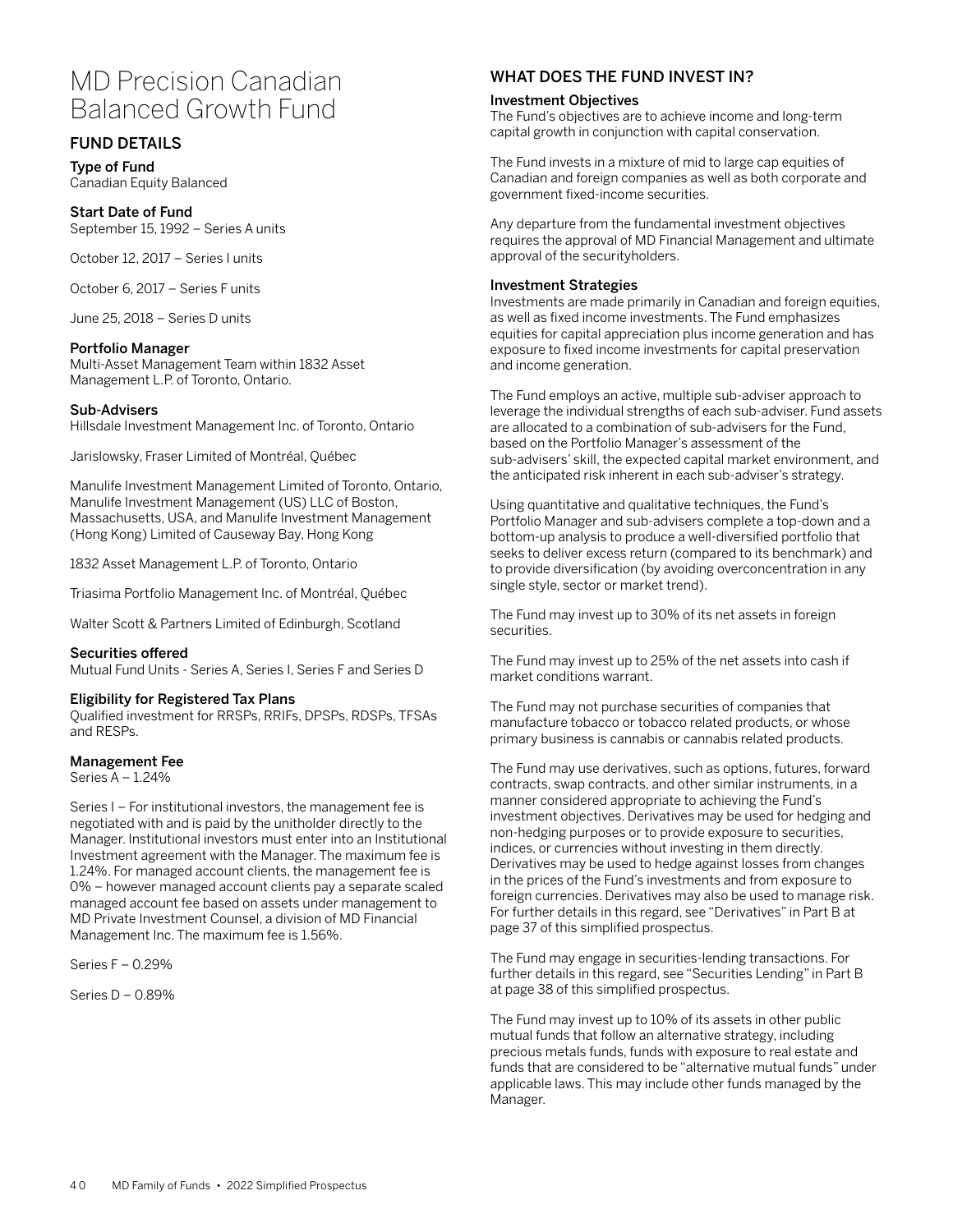# MD Precision Canadian Balanced Growth Fund

## FUND DETAILS

### Type of Fund

Canadian Equity Balanced

### Start Date of Fund

September 15, 1992 – Series A units

October 12, 2017 – Series I units

October 6, 2017 – Series F units

June 25, 2018 – Series D units

### Portfolio Manager

Multi-Asset Management Team within 1832 Asset Management L.P. of Toronto, Ontario.

### Sub-Advisers

Hillsdale Investment Management Inc. of Toronto, Ontario

Jarislowsky, Fraser Limited of Montréal, Québec

Manulife Investment Management Limited of Toronto, Ontario, Manulife Investment Management (US) LLC of Boston, Massachusetts, USA, and Manulife Investment Management (Hong Kong) Limited of Causeway Bay, Hong Kong

1832 Asset Management L.P. of Toronto, Ontario

Triasima Portfolio Management Inc. of Montréal, Québec

Walter Scott & Partners Limited of Edinburgh, Scotland

### Securities offered

Mutual Fund Units - Series A, Series I, Series F and Series D

### Eligibility for Registered Tax Plans

Qualified investment for RRSPs, RRIFs, DPSPs, RDSPs, TFSAs and RESPs.

### Management Fee

Series A – 1.24%

Series I – For institutional investors, the management fee is negotiated with and is paid by the unitholder directly to the Manager. Institutional investors must enter into an Institutional Investment agreement with the Manager. The maximum fee is 1.24%. For managed account clients, the management fee is 0% – however managed account clients pay a separate scaled managed account fee based on assets under management to MD Private Investment Counsel, a division of MD Financial Management Inc. The maximum fee is 1.56%.

Series F – 0.29%

Series D – 0.89%

## WHAT DOES THE FUND INVEST IN?

### Investment Objectives

The Fund's objectives are to achieve income and long-term capital growth in conjunction with capital conservation.

The Fund invests in a mixture of mid to large cap equities of Canadian and foreign companies as well as both corporate and government fixed-income securities.

Any departure from the fundamental investment objectives requires the approval of MD Financial Management and ultimate approval of the securityholders.

### Investment Strategies

Investments are made primarily in Canadian and foreign equities, as well as fixed income investments. The Fund emphasizes equities for capital appreciation plus income generation and has exposure to fixed income investments for capital preservation and income generation.

The Fund employs an active, multiple sub-adviser approach to leverage the individual strengths of each sub-adviser. Fund assets are allocated to a combination of sub-advisers for the Fund, based on the Portfolio Manager's assessment of the sub-advisers' skill, the expected capital market environment, and the anticipated risk inherent in each sub-adviser's strategy.

Using quantitative and qualitative techniques, the Fund's Portfolio Manager and sub-advisers complete a top-down and a bottom-up analysis to produce a well-diversified portfolio that seeks to deliver excess return (compared to its benchmark) and to provide diversification (by avoiding overconcentration in any single style, sector or market trend).

The Fund may invest up to 30% of its net assets in foreign securities.

The Fund may invest up to 25% of the net assets into cash if market conditions warrant.

The Fund may not purchase securities of companies that manufacture tobacco or tobacco related products, or whose primary business is cannabis or cannabis related products.

The Fund may use derivatives, such as options, futures, forward contracts, swap contracts, and other similar instruments, in a manner considered appropriate to achieving the Fund's investment objectives. Derivatives may be used for hedging and non-hedging purposes or to provide exposure to securities, indices, or currencies without investing in them directly. Derivatives may be used to hedge against losses from changes in the prices of the Fund's investments and from exposure to foreign currencies. Derivatives may also be used to manage risk. For further details in this regard, see "Derivatives" in Part B at page 37 of this simplified prospectus.

The Fund may engage in securities-lending transactions. For further details in this regard, see "Securities Lending" in Part B at page 38 of this simplified prospectus.

The Fund may invest up to 10% of its assets in other public mutual funds that follow an alternative strategy, including precious metals funds, funds with exposure to real estate and funds that are considered to be "alternative mutual funds" under applicable laws. This may include other funds managed by the Manager.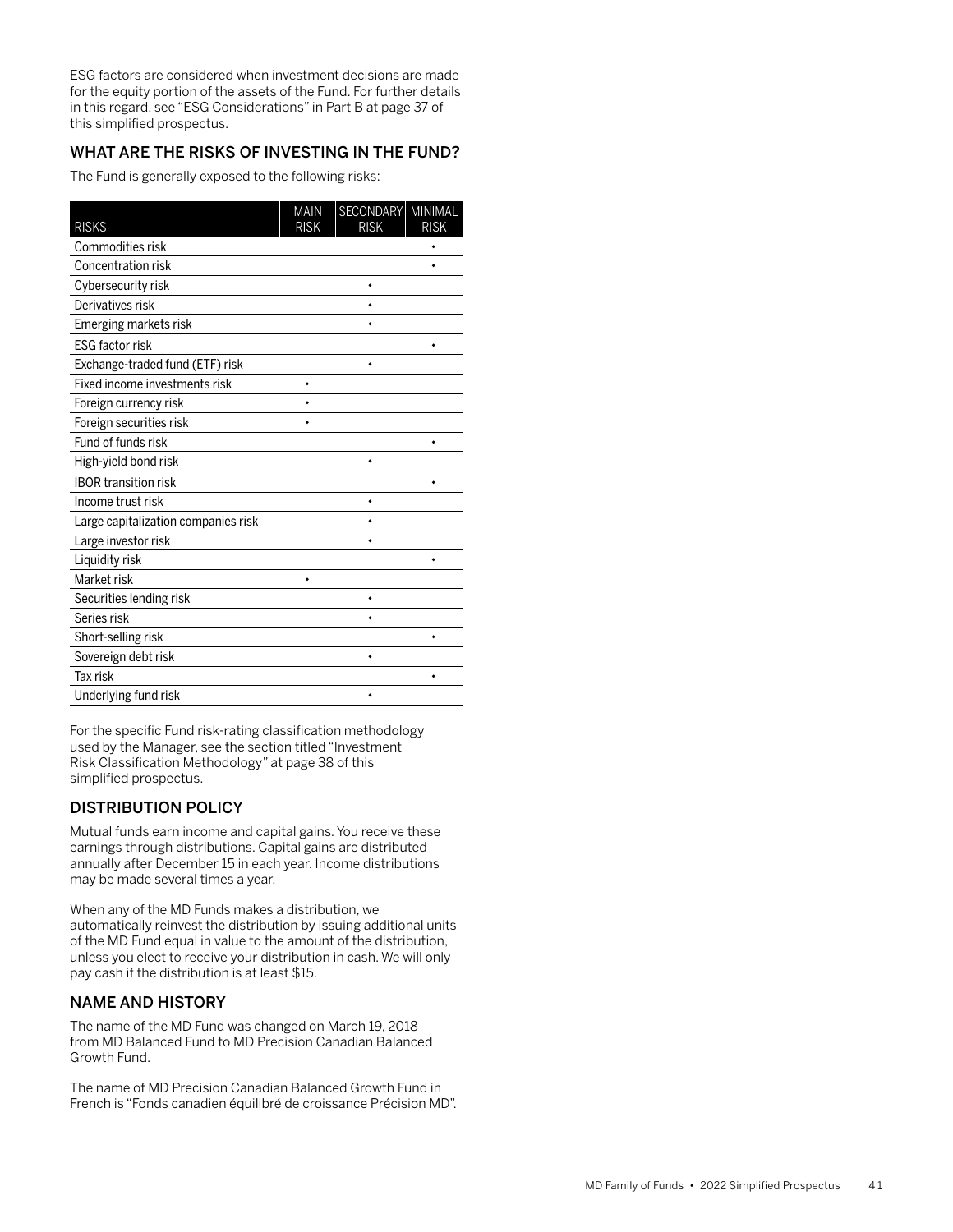ESG factors are considered when investment decisions are made for the equity portion of the assets of the Fund. For further details in this regard, see "ESG Considerations" in Part B at page 37 of this simplified prospectus.

## WHAT ARE THE RISKS OF INVESTING IN THE FUND?

The Fund is generally exposed to the following risks:

| RISKS | MAIN RISK | SECONDARY RISK | MINIMAL RISK |
|---|---|---|---|
| Commodities risk | | | • |
| Concentration risk | | | • |
| Cybersecurity risk | | • | |
| Derivatives risk | | • | |
| Emerging markets risk | | • | |
| ESG factor risk | | | • |
| Exchange-traded fund (ETF) risk | | • | |
| Fixed income investments risk | • | | |
| Foreign currency risk | • | | |
| Foreign securities risk | • | | |
| Fund of funds risk | | | • |
| High-yield bond risk | | • | |
| IBOR transition risk | | | • |
| Income trust risk | | • | |
| Large capitalization companies risk | | • | |
| Large investor risk | | • | |
| Liquidity risk | | | • |
| Market risk | • | | |
| Securities lending risk | | • | |
| Series risk | | • | |
| Short-selling risk | | | • |
| Sovereign debt risk | | • | |
| Tax risk | | | • |
| Underlying fund risk | | • | |

For the specific Fund risk-rating classification methodology used by the Manager, see the section titled "Investment Risk Classification Methodology" at page 38 of this simplified prospectus.

## DISTRIBUTION POLICY

Mutual funds earn income and capital gains. You receive these earnings through distributions. Capital gains are distributed annually after December 15 in each year. Income distributions may be made several times a year.

When any of the MD Funds makes a distribution, we automatically reinvest the distribution by issuing additional units of the MD Fund equal in value to the amount of the distribution, unless you elect to receive your distribution in cash. We will only pay cash if the distribution is at least $15.

## NAME AND HISTORY

The name of the MD Fund was changed on March 19, 2018 from MD Balanced Fund to MD Precision Canadian Balanced Growth Fund.

The name of MD Precision Canadian Balanced Growth Fund in French is "Fonds canadien équilibré de croissance Précision MD".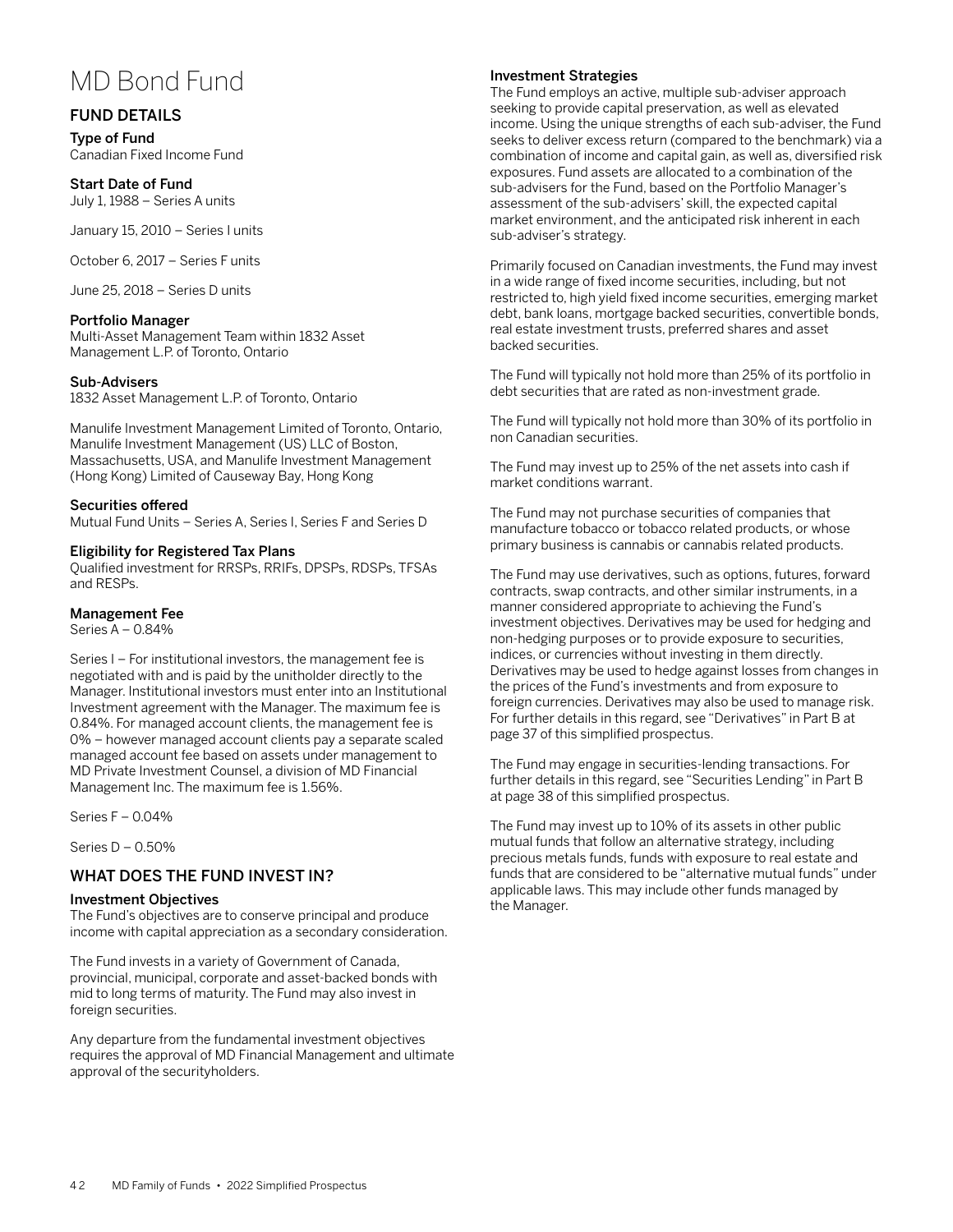# MD Bond Fund

## FUND DETAILS

### Type of Fund

Canadian Fixed Income Fund

### Start Date of Fund

July 1, 1988 – Series A units

January 15, 2010 – Series I units

October 6, 2017 – Series F units

June 25, 2018 – Series D units

### Portfolio Manager

Multi-Asset Management Team within 1832 Asset Management L.P. of Toronto, Ontario

### Sub-Advisers

1832 Asset Management L.P. of Toronto, Ontario

Manulife Investment Management Limited of Toronto, Ontario, Manulife Investment Management (US) LLC of Boston, Massachusetts, USA, and Manulife Investment Management (Hong Kong) Limited of Causeway Bay, Hong Kong

### Securities offered

Mutual Fund Units – Series A, Series I, Series F and Series D

### Eligibility for Registered Tax Plans

Qualified investment for RRSPs, RRIFs, DPSPs, RDSPs, TFSAs and RESPs.

### Management Fee

Series A – 0.84%

Series I – For institutional investors, the management fee is negotiated with and is paid by the unitholder directly to the Manager. Institutional investors must enter into an Institutional Investment agreement with the Manager. The maximum fee is 0.84%. For managed account clients, the management fee is 0% – however managed account clients pay a separate scaled managed account fee based on assets under management to MD Private Investment Counsel, a division of MD Financial Management Inc. The maximum fee is 1.56%.

Series F – 0.04%

Series D – 0.50%

## WHAT DOES THE FUND INVEST IN?

### Investment Objectives

The Fund's objectives are to conserve principal and produce income with capital appreciation as a secondary consideration.

The Fund invests in a variety of Government of Canada, provincial, municipal, corporate and asset-backed bonds with mid to long terms of maturity. The Fund may also invest in foreign securities.

Any departure from the fundamental investment objectives requires the approval of MD Financial Management and ultimate approval of the securityholders.

### Investment Strategies

The Fund employs an active, multiple sub-adviser approach seeking to provide capital preservation, as well as elevated income. Using the unique strengths of each sub-adviser, the Fund seeks to deliver excess return (compared to the benchmark) via a combination of income and capital gain, as well as, diversified risk exposures. Fund assets are allocated to a combination of the sub-advisers for the Fund, based on the Portfolio Manager's assessment of the sub-advisers' skill, the expected capital market environment, and the anticipated risk inherent in each sub-adviser's strategy.

Primarily focused on Canadian investments, the Fund may invest in a wide range of fixed income securities, including, but not restricted to, high yield fixed income securities, emerging market debt, bank loans, mortgage backed securities, convertible bonds, real estate investment trusts, preferred shares and asset backed securities.

The Fund will typically not hold more than 25% of its portfolio in debt securities that are rated as non-investment grade.

The Fund will typically not hold more than 30% of its portfolio in non Canadian securities.

The Fund may invest up to 25% of the net assets into cash if market conditions warrant.

The Fund may not purchase securities of companies that manufacture tobacco or tobacco related products, or whose primary business is cannabis or cannabis related products.

The Fund may use derivatives, such as options, futures, forward contracts, swap contracts, and other similar instruments, in a manner considered appropriate to achieving the Fund's investment objectives. Derivatives may be used for hedging and non-hedging purposes or to provide exposure to securities, indices, or currencies without investing in them directly. Derivatives may be used to hedge against losses from changes in the prices of the Fund's investments and from exposure to foreign currencies. Derivatives may also be used to manage risk. For further details in this regard, see "Derivatives" in Part B at page 37 of this simplified prospectus.

The Fund may engage in securities-lending transactions. For further details in this regard, see "Securities Lending" in Part B at page 38 of this simplified prospectus.

The Fund may invest up to 10% of its assets in other public mutual funds that follow an alternative strategy, including precious metals funds, funds with exposure to real estate and funds that are considered to be "alternative mutual funds" under applicable laws. This may include other funds managed by the Manager.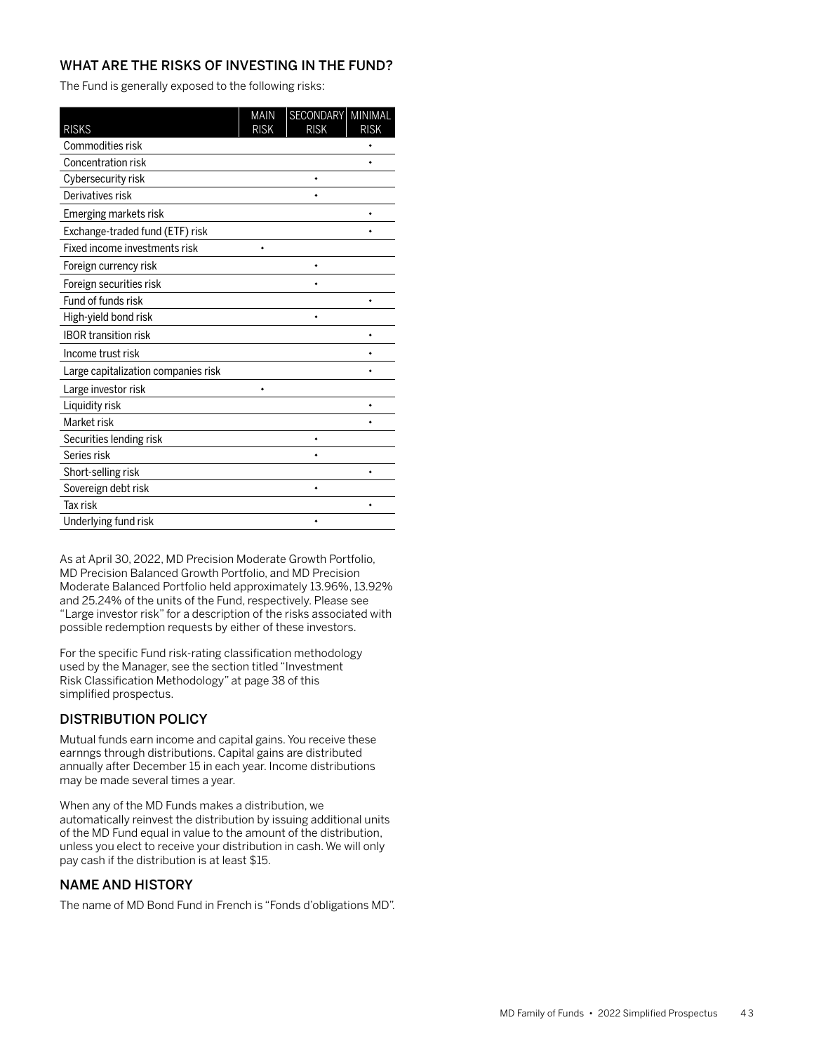## WHAT ARE THE RISKS OF INVESTING IN THE FUND?

The Fund is generally exposed to the following risks:

| RISKS | MAIN RISK | SECONDARY RISK | MINIMAL RISK |
|---|---|---|---|
| Commodities risk | | | • |
| Concentration risk | | | • |
| Cybersecurity risk | | • | |
| Derivatives risk | | • | |
| Emerging markets risk | | | • |
| Exchange-traded fund (ETF) risk | | | • |
| Fixed income investments risk | • | | |
| Foreign currency risk | | • | |
| Foreign securities risk | | • | |
| Fund of funds risk | | | • |
| High-yield bond risk | | • | |
| IBOR transition risk | | | • |
| Income trust risk | | | • |
| Large capitalization companies risk | | | • |
| Large investor risk | • | | |
| Liquidity risk | | | • |
| Market risk | | | • |
| Securities lending risk | | • | |
| Series risk | | • | |
| Short-selling risk | | | • |
| Sovereign debt risk | | • | |
| Tax risk | | | • |
| Underlying fund risk | | • | |

As at April 30, 2022, MD Precision Moderate Growth Portfolio, MD Precision Balanced Growth Portfolio, and MD Precision Moderate Balanced Portfolio held approximately 13.96%, 13.92% and 25.24% of the units of the Fund, respectively. Please see "Large investor risk" for a description of the risks associated with possible redemption requests by either of these investors.

For the specific Fund risk-rating classification methodology used by the Manager, see the section titled "Investment Risk Classification Methodology" at page 38 of this simplified prospectus.

## DISTRIBUTION POLICY

Mutual funds earn income and capital gains. You receive these earnngs through distributions. Capital gains are distributed annually after December 15 in each year. Income distributions may be made several times a year.

When any of the MD Funds makes a distribution, we automatically reinvest the distribution by issuing additional units of the MD Fund equal in value to the amount of the distribution, unless you elect to receive your distribution in cash. We will only pay cash if the distribution is at least $15.

## NAME AND HISTORY

The name of MD Bond Fund in French is "Fonds d'obligations MD".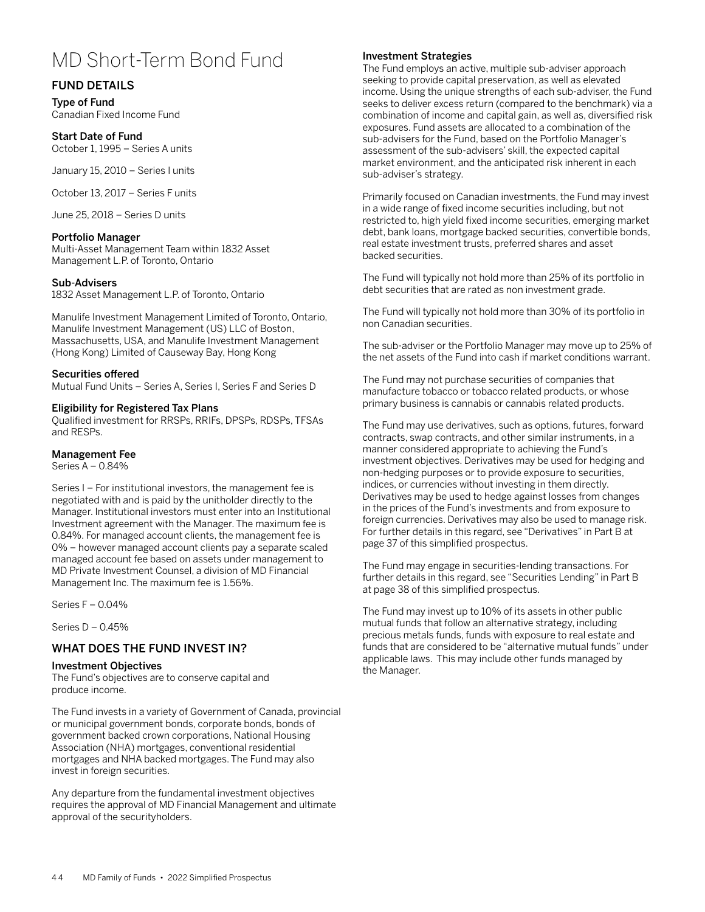# MD Short-Term Bond Fund

## FUND DETAILS

### Type of Fund

Canadian Fixed Income Fund

### Start Date of Fund

October 1, 1995 – Series A units

January 15, 2010 – Series I units

October 13, 2017 – Series F units

June 25, 2018 – Series D units

### Portfolio Manager

Multi-Asset Management Team within 1832 Asset Management L.P. of Toronto, Ontario

### Sub-Advisers

1832 Asset Management L.P. of Toronto, Ontario

Manulife Investment Management Limited of Toronto, Ontario, Manulife Investment Management (US) LLC of Boston, Massachusetts, USA, and Manulife Investment Management (Hong Kong) Limited of Causeway Bay, Hong Kong

### Securities offered

Mutual Fund Units – Series A, Series I, Series F and Series D

### Eligibility for Registered Tax Plans

Qualified investment for RRSPs, RRIFs, DPSPs, RDSPs, TFSAs and RESPs.

### Management Fee

Series A – 0.84%

Series I – For institutional investors, the management fee is negotiated with and is paid by the unitholder directly to the Manager. Institutional investors must enter into an Institutional Investment agreement with the Manager. The maximum fee is 0.84%. For managed account clients, the management fee is 0% – however managed account clients pay a separate scaled managed account fee based on assets under management to MD Private Investment Counsel, a division of MD Financial Management Inc. The maximum fee is 1.56%.

Series F – 0.04%

Series D – 0.45%

## WHAT DOES THE FUND INVEST IN?

### Investment Objectives

The Fund's objectives are to conserve capital and produce income.

The Fund invests in a variety of Government of Canada, provincial or municipal government bonds, corporate bonds, bonds of government backed crown corporations, National Housing Association (NHA) mortgages, conventional residential mortgages and NHA backed mortgages. The Fund may also invest in foreign securities.

Any departure from the fundamental investment objectives requires the approval of MD Financial Management and ultimate approval of the securityholders.

### Investment Strategies

The Fund employs an active, multiple sub-adviser approach seeking to provide capital preservation, as well as elevated income. Using the unique strengths of each sub-adviser, the Fund seeks to deliver excess return (compared to the benchmark) via a combination of income and capital gain, as well as, diversified risk exposures. Fund assets are allocated to a combination of the sub-advisers for the Fund, based on the Portfolio Manager's assessment of the sub-advisers' skill, the expected capital market environment, and the anticipated risk inherent in each sub-adviser's strategy.

Primarily focused on Canadian investments, the Fund may invest in a wide range of fixed income securities including, but not restricted to, high yield fixed income securities, emerging market debt, bank loans, mortgage backed securities, convertible bonds, real estate investment trusts, preferred shares and asset backed securities.

The Fund will typically not hold more than 25% of its portfolio in debt securities that are rated as non investment grade.

The Fund will typically not hold more than 30% of its portfolio in non Canadian securities.

The sub-adviser or the Portfolio Manager may move up to 25% of the net assets of the Fund into cash if market conditions warrant.

The Fund may not purchase securities of companies that manufacture tobacco or tobacco related products, or whose primary business is cannabis or cannabis related products.

The Fund may use derivatives, such as options, futures, forward contracts, swap contracts, and other similar instruments, in a manner considered appropriate to achieving the Fund's investment objectives. Derivatives may be used for hedging and non-hedging purposes or to provide exposure to securities, indices, or currencies without investing in them directly. Derivatives may be used to hedge against losses from changes in the prices of the Fund's investments and from exposure to foreign currencies. Derivatives may also be used to manage risk. For further details in this regard, see "Derivatives" in Part B at page 37 of this simplified prospectus.

The Fund may engage in securities-lending transactions. For further details in this regard, see "Securities Lending" in Part B at page 38 of this simplified prospectus.

The Fund may invest up to 10% of its assets in other public mutual funds that follow an alternative strategy, including precious metals funds, funds with exposure to real estate and funds that are considered to be "alternative mutual funds" under applicable laws. This may include other funds managed by the Manager.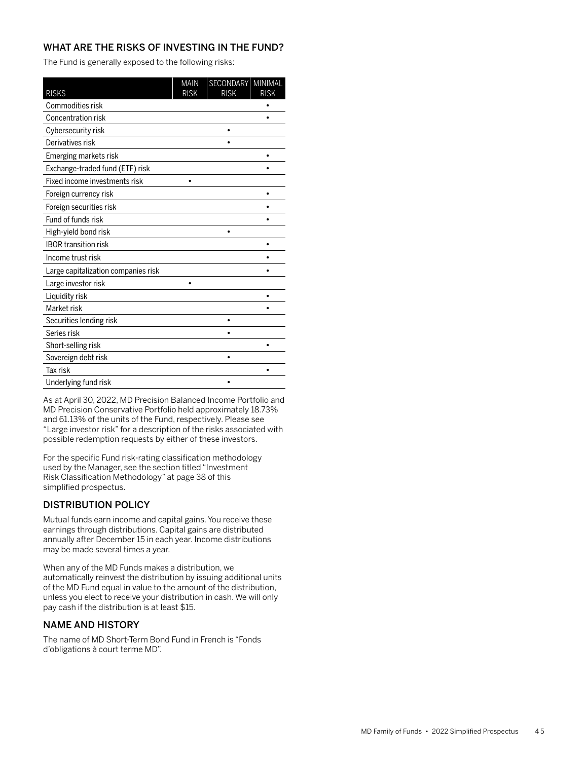## WHAT ARE THE RISKS OF INVESTING IN THE FUND?

The Fund is generally exposed to the following risks:

| RISKS | MAIN RISK | SECONDARY RISK | MINIMAL RISK |
|---|---|---|---|
| Commodities risk | | | • |
| Concentration risk | | | • |
| Cybersecurity risk | | • | |
| Derivatives risk | | • | |
| Emerging markets risk | | | • |
| Exchange-traded fund (ETF) risk | | | • |
| Fixed income investments risk | • | | |
| Foreign currency risk | | | • |
| Foreign securities risk | | | • |
| Fund of funds risk | | | • |
| High-yield bond risk | | • | |
| IBOR transition risk | | | • |
| Income trust risk | | | • |
| Large capitalization companies risk | | | • |
| Large investor risk | • | | |
| Liquidity risk | | | • |
| Market risk | | | • |
| Securities lending risk | | • | |
| Series risk | | • | |
| Short-selling risk | | | • |
| Sovereign debt risk | | • | |
| Tax risk | | | • |
| Underlying fund risk | | • | |

As at April 30, 2022, MD Precision Balanced Income Portfolio and MD Precision Conservative Portfolio held approximately 18.73% and 61.13% of the units of the Fund, respectively. Please see "Large investor risk" for a description of the risks associated with possible redemption requests by either of these investors.

For the specific Fund risk-rating classification methodology used by the Manager, see the section titled "Investment Risk Classification Methodology" at page 38 of this simplified prospectus.

## DISTRIBUTION POLICY

Mutual funds earn income and capital gains. You receive these earnings through distributions. Capital gains are distributed annually after December 15 in each year. Income distributions may be made several times a year.

When any of the MD Funds makes a distribution, we automatically reinvest the distribution by issuing additional units of the MD Fund equal in value to the amount of the distribution, unless you elect to receive your distribution in cash. We will only pay cash if the distribution is at least $15.

## NAME AND HISTORY

The name of MD Short-Term Bond Fund in French is "Fonds d'obligations à court terme MD".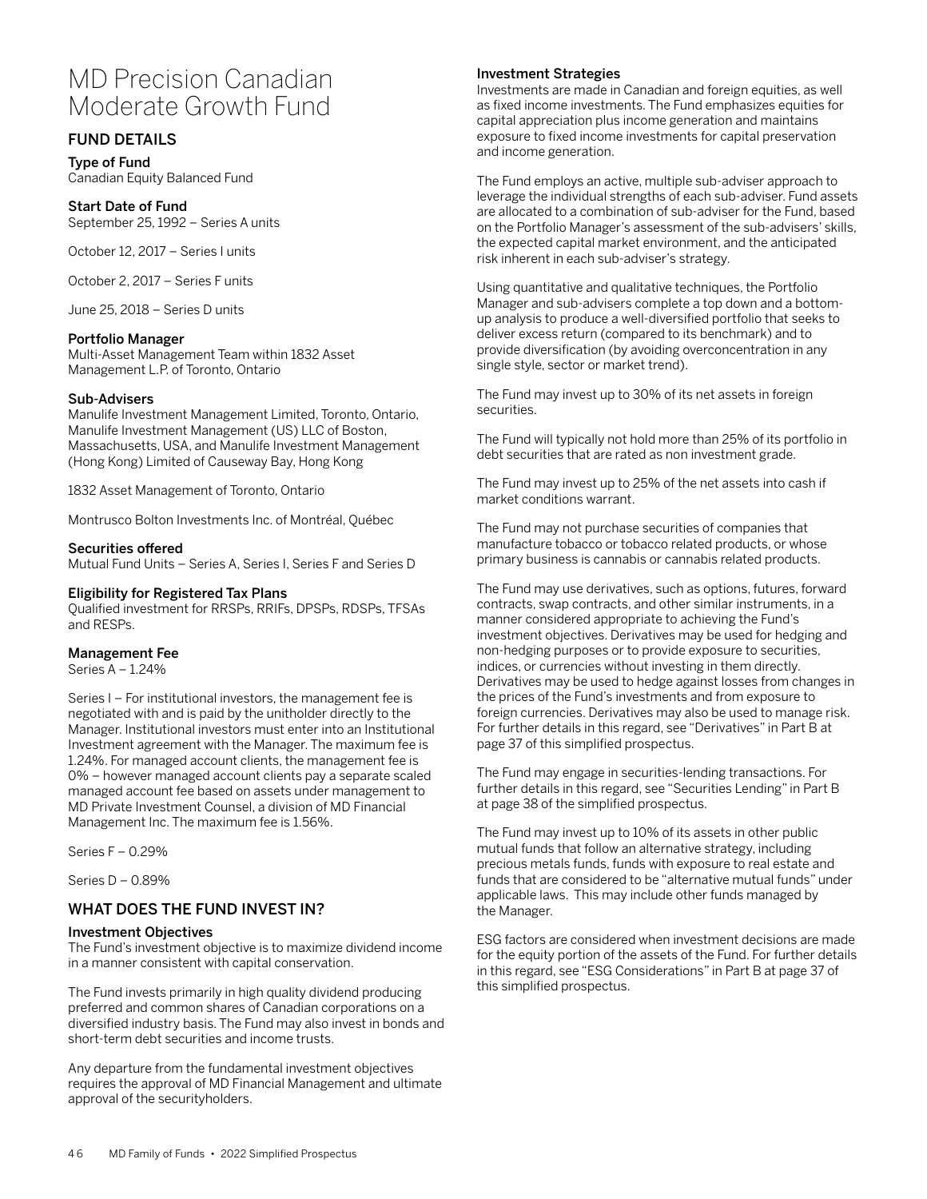# MD Precision Canadian Moderate Growth Fund

## FUND DETAILS

### Type of Fund

Canadian Equity Balanced Fund

### Start Date of Fund

September 25, 1992 – Series A units

October 12, 2017 – Series I units

October 2, 2017 – Series F units

June 25, 2018 – Series D units

### Portfolio Manager

Multi-Asset Management Team within 1832 Asset Management L.P. of Toronto, Ontario

### Sub-Advisers

Manulife Investment Management Limited, Toronto, Ontario, Manulife Investment Management (US) LLC of Boston, Massachusetts, USA, and Manulife Investment Management (Hong Kong) Limited of Causeway Bay, Hong Kong

1832 Asset Management of Toronto, Ontario

Montrusco Bolton Investments Inc. of Montréal, Québec

### Securities offered

Mutual Fund Units – Series A, Series I, Series F and Series D

### Eligibility for Registered Tax Plans

Qualified investment for RRSPs, RRIFs, DPSPs, RDSPs, TFSAs and RESPs.

### Management Fee

Series A – 1.24%

Series I – For institutional investors, the management fee is negotiated with and is paid by the unitholder directly to the Manager. Institutional investors must enter into an Institutional Investment agreement with the Manager. The maximum fee is 1.24%. For managed account clients, the management fee is 0% – however managed account clients pay a separate scaled managed account fee based on assets under management to MD Private Investment Counsel, a division of MD Financial Management Inc. The maximum fee is 1.56%.

Series F – 0.29%

Series D – 0.89%

## WHAT DOES THE FUND INVEST IN?

### Investment Objectives

The Fund's investment objective is to maximize dividend income in a manner consistent with capital conservation.

The Fund invests primarily in high quality dividend producing preferred and common shares of Canadian corporations on a diversified industry basis. The Fund may also invest in bonds and short-term debt securities and income trusts.

Any departure from the fundamental investment objectives requires the approval of MD Financial Management and ultimate approval of the securityholders.

### Investment Strategies

Investments are made in Canadian and foreign equities, as well as fixed income investments. The Fund emphasizes equities for capital appreciation plus income generation and maintains exposure to fixed income investments for capital preservation and income generation.

The Fund employs an active, multiple sub-adviser approach to leverage the individual strengths of each sub-adviser. Fund assets are allocated to a combination of sub-adviser for the Fund, based on the Portfolio Manager's assessment of the sub-advisers' skills, the expected capital market environment, and the anticipated risk inherent in each sub-adviser's strategy.

Using quantitative and qualitative techniques, the Portfolio Manager and sub-advisers complete a top down and a bottom-up analysis to produce a well-diversified portfolio that seeks to deliver excess return (compared to its benchmark) and to provide diversification (by avoiding overconcentration in any single style, sector or market trend).

The Fund may invest up to 30% of its net assets in foreign securities.

The Fund will typically not hold more than 25% of its portfolio in debt securities that are rated as non investment grade.

The Fund may invest up to 25% of the net assets into cash if market conditions warrant.

The Fund may not purchase securities of companies that manufacture tobacco or tobacco related products, or whose primary business is cannabis or cannabis related products.

The Fund may use derivatives, such as options, futures, forward contracts, swap contracts, and other similar instruments, in a manner considered appropriate to achieving the Fund's investment objectives. Derivatives may be used for hedging and non-hedging purposes or to provide exposure to securities, indices, or currencies without investing in them directly. Derivatives may be used to hedge against losses from changes in the prices of the Fund's investments and from exposure to foreign currencies. Derivatives may also be used to manage risk. For further details in this regard, see "Derivatives" in Part B at page 37 of this simplified prospectus.

The Fund may engage in securities-lending transactions. For further details in this regard, see "Securities Lending" in Part B at page 38 of the simplified prospectus.

The Fund may invest up to 10% of its assets in other public mutual funds that follow an alternative strategy, including precious metals funds, funds with exposure to real estate and funds that are considered to be "alternative mutual funds" under applicable laws. This may include other funds managed by the Manager.

ESG factors are considered when investment decisions are made for the equity portion of the assets of the Fund. For further details in this regard, see "ESG Considerations" in Part B at page 37 of this simplified prospectus.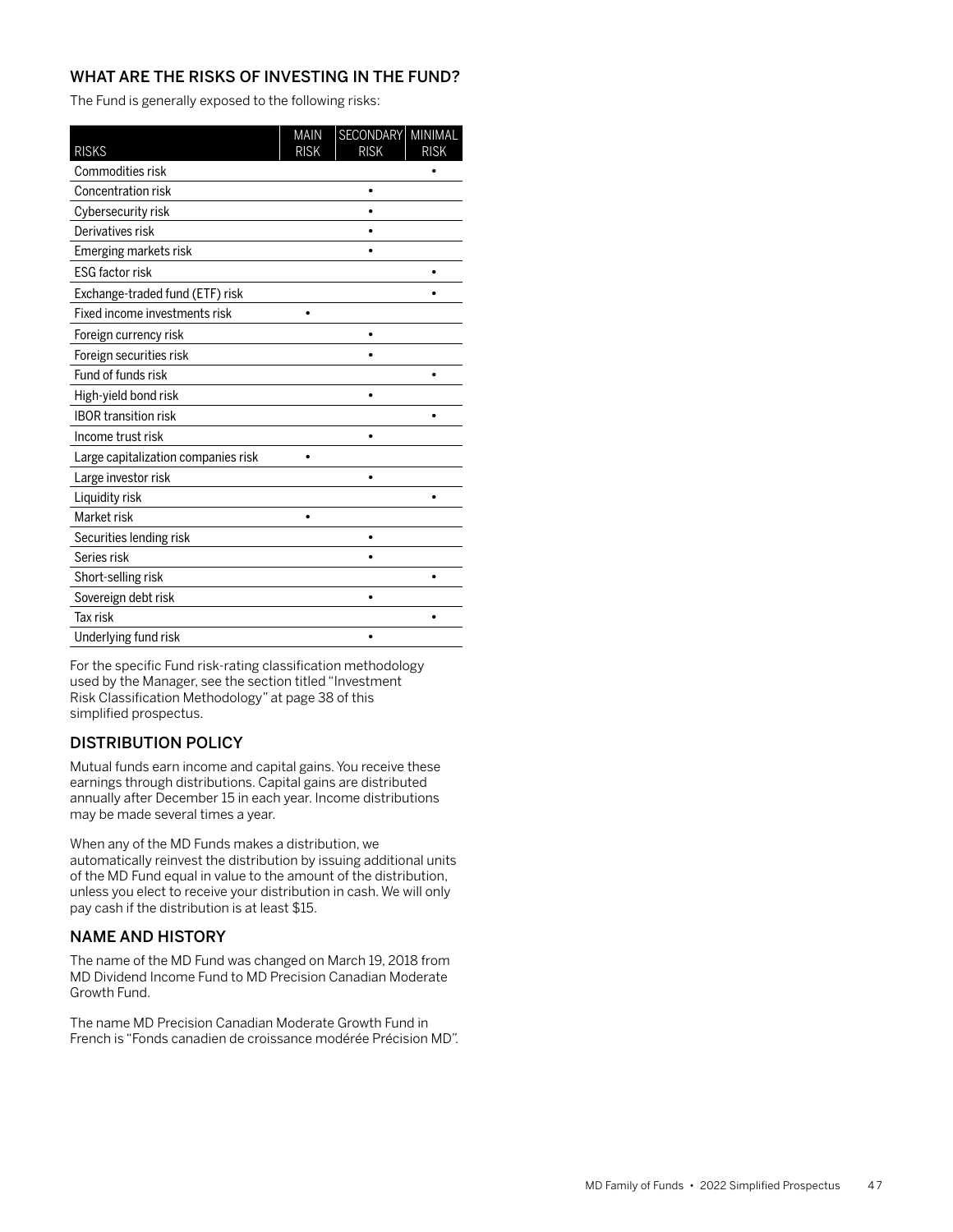## WHAT ARE THE RISKS OF INVESTING IN THE FUND?

The Fund is generally exposed to the following risks:

| RISKS | MAIN RISK | SECONDARY RISK | MINIMAL RISK |
|---|---|---|---|
| Commodities risk | | | • |
| Concentration risk | | • | |
| Cybersecurity risk | | • | |
| Derivatives risk | | • | |
| Emerging markets risk | | • | |
| ESG factor risk | | | • |
| Exchange-traded fund (ETF) risk | | | • |
| Fixed income investments risk | • | | |
| Foreign currency risk | | • | |
| Foreign securities risk | | • | |
| Fund of funds risk | | | • |
| High-yield bond risk | | • | |
| IBOR transition risk | | | • |
| Income trust risk | | • | |
| Large capitalization companies risk | • | | |
| Large investor risk | | • | |
| Liquidity risk | | | • |
| Market risk | • | | |
| Securities lending risk | | • | |
| Series risk | | • | |
| Short-selling risk | | | • |
| Sovereign debt risk | | • | |
| Tax risk | | | • |
| Underlying fund risk | | • | |

For the specific Fund risk-rating classification methodology used by the Manager, see the section titled "Investment Risk Classification Methodology" at page 38 of this simplified prospectus.

## DISTRIBUTION POLICY

Mutual funds earn income and capital gains. You receive these earnings through distributions. Capital gains are distributed annually after December 15 in each year. Income distributions may be made several times a year.

When any of the MD Funds makes a distribution, we automatically reinvest the distribution by issuing additional units of the MD Fund equal in value to the amount of the distribution, unless you elect to receive your distribution in cash. We will only pay cash if the distribution is at least $15.

## NAME AND HISTORY

The name of the MD Fund was changed on March 19, 2018 from MD Dividend Income Fund to MD Precision Canadian Moderate Growth Fund.

The name MD Precision Canadian Moderate Growth Fund in French is "Fonds canadien de croissance modérée Précision MD".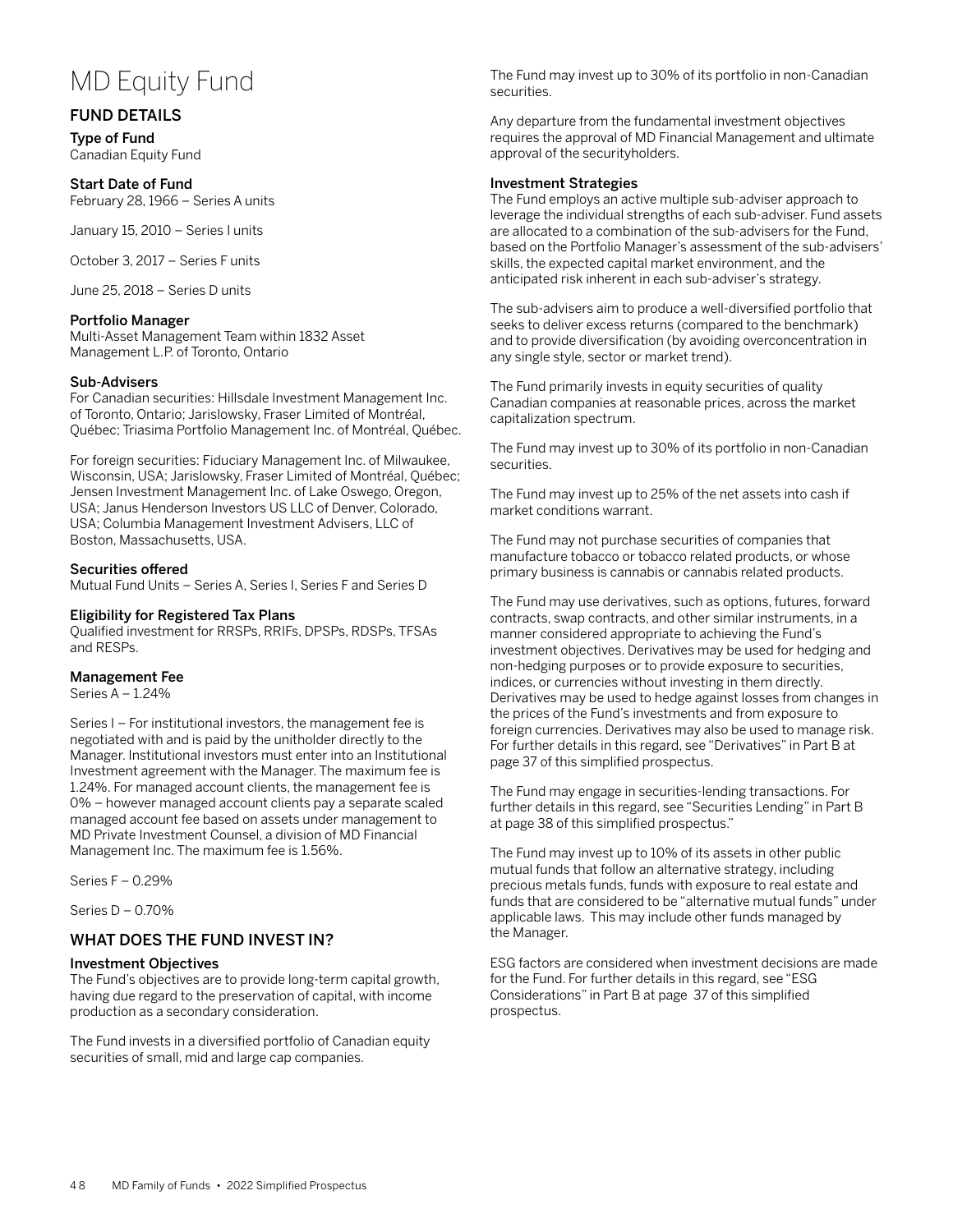# MD Equity Fund

## FUND DETAILS

### Type of Fund

Canadian Equity Fund

### Start Date of Fund

February 28, 1966 – Series A units

January 15, 2010 – Series I units

October 3, 2017 – Series F units

June 25, 2018 – Series D units

### Portfolio Manager

Multi-Asset Management Team within 1832 Asset Management L.P. of Toronto, Ontario

### Sub-Advisers

For Canadian securities: Hillsdale Investment Management Inc. of Toronto, Ontario; Jarislowsky, Fraser Limited of Montréal, Québec; Triasima Portfolio Management Inc. of Montréal, Québec.

For foreign securities: Fiduciary Management Inc. of Milwaukee, Wisconsin, USA; Jarislowsky, Fraser Limited of Montréal, Québec; Jensen Investment Management Inc. of Lake Oswego, Oregon, USA; Janus Henderson Investors US LLC of Denver, Colorado, USA; Columbia Management Investment Advisers, LLC of Boston, Massachusetts, USA.

### Securities offered

Mutual Fund Units – Series A, Series I, Series F and Series D

### Eligibility for Registered Tax Plans

Qualified investment for RRSPs, RRIFs, DPSPs, RDSPs, TFSAs and RESPs.

### Management Fee

Series A – 1.24%

Series I – For institutional investors, the management fee is negotiated with and is paid by the unitholder directly to the Manager. Institutional investors must enter into an Institutional Investment agreement with the Manager. The maximum fee is 1.24%. For managed account clients, the management fee is 0% – however managed account clients pay a separate scaled managed account fee based on assets under management to MD Private Investment Counsel, a division of MD Financial Management Inc. The maximum fee is 1.56%.

Series F – 0.29%

Series D – 0.70%

## WHAT DOES THE FUND INVEST IN?

### Investment Objectives

The Fund's objectives are to provide long-term capital growth, having due regard to the preservation of capital, with income production as a secondary consideration.

The Fund invests in a diversified portfolio of Canadian equity securities of small, mid and large cap companies.

The Fund may invest up to 30% of its portfolio in non-Canadian securities.

Any departure from the fundamental investment objectives requires the approval of MD Financial Management and ultimate approval of the securityholders.

### Investment Strategies

The Fund employs an active multiple sub-adviser approach to leverage the individual strengths of each sub-adviser. Fund assets are allocated to a combination of the sub-advisers for the Fund, based on the Portfolio Manager's assessment of the sub-advisers' skills, the expected capital market environment, and the anticipated risk inherent in each sub-adviser's strategy.

The sub-advisers aim to produce a well-diversified portfolio that seeks to deliver excess returns (compared to the benchmark) and to provide diversification (by avoiding overconcentration in any single style, sector or market trend).

The Fund primarily invests in equity securities of quality Canadian companies at reasonable prices, across the market capitalization spectrum.

The Fund may invest up to 30% of its portfolio in non-Canadian securities.

The Fund may invest up to 25% of the net assets into cash if market conditions warrant.

The Fund may not purchase securities of companies that manufacture tobacco or tobacco related products, or whose primary business is cannabis or cannabis related products.

The Fund may use derivatives, such as options, futures, forward contracts, swap contracts, and other similar instruments, in a manner considered appropriate to achieving the Fund's investment objectives. Derivatives may be used for hedging and non-hedging purposes or to provide exposure to securities, indices, or currencies without investing in them directly. Derivatives may be used to hedge against losses from changes in the prices of the Fund's investments and from exposure to foreign currencies. Derivatives may also be used to manage risk. For further details in this regard, see "Derivatives" in Part B at page 37 of this simplified prospectus.

The Fund may engage in securities-lending transactions. For further details in this regard, see "Securities Lending" in Part B at page 38 of this simplified prospectus."

The Fund may invest up to 10% of its assets in other public mutual funds that follow an alternative strategy, including precious metals funds, funds with exposure to real estate and funds that are considered to be "alternative mutual funds" under applicable laws. This may include other funds managed by the Manager.

ESG factors are considered when investment decisions are made for the Fund. For further details in this regard, see "ESG Considerations" in Part B at page 37 of this simplified prospectus.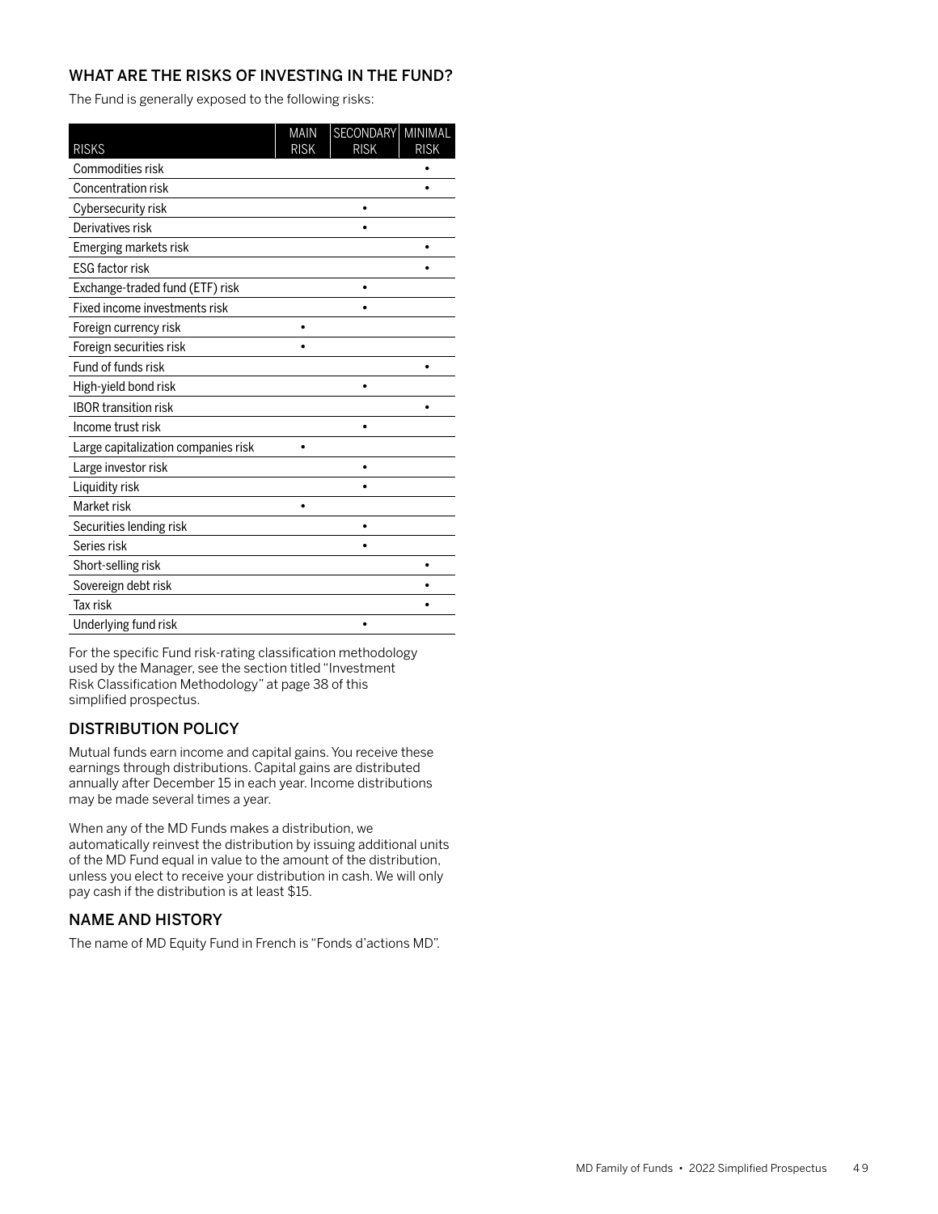## WHAT ARE THE RISKS OF INVESTING IN THE FUND?

The Fund is generally exposed to the following risks:

| RISKS | MAIN RISK | SECONDARY RISK | MINIMAL RISK |
|---|---|---|---|
| Commodities risk | | | • |
| Concentration risk | | | • |
| Cybersecurity risk | | • | |
| Derivatives risk | | • | |
| Emerging markets risk | | | • |
| ESG factor risk | | | • |
| Exchange-traded fund (ETF) risk | | • | |
| Fixed income investments risk | | • | |
| Foreign currency risk | • | | |
| Foreign securities risk | • | | |
| Fund of funds risk | | | • |
| High-yield bond risk | | • | |
| IBOR transition risk | | | • |
| Income trust risk | | • | |
| Large capitalization companies risk | • | | |
| Large investor risk | | • | |
| Liquidity risk | | • | |
| Market risk | • | | |
| Securities lending risk | | • | |
| Series risk | | • | |
| Short-selling risk | | | • |
| Sovereign debt risk | | | • |
| Tax risk | | | • |
| Underlying fund risk | | • | |

For the specific Fund risk-rating classification methodology used by the Manager, see the section titled "Investment Risk Classification Methodology" at page 38 of this simplified prospectus.

## DISTRIBUTION POLICY

Mutual funds earn income and capital gains. You receive these earnings through distributions. Capital gains are distributed annually after December 15 in each year. Income distributions may be made several times a year.

When any of the MD Funds makes a distribution, we automatically reinvest the distribution by issuing additional units of the MD Fund equal in value to the amount of the distribution, unless you elect to receive your distribution in cash. We will only pay cash if the distribution is at least $15.

## NAME AND HISTORY

The name of MD Equity Fund in French is "Fonds d'actions MD".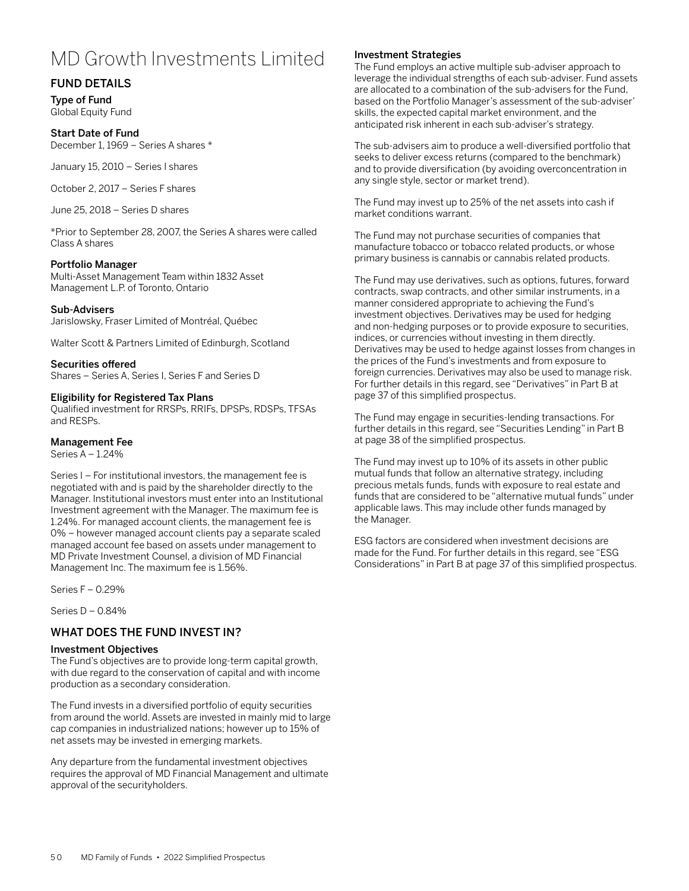# MD Growth Investments Limited

## FUND DETAILS

### Type of Fund
Global Equity Fund

### Start Date of Fund
December 1, 1969 – Series A shares *

January 15, 2010 – Series I shares

October 2, 2017 – Series F shares

June 25, 2018 – Series D shares

*Prior to September 28, 2007, the Series A shares were called Class A shares

### Portfolio Manager
Multi-Asset Management Team within 1832 Asset Management L.P. of Toronto, Ontario

### Sub-Advisers
Jarislowsky, Fraser Limited of Montréal, Québec

Walter Scott & Partners Limited of Edinburgh, Scotland

### Securities offered
Shares – Series A, Series I, Series F and Series D

### Eligibility for Registered Tax Plans
Qualified investment for RRSPs, RRIFs, DPSPs, RDSPs, TFSAs and RESPs.

### Management Fee
Series A – 1.24%

Series I – For institutional investors, the management fee is negotiated with and is paid by the shareholder directly to the Manager. Institutional investors must enter into an Institutional Investment agreement with the Manager. The maximum fee is 1.24%. For managed account clients, the management fee is 0% – however managed account clients pay a separate scaled managed account fee based on assets under management to MD Private Investment Counsel, a division of MD Financial Management Inc. The maximum fee is 1.56%.

Series F – 0.29%

Series D – 0.84%

## WHAT DOES THE FUND INVEST IN?

### Investment Objectives
The Fund's objectives are to provide long-term capital growth, with due regard to the conservation of capital and with income production as a secondary consideration.

The Fund invests in a diversified portfolio of equity securities from around the world. Assets are invested in mainly mid to large cap companies in industrialized nations; however up to 15% of net assets may be invested in emerging markets.

Any departure from the fundamental investment objectives requires the approval of MD Financial Management and ultimate approval of the securityholders.

### Investment Strategies
The Fund employs an active multiple sub-adviser approach to leverage the individual strengths of each sub-adviser. Fund assets are allocated to a combination of the sub-advisers for the Fund, based on the Portfolio Manager's assessment of the sub-adviser' skills, the expected capital market environment, and the anticipated risk inherent in each sub-adviser's strategy.

The sub-advisers aim to produce a well-diversified portfolio that seeks to deliver excess returns (compared to the benchmark) and to provide diversification (by avoiding overconcentration in any single style, sector or market trend).

The Fund may invest up to 25% of the net assets into cash if market conditions warrant.

The Fund may not purchase securities of companies that manufacture tobacco or tobacco related products, or whose primary business is cannabis or cannabis related products.

The Fund may use derivatives, such as options, futures, forward contracts, swap contracts, and other similar instruments, in a manner considered appropriate to achieving the Fund's investment objectives. Derivatives may be used for hedging and non-hedging purposes or to provide exposure to securities, indices, or currencies without investing in them directly. Derivatives may be used to hedge against losses from changes in the prices of the Fund's investments and from exposure to foreign currencies. Derivatives may also be used to manage risk. For further details in this regard, see "Derivatives" in Part B at page 37 of this simplified prospectus.

The Fund may engage in securities-lending transactions. For further details in this regard, see "Securities Lending" in Part B at page 38 of the simplified prospectus.

The Fund may invest up to 10% of its assets in other public mutual funds that follow an alternative strategy, including precious metals funds, funds with exposure to real estate and funds that are considered to be "alternative mutual funds" under applicable laws. This may include other funds managed by the Manager.

ESG factors are considered when investment decisions are made for the Fund. For further details in this regard, see "ESG Considerations" in Part B at page 37 of this simplified prospectus.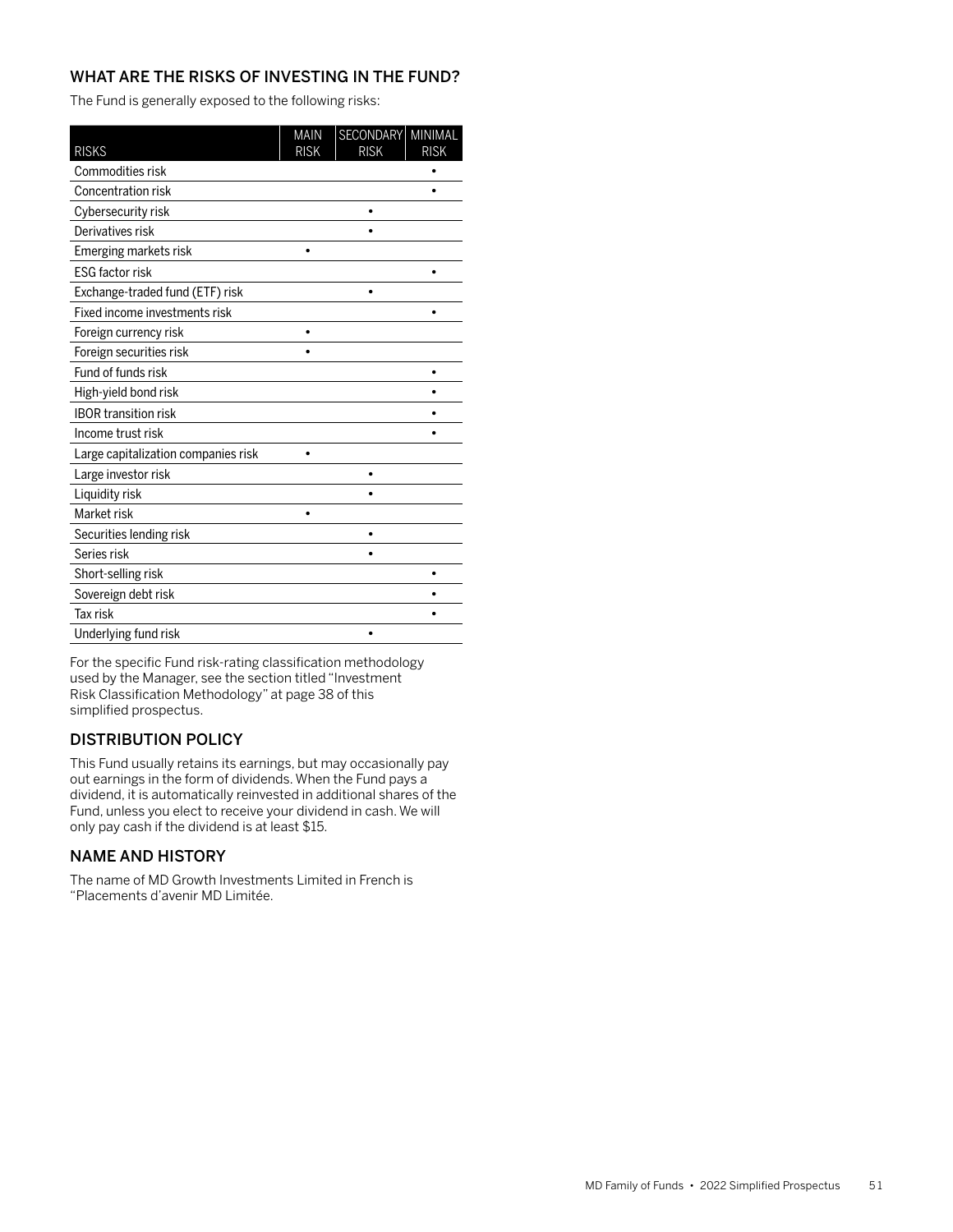## WHAT ARE THE RISKS OF INVESTING IN THE FUND?

The Fund is generally exposed to the following risks:

| RISKS | MAIN RISK | SECONDARY RISK | MINIMAL RISK |
|---|---|---|---|
| Commodities risk | | | • |
| Concentration risk | | | • |
| Cybersecurity risk | | • | |
| Derivatives risk | | • | |
| Emerging markets risk | • | | |
| ESG factor risk | | | • |
| Exchange-traded fund (ETF) risk | | • | |
| Fixed income investments risk | | | • |
| Foreign currency risk | • | | |
| Foreign securities risk | • | | |
| Fund of funds risk | | | • |
| High-yield bond risk | | | • |
| IBOR transition risk | | | • |
| Income trust risk | | | • |
| Large capitalization companies risk | • | | |
| Large investor risk | | • | |
| Liquidity risk | | • | |
| Market risk | • | | |
| Securities lending risk | | • | |
| Series risk | | • | |
| Short-selling risk | | | • |
| Sovereign debt risk | | | • |
| Tax risk | | | • |
| Underlying fund risk | | • | |

For the specific Fund risk-rating classification methodology used by the Manager, see the section titled "Investment Risk Classification Methodology" at page 38 of this simplified prospectus.

## DISTRIBUTION POLICY

This Fund usually retains its earnings, but may occasionally pay out earnings in the form of dividends. When the Fund pays a dividend, it is automatically reinvested in additional shares of the Fund, unless you elect to receive your dividend in cash. We will only pay cash if the dividend is at least $15.

## NAME AND HISTORY

The name of MD Growth Investments Limited in French is "Placements d'avenir MD Limitée.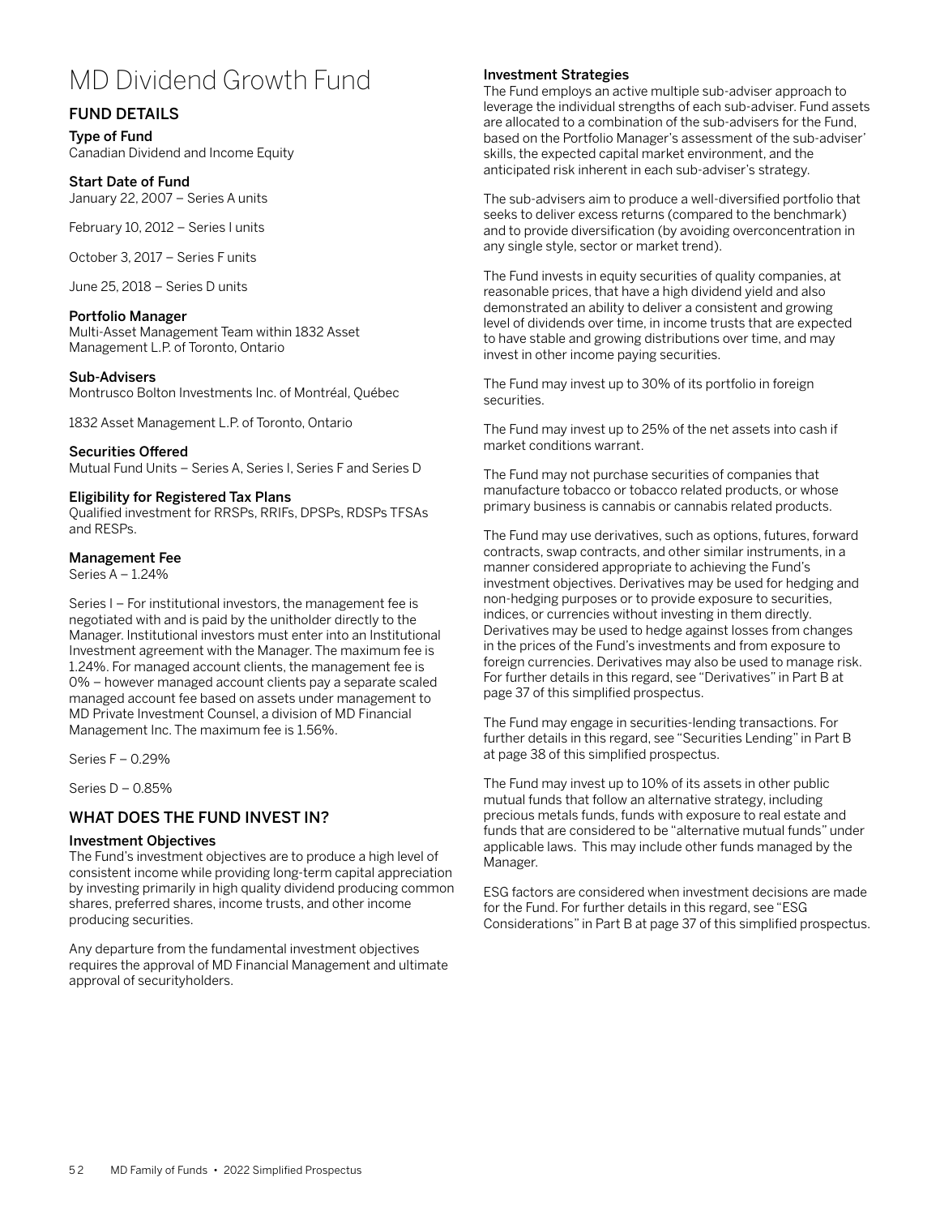# MD Dividend Growth Fund

## FUND DETAILS

### Type of Fund

Canadian Dividend and Income Equity

### Start Date of Fund

January 22, 2007 – Series A units

February 10, 2012 – Series I units

October 3, 2017 – Series F units

June 25, 2018 – Series D units

### Portfolio Manager

Multi-Asset Management Team within 1832 Asset Management L.P. of Toronto, Ontario

### Sub-Advisers

Montrusco Bolton Investments Inc. of Montréal, Québec

1832 Asset Management L.P. of Toronto, Ontario

### Securities Offered

Mutual Fund Units – Series A, Series I, Series F and Series D

### Eligibility for Registered Tax Plans

Qualified investment for RRSPs, RRIFs, DPSPs, RDSPs TFSAs and RESPs.

### Management Fee

Series A – 1.24%

Series I – For institutional investors, the management fee is negotiated with and is paid by the unitholder directly to the Manager. Institutional investors must enter into an Institutional Investment agreement with the Manager. The maximum fee is 1.24%. For managed account clients, the management fee is 0% – however managed account clients pay a separate scaled managed account fee based on assets under management to MD Private Investment Counsel, a division of MD Financial Management Inc. The maximum fee is 1.56%.

Series F – 0.29%

Series D – 0.85%

## WHAT DOES THE FUND INVEST IN?

### Investment Objectives

The Fund's investment objectives are to produce a high level of consistent income while providing long-term capital appreciation by investing primarily in high quality dividend producing common shares, preferred shares, income trusts, and other income producing securities.

Any departure from the fundamental investment objectives requires the approval of MD Financial Management and ultimate approval of securityholders.

### Investment Strategies

The Fund employs an active multiple sub-adviser approach to leverage the individual strengths of each sub-adviser. Fund assets are allocated to a combination of the sub-advisers for the Fund, based on the Portfolio Manager's assessment of the sub-adviser' skills, the expected capital market environment, and the anticipated risk inherent in each sub-adviser's strategy.

The sub-advisers aim to produce a well-diversified portfolio that seeks to deliver excess returns (compared to the benchmark) and to provide diversification (by avoiding overconcentration in any single style, sector or market trend).

The Fund invests in equity securities of quality companies, at reasonable prices, that have a high dividend yield and also demonstrated an ability to deliver a consistent and growing level of dividends over time, in income trusts that are expected to have stable and growing distributions over time, and may invest in other income paying securities.

The Fund may invest up to 30% of its portfolio in foreign securities.

The Fund may invest up to 25% of the net assets into cash if market conditions warrant.

The Fund may not purchase securities of companies that manufacture tobacco or tobacco related products, or whose primary business is cannabis or cannabis related products.

The Fund may use derivatives, such as options, futures, forward contracts, swap contracts, and other similar instruments, in a manner considered appropriate to achieving the Fund's investment objectives. Derivatives may be used for hedging and non-hedging purposes or to provide exposure to securities, indices, or currencies without investing in them directly. Derivatives may be used to hedge against losses from changes in the prices of the Fund's investments and from exposure to foreign currencies. Derivatives may also be used to manage risk. For further details in this regard, see "Derivatives" in Part B at page 37 of this simplified prospectus.

The Fund may engage in securities-lending transactions. For further details in this regard, see "Securities Lending" in Part B at page 38 of this simplified prospectus.

The Fund may invest up to 10% of its assets in other public mutual funds that follow an alternative strategy, including precious metals funds, funds with exposure to real estate and funds that are considered to be "alternative mutual funds" under applicable laws. This may include other funds managed by the Manager.

ESG factors are considered when investment decisions are made for the Fund. For further details in this regard, see "ESG Considerations" in Part B at page 37 of this simplified prospectus.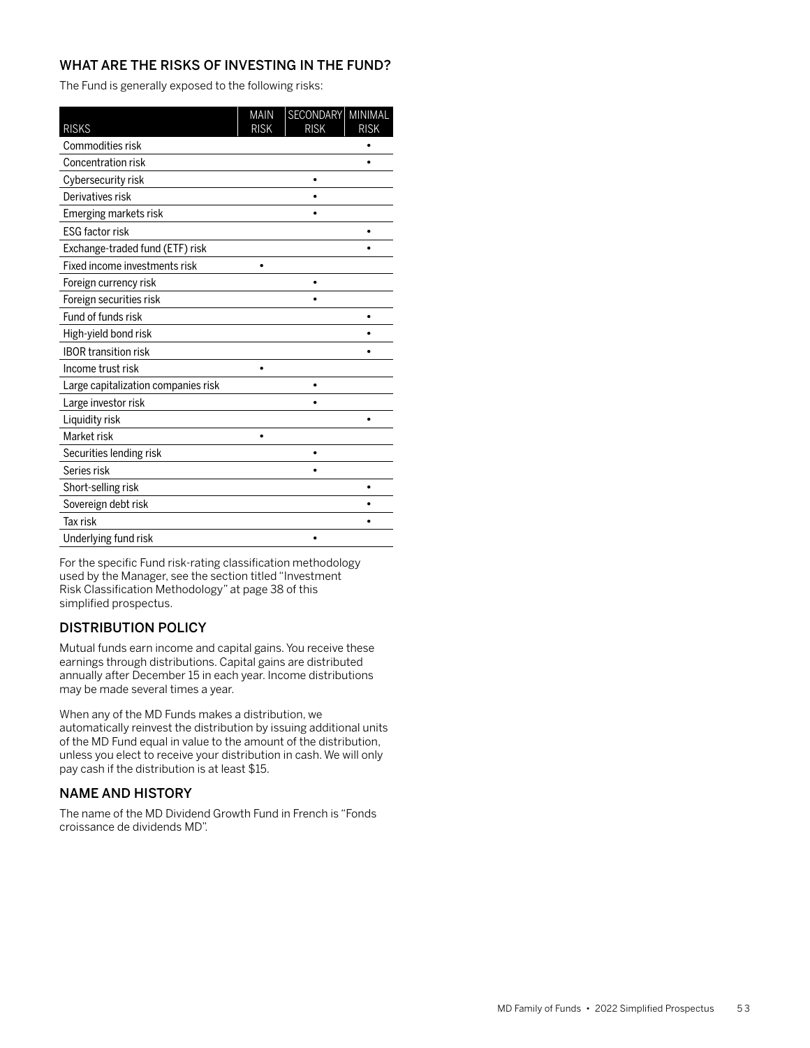## WHAT ARE THE RISKS OF INVESTING IN THE FUND?

The Fund is generally exposed to the following risks:

| RISKS | MAIN RISK | SECONDARY RISK | MINIMAL RISK |
|---|---|---|---|
| Commodities risk | | | • |
| Concentration risk | | | • |
| Cybersecurity risk | | • | |
| Derivatives risk | | • | |
| Emerging markets risk | | • | |
| ESG factor risk | | | • |
| Exchange-traded fund (ETF) risk | | | • |
| Fixed income investments risk | • | | |
| Foreign currency risk | | • | |
| Foreign securities risk | | • | |
| Fund of funds risk | | | • |
| High-yield bond risk | | | • |
| IBOR transition risk | | | • |
| Income trust risk | • | | |
| Large capitalization companies risk | | • | |
| Large investor risk | | • | |
| Liquidity risk | | | • |
| Market risk | • | | |
| Securities lending risk | | • | |
| Series risk | | • | |
| Short-selling risk | | | • |
| Sovereign debt risk | | | • |
| Tax risk | | | • |
| Underlying fund risk | | • | |

For the specific Fund risk-rating classification methodology used by the Manager, see the section titled "Investment Risk Classification Methodology" at page 38 of this simplified prospectus.

## DISTRIBUTION POLICY

Mutual funds earn income and capital gains. You receive these earnings through distributions. Capital gains are distributed annually after December 15 in each year. Income distributions may be made several times a year.

When any of the MD Funds makes a distribution, we automatically reinvest the distribution by issuing additional units of the MD Fund equal in value to the amount of the distribution, unless you elect to receive your distribution in cash. We will only pay cash if the distribution is at least $15.

## NAME AND HISTORY

The name of the MD Dividend Growth Fund in French is "Fonds croissance de dividends MD".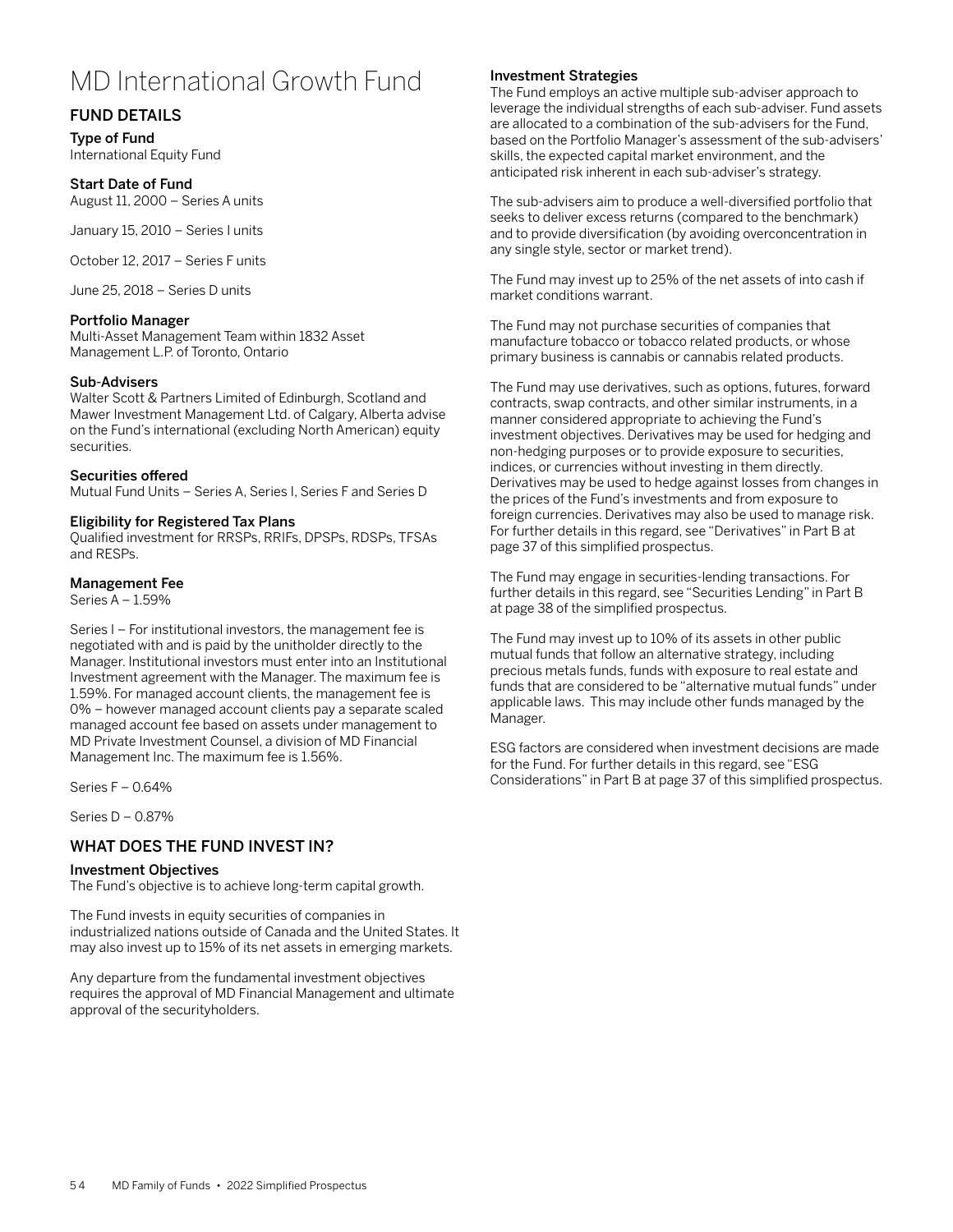# MD International Growth Fund

## FUND DETAILS

### Type of Fund

International Equity Fund

### Start Date of Fund

August 11, 2000 – Series A units

January 15, 2010 – Series I units

October 12, 2017 – Series F units

June 25, 2018 – Series D units

### Portfolio Manager

Multi-Asset Management Team within 1832 Asset Management L.P. of Toronto, Ontario

### Sub-Advisers

Walter Scott & Partners Limited of Edinburgh, Scotland and Mawer Investment Management Ltd. of Calgary, Alberta advise on the Fund's international (excluding North American) equity securities.

### Securities offered

Mutual Fund Units – Series A, Series I, Series F and Series D

### Eligibility for Registered Tax Plans

Qualified investment for RRSPs, RRIFs, DPSPs, RDSPs, TFSAs and RESPs.

### Management Fee

Series A – 1.59%

Series I – For institutional investors, the management fee is negotiated with and is paid by the unitholder directly to the Manager. Institutional investors must enter into an Institutional Investment agreement with the Manager. The maximum fee is 1.59%. For managed account clients, the management fee is 0% – however managed account clients pay a separate scaled managed account fee based on assets under management to MD Private Investment Counsel, a division of MD Financial Management Inc. The maximum fee is 1.56%.

Series F – 0.64%

Series D – 0.87%

## WHAT DOES THE FUND INVEST IN?

### Investment Objectives

The Fund's objective is to achieve long-term capital growth.

The Fund invests in equity securities of companies in industrialized nations outside of Canada and the United States. It may also invest up to 15% of its net assets in emerging markets.

Any departure from the fundamental investment objectives requires the approval of MD Financial Management and ultimate approval of the securityholders.

### Investment Strategies

The Fund employs an active multiple sub-adviser approach to leverage the individual strengths of each sub-adviser. Fund assets are allocated to a combination of the sub-advisers for the Fund, based on the Portfolio Manager's assessment of the sub-advisers' skills, the expected capital market environment, and the anticipated risk inherent in each sub-adviser's strategy.

The sub-advisers aim to produce a well-diversified portfolio that seeks to deliver excess returns (compared to the benchmark) and to provide diversification (by avoiding overconcentration in any single style, sector or market trend).

The Fund may invest up to 25% of the net assets of into cash if market conditions warrant.

The Fund may not purchase securities of companies that manufacture tobacco or tobacco related products, or whose primary business is cannabis or cannabis related products.

The Fund may use derivatives, such as options, futures, forward contracts, swap contracts, and other similar instruments, in a manner considered appropriate to achieving the Fund's investment objectives. Derivatives may be used for hedging and non-hedging purposes or to provide exposure to securities, indices, or currencies without investing in them directly. Derivatives may be used to hedge against losses from changes in the prices of the Fund's investments and from exposure to foreign currencies. Derivatives may also be used to manage risk. For further details in this regard, see "Derivatives" in Part B at page 37 of this simplified prospectus.

The Fund may engage in securities-lending transactions. For further details in this regard, see "Securities Lending" in Part B at page 38 of the simplified prospectus.

The Fund may invest up to 10% of its assets in other public mutual funds that follow an alternative strategy, including precious metals funds, funds with exposure to real estate and funds that are considered to be "alternative mutual funds" under applicable laws. This may include other funds managed by the Manager.

ESG factors are considered when investment decisions are made for the Fund. For further details in this regard, see "ESG Considerations" in Part B at page 37 of this simplified prospectus.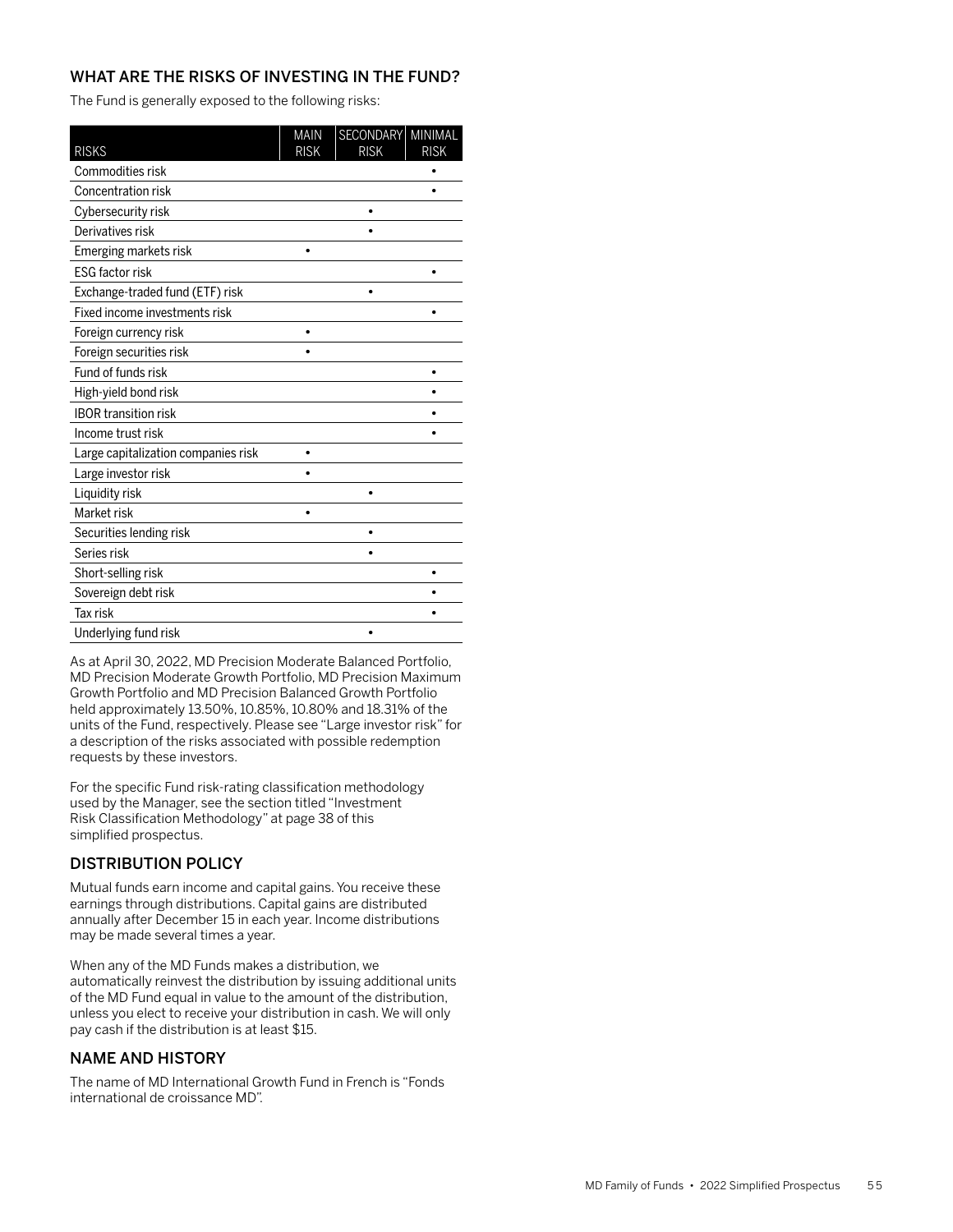## WHAT ARE THE RISKS OF INVESTING IN THE FUND?

The Fund is generally exposed to the following risks:

| RISKS | MAIN RISK | SECONDARY RISK | MINIMAL RISK |
|---|---|---|---|
| Commodities risk | | | • |
| Concentration risk | | | • |
| Cybersecurity risk | | • | |
| Derivatives risk | | • | |
| Emerging markets risk | • | | |
| ESG factor risk | | | • |
| Exchange-traded fund (ETF) risk | | • | |
| Fixed income investments risk | | | • |
| Foreign currency risk | • | | |
| Foreign securities risk | • | | |
| Fund of funds risk | | | • |
| High-yield bond risk | | | • |
| IBOR transition risk | | | • |
| Income trust risk | | | • |
| Large capitalization companies risk | • | | |
| Large investor risk | • | | |
| Liquidity risk | | • | |
| Market risk | • | | |
| Securities lending risk | | • | |
| Series risk | | • | |
| Short-selling risk | | | • |
| Sovereign debt risk | | | • |
| Tax risk | | | • |
| Underlying fund risk | | • | |

As at April 30, 2022, MD Precision Moderate Balanced Portfolio, MD Precision Moderate Growth Portfolio, MD Precision Maximum Growth Portfolio and MD Precision Balanced Growth Portfolio held approximately 13.50%, 10.85%, 10.80% and 18.31% of the units of the Fund, respectively. Please see "Large investor risk" for a description of the risks associated with possible redemption requests by these investors.

For the specific Fund risk-rating classification methodology used by the Manager, see the section titled "Investment Risk Classification Methodology" at page 38 of this simplified prospectus.

## DISTRIBUTION POLICY

Mutual funds earn income and capital gains. You receive these earnings through distributions. Capital gains are distributed annually after December 15 in each year. Income distributions may be made several times a year.

When any of the MD Funds makes a distribution, we automatically reinvest the distribution by issuing additional units of the MD Fund equal in value to the amount of the distribution, unless you elect to receive your distribution in cash. We will only pay cash if the distribution is at least $15.

## NAME AND HISTORY

The name of MD International Growth Fund in French is "Fonds international de croissance MD".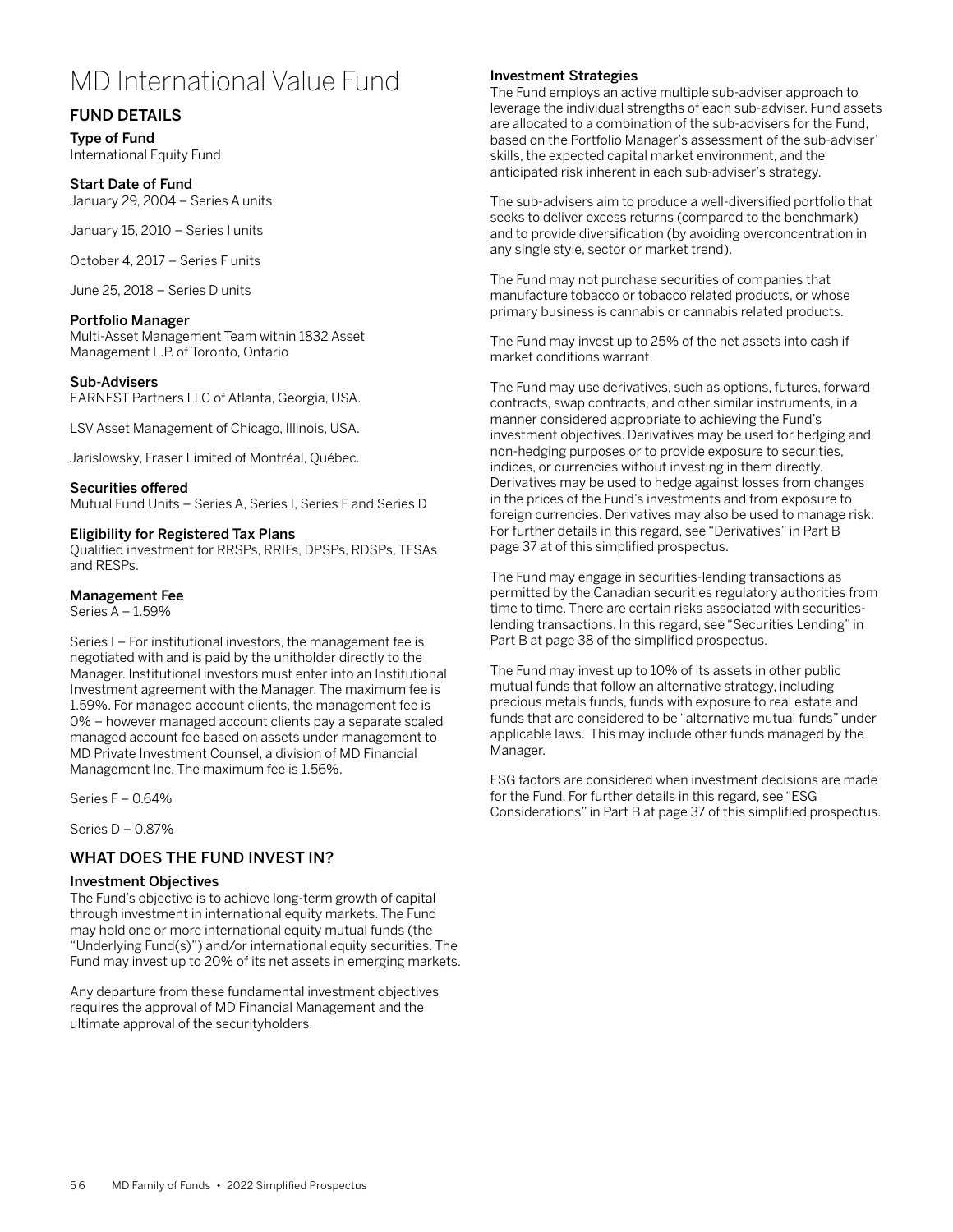# MD International Value Fund

## FUND DETAILS

### Type of Fund

International Equity Fund

### Start Date of Fund

January 29, 2004 – Series A units

January 15, 2010 – Series I units

October 4, 2017 – Series F units

June 25, 2018 – Series D units

### Portfolio Manager

Multi-Asset Management Team within 1832 Asset Management L.P. of Toronto, Ontario

### Sub-Advisers

EARNEST Partners LLC of Atlanta, Georgia, USA.

LSV Asset Management of Chicago, Illinois, USA.

Jarislowsky, Fraser Limited of Montréal, Québec.

### Securities offered

Mutual Fund Units – Series A, Series I, Series F and Series D

### Eligibility for Registered Tax Plans

Qualified investment for RRSPs, RRIFs, DPSPs, RDSPs, TFSAs and RESPs.

### Management Fee

Series A – 1.59%

Series I – For institutional investors, the management fee is negotiated with and is paid by the unitholder directly to the Manager. Institutional investors must enter into an Institutional Investment agreement with the Manager. The maximum fee is 1.59%. For managed account clients, the management fee is 0% – however managed account clients pay a separate scaled managed account fee based on assets under management to MD Private Investment Counsel, a division of MD Financial Management Inc. The maximum fee is 1.56%.

Series F – 0.64%

Series D – 0.87%

## WHAT DOES THE FUND INVEST IN?

### Investment Objectives

The Fund's objective is to achieve long-term growth of capital through investment in international equity markets. The Fund may hold one or more international equity mutual funds (the "Underlying Fund(s)") and/or international equity securities. The Fund may invest up to 20% of its net assets in emerging markets.

Any departure from these fundamental investment objectives requires the approval of MD Financial Management and the ultimate approval of the securityholders.

### Investment Strategies

The Fund employs an active multiple sub-adviser approach to leverage the individual strengths of each sub-adviser. Fund assets are allocated to a combination of the sub-advisers for the Fund, based on the Portfolio Manager's assessment of the sub-adviser' skills, the expected capital market environment, and the anticipated risk inherent in each sub-adviser's strategy.

The sub-advisers aim to produce a well-diversified portfolio that seeks to deliver excess returns (compared to the benchmark) and to provide diversification (by avoiding overconcentration in any single style, sector or market trend).

The Fund may not purchase securities of companies that manufacture tobacco or tobacco related products, or whose primary business is cannabis or cannabis related products.

The Fund may invest up to 25% of the net assets into cash if market conditions warrant.

The Fund may use derivatives, such as options, futures, forward contracts, swap contracts, and other similar instruments, in a manner considered appropriate to achieving the Fund's investment objectives. Derivatives may be used for hedging and non-hedging purposes or to provide exposure to securities, indices, or currencies without investing in them directly. Derivatives may be used to hedge against losses from changes in the prices of the Fund's investments and from exposure to foreign currencies. Derivatives may also be used to manage risk. For further details in this regard, see "Derivatives" in Part B page 37 at of this simplified prospectus.

The Fund may engage in securities-lending transactions as permitted by the Canadian securities regulatory authorities from time to time. There are certain risks associated with securities-lending transactions. In this regard, see "Securities Lending" in Part B at page 38 of the simplified prospectus.

The Fund may invest up to 10% of its assets in other public mutual funds that follow an alternative strategy, including precious metals funds, funds with exposure to real estate and funds that are considered to be "alternative mutual funds" under applicable laws. This may include other funds managed by the Manager.

ESG factors are considered when investment decisions are made for the Fund. For further details in this regard, see "ESG Considerations" in Part B at page 37 of this simplified prospectus.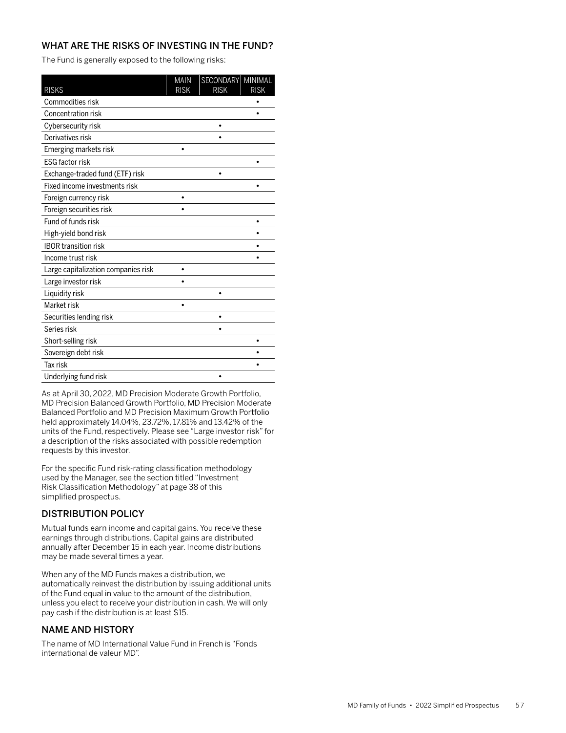## WHAT ARE THE RISKS OF INVESTING IN THE FUND?

The Fund is generally exposed to the following risks:

| RISKS | MAIN RISK | SECONDARY RISK | MINIMAL RISK |
|---|---|---|---|
| Commodities risk | | | • |
| Concentration risk | | | • |
| Cybersecurity risk | | • | |
| Derivatives risk | | • | |
| Emerging markets risk | • | | |
| ESG factor risk | | | • |
| Exchange-traded fund (ETF) risk | | • | |
| Fixed income investments risk | | | • |
| Foreign currency risk | • | | |
| Foreign securities risk | • | | |
| Fund of funds risk | | | • |
| High-yield bond risk | | | • |
| IBOR transition risk | | | • |
| Income trust risk | | | • |
| Large capitalization companies risk | • | | |
| Large investor risk | • | | |
| Liquidity risk | | • | |
| Market risk | • | | |
| Securities lending risk | | • | |
| Series risk | | • | |
| Short-selling risk | | | • |
| Sovereign debt risk | | | • |
| Tax risk | | | • |
| Underlying fund risk | | • | |

As at April 30, 2022, MD Precision Moderate Growth Portfolio, MD Precision Balanced Growth Portfolio, MD Precision Moderate Balanced Portfolio and MD Precision Maximum Growth Portfolio held approximately 14.04%, 23.72%, 17.81% and 13.42% of the units of the Fund, respectively. Please see "Large investor risk" for a description of the risks associated with possible redemption requests by this investor.

For the specific Fund risk-rating classification methodology used by the Manager, see the section titled "Investment Risk Classification Methodology" at page 38 of this simplified prospectus.

## DISTRIBUTION POLICY

Mutual funds earn income and capital gains. You receive these earnings through distributions. Capital gains are distributed annually after December 15 in each year. Income distributions may be made several times a year.

When any of the MD Funds makes a distribution, we automatically reinvest the distribution by issuing additional units of the Fund equal in value to the amount of the distribution, unless you elect to receive your distribution in cash. We will only pay cash if the distribution is at least $15.

## NAME AND HISTORY

The name of MD International Value Fund in French is "Fonds international de valeur MD".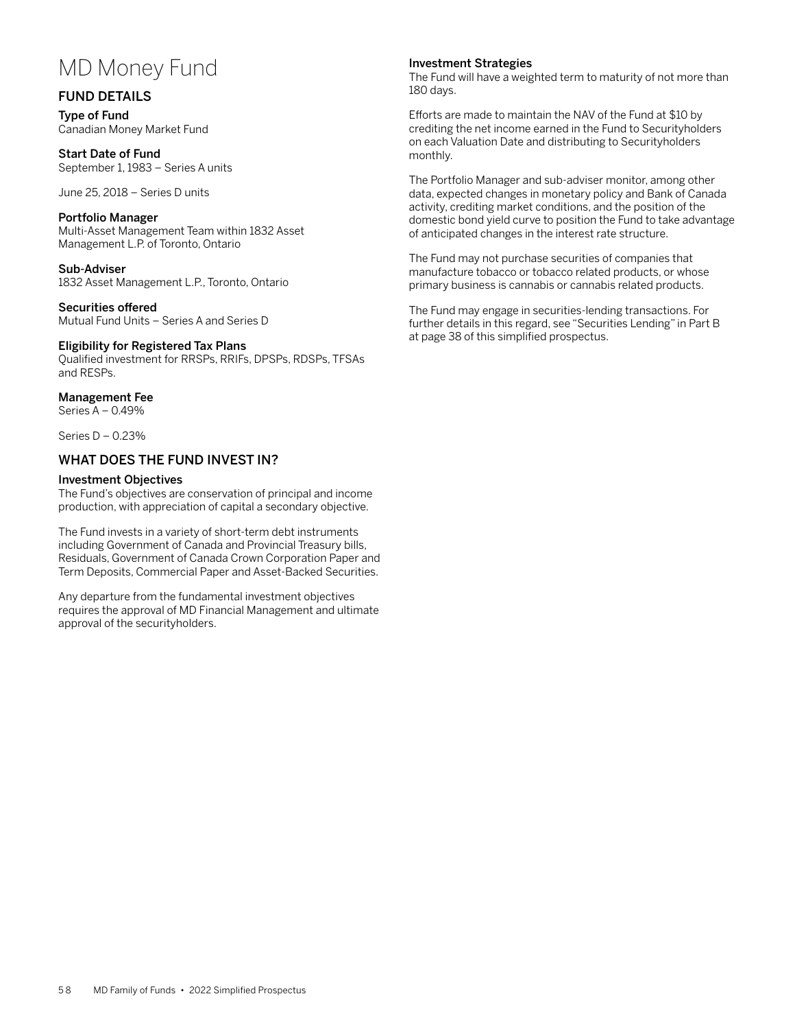# MD Money Fund

## FUND DETAILS

### Type of Fund

Canadian Money Market Fund

### Start Date of Fund

September 1, 1983 – Series A units

June 25, 2018 – Series D units

### Portfolio Manager

Multi-Asset Management Team within 1832 Asset Management L.P. of Toronto, Ontario

### Sub-Adviser

1832 Asset Management L.P., Toronto, Ontario

### Securities offered

Mutual Fund Units – Series A and Series D

### Eligibility for Registered Tax Plans

Qualified investment for RRSPs, RRIFs, DPSPs, RDSPs, TFSAs and RESPs.

### Management Fee

Series A – 0.49%

Series D – 0.23%

## WHAT DOES THE FUND INVEST IN?

### Investment Objectives

The Fund's objectives are conservation of principal and income production, with appreciation of capital a secondary objective.

The Fund invests in a variety of short-term debt instruments including Government of Canada and Provincial Treasury bills, Residuals, Government of Canada Crown Corporation Paper and Term Deposits, Commercial Paper and Asset-Backed Securities.

Any departure from the fundamental investment objectives requires the approval of MD Financial Management and ultimate approval of the securityholders.

### Investment Strategies

The Fund will have a weighted term to maturity of not more than 180 days.

Efforts are made to maintain the NAV of the Fund at $10 by crediting the net income earned in the Fund to Securityholders on each Valuation Date and distributing to Securityholders monthly.

The Portfolio Manager and sub-adviser monitor, among other data, expected changes in monetary policy and Bank of Canada activity, crediting market conditions, and the position of the domestic bond yield curve to position the Fund to take advantage of anticipated changes in the interest rate structure.

The Fund may not purchase securities of companies that manufacture tobacco or tobacco related products, or whose primary business is cannabis or cannabis related products.

The Fund may engage in securities-lending transactions. For further details in this regard, see "Securities Lending" in Part B at page 38 of this simplified prospectus.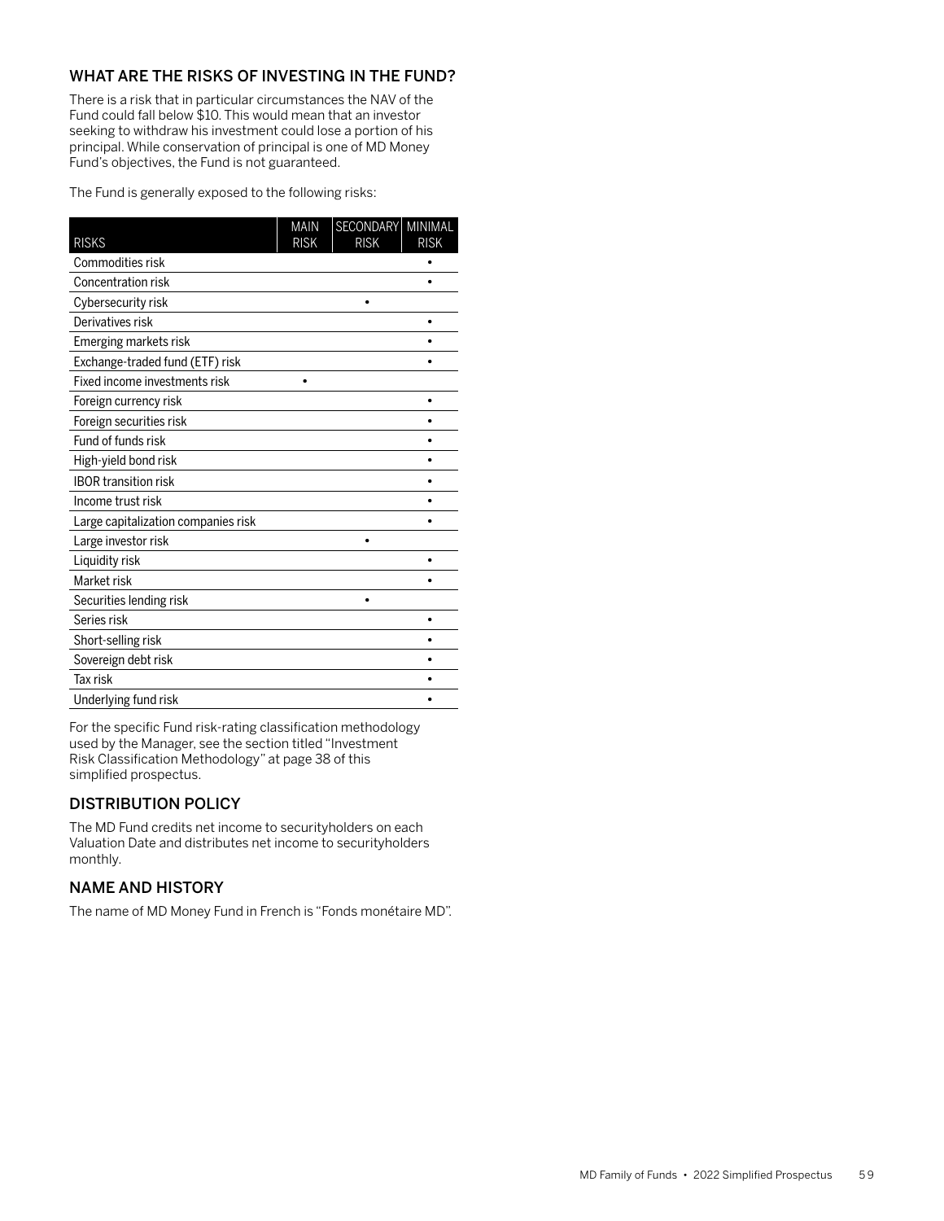## WHAT ARE THE RISKS OF INVESTING IN THE FUND?

There is a risk that in particular circumstances the NAV of the Fund could fall below $10. This would mean that an investor seeking to withdraw his investment could lose a portion of his principal. While conservation of principal is one of MD Money Fund's objectives, the Fund is not guaranteed.

The Fund is generally exposed to the following risks:

| RISKS | MAIN RISK | SECONDARY RISK | MINIMAL RISK |
|---|---|---|---|
| Commodities risk | | | • |
| Concentration risk | | | • |
| Cybersecurity risk | | • | |
| Derivatives risk | | | • |
| Emerging markets risk | | | • |
| Exchange-traded fund (ETF) risk | | | • |
| Fixed income investments risk | • | | |
| Foreign currency risk | | | • |
| Foreign securities risk | | | • |
| Fund of funds risk | | | • |
| High-yield bond risk | | | • |
| IBOR transition risk | | | • |
| Income trust risk | | | • |
| Large capitalization companies risk | | | • |
| Large investor risk | | • | |
| Liquidity risk | | | • |
| Market risk | | | • |
| Securities lending risk | | • | |
| Series risk | | | • |
| Short-selling risk | | | • |
| Sovereign debt risk | | | • |
| Tax risk | | | • |
| Underlying fund risk | | | • |

For the specific Fund risk-rating classification methodology used by the Manager, see the section titled "Investment Risk Classification Methodology" at page 38 of this simplified prospectus.

## DISTRIBUTION POLICY

The MD Fund credits net income to securityholders on each Valuation Date and distributes net income to securityholders monthly.

## NAME AND HISTORY

The name of MD Money Fund in French is "Fonds monétaire MD".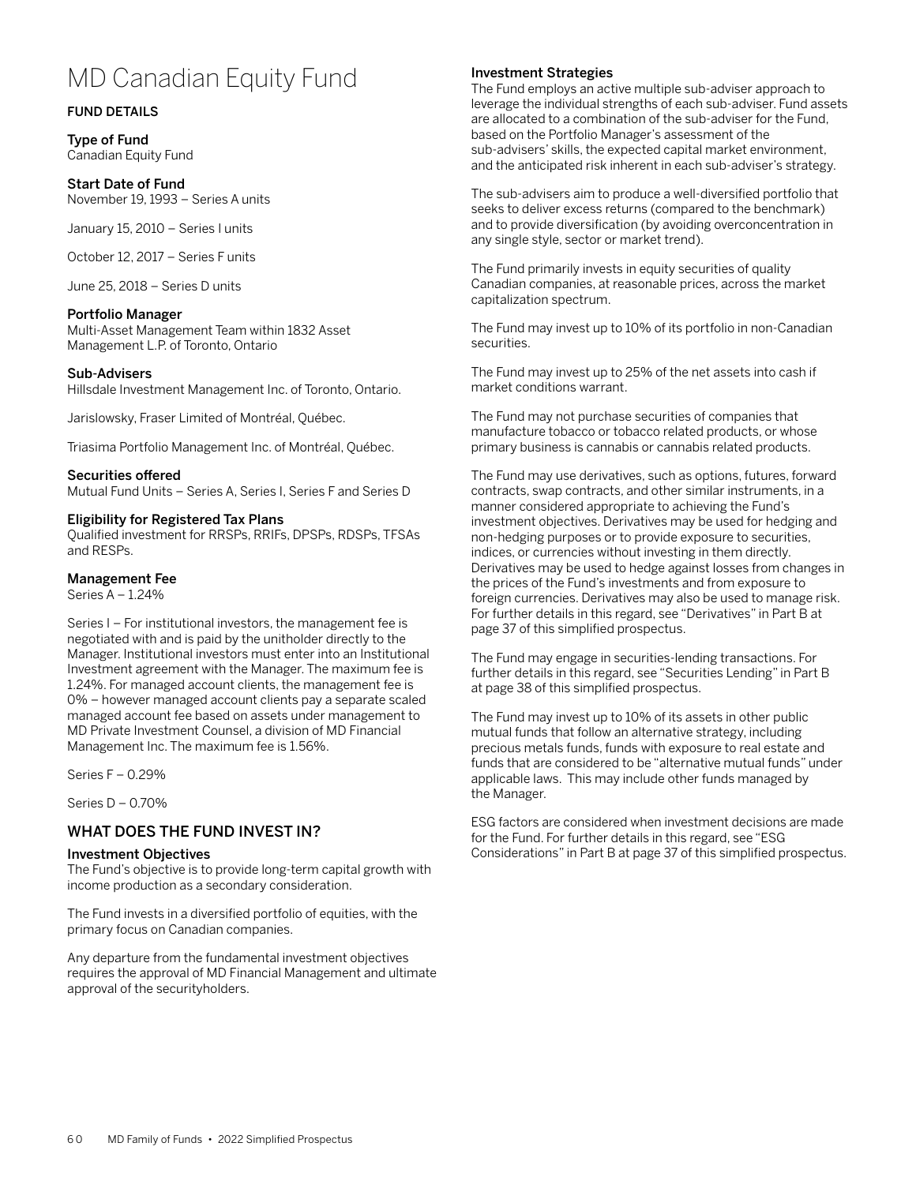# MD Canadian Equity Fund

## FUND DETAILS

### Type of Fund

Canadian Equity Fund

### Start Date of Fund

November 19, 1993 – Series A units

January 15, 2010 – Series I units

October 12, 2017 – Series F units

June 25, 2018 – Series D units

### Portfolio Manager

Multi-Asset Management Team within 1832 Asset Management L.P. of Toronto, Ontario

### Sub-Advisers

Hillsdale Investment Management Inc. of Toronto, Ontario.

Jarislowsky, Fraser Limited of Montréal, Québec.

Triasima Portfolio Management Inc. of Montréal, Québec.

### Securities offered

Mutual Fund Units – Series A, Series I, Series F and Series D

### Eligibility for Registered Tax Plans

Qualified investment for RRSPs, RRIFs, DPSPs, RDSPs, TFSAs and RESPs.

### Management Fee

Series A – 1.24%

Series I – For institutional investors, the management fee is negotiated with and is paid by the unitholder directly to the Manager. Institutional investors must enter into an Institutional Investment agreement with the Manager. The maximum fee is 1.24%. For managed account clients, the management fee is 0% – however managed account clients pay a separate scaled managed account fee based on assets under management to MD Private Investment Counsel, a division of MD Financial Management Inc. The maximum fee is 1.56%.

Series F – 0.29%

Series D – 0.70%

## WHAT DOES THE FUND INVEST IN?

### Investment Objectives

The Fund's objective is to provide long-term capital growth with income production as a secondary consideration.

The Fund invests in a diversified portfolio of equities, with the primary focus on Canadian companies.

Any departure from the fundamental investment objectives requires the approval of MD Financial Management and ultimate approval of the securityholders.

### Investment Strategies

The Fund employs an active multiple sub-adviser approach to leverage the individual strengths of each sub-adviser. Fund assets are allocated to a combination of the sub-adviser for the Fund, based on the Portfolio Manager's assessment of the sub-advisers' skills, the expected capital market environment, and the anticipated risk inherent in each sub-adviser's strategy.

The sub-advisers aim to produce a well-diversified portfolio that seeks to deliver excess returns (compared to the benchmark) and to provide diversification (by avoiding overconcentration in any single style, sector or market trend).

The Fund primarily invests in equity securities of quality Canadian companies, at reasonable prices, across the market capitalization spectrum.

The Fund may invest up to 10% of its portfolio in non-Canadian securities.

The Fund may invest up to 25% of the net assets into cash if market conditions warrant.

The Fund may not purchase securities of companies that manufacture tobacco or tobacco related products, or whose primary business is cannabis or cannabis related products.

The Fund may use derivatives, such as options, futures, forward contracts, swap contracts, and other similar instruments, in a manner considered appropriate to achieving the Fund's investment objectives. Derivatives may be used for hedging and non-hedging purposes or to provide exposure to securities, indices, or currencies without investing in them directly. Derivatives may be used to hedge against losses from changes in the prices of the Fund's investments and from exposure to foreign currencies. Derivatives may also be used to manage risk. For further details in this regard, see "Derivatives" in Part B at page 37 of this simplified prospectus.

The Fund may engage in securities-lending transactions. For further details in this regard, see "Securities Lending" in Part B at page 38 of this simplified prospectus.

The Fund may invest up to 10% of its assets in other public mutual funds that follow an alternative strategy, including precious metals funds, funds with exposure to real estate and funds that are considered to be "alternative mutual funds" under applicable laws. This may include other funds managed by the Manager.

ESG factors are considered when investment decisions are made for the Fund. For further details in this regard, see "ESG Considerations" in Part B at page 37 of this simplified prospectus.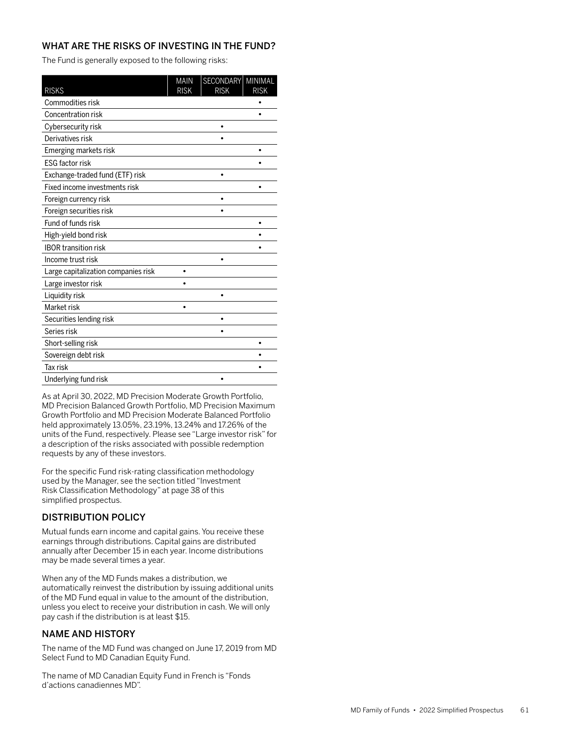## WHAT ARE THE RISKS OF INVESTING IN THE FUND?

The Fund is generally exposed to the following risks:

| RISKS | MAIN RISK | SECONDARY RISK | MINIMAL RISK |
|---|---|---|---|
| Commodities risk | | | • |
| Concentration risk | | | • |
| Cybersecurity risk | | • | |
| Derivatives risk | | • | |
| Emerging markets risk | | | • |
| ESG factor risk | | | • |
| Exchange-traded fund (ETF) risk | | • | |
| Fixed income investments risk | | | • |
| Foreign currency risk | | • | |
| Foreign securities risk | | • | |
| Fund of funds risk | | | • |
| High-yield bond risk | | | • |
| IBOR transition risk | | | • |
| Income trust risk | | • | |
| Large capitalization companies risk | • | | |
| Large investor risk | • | | |
| Liquidity risk | | • | |
| Market risk | • | | |
| Securities lending risk | | • | |
| Series risk | | • | |
| Short-selling risk | | | • |
| Sovereign debt risk | | | • |
| Tax risk | | | • |
| Underlying fund risk | | • | |

As at April 30, 2022, MD Precision Moderate Growth Portfolio, MD Precision Balanced Growth Portfolio, MD Precision Maximum Growth Portfolio and MD Precision Moderate Balanced Portfolio held approximately 13.05%, 23.19%, 13.24% and 17.26% of the units of the Fund, respectively. Please see "Large investor risk" for a description of the risks associated with possible redemption requests by any of these investors.

For the specific Fund risk-rating classification methodology used by the Manager, see the section titled "Investment Risk Classification Methodology" at page 38 of this simplified prospectus.

## DISTRIBUTION POLICY

Mutual funds earn income and capital gains. You receive these earnings through distributions. Capital gains are distributed annually after December 15 in each year. Income distributions may be made several times a year.

When any of the MD Funds makes a distribution, we automatically reinvest the distribution by issuing additional units of the MD Fund equal in value to the amount of the distribution, unless you elect to receive your distribution in cash. We will only pay cash if the distribution is at least $15.

## NAME AND HISTORY

The name of the MD Fund was changed on June 17, 2019 from MD Select Fund to MD Canadian Equity Fund.

The name of MD Canadian Equity Fund in French is "Fonds d'actions canadiennes MD".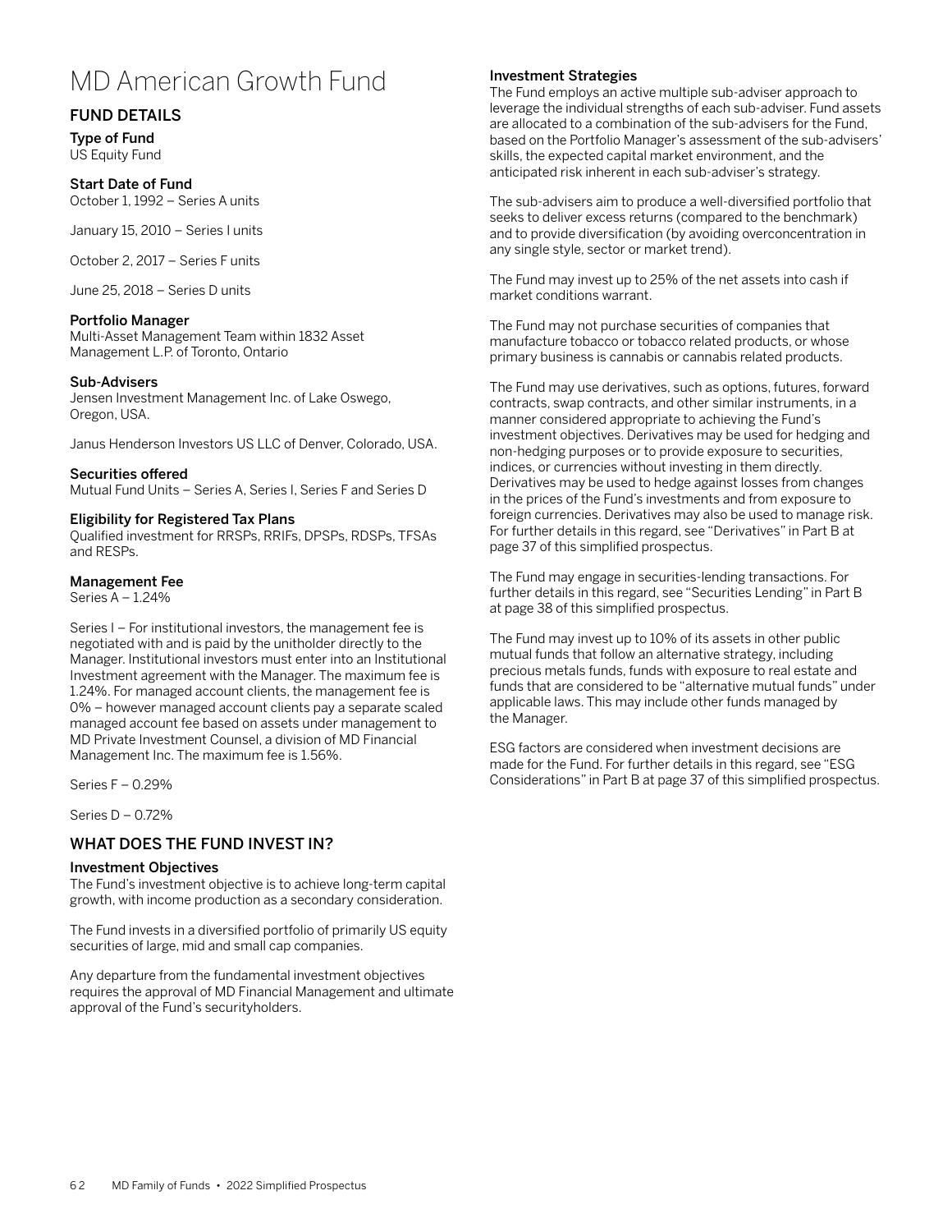# MD American Growth Fund

## FUND DETAILS

### Type of Fund

US Equity Fund

### Start Date of Fund

October 1, 1992 – Series A units

January 15, 2010 – Series I units

October 2, 2017 – Series F units

June 25, 2018 – Series D units

### Portfolio Manager

Multi-Asset Management Team within 1832 Asset Management L.P. of Toronto, Ontario

### Sub-Advisers

Jensen Investment Management Inc. of Lake Oswego, Oregon, USA.

Janus Henderson Investors US LLC of Denver, Colorado, USA.

### Securities offered

Mutual Fund Units – Series A, Series I, Series F and Series D

### Eligibility for Registered Tax Plans

Qualified investment for RRSPs, RRIFs, DPSPs, RDSPs, TFSAs and RESPs.

### Management Fee

Series A – 1.24%

Series I – For institutional investors, the management fee is negotiated with and is paid by the unitholder directly to the Manager. Institutional investors must enter into an Institutional Investment agreement with the Manager. The maximum fee is 1.24%. For managed account clients, the management fee is 0% – however managed account clients pay a separate scaled managed account fee based on assets under management to MD Private Investment Counsel, a division of MD Financial Management Inc. The maximum fee is 1.56%.

Series F – 0.29%

Series D – 0.72%

## WHAT DOES THE FUND INVEST IN?

### Investment Objectives

The Fund's investment objective is to achieve long-term capital growth, with income production as a secondary consideration.

The Fund invests in a diversified portfolio of primarily US equity securities of large, mid and small cap companies.

Any departure from the fundamental investment objectives requires the approval of MD Financial Management and ultimate approval of the Fund's securityholders.

### Investment Strategies

The Fund employs an active multiple sub-adviser approach to leverage the individual strengths of each sub-adviser. Fund assets are allocated to a combination of the sub-advisers for the Fund, based on the Portfolio Manager's assessment of the sub-advisers' skills, the expected capital market environment, and the anticipated risk inherent in each sub-adviser's strategy.

The sub-advisers aim to produce a well-diversified portfolio that seeks to deliver excess returns (compared to the benchmark) and to provide diversification (by avoiding overconcentration in any single style, sector or market trend).

The Fund may invest up to 25% of the net assets into cash if market conditions warrant.

The Fund may not purchase securities of companies that manufacture tobacco or tobacco related products, or whose primary business is cannabis or cannabis related products.

The Fund may use derivatives, such as options, futures, forward contracts, swap contracts, and other similar instruments, in a manner considered appropriate to achieving the Fund's investment objectives. Derivatives may be used for hedging and non-hedging purposes or to provide exposure to securities, indices, or currencies without investing in them directly. Derivatives may be used to hedge against losses from changes in the prices of the Fund's investments and from exposure to foreign currencies. Derivatives may also be used to manage risk. For further details in this regard, see "Derivatives" in Part B at page 37 of this simplified prospectus.

The Fund may engage in securities-lending transactions. For further details in this regard, see "Securities Lending" in Part B at page 38 of this simplified prospectus.

The Fund may invest up to 10% of its assets in other public mutual funds that follow an alternative strategy, including precious metals funds, funds with exposure to real estate and funds that are considered to be "alternative mutual funds" under applicable laws. This may include other funds managed by the Manager.

ESG factors are considered when investment decisions are made for the Fund. For further details in this regard, see "ESG Considerations" in Part B at page 37 of this simplified prospectus.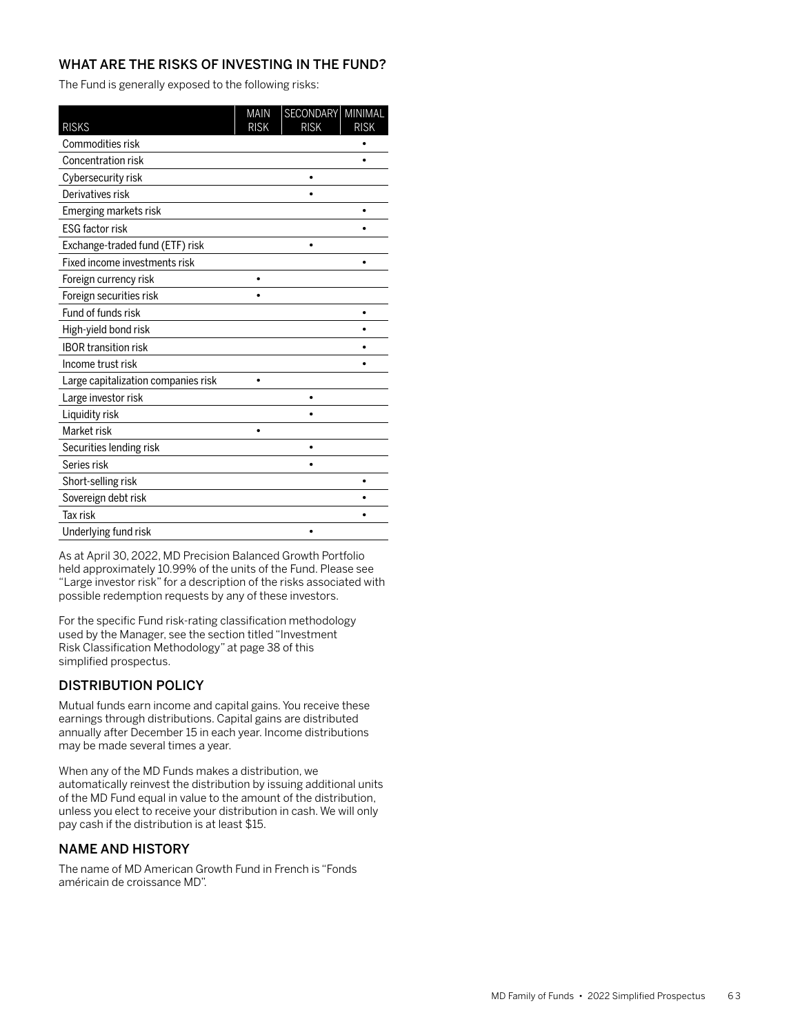## WHAT ARE THE RISKS OF INVESTING IN THE FUND?

The Fund is generally exposed to the following risks:

| RISKS | MAIN RISK | SECONDARY RISK | MINIMAL RISK |
|---|---|---|---|
| Commodities risk | | | • |
| Concentration risk | | | • |
| Cybersecurity risk | | • | |
| Derivatives risk | | • | |
| Emerging markets risk | | | • |
| ESG factor risk | | | • |
| Exchange-traded fund (ETF) risk | | • | |
| Fixed income investments risk | | | • |
| Foreign currency risk | • | | |
| Foreign securities risk | • | | |
| Fund of funds risk | | | • |
| High-yield bond risk | | | • |
| IBOR transition risk | | | • |
| Income trust risk | | | • |
| Large capitalization companies risk | • | | |
| Large investor risk | | • | |
| Liquidity risk | | • | |
| Market risk | • | | |
| Securities lending risk | | • | |
| Series risk | | • | |
| Short-selling risk | | | • |
| Sovereign debt risk | | | • |
| Tax risk | | | • |
| Underlying fund risk | | • | |

As at April 30, 2022, MD Precision Balanced Growth Portfolio held approximately 10.99% of the units of the Fund. Please see "Large investor risk" for a description of the risks associated with possible redemption requests by any of these investors.

For the specific Fund risk-rating classification methodology used by the Manager, see the section titled "Investment Risk Classification Methodology" at page 38 of this simplified prospectus.

## DISTRIBUTION POLICY

Mutual funds earn income and capital gains. You receive these earnings through distributions. Capital gains are distributed annually after December 15 in each year. Income distributions may be made several times a year.

When any of the MD Funds makes a distribution, we automatically reinvest the distribution by issuing additional units of the MD Fund equal in value to the amount of the distribution, unless you elect to receive your distribution in cash. We will only pay cash if the distribution is at least $15.

## NAME AND HISTORY

The name of MD American Growth Fund in French is "Fonds américain de croissance MD".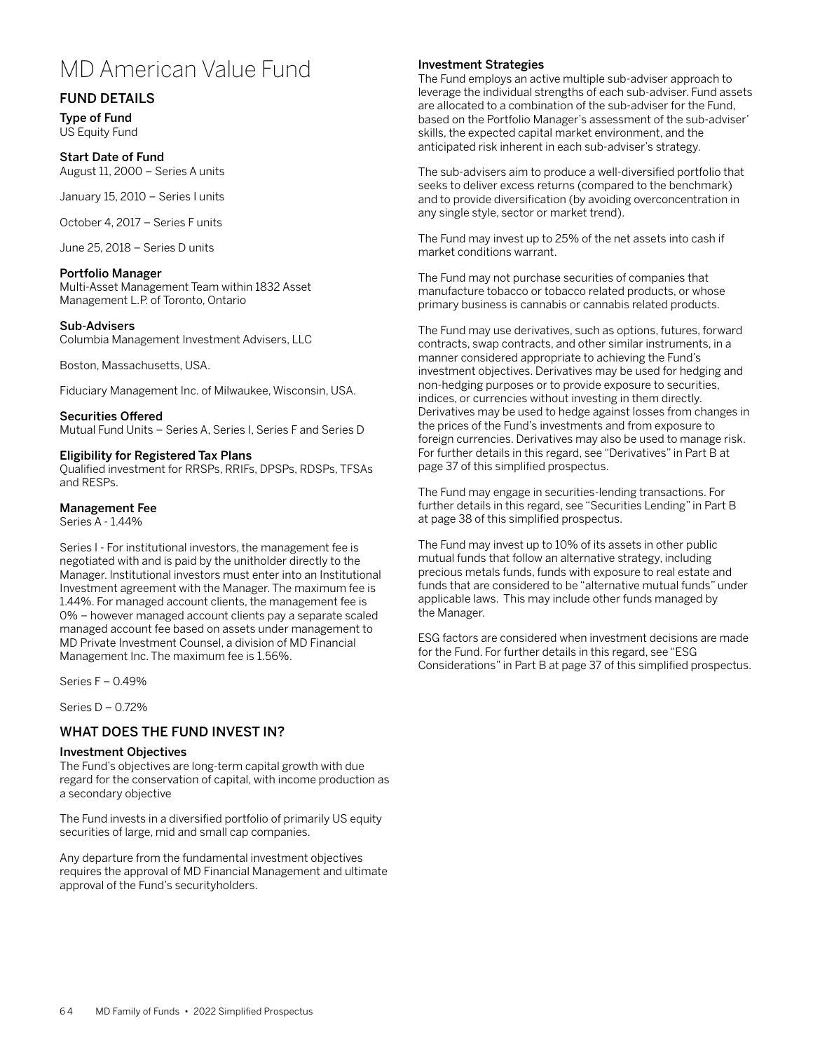# MD American Value Fund

## FUND DETAILS

### Type of Fund

US Equity Fund

### Start Date of Fund

August 11, 2000 – Series A units

January 15, 2010 – Series I units

October 4, 2017 – Series F units

June 25, 2018 – Series D units

### Portfolio Manager

Multi-Asset Management Team within 1832 Asset Management L.P. of Toronto, Ontario

### Sub-Advisers

Columbia Management Investment Advisers, LLC

Boston, Massachusetts, USA.

Fiduciary Management Inc. of Milwaukee, Wisconsin, USA.

### Securities Offered

Mutual Fund Units – Series A, Series I, Series F and Series D

### Eligibility for Registered Tax Plans

Qualified investment for RRSPs, RRIFs, DPSPs, RDSPs, TFSAs and RESPs.

### Management Fee

Series A - 1.44%

Series I - For institutional investors, the management fee is negotiated with and is paid by the unitholder directly to the Manager. Institutional investors must enter into an Institutional Investment agreement with the Manager. The maximum fee is 1.44%. For managed account clients, the management fee is 0% – however managed account clients pay a separate scaled managed account fee based on assets under management to MD Private Investment Counsel, a division of MD Financial Management Inc. The maximum fee is 1.56%.

Series F – 0.49%

Series D – 0.72%

## WHAT DOES THE FUND INVEST IN?

### Investment Objectives

The Fund's objectives are long-term capital growth with due regard for the conservation of capital, with income production as a secondary objective

The Fund invests in a diversified portfolio of primarily US equity securities of large, mid and small cap companies.

Any departure from the fundamental investment objectives requires the approval of MD Financial Management and ultimate approval of the Fund's securityholders.

### Investment Strategies

The Fund employs an active multiple sub-adviser approach to leverage the individual strengths of each sub-adviser. Fund assets are allocated to a combination of the sub-adviser for the Fund, based on the Portfolio Manager's assessment of the sub-adviser' skills, the expected capital market environment, and the anticipated risk inherent in each sub-adviser's strategy.

The sub-advisers aim to produce a well-diversified portfolio that seeks to deliver excess returns (compared to the benchmark) and to provide diversification (by avoiding overconcentration in any single style, sector or market trend).

The Fund may invest up to 25% of the net assets into cash if market conditions warrant.

The Fund may not purchase securities of companies that manufacture tobacco or tobacco related products, or whose primary business is cannabis or cannabis related products.

The Fund may use derivatives, such as options, futures, forward contracts, swap contracts, and other similar instruments, in a manner considered appropriate to achieving the Fund's investment objectives. Derivatives may be used for hedging and non-hedging purposes or to provide exposure to securities, indices, or currencies without investing in them directly. Derivatives may be used to hedge against losses from changes in the prices of the Fund's investments and from exposure to foreign currencies. Derivatives may also be used to manage risk. For further details in this regard, see "Derivatives" in Part B at page 37 of this simplified prospectus.

The Fund may engage in securities-lending transactions. For further details in this regard, see "Securities Lending" in Part B at page 38 of this simplified prospectus.

The Fund may invest up to 10% of its assets in other public mutual funds that follow an alternative strategy, including precious metals funds, funds with exposure to real estate and funds that are considered to be "alternative mutual funds" under applicable laws. This may include other funds managed by the Manager.

ESG factors are considered when investment decisions are made for the Fund. For further details in this regard, see "ESG Considerations" in Part B at page 37 of this simplified prospectus.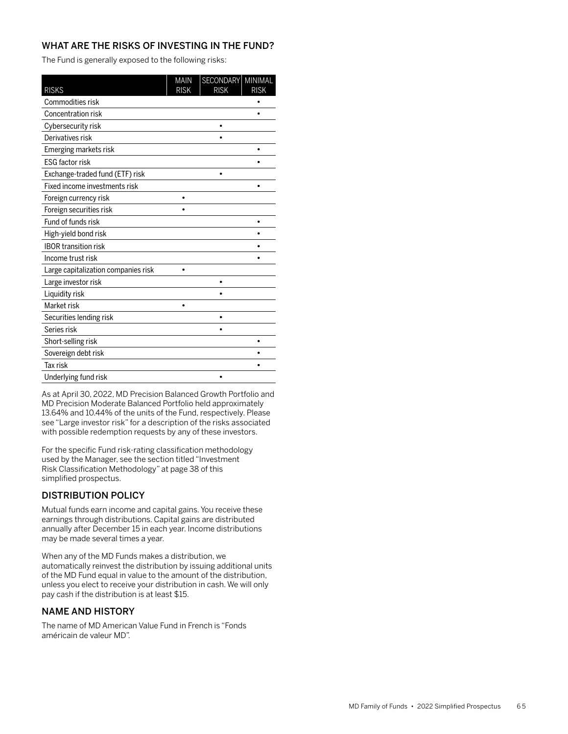## WHAT ARE THE RISKS OF INVESTING IN THE FUND?

The Fund is generally exposed to the following risks:

| RISKS | MAIN RISK | SECONDARY RISK | MINIMAL RISK |
|---|---|---|---|
| Commodities risk | | | • |
| Concentration risk | | | • |
| Cybersecurity risk | | • | |
| Derivatives risk | | • | |
| Emerging markets risk | | | • |
| ESG factor risk | | | • |
| Exchange-traded fund (ETF) risk | | • | |
| Fixed income investments risk | | | • |
| Foreign currency risk | • | | |
| Foreign securities risk | • | | |
| Fund of funds risk | | | • |
| High-yield bond risk | | | • |
| IBOR transition risk | | | • |
| Income trust risk | | | • |
| Large capitalization companies risk | • | | |
| Large investor risk | | • | |
| Liquidity risk | | • | |
| Market risk | • | | |
| Securities lending risk | | • | |
| Series risk | | • | |
| Short-selling risk | | | • |
| Sovereign debt risk | | | • |
| Tax risk | | | • |
| Underlying fund risk | | • | |

As at April 30, 2022, MD Precision Balanced Growth Portfolio and MD Precision Moderate Balanced Portfolio held approximately 13.64% and 10.44% of the units of the Fund, respectively. Please see "Large investor risk" for a description of the risks associated with possible redemption requests by any of these investors.

For the specific Fund risk-rating classification methodology used by the Manager, see the section titled "Investment Risk Classification Methodology" at page 38 of this simplified prospectus.

## DISTRIBUTION POLICY

Mutual funds earn income and capital gains. You receive these earnings through distributions. Capital gains are distributed annually after December 15 in each year. Income distributions may be made several times a year.

When any of the MD Funds makes a distribution, we automatically reinvest the distribution by issuing additional units of the MD Fund equal in value to the amount of the distribution, unless you elect to receive your distribution in cash. We will only pay cash if the distribution is at least $15.

## NAME AND HISTORY

The name of MD American Value Fund in French is "Fonds américain de valeur MD".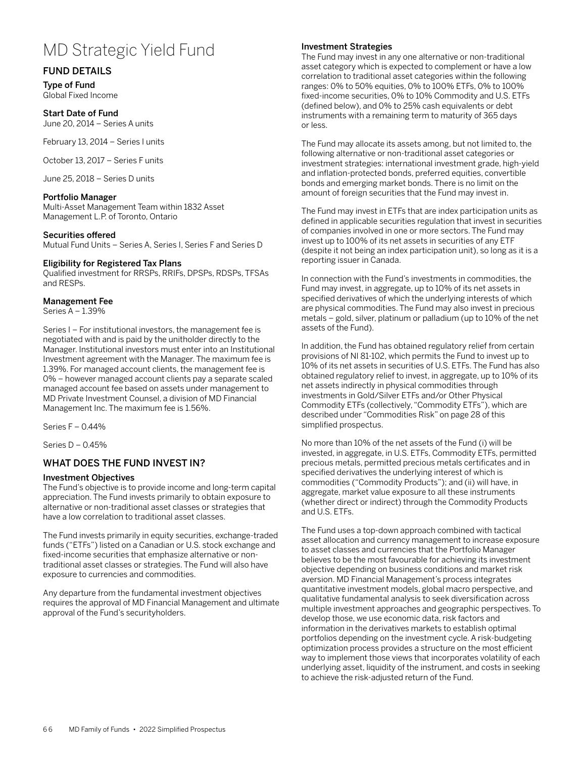# MD Strategic Yield Fund

## FUND DETAILS

**Type of Fund**
Global Fixed Income

**Start Date of Fund**
June 20, 2014 – Series A units

February 13, 2014 – Series I units

October 13, 2017 – Series F units

June 25, 2018 – Series D units

**Portfolio Manager**
Multi-Asset Management Team within 1832 Asset Management L.P. of Toronto, Ontario

**Securities offered**
Mutual Fund Units – Series A, Series I, Series F and Series D

**Eligibility for Registered Tax Plans**
Qualified investment for RRSPs, RRIFs, DPSPs, RDSPs, TFSAs and RESPs.

**Management Fee**
Series A – 1.39%

Series I – For institutional investors, the management fee is negotiated with and is paid by the unitholder directly to the Manager. Institutional investors must enter into an Institutional Investment agreement with the Manager. The maximum fee is 1.39%. For managed account clients, the management fee is 0% – however managed account clients pay a separate scaled managed account fee based on assets under management to MD Private Investment Counsel, a division of MD Financial Management Inc. The maximum fee is 1.56%.

Series F – 0.44%

Series D – 0.45%

## WHAT DOES THE FUND INVEST IN?

**Investment Objectives**
The Fund's objective is to provide income and long-term capital appreciation. The Fund invests primarily to obtain exposure to alternative or non-traditional asset classes or strategies that have a low correlation to traditional asset classes.

The Fund invests primarily in equity securities, exchange-traded funds ("ETFs") listed on a Canadian or U.S. stock exchange and fixed-income securities that emphasize alternative or non-traditional asset classes or strategies. The Fund will also have exposure to currencies and commodities.

Any departure from the fundamental investment objectives requires the approval of MD Financial Management and ultimate approval of the Fund's securityholders.

**Investment Strategies**
The Fund may invest in any one alternative or non-traditional asset category which is expected to complement or have a low correlation to traditional asset categories within the following ranges: 0% to 50% equities, 0% to 100% ETFs, 0% to 100% fixed-income securities, 0% to 10% Commodity and U.S. ETFs (defined below), and 0% to 25% cash equivalents or debt instruments with a remaining term to maturity of 365 days or less.

The Fund may allocate its assets among, but not limited to, the following alternative or non-traditional asset categories or investment strategies: international investment grade, high-yield and inflation-protected bonds, preferred equities, convertible bonds and emerging market bonds. There is no limit on the amount of foreign securities that the Fund may invest in.

The Fund may invest in ETFs that are index participation units as defined in applicable securities regulation that invest in securities of companies involved in one or more sectors. The Fund may invest up to 100% of its net assets in securities of any ETF (despite it not being an index participation unit), so long as it is a reporting issuer in Canada.

In connection with the Fund's investments in commodities, the Fund may invest, in aggregate, up to 10% of its net assets in specified derivatives of which the underlying interests of which are physical commodities. The Fund may also invest in precious metals – gold, silver, platinum or palladium (up to 10% of the net assets of the Fund).

In addition, the Fund has obtained regulatory relief from certain provisions of NI 81-102, which permits the Fund to invest up to 10% of its net assets in securities of U.S. ETFs. The Fund has also obtained regulatory relief to invest, in aggregate, up to 10% of its net assets indirectly in physical commodities through investments in Gold/Silver ETFs and/or Other Physical Commodity ETFs (collectively, "Commodity ETFs"), which are described under "Commodities Risk" on page 28 of this simplified prospectus.

No more than 10% of the net assets of the Fund (i) will be invested, in aggregate, in U.S. ETFs, Commodity ETFs, permitted precious metals, permitted precious metals certificates and in specified derivatives the underlying interest of which is commodities ("Commodity Products"); and (ii) will have, in aggregate, market value exposure to all these instruments (whether direct or indirect) through the Commodity Products and U.S. ETFs.

The Fund uses a top-down approach combined with tactical asset allocation and currency management to increase exposure to asset classes and currencies that the Portfolio Manager believes to be the most favourable for achieving its investment objective depending on business conditions and market risk aversion. MD Financial Management's process integrates quantitative investment models, global macro perspective, and qualitative fundamental analysis to seek diversification across multiple investment approaches and geographic perspectives. To develop those, we use economic data, risk factors and information in the derivatives markets to establish optimal portfolios depending on the investment cycle. A risk-budgeting optimization process provides a structure on the most efficient way to implement those views that incorporates volatility of each underlying asset, liquidity of the instrument, and costs in seeking to achieve the risk-adjusted return of the Fund.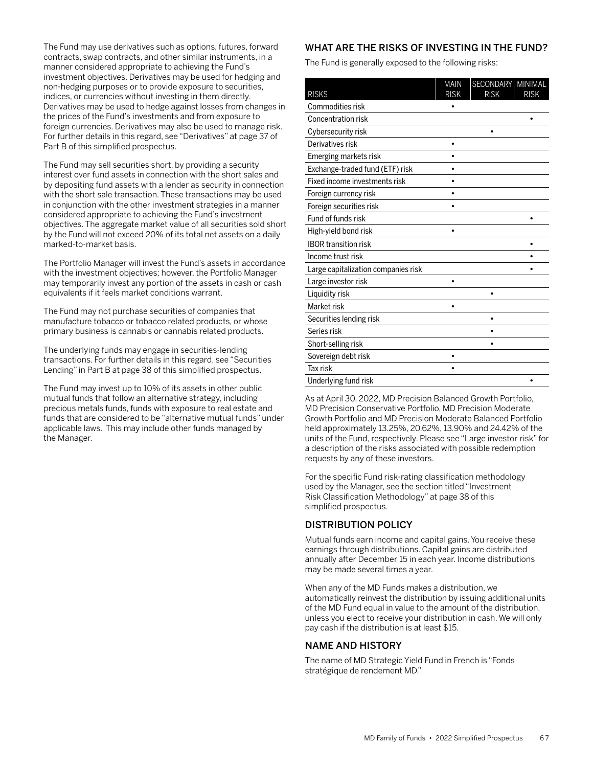The Fund may use derivatives such as options, futures, forward contracts, swap contracts, and other similar instruments, in a manner considered appropriate to achieving the Fund's investment objectives. Derivatives may be used for hedging and non-hedging purposes or to provide exposure to securities, indices, or currencies without investing in them directly. Derivatives may be used to hedge against losses from changes in the prices of the Fund's investments and from exposure to foreign currencies. Derivatives may also be used to manage risk. For further details in this regard, see "Derivatives" at page 37 of Part B of this simplified prospectus.

The Fund may sell securities short, by providing a security interest over fund assets in connection with the short sales and by depositing fund assets with a lender as security in connection with the short sale transaction. These transactions may be used in conjunction with the other investment strategies in a manner considered appropriate to achieving the Fund's investment objectives. The aggregate market value of all securities sold short by the Fund will not exceed 20% of its total net assets on a daily marked-to-market basis.

The Portfolio Manager will invest the Fund's assets in accordance with the investment objectives; however, the Portfolio Manager may temporarily invest any portion of the assets in cash or cash equivalents if it feels market conditions warrant.

The Fund may not purchase securities of companies that manufacture tobacco or tobacco related products, or whose primary business is cannabis or cannabis related products.

The underlying funds may engage in securities-lending transactions. For further details in this regard, see "Securities Lending" in Part B at page 38 of this simplified prospectus.

The Fund may invest up to 10% of its assets in other public mutual funds that follow an alternative strategy, including precious metals funds, funds with exposure to real estate and funds that are considered to be "alternative mutual funds" under applicable laws. This may include other funds managed by the Manager.

## WHAT ARE THE RISKS OF INVESTING IN THE FUND?

The Fund is generally exposed to the following risks:

| RISKS | MAIN RISK | SECONDARY RISK | MINIMAL RISK |
|---|---|---|---|
| Commodities risk | • | | |
| Concentration risk | | | • |
| Cybersecurity risk | | • | |
| Derivatives risk | • | | |
| Emerging markets risk | • | | |
| Exchange-traded fund (ETF) risk | • | | |
| Fixed income investments risk | • | | |
| Foreign currency risk | • | | |
| Foreign securities risk | • | | |
| Fund of funds risk | | | • |
| High-yield bond risk | • | | |
| IBOR transition risk | | | • |
| Income trust risk | | | • |
| Large capitalization companies risk | | | • |
| Large investor risk | • | | |
| Liquidity risk | | • | |
| Market risk | • | | |
| Securities lending risk | | • | |
| Series risk | | • | |
| Short-selling risk | | • | |
| Sovereign debt risk | • | | |
| Tax risk | • | | |
| Underlying fund risk | | | • |

As at April 30, 2022, MD Precision Balanced Growth Portfolio, MD Precision Conservative Portfolio, MD Precision Moderate Growth Portfolio and MD Precision Moderate Balanced Portfolio held approximately 13.25%, 20.62%, 13.90% and 24.42% of the units of the Fund, respectively. Please see "Large investor risk" for a description of the risks associated with possible redemption requests by any of these investors.

For the specific Fund risk-rating classification methodology used by the Manager, see the section titled "Investment Risk Classification Methodology" at page 38 of this simplified prospectus.

## DISTRIBUTION POLICY

Mutual funds earn income and capital gains. You receive these earnings through distributions. Capital gains are distributed annually after December 15 in each year. Income distributions may be made several times a year.

When any of the MD Funds makes a distribution, we automatically reinvest the distribution by issuing additional units of the MD Fund equal in value to the amount of the distribution, unless you elect to receive your distribution in cash. We will only pay cash if the distribution is at least $15.

## NAME AND HISTORY

The name of MD Strategic Yield Fund in French is "Fonds stratégique de rendement MD."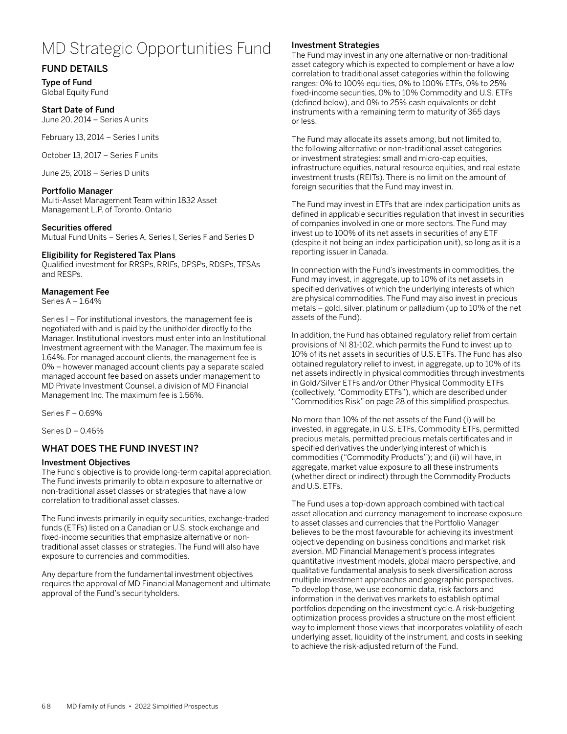# MD Strategic Opportunities Fund

## FUND DETAILS

### Type of Fund

Global Equity Fund

### Start Date of Fund

June 20, 2014 – Series A units

February 13, 2014 – Series I units

October 13, 2017 – Series F units

June 25, 2018 – Series D units

### Portfolio Manager

Multi-Asset Management Team within 1832 Asset Management L.P. of Toronto, Ontario

### Securities offered

Mutual Fund Units – Series A, Series I, Series F and Series D

### Eligibility for Registered Tax Plans

Qualified investment for RRSPs, RRIFs, DPSPs, RDSPs, TFSAs and RESPs.

### Management Fee

Series A – 1.64%

Series I – For institutional investors, the management fee is negotiated with and is paid by the unitholder directly to the Manager. Institutional investors must enter into an Institutional Investment agreement with the Manager. The maximum fee is 1.64%. For managed account clients, the management fee is 0% – however managed account clients pay a separate scaled managed account fee based on assets under management to MD Private Investment Counsel, a division of MD Financial Management Inc. The maximum fee is 1.56%.

Series F – 0.69%

Series D – 0.46%

## WHAT DOES THE FUND INVEST IN?

### Investment Objectives

The Fund's objective is to provide long-term capital appreciation. The Fund invests primarily to obtain exposure to alternative or non-traditional asset classes or strategies that have a low correlation to traditional asset classes.

The Fund invests primarily in equity securities, exchange-traded funds (ETFs) listed on a Canadian or U.S. stock exchange and fixed-income securities that emphasize alternative or non-traditional asset classes or strategies. The Fund will also have exposure to currencies and commodities.

Any departure from the fundamental investment objectives requires the approval of MD Financial Management and ultimate approval of the Fund's securityholders.

### Investment Strategies

The Fund may invest in any one alternative or non-traditional asset category which is expected to complement or have a low correlation to traditional asset categories within the following ranges: 0% to 100% equities, 0% to 100% ETFs, 0% to 25% fixed-income securities, 0% to 10% Commodity and U.S. ETFs (defined below), and 0% to 25% cash equivalents or debt instruments with a remaining term to maturity of 365 days or less.

The Fund may allocate its assets among, but not limited to, the following alternative or non-traditional asset categories or investment strategies: small and micro-cap equities, infrastructure equities, natural resource equities, and real estate investment trusts (REITs). There is no limit on the amount of foreign securities that the Fund may invest in.

The Fund may invest in ETFs that are index participation units as defined in applicable securities regulation that invest in securities of companies involved in one or more sectors. The Fund may invest up to 100% of its net assets in securities of any ETF (despite it not being an index participation unit), so long as it is a reporting issuer in Canada.

In connection with the Fund's investments in commodities, the Fund may invest, in aggregate, up to 10% of its net assets in specified derivatives of which the underlying interests of which are physical commodities. The Fund may also invest in precious metals – gold, silver, platinum or palladium (up to 10% of the net assets of the Fund).

In addition, the Fund has obtained regulatory relief from certain provisions of NI 81-102, which permits the Fund to invest up to 10% of its net assets in securities of U.S. ETFs. The Fund has also obtained regulatory relief to invest, in aggregate, up to 10% of its net assets indirectly in physical commodities through investments in Gold/Silver ETFs and/or Other Physical Commodity ETFs (collectively, "Commodity ETFs"), which are described under "Commodities Risk" on page 28 of this simplified prospectus.

No more than 10% of the net assets of the Fund (i) will be invested, in aggregate, in U.S. ETFs, Commodity ETFs, permitted precious metals, permitted precious metals certificates and in specified derivatives the underlying interest of which is commodities ("Commodity Products"); and (ii) will have, in aggregate, market value exposure to all these instruments (whether direct or indirect) through the Commodity Products and U.S. ETFs.

The Fund uses a top-down approach combined with tactical asset allocation and currency management to increase exposure to asset classes and currencies that the Portfolio Manager believes to be the most favourable for achieving its investment objective depending on business conditions and market risk aversion. MD Financial Management's process integrates quantitative investment models, global macro perspective, and qualitative fundamental analysis to seek diversification across multiple investment approaches and geographic perspectives. To develop those, we use economic data, risk factors and information in the derivatives markets to establish optimal portfolios depending on the investment cycle. A risk-budgeting optimization process provides a structure on the most efficient way to implement those views that incorporates volatility of each underlying asset, liquidity of the instrument, and costs in seeking to achieve the risk-adjusted return of the Fund.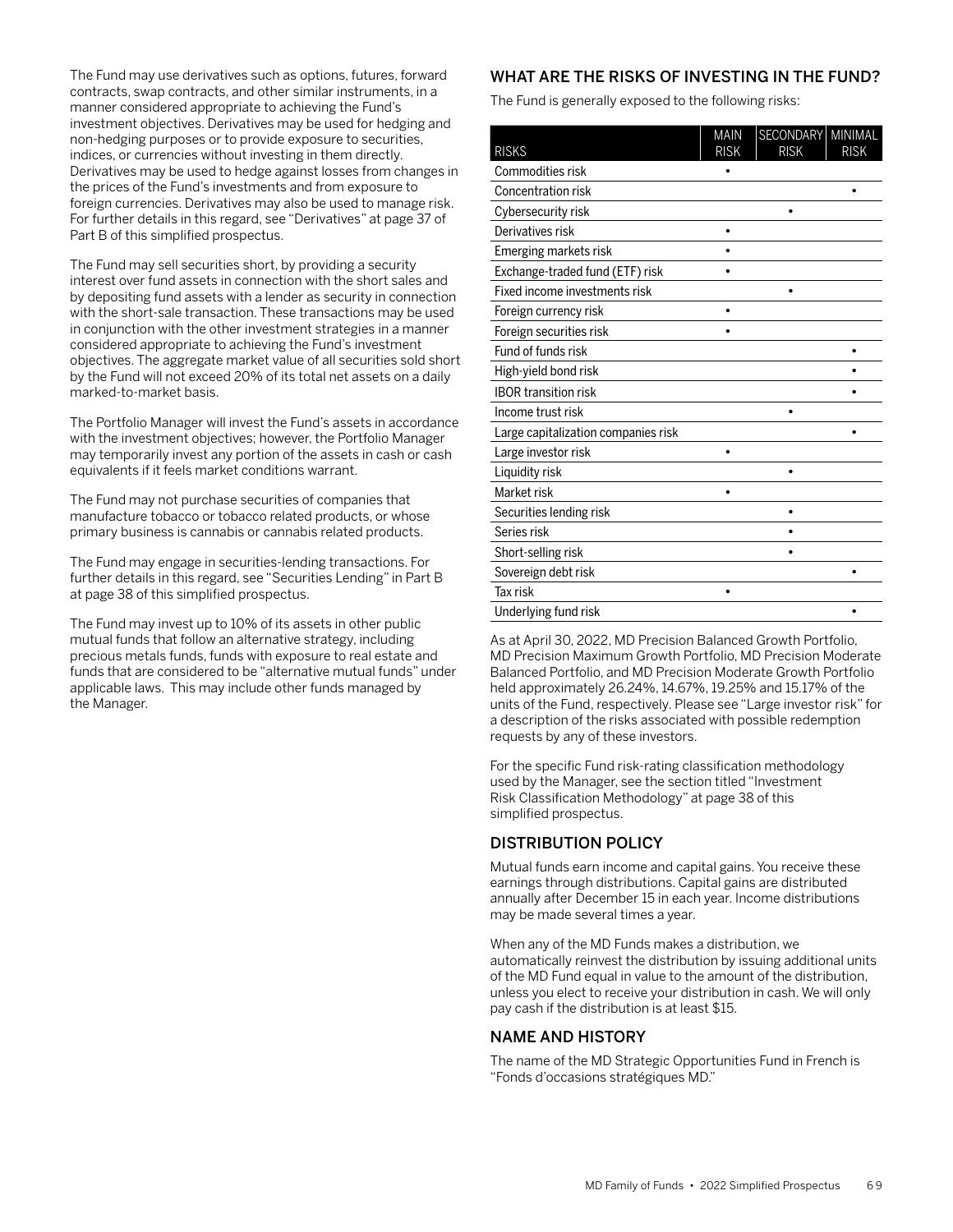The Fund may use derivatives such as options, futures, forward contracts, swap contracts, and other similar instruments, in a manner considered appropriate to achieving the Fund's investment objectives. Derivatives may be used for hedging and non-hedging purposes or to provide exposure to securities, indices, or currencies without investing in them directly. Derivatives may be used to hedge against losses from changes in the prices of the Fund's investments and from exposure to foreign currencies. Derivatives may also be used to manage risk. For further details in this regard, see "Derivatives" at page 37 of Part B of this simplified prospectus.

The Fund may sell securities short, by providing a security interest over fund assets in connection with the short sales and by depositing fund assets with a lender as security in connection with the short-sale transaction. These transactions may be used in conjunction with the other investment strategies in a manner considered appropriate to achieving the Fund's investment objectives. The aggregate market value of all securities sold short by the Fund will not exceed 20% of its total net assets on a daily marked-to-market basis.

The Portfolio Manager will invest the Fund's assets in accordance with the investment objectives; however, the Portfolio Manager may temporarily invest any portion of the assets in cash or cash equivalents if it feels market conditions warrant.

The Fund may not purchase securities of companies that manufacture tobacco or tobacco related products, or whose primary business is cannabis or cannabis related products.

The Fund may engage in securities-lending transactions. For further details in this regard, see "Securities Lending" in Part B at page 38 of this simplified prospectus.

The Fund may invest up to 10% of its assets in other public mutual funds that follow an alternative strategy, including precious metals funds, funds with exposure to real estate and funds that are considered to be "alternative mutual funds" under applicable laws. This may include other funds managed by the Manager.

## WHAT ARE THE RISKS OF INVESTING IN THE FUND?

The Fund is generally exposed to the following risks:

| RISKS | MAIN RISK | SECONDARY RISK | MINIMAL RISK |
|---|---|---|---|
| Commodities risk | • | | |
| Concentration risk | | | • |
| Cybersecurity risk | | • | |
| Derivatives risk | • | | |
| Emerging markets risk | • | | |
| Exchange-traded fund (ETF) risk | • | | |
| Fixed income investments risk | | • | |
| Foreign currency risk | • | | |
| Foreign securities risk | • | | |
| Fund of funds risk | | | • |
| High-yield bond risk | | | • |
| IBOR transition risk | | | • |
| Income trust risk | | • | |
| Large capitalization companies risk | | | • |
| Large investor risk | • | | |
| Liquidity risk | | • | |
| Market risk | • | | |
| Securities lending risk | | • | |
| Series risk | | • | |
| Short-selling risk | | • | |
| Sovereign debt risk | | | • |
| Tax risk | • | | |
| Underlying fund risk | | | • |

As at April 30, 2022, MD Precision Balanced Growth Portfolio, MD Precision Maximum Growth Portfolio, MD Precision Moderate Balanced Portfolio, and MD Precision Moderate Growth Portfolio held approximately 26.24%, 14.67%, 19.25% and 15.17% of the units of the Fund, respectively. Please see "Large investor risk" for a description of the risks associated with possible redemption requests by any of these investors.

For the specific Fund risk-rating classification methodology used by the Manager, see the section titled "Investment Risk Classification Methodology" at page 38 of this simplified prospectus.

## DISTRIBUTION POLICY

Mutual funds earn income and capital gains. You receive these earnings through distributions. Capital gains are distributed annually after December 15 in each year. Income distributions may be made several times a year.

When any of the MD Funds makes a distribution, we automatically reinvest the distribution by issuing additional units of the MD Fund equal in value to the amount of the distribution, unless you elect to receive your distribution in cash. We will only pay cash if the distribution is at least $15.

## NAME AND HISTORY

The name of the MD Strategic Opportunities Fund in French is "Fonds d'occasions stratégiques MD."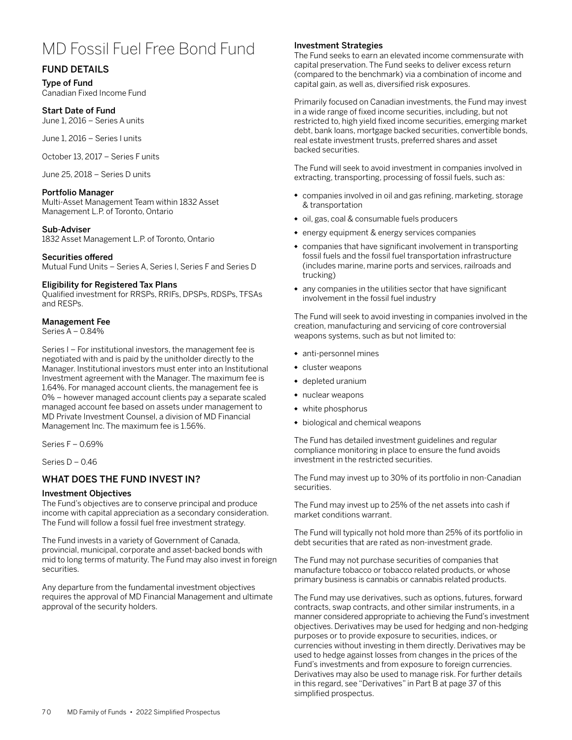# MD Fossil Fuel Free Bond Fund

## FUND DETAILS

**Type of Fund**
Canadian Fixed Income Fund

**Start Date of Fund**
June 1, 2016 – Series A units

June 1, 2016 – Series I units

October 13, 2017 – Series F units

June 25, 2018 – Series D units

**Portfolio Manager**
Multi-Asset Management Team within 1832 Asset Management L.P. of Toronto, Ontario

**Sub-Adviser**
1832 Asset Management L.P. of Toronto, Ontario

**Securities offered**
Mutual Fund Units – Series A, Series I, Series F and Series D

**Eligibility for Registered Tax Plans**
Qualified investment for RRSPs, RRIFs, DPSPs, RDSPs, TFSAs and RESPs.

**Management Fee**
Series A – 0.84%

Series I – For institutional investors, the management fee is negotiated with and is paid by the unitholder directly to the Manager. Institutional investors must enter into an Institutional Investment agreement with the Manager. The maximum fee is 1.64%. For managed account clients, the management fee is 0% – however managed account clients pay a separate scaled managed account fee based on assets under management to MD Private Investment Counsel, a division of MD Financial Management Inc. The maximum fee is 1.56%.

Series F – 0.69%

Series D – 0.46

## WHAT DOES THE FUND INVEST IN?

**Investment Objectives**
The Fund's objectives are to conserve principal and produce income with capital appreciation as a secondary consideration. The Fund will follow a fossil fuel free investment strategy.

The Fund invests in a variety of Government of Canada, provincial, municipal, corporate and asset-backed bonds with mid to long terms of maturity. The Fund may also invest in foreign securities.

Any departure from the fundamental investment objectives requires the approval of MD Financial Management and ultimate approval of the security holders.

**Investment Strategies**
The Fund seeks to earn an elevated income commensurate with capital preservation. The Fund seeks to deliver excess return (compared to the benchmark) via a combination of income and capital gain, as well as, diversified risk exposures.

Primarily focused on Canadian investments, the Fund may invest in a wide range of fixed income securities, including, but not restricted to, high yield fixed income securities, emerging market debt, bank loans, mortgage backed securities, convertible bonds, real estate investment trusts, preferred shares and asset backed securities.

The Fund will seek to avoid investment in companies involved in extracting, transporting, processing of fossil fuels, such as:

- companies involved in oil and gas refining, marketing, storage & transportation
- oil, gas, coal & consumable fuels producers
- energy equipment & energy services companies
- companies that have significant involvement in transporting fossil fuels and the fossil fuel transportation infrastructure (includes marine, marine ports and services, railroads and trucking)
- any companies in the utilities sector that have significant involvement in the fossil fuel industry

The Fund will seek to avoid investing in companies involved in the creation, manufacturing and servicing of core controversial weapons systems, such as but not limited to:

- anti-personnel mines
- cluster weapons
- depleted uranium
- nuclear weapons
- white phosphorus
- biological and chemical weapons

The Fund has detailed investment guidelines and regular compliance monitoring in place to ensure the fund avoids investment in the restricted securities.

The Fund may invest up to 30% of its portfolio in non-Canadian securities.

The Fund may invest up to 25% of the net assets into cash if market conditions warrant.

The Fund will typically not hold more than 25% of its portfolio in debt securities that are rated as non-investment grade.

The Fund may not purchase securities of companies that manufacture tobacco or tobacco related products, or whose primary business is cannabis or cannabis related products.

The Fund may use derivatives, such as options, futures, forward contracts, swap contracts, and other similar instruments, in a manner considered appropriate to achieving the Fund's investment objectives. Derivatives may be used for hedging and non-hedging purposes or to provide exposure to securities, indices, or currencies without investing in them directly. Derivatives may be used to hedge against losses from changes in the prices of the Fund's investments and from exposure to foreign currencies. Derivatives may also be used to manage risk. For further details in this regard, see "Derivatives" in Part B at page 37 of this simplified prospectus.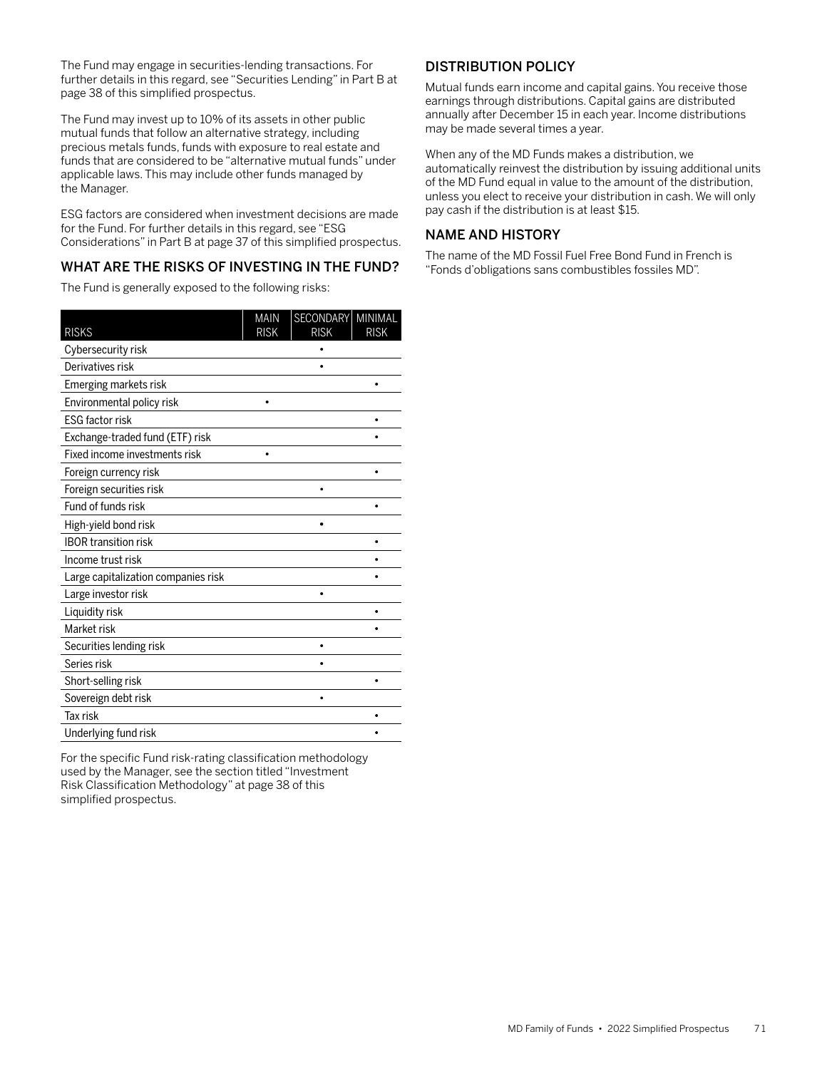The Fund may engage in securities-lending transactions. For further details in this regard, see "Securities Lending" in Part B at page 38 of this simplified prospectus.

The Fund may invest up to 10% of its assets in other public mutual funds that follow an alternative strategy, including precious metals funds, funds with exposure to real estate and funds that are considered to be "alternative mutual funds" under applicable laws. This may include other funds managed by the Manager.

ESG factors are considered when investment decisions are made for the Fund. For further details in this regard, see "ESG Considerations" in Part B at page 37 of this simplified prospectus.

## WHAT ARE THE RISKS OF INVESTING IN THE FUND?

The Fund is generally exposed to the following risks:

| RISKS | MAIN RISK | SECONDARY RISK | MINIMAL RISK |
|---|---|---|---|
| Cybersecurity risk | | • | |
| Derivatives risk | | • | |
| Emerging markets risk | | | • |
| Environmental policy risk | • | | |
| ESG factor risk | | | • |
| Exchange-traded fund (ETF) risk | | | • |
| Fixed income investments risk | • | | |
| Foreign currency risk | | | • |
| Foreign securities risk | | • | |
| Fund of funds risk | | | • |
| High-yield bond risk | | • | |
| IBOR transition risk | | | • |
| Income trust risk | | | • |
| Large capitalization companies risk | | | • |
| Large investor risk | | • | |
| Liquidity risk | | | • |
| Market risk | | | • |
| Securities lending risk | | • | |
| Series risk | | • | |
| Short-selling risk | | | • |
| Sovereign debt risk | | • | |
| Tax risk | | | • |
| Underlying fund risk | | | • |

For the specific Fund risk-rating classification methodology used by the Manager, see the section titled "Investment Risk Classification Methodology" at page 38 of this simplified prospectus.

## DISTRIBUTION POLICY

Mutual funds earn income and capital gains. You receive those earnings through distributions. Capital gains are distributed annually after December 15 in each year. Income distributions may be made several times a year.

When any of the MD Funds makes a distribution, we automatically reinvest the distribution by issuing additional units of the MD Fund equal in value to the amount of the distribution, unless you elect to receive your distribution in cash. We will only pay cash if the distribution is at least $15.

## NAME AND HISTORY

The name of the MD Fossil Fuel Free Bond Fund in French is "Fonds d'obligations sans combustibles fossiles MD".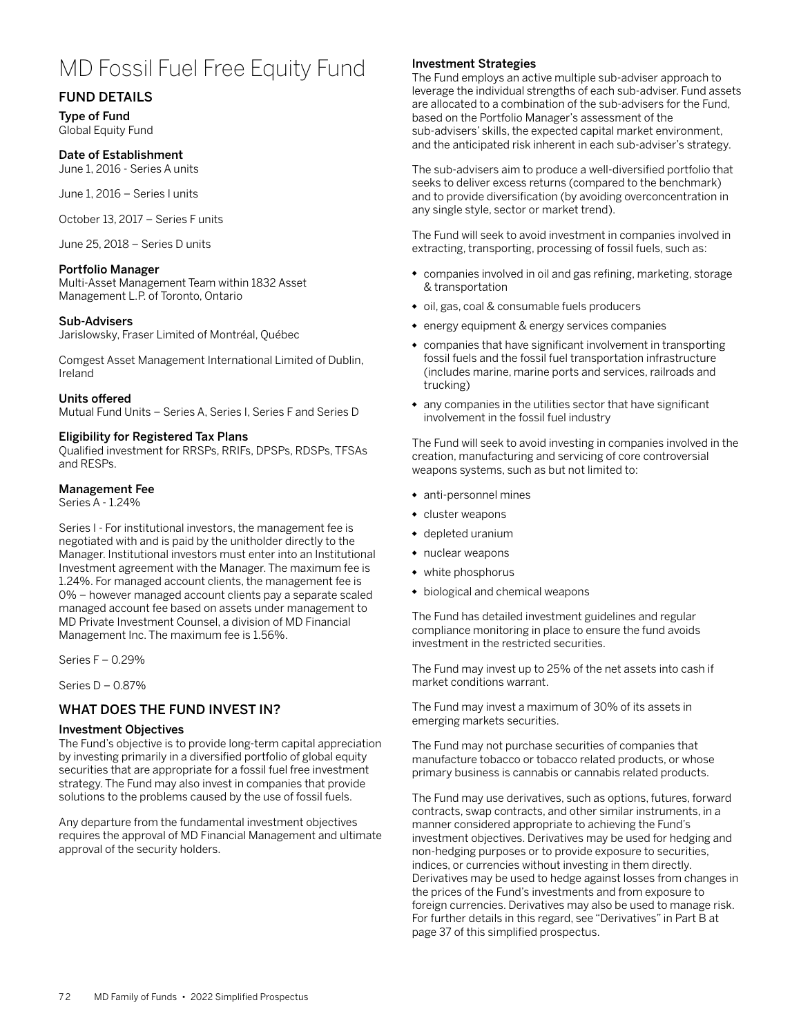# MD Fossil Fuel Free Equity Fund

## FUND DETAILS

### Type of Fund

Global Equity Fund

### Date of Establishment

June 1, 2016 - Series A units

June 1, 2016 – Series I units

October 13, 2017 – Series F units

June 25, 2018 – Series D units

### Portfolio Manager

Multi-Asset Management Team within 1832 Asset Management L.P. of Toronto, Ontario

### Sub-Advisers

Jarislowsky, Fraser Limited of Montréal, Québec

Comgest Asset Management International Limited of Dublin, Ireland

### Units offered

Mutual Fund Units – Series A, Series I, Series F and Series D

### Eligibility for Registered Tax Plans

Qualified investment for RRSPs, RRIFs, DPSPs, RDSPs, TFSAs and RESPs.

### Management Fee

Series A - 1.24%

Series I - For institutional investors, the management fee is negotiated with and is paid by the unitholder directly to the Manager. Institutional investors must enter into an Institutional Investment agreement with the Manager. The maximum fee is 1.24%. For managed account clients, the management fee is 0% – however managed account clients pay a separate scaled managed account fee based on assets under management to MD Private Investment Counsel, a division of MD Financial Management Inc. The maximum fee is 1.56%.

Series F – 0.29%

Series D – 0.87%

## WHAT DOES THE FUND INVEST IN?

### Investment Objectives

The Fund's objective is to provide long-term capital appreciation by investing primarily in a diversified portfolio of global equity securities that are appropriate for a fossil fuel free investment strategy. The Fund may also invest in companies that provide solutions to the problems caused by the use of fossil fuels.

Any departure from the fundamental investment objectives requires the approval of MD Financial Management and ultimate approval of the security holders.

### Investment Strategies

The Fund employs an active multiple sub-adviser approach to leverage the individual strengths of each sub-adviser. Fund assets are allocated to a combination of the sub-advisers for the Fund, based on the Portfolio Manager's assessment of the sub-advisers' skills, the expected capital market environment, and the anticipated risk inherent in each sub-adviser's strategy.

The sub-advisers aim to produce a well-diversified portfolio that seeks to deliver excess returns (compared to the benchmark) and to provide diversification (by avoiding overconcentration in any single style, sector or market trend).

The Fund will seek to avoid investment in companies involved in extracting, transporting, processing of fossil fuels, such as:

- companies involved in oil and gas refining, marketing, storage & transportation
- oil, gas, coal & consumable fuels producers
- energy equipment & energy services companies
- companies that have significant involvement in transporting fossil fuels and the fossil fuel transportation infrastructure (includes marine, marine ports and services, railroads and trucking)
- any companies in the utilities sector that have significant involvement in the fossil fuel industry

The Fund will seek to avoid investing in companies involved in the creation, manufacturing and servicing of core controversial weapons systems, such as but not limited to:

- anti-personnel mines
- cluster weapons
- depleted uranium
- nuclear weapons
- white phosphorus
- biological and chemical weapons

The Fund has detailed investment guidelines and regular compliance monitoring in place to ensure the fund avoids investment in the restricted securities.

The Fund may invest up to 25% of the net assets into cash if market conditions warrant.

The Fund may invest a maximum of 30% of its assets in emerging markets securities.

The Fund may not purchase securities of companies that manufacture tobacco or tobacco related products, or whose primary business is cannabis or cannabis related products.

The Fund may use derivatives, such as options, futures, forward contracts, swap contracts, and other similar instruments, in a manner considered appropriate to achieving the Fund's investment objectives. Derivatives may be used for hedging and non-hedging purposes or to provide exposure to securities, indices, or currencies without investing in them directly. Derivatives may be used to hedge against losses from changes in the prices of the Fund's investments and from exposure to foreign currencies. Derivatives may also be used to manage risk. For further details in this regard, see "Derivatives" in Part B at page 37 of this simplified prospectus.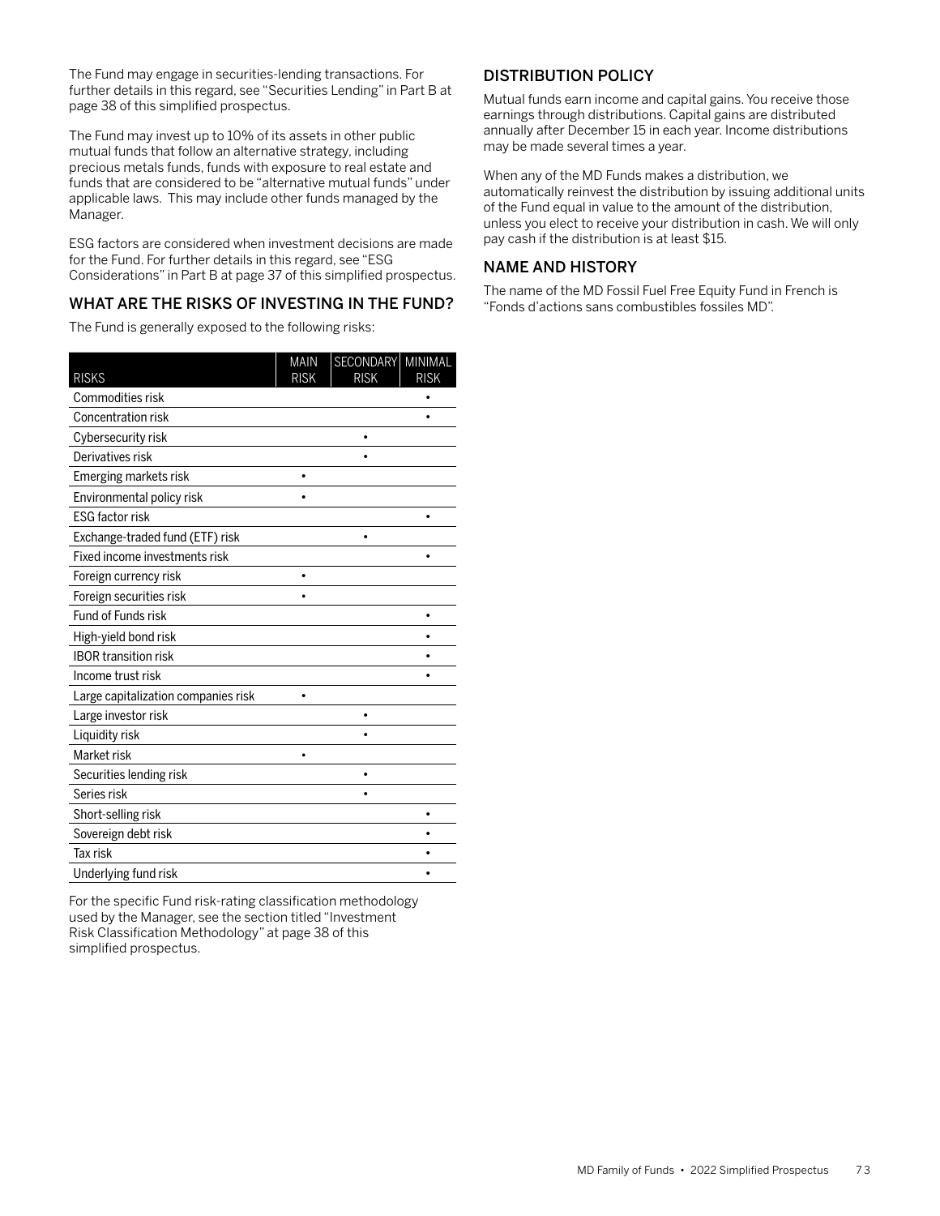The Fund may engage in securities-lending transactions. For further details in this regard, see "Securities Lending" in Part B at page 38 of this simplified prospectus.

The Fund may invest up to 10% of its assets in other public mutual funds that follow an alternative strategy, including precious metals funds, funds with exposure to real estate and funds that are considered to be "alternative mutual funds" under applicable laws. This may include other funds managed by the Manager.

ESG factors are considered when investment decisions are made for the Fund. For further details in this regard, see "ESG Considerations" in Part B at page 37 of this simplified prospectus.

## WHAT ARE THE RISKS OF INVESTING IN THE FUND?

The Fund is generally exposed to the following risks:

| RISKS | MAIN RISK | SECONDARY RISK | MINIMAL RISK |
|---|---|---|---|
| Commodities risk | | | • |
| Concentration risk | | | • |
| Cybersecurity risk | | • | |
| Derivatives risk | | • | |
| Emerging markets risk | • | | |
| Environmental policy risk | • | | |
| ESG factor risk | | | • |
| Exchange-traded fund (ETF) risk | | • | |
| Fixed income investments risk | | | • |
| Foreign currency risk | • | | |
| Foreign securities risk | • | | |
| Fund of Funds risk | | | • |
| High-yield bond risk | | | • |
| IBOR transition risk | | | • |
| Income trust risk | | | • |
| Large capitalization companies risk | • | | |
| Large investor risk | | • | |
| Liquidity risk | | • | |
| Market risk | • | | |
| Securities lending risk | | • | |
| Series risk | | • | |
| Short-selling risk | | | • |
| Sovereign debt risk | | | • |
| Tax risk | | | • |
| Underlying fund risk | | | • |

For the specific Fund risk-rating classification methodology used by the Manager, see the section titled "Investment Risk Classification Methodology" at page 38 of this simplified prospectus.

## DISTRIBUTION POLICY

Mutual funds earn income and capital gains. You receive those earnings through distributions. Capital gains are distributed annually after December 15 in each year. Income distributions may be made several times a year.

When any of the MD Funds makes a distribution, we automatically reinvest the distribution by issuing additional units of the Fund equal in value to the amount of the distribution, unless you elect to receive your distribution in cash. We will only pay cash if the distribution is at least $15.

## NAME AND HISTORY

The name of the MD Fossil Fuel Free Equity Fund in French is "Fonds d'actions sans combustibles fossiles MD".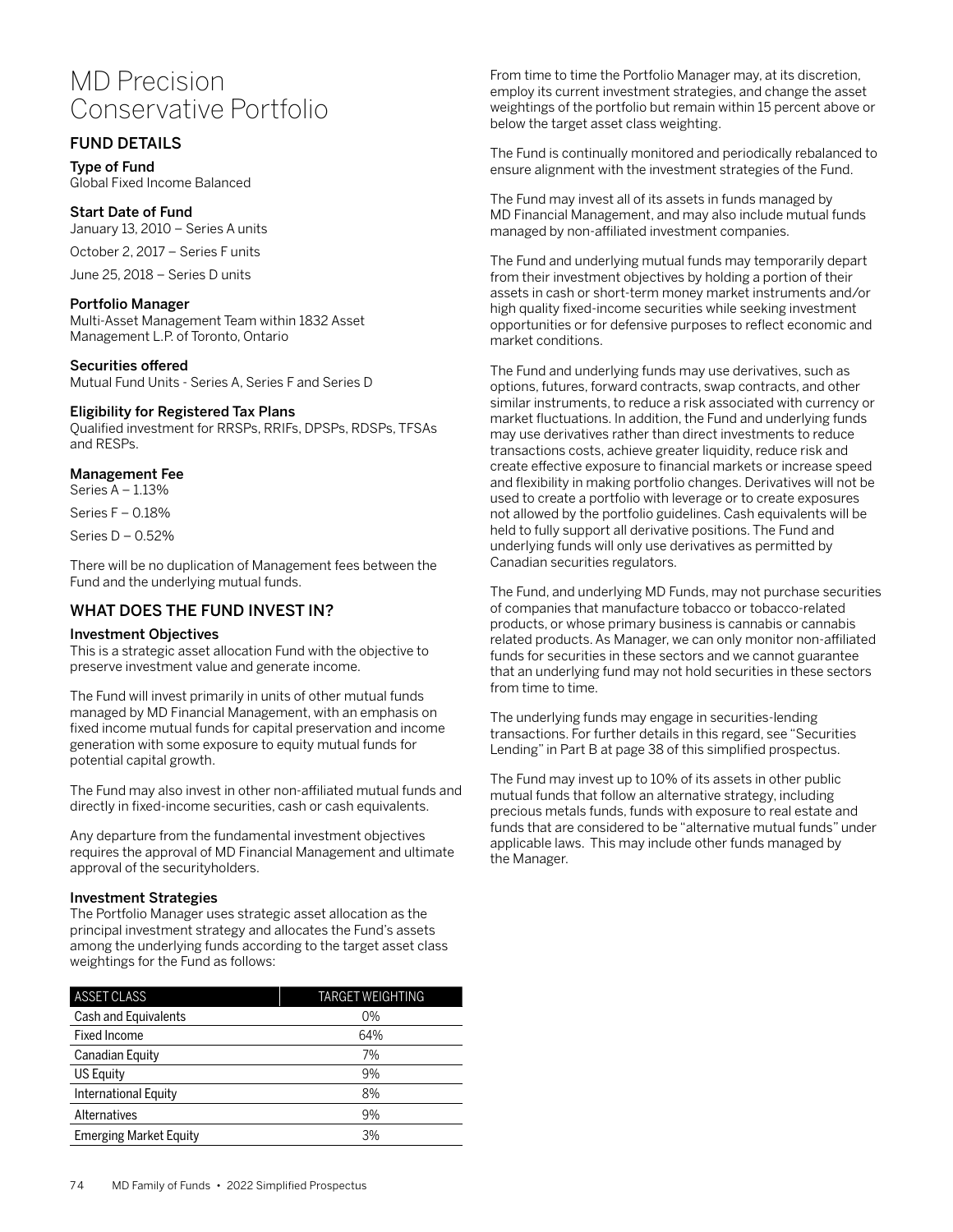# MD Precision Conservative Portfolio

## FUND DETAILS

### Type of Fund

Global Fixed Income Balanced

### Start Date of Fund

January 13, 2010 – Series A units

October 2, 2017 – Series F units

June 25, 2018 – Series D units

### Portfolio Manager

Multi-Asset Management Team within 1832 Asset Management L.P. of Toronto, Ontario

### Securities offered

Mutual Fund Units - Series A, Series F and Series D

### Eligibility for Registered Tax Plans

Qualified investment for RRSPs, RRIFs, DPSPs, RDSPs, TFSAs and RESPs.

### Management Fee

Series A – 1.13%

Series F – 0.18%

Series D – 0.52%

There will be no duplication of Management fees between the Fund and the underlying mutual funds.

## WHAT DOES THE FUND INVEST IN?

### Investment Objectives

This is a strategic asset allocation Fund with the objective to preserve investment value and generate income.

The Fund will invest primarily in units of other mutual funds managed by MD Financial Management, with an emphasis on fixed income mutual funds for capital preservation and income generation with some exposure to equity mutual funds for potential capital growth.

The Fund may also invest in other non-affiliated mutual funds and directly in fixed-income securities, cash or cash equivalents.

Any departure from the fundamental investment objectives requires the approval of MD Financial Management and ultimate approval of the securityholders.

### Investment Strategies

The Portfolio Manager uses strategic asset allocation as the principal investment strategy and allocates the Fund's assets among the underlying funds according to the target asset class weightings for the Fund as follows:

| ASSET CLASS | TARGET WEIGHTING |
|---|---|
| Cash and Equivalents | 0% |
| Fixed Income | 64% |
| Canadian Equity | 7% |
| US Equity | 9% |
| International Equity | 8% |
| Alternatives | 9% |
| Emerging Market Equity | 3% |

From time to time the Portfolio Manager may, at its discretion, employ its current investment strategies, and change the asset weightings of the portfolio but remain within 15 percent above or below the target asset class weighting.

The Fund is continually monitored and periodically rebalanced to ensure alignment with the investment strategies of the Fund.

The Fund may invest all of its assets in funds managed by MD Financial Management, and may also include mutual funds managed by non-affiliated investment companies.

The Fund and underlying mutual funds may temporarily depart from their investment objectives by holding a portion of their assets in cash or short-term money market instruments and/or high quality fixed-income securities while seeking investment opportunities or for defensive purposes to reflect economic and market conditions.

The Fund and underlying funds may use derivatives, such as options, futures, forward contracts, swap contracts, and other similar instruments, to reduce a risk associated with currency or market fluctuations. In addition, the Fund and underlying funds may use derivatives rather than direct investments to reduce transactions costs, achieve greater liquidity, reduce risk and create effective exposure to financial markets or increase speed and flexibility in making portfolio changes. Derivatives will not be used to create a portfolio with leverage or to create exposures not allowed by the portfolio guidelines. Cash equivalents will be held to fully support all derivative positions. The Fund and underlying funds will only use derivatives as permitted by Canadian securities regulators.

The Fund, and underlying MD Funds, may not purchase securities of companies that manufacture tobacco or tobacco-related products, or whose primary business is cannabis or cannabis related products. As Manager, we can only monitor non-affiliated funds for securities in these sectors and we cannot guarantee that an underlying fund may not hold securities in these sectors from time to time.

The underlying funds may engage in securities-lending transactions. For further details in this regard, see "Securities Lending" in Part B at page 38 of this simplified prospectus.

The Fund may invest up to 10% of its assets in other public mutual funds that follow an alternative strategy, including precious metals funds, funds with exposure to real estate and funds that are considered to be "alternative mutual funds" under applicable laws. This may include other funds managed by the Manager.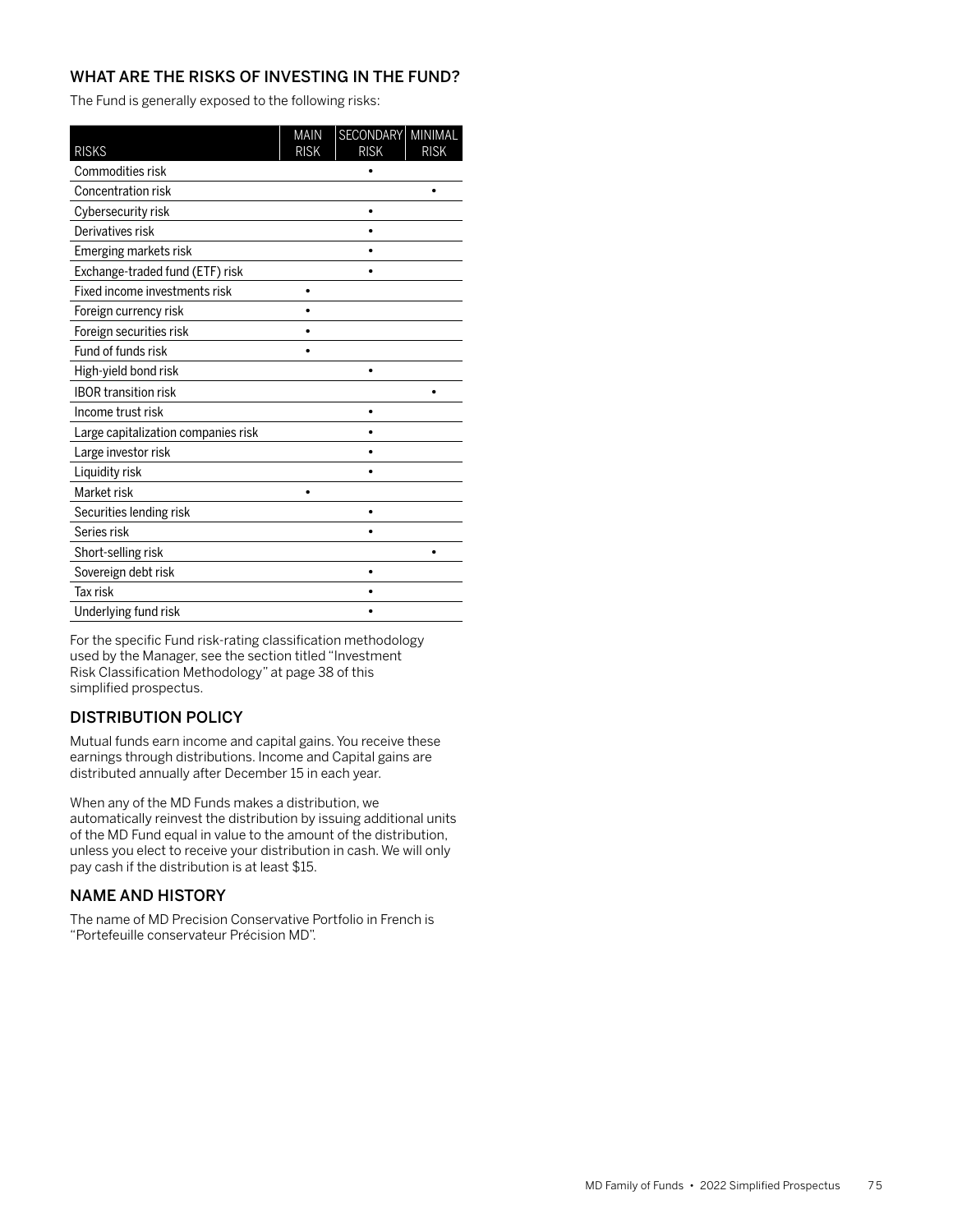## WHAT ARE THE RISKS OF INVESTING IN THE FUND?

The Fund is generally exposed to the following risks:

| RISKS | MAIN RISK | SECONDARY RISK | MINIMAL RISK |
|---|---|---|---|
| Commodities risk | | • | |
| Concentration risk | | | • |
| Cybersecurity risk | | • | |
| Derivatives risk | | • | |
| Emerging markets risk | | • | |
| Exchange-traded fund (ETF) risk | | • | |
| Fixed income investments risk | • | | |
| Foreign currency risk | • | | |
| Foreign securities risk | • | | |
| Fund of funds risk | • | | |
| High-yield bond risk | | • | |
| IBOR transition risk | | | • |
| Income trust risk | | • | |
| Large capitalization companies risk | | • | |
| Large investor risk | | • | |
| Liquidity risk | | • | |
| Market risk | • | | |
| Securities lending risk | | • | |
| Series risk | | • | |
| Short-selling risk | | | • |
| Sovereign debt risk | | • | |
| Tax risk | | • | |
| Underlying fund risk | | • | |

For the specific Fund risk-rating classification methodology used by the Manager, see the section titled "Investment Risk Classification Methodology" at page 38 of this simplified prospectus.

## DISTRIBUTION POLICY

Mutual funds earn income and capital gains. You receive these earnings through distributions. Income and Capital gains are distributed annually after December 15 in each year.

When any of the MD Funds makes a distribution, we automatically reinvest the distribution by issuing additional units of the MD Fund equal in value to the amount of the distribution, unless you elect to receive your distribution in cash. We will only pay cash if the distribution is at least $15.

## NAME AND HISTORY

The name of MD Precision Conservative Portfolio in French is "Portefeuille conservateur Précision MD".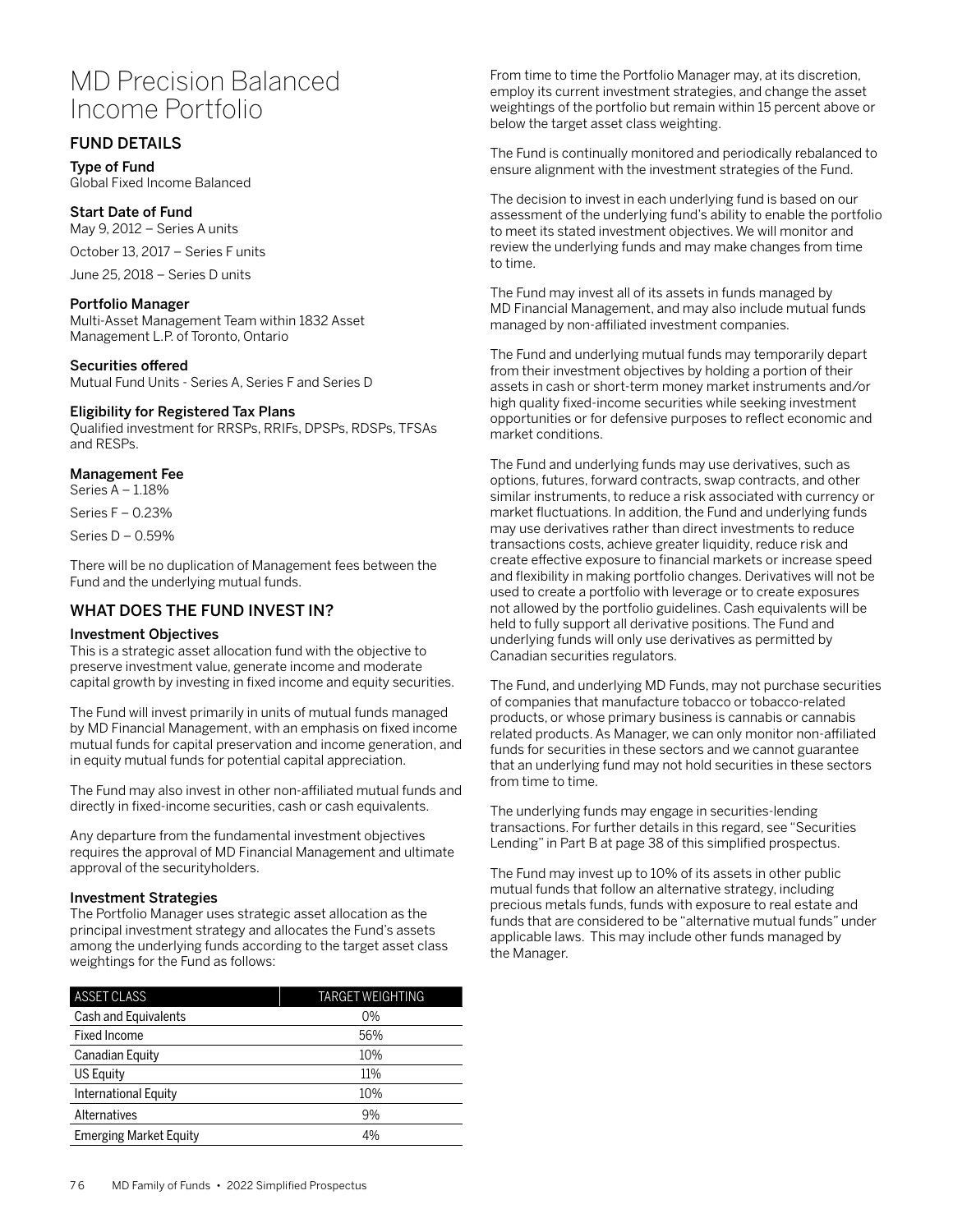# MD Precision Balanced Income Portfolio

## FUND DETAILS

### Type of Fund

Global Fixed Income Balanced

### Start Date of Fund

May 9, 2012 – Series A units

October 13, 2017 – Series F units

June 25, 2018 – Series D units

### Portfolio Manager

Multi-Asset Management Team within 1832 Asset Management L.P. of Toronto, Ontario

### Securities offered

Mutual Fund Units - Series A, Series F and Series D

### Eligibility for Registered Tax Plans

Qualified investment for RRSPs, RRIFs, DPSPs, RDSPs, TFSAs and RESPs.

### Management Fee

Series A – 1.18%

Series F – 0.23%

Series D – 0.59%

There will be no duplication of Management fees between the Fund and the underlying mutual funds.

## WHAT DOES THE FUND INVEST IN?

### Investment Objectives

This is a strategic asset allocation fund with the objective to preserve investment value, generate income and moderate capital growth by investing in fixed income and equity securities.

The Fund will invest primarily in units of mutual funds managed by MD Financial Management, with an emphasis on fixed income mutual funds for capital preservation and income generation, and in equity mutual funds for potential capital appreciation.

The Fund may also invest in other non-affiliated mutual funds and directly in fixed-income securities, cash or cash equivalents.

Any departure from the fundamental investment objectives requires the approval of MD Financial Management and ultimate approval of the securityholders.

### Investment Strategies

The Portfolio Manager uses strategic asset allocation as the principal investment strategy and allocates the Fund's assets among the underlying funds according to the target asset class weightings for the Fund as follows:

| ASSET CLASS | TARGET WEIGHTING |
|---|---|
| Cash and Equivalents | 0% |
| Fixed Income | 56% |
| Canadian Equity | 10% |
| US Equity | 11% |
| International Equity | 10% |
| Alternatives | 9% |
| Emerging Market Equity | 4% |

From time to time the Portfolio Manager may, at its discretion, employ its current investment strategies, and change the asset weightings of the portfolio but remain within 15 percent above or below the target asset class weighting.

The Fund is continually monitored and periodically rebalanced to ensure alignment with the investment strategies of the Fund.

The decision to invest in each underlying fund is based on our assessment of the underlying fund's ability to enable the portfolio to meet its stated investment objectives. We will monitor and review the underlying funds and may make changes from time to time.

The Fund may invest all of its assets in funds managed by MD Financial Management, and may also include mutual funds managed by non-affiliated investment companies.

The Fund and underlying mutual funds may temporarily depart from their investment objectives by holding a portion of their assets in cash or short-term money market instruments and/or high quality fixed-income securities while seeking investment opportunities or for defensive purposes to reflect economic and market conditions.

The Fund and underlying funds may use derivatives, such as options, futures, forward contracts, swap contracts, and other similar instruments, to reduce a risk associated with currency or market fluctuations. In addition, the Fund and underlying funds may use derivatives rather than direct investments to reduce transactions costs, achieve greater liquidity, reduce risk and create effective exposure to financial markets or increase speed and flexibility in making portfolio changes. Derivatives will not be used to create a portfolio with leverage or to create exposures not allowed by the portfolio guidelines. Cash equivalents will be held to fully support all derivative positions. The Fund and underlying funds will only use derivatives as permitted by Canadian securities regulators.

The Fund, and underlying MD Funds, may not purchase securities of companies that manufacture tobacco or tobacco-related products, or whose primary business is cannabis or cannabis related products. As Manager, we can only monitor non-affiliated funds for securities in these sectors and we cannot guarantee that an underlying fund may not hold securities in these sectors from time to time.

The underlying funds may engage in securities-lending transactions. For further details in this regard, see "Securities Lending" in Part B at page 38 of this simplified prospectus.

The Fund may invest up to 10% of its assets in other public mutual funds that follow an alternative strategy, including precious metals funds, funds with exposure to real estate and funds that are considered to be "alternative mutual funds" under applicable laws. This may include other funds managed by the Manager.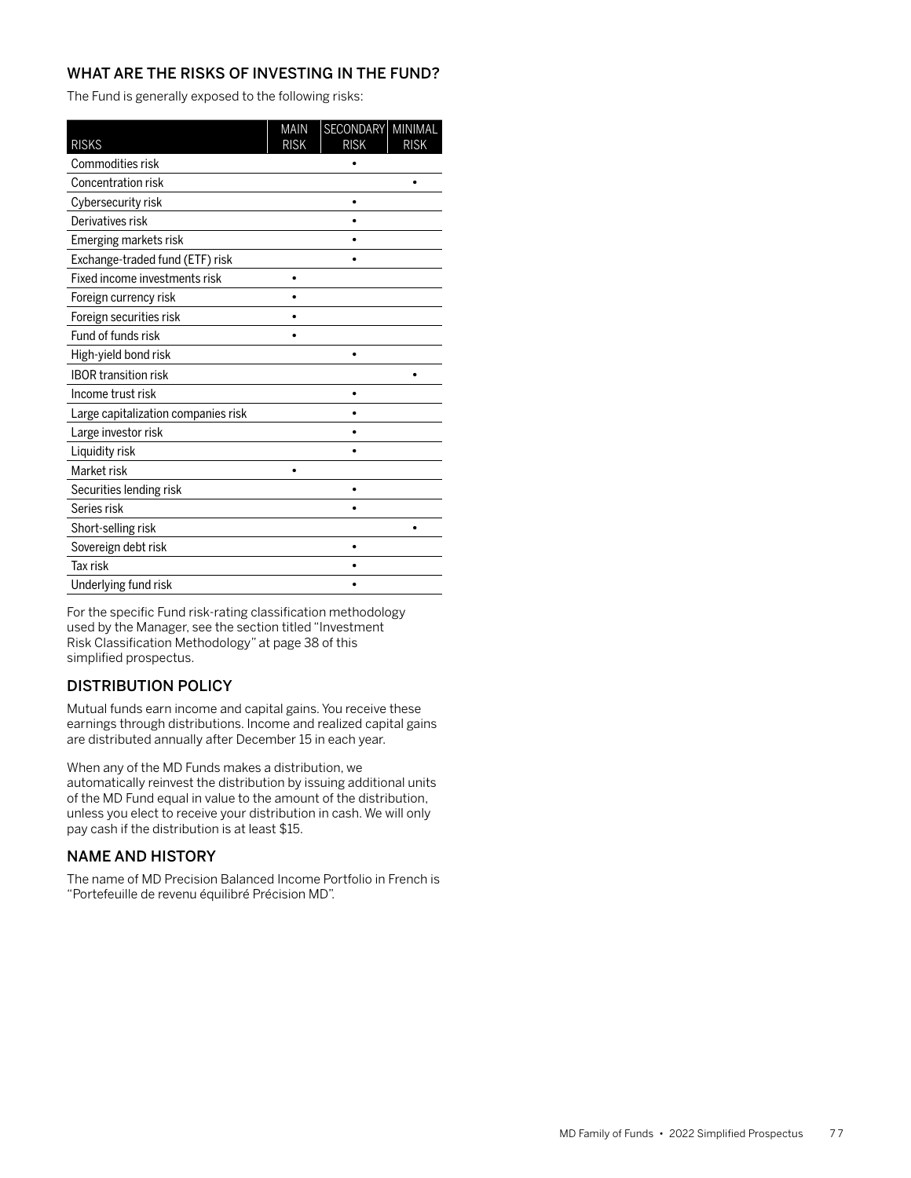## WHAT ARE THE RISKS OF INVESTING IN THE FUND?

The Fund is generally exposed to the following risks:

| RISKS | MAIN RISK | SECONDARY RISK | MINIMAL RISK |
|---|---|---|---|
| Commodities risk | | • | |
| Concentration risk | | | • |
| Cybersecurity risk | | • | |
| Derivatives risk | | • | |
| Emerging markets risk | | • | |
| Exchange-traded fund (ETF) risk | | • | |
| Fixed income investments risk | • | | |
| Foreign currency risk | • | | |
| Foreign securities risk | • | | |
| Fund of funds risk | • | | |
| High-yield bond risk | | • | |
| IBOR transition risk | | | • |
| Income trust risk | | • | |
| Large capitalization companies risk | | • | |
| Large investor risk | | • | |
| Liquidity risk | | • | |
| Market risk | • | | |
| Securities lending risk | | • | |
| Series risk | | • | |
| Short-selling risk | | | • |
| Sovereign debt risk | | • | |
| Tax risk | | • | |
| Underlying fund risk | | • | |

For the specific Fund risk-rating classification methodology used by the Manager, see the section titled "Investment Risk Classification Methodology" at page 38 of this simplified prospectus.

## DISTRIBUTION POLICY

Mutual funds earn income and capital gains. You receive these earnings through distributions. Income and realized capital gains are distributed annually after December 15 in each year.

When any of the MD Funds makes a distribution, we automatically reinvest the distribution by issuing additional units of the MD Fund equal in value to the amount of the distribution, unless you elect to receive your distribution in cash. We will only pay cash if the distribution is at least $15.

## NAME AND HISTORY

The name of MD Precision Balanced Income Portfolio in French is "Portefeuille de revenu équilibré Précision MD".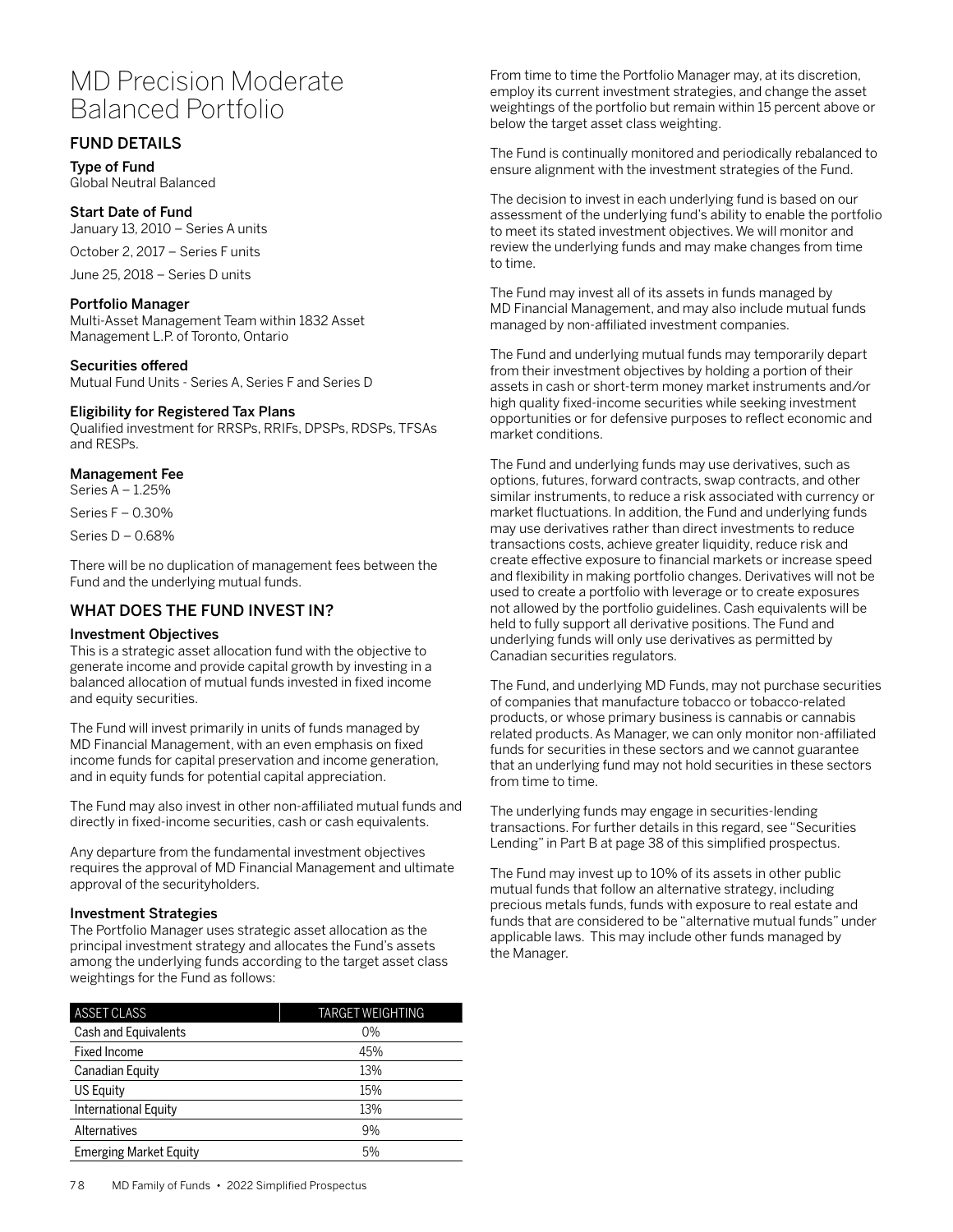# MD Precision Moderate Balanced Portfolio

## FUND DETAILS

### Type of Fund

Global Neutral Balanced

### Start Date of Fund

January 13, 2010 – Series A units

October 2, 2017 – Series F units

June 25, 2018 – Series D units

### Portfolio Manager

Multi-Asset Management Team within 1832 Asset Management L.P. of Toronto, Ontario

### Securities offered

Mutual Fund Units - Series A, Series F and Series D

### Eligibility for Registered Tax Plans

Qualified investment for RRSPs, RRIFs, DPSPs, RDSPs, TFSAs and RESPs.

### Management Fee

Series A – 1.25%

Series F – 0.30%

Series D – 0.68%

There will be no duplication of management fees between the Fund and the underlying mutual funds.

## WHAT DOES THE FUND INVEST IN?

### Investment Objectives

This is a strategic asset allocation fund with the objective to generate income and provide capital growth by investing in a balanced allocation of mutual funds invested in fixed income and equity securities.

The Fund will invest primarily in units of funds managed by MD Financial Management, with an even emphasis on fixed income funds for capital preservation and income generation, and in equity funds for potential capital appreciation.

The Fund may also invest in other non-affiliated mutual funds and directly in fixed-income securities, cash or cash equivalents.

Any departure from the fundamental investment objectives requires the approval of MD Financial Management and ultimate approval of the securityholders.

### Investment Strategies

The Portfolio Manager uses strategic asset allocation as the principal investment strategy and allocates the Fund's assets among the underlying funds according to the target asset class weightings for the Fund as follows:

| ASSET CLASS | TARGET WEIGHTING |
|---|---|
| Cash and Equivalents | 0% |
| Fixed Income | 45% |
| Canadian Equity | 13% |
| US Equity | 15% |
| International Equity | 13% |
| Alternatives | 9% |
| Emerging Market Equity | 5% |

From time to time the Portfolio Manager may, at its discretion, employ its current investment strategies, and change the asset weightings of the portfolio but remain within 15 percent above or below the target asset class weighting.

The Fund is continually monitored and periodically rebalanced to ensure alignment with the investment strategies of the Fund.

The decision to invest in each underlying fund is based on our assessment of the underlying fund's ability to enable the portfolio to meet its stated investment objectives. We will monitor and review the underlying funds and may make changes from time to time.

The Fund may invest all of its assets in funds managed by MD Financial Management, and may also include mutual funds managed by non-affiliated investment companies.

The Fund and underlying mutual funds may temporarily depart from their investment objectives by holding a portion of their assets in cash or short-term money market instruments and/or high quality fixed-income securities while seeking investment opportunities or for defensive purposes to reflect economic and market conditions.

The Fund and underlying funds may use derivatives, such as options, futures, forward contracts, swap contracts, and other similar instruments, to reduce a risk associated with currency or market fluctuations. In addition, the Fund and underlying funds may use derivatives rather than direct investments to reduce transactions costs, achieve greater liquidity, reduce risk and create effective exposure to financial markets or increase speed and flexibility in making portfolio changes. Derivatives will not be used to create a portfolio with leverage or to create exposures not allowed by the portfolio guidelines. Cash equivalents will be held to fully support all derivative positions. The Fund and underlying funds will only use derivatives as permitted by Canadian securities regulators.

The Fund, and underlying MD Funds, may not purchase securities of companies that manufacture tobacco or tobacco-related products, or whose primary business is cannabis or cannabis related products. As Manager, we can only monitor non-affiliated funds for securities in these sectors and we cannot guarantee that an underlying fund may not hold securities in these sectors from time to time.

The underlying funds may engage in securities-lending transactions. For further details in this regard, see "Securities Lending" in Part B at page 38 of this simplified prospectus.

The Fund may invest up to 10% of its assets in other public mutual funds that follow an alternative strategy, including precious metals funds, funds with exposure to real estate and funds that are considered to be "alternative mutual funds" under applicable laws. This may include other funds managed by the Manager.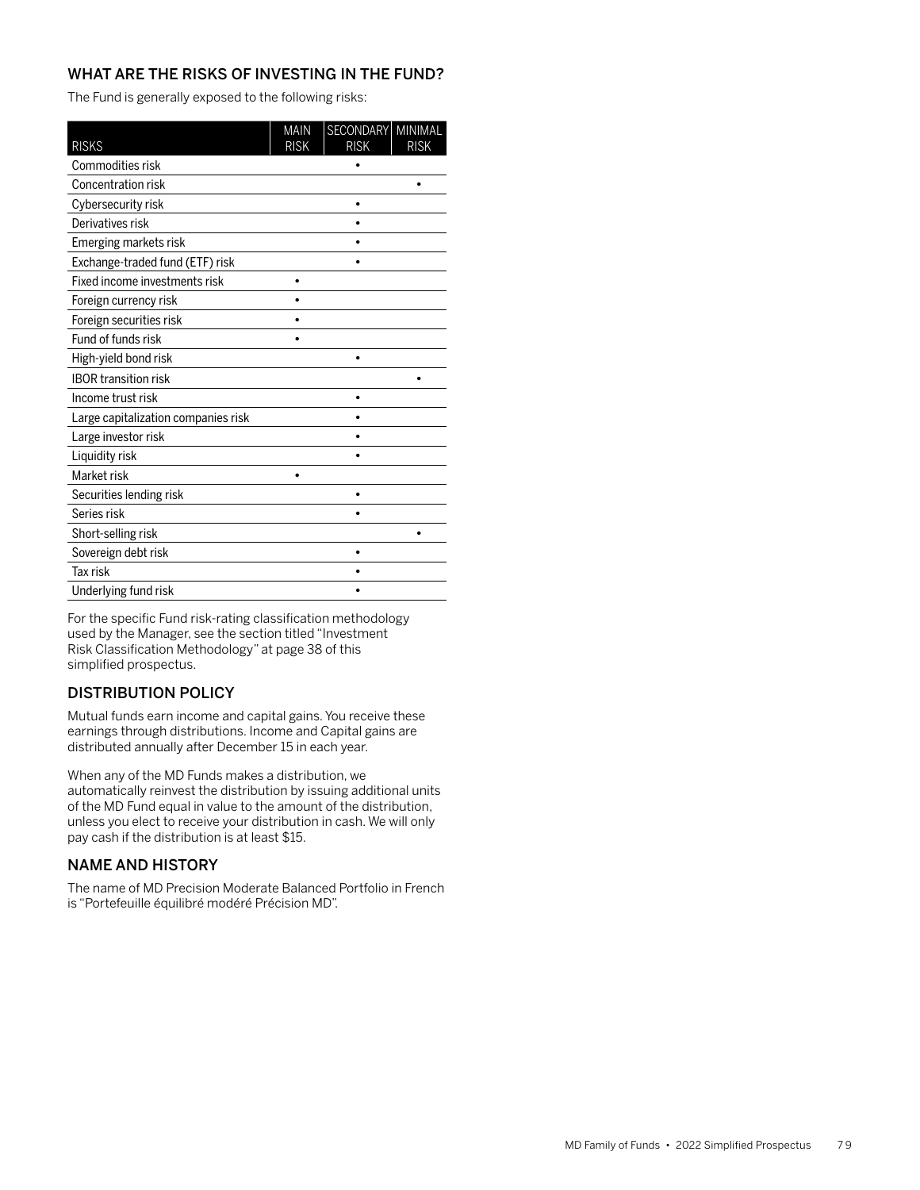## WHAT ARE THE RISKS OF INVESTING IN THE FUND?

The Fund is generally exposed to the following risks:

| RISKS | MAIN RISK | SECONDARY RISK | MINIMAL RISK |
|---|---|---|---|
| Commodities risk | | • | |
| Concentration risk | | | • |
| Cybersecurity risk | | • | |
| Derivatives risk | | • | |
| Emerging markets risk | | • | |
| Exchange-traded fund (ETF) risk | | • | |
| Fixed income investments risk | • | | |
| Foreign currency risk | • | | |
| Foreign securities risk | • | | |
| Fund of funds risk | • | | |
| High-yield bond risk | | • | |
| IBOR transition risk | | | • |
| Income trust risk | | • | |
| Large capitalization companies risk | | • | |
| Large investor risk | | • | |
| Liquidity risk | | • | |
| Market risk | • | | |
| Securities lending risk | | • | |
| Series risk | | • | |
| Short-selling risk | | | • |
| Sovereign debt risk | | • | |
| Tax risk | | • | |
| Underlying fund risk | | • | |

For the specific Fund risk-rating classification methodology used by the Manager, see the section titled "Investment Risk Classification Methodology" at page 38 of this simplified prospectus.

## DISTRIBUTION POLICY

Mutual funds earn income and capital gains. You receive these earnings through distributions. Income and Capital gains are distributed annually after December 15 in each year.

When any of the MD Funds makes a distribution, we automatically reinvest the distribution by issuing additional units of the MD Fund equal in value to the amount of the distribution, unless you elect to receive your distribution in cash. We will only pay cash if the distribution is at least $15.

## NAME AND HISTORY

The name of MD Precision Moderate Balanced Portfolio in French is "Portefeuille équilibré modéré Précision MD".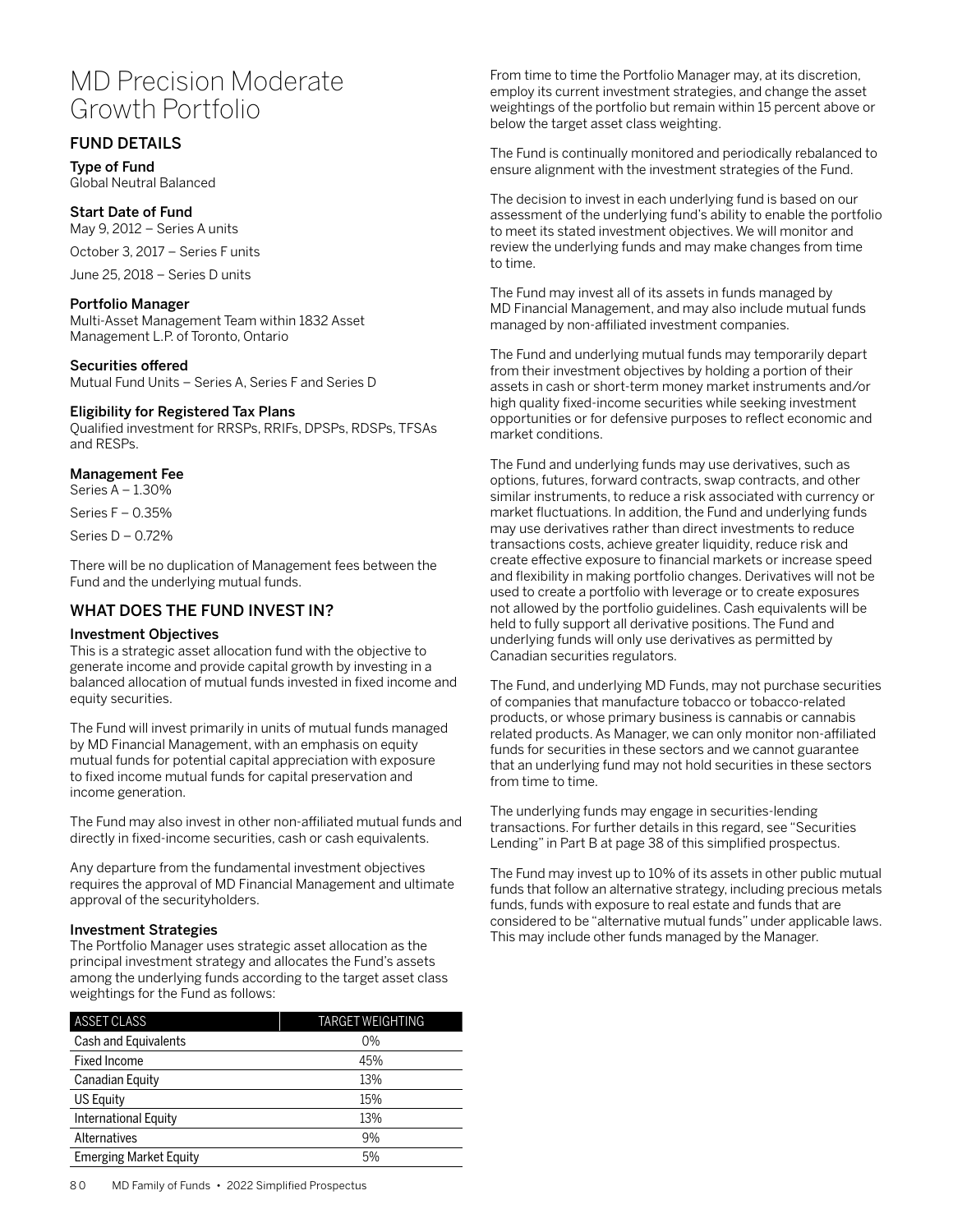# MD Precision Moderate Growth Portfolio

## FUND DETAILS

### Type of Fund

Global Neutral Balanced

### Start Date of Fund

May 9, 2012 – Series A units

October 3, 2017 – Series F units

June 25, 2018 – Series D units

### Portfolio Manager

Multi-Asset Management Team within 1832 Asset Management L.P. of Toronto, Ontario

### Securities offered

Mutual Fund Units – Series A, Series F and Series D

### Eligibility for Registered Tax Plans

Qualified investment for RRSPs, RRIFs, DPSPs, RDSPs, TFSAs and RESPs.

### Management Fee

Series A – 1.30%

Series F – 0.35%

Series D – 0.72%

There will be no duplication of Management fees between the Fund and the underlying mutual funds.

## WHAT DOES THE FUND INVEST IN?

### Investment Objectives

This is a strategic asset allocation fund with the objective to generate income and provide capital growth by investing in a balanced allocation of mutual funds invested in fixed income and equity securities.

The Fund will invest primarily in units of mutual funds managed by MD Financial Management, with an emphasis on equity mutual funds for potential capital appreciation with exposure to fixed income mutual funds for capital preservation and income generation.

The Fund may also invest in other non-affiliated mutual funds and directly in fixed-income securities, cash or cash equivalents.

Any departure from the fundamental investment objectives requires the approval of MD Financial Management and ultimate approval of the securityholders.

### Investment Strategies

The Portfolio Manager uses strategic asset allocation as the principal investment strategy and allocates the Fund's assets among the underlying funds according to the target asset class weightings for the Fund as follows:

| ASSET CLASS | TARGET WEIGHTING |
|---|---|
| Cash and Equivalents | 0% |
| Fixed Income | 45% |
| Canadian Equity | 13% |
| US Equity | 15% |
| International Equity | 13% |
| Alternatives | 9% |
| Emerging Market Equity | 5% |

From time to time the Portfolio Manager may, at its discretion, employ its current investment strategies, and change the asset weightings of the portfolio but remain within 15 percent above or below the target asset class weighting.

The Fund is continually monitored and periodically rebalanced to ensure alignment with the investment strategies of the Fund.

The decision to invest in each underlying fund is based on our assessment of the underlying fund's ability to enable the portfolio to meet its stated investment objectives. We will monitor and review the underlying funds and may make changes from time to time.

The Fund may invest all of its assets in funds managed by MD Financial Management, and may also include mutual funds managed by non-affiliated investment companies.

The Fund and underlying mutual funds may temporarily depart from their investment objectives by holding a portion of their assets in cash or short-term money market instruments and/or high quality fixed-income securities while seeking investment opportunities or for defensive purposes to reflect economic and market conditions.

The Fund and underlying funds may use derivatives, such as options, futures, forward contracts, swap contracts, and other similar instruments, to reduce a risk associated with currency or market fluctuations. In addition, the Fund and underlying funds may use derivatives rather than direct investments to reduce transactions costs, achieve greater liquidity, reduce risk and create effective exposure to financial markets or increase speed and flexibility in making portfolio changes. Derivatives will not be used to create a portfolio with leverage or to create exposures not allowed by the portfolio guidelines. Cash equivalents will be held to fully support all derivative positions. The Fund and underlying funds will only use derivatives as permitted by Canadian securities regulators.

The Fund, and underlying MD Funds, may not purchase securities of companies that manufacture tobacco or tobacco-related products, or whose primary business is cannabis or cannabis related products. As Manager, we can only monitor non-affiliated funds for securities in these sectors and we cannot guarantee that an underlying fund may not hold securities in these sectors from time to time.

The underlying funds may engage in securities-lending transactions. For further details in this regard, see "Securities Lending" in Part B at page 38 of this simplified prospectus.

The Fund may invest up to 10% of its assets in other public mutual funds that follow an alternative strategy, including precious metals funds, funds with exposure to real estate and funds that are considered to be "alternative mutual funds" under applicable laws. This may include other funds managed by the Manager.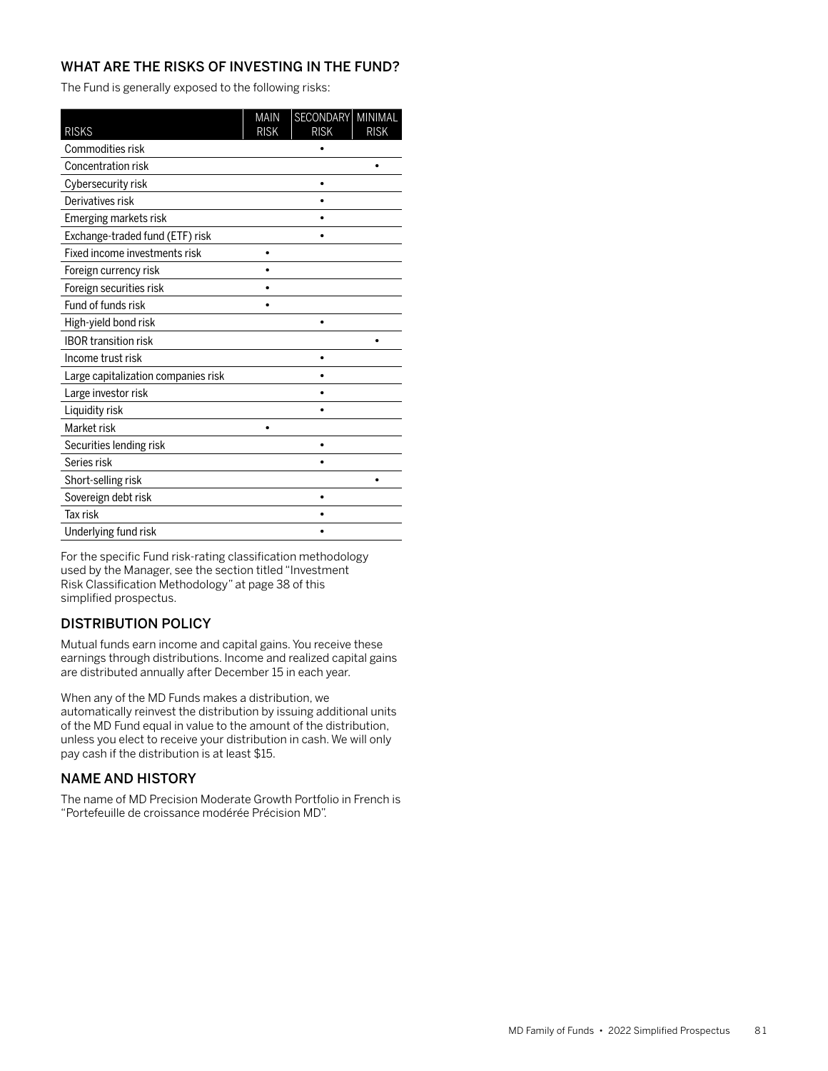## WHAT ARE THE RISKS OF INVESTING IN THE FUND?

The Fund is generally exposed to the following risks:

| RISKS | MAIN RISK | SECONDARY RISK | MINIMAL RISK |
|---|---|---|---|
| Commodities risk | | • | |
| Concentration risk | | | • |
| Cybersecurity risk | | • | |
| Derivatives risk | | • | |
| Emerging markets risk | | • | |
| Exchange-traded fund (ETF) risk | | • | |
| Fixed income investments risk | • | | |
| Foreign currency risk | • | | |
| Foreign securities risk | • | | |
| Fund of funds risk | • | | |
| High-yield bond risk | | • | |
| IBOR transition risk | | | • |
| Income trust risk | | • | |
| Large capitalization companies risk | | • | |
| Large investor risk | | • | |
| Liquidity risk | | • | |
| Market risk | • | | |
| Securities lending risk | | • | |
| Series risk | | • | |
| Short-selling risk | | | • |
| Sovereign debt risk | | • | |
| Tax risk | | • | |
| Underlying fund risk | | • | |

For the specific Fund risk-rating classification methodology used by the Manager, see the section titled "Investment Risk Classification Methodology" at page 38 of this simplified prospectus.

## DISTRIBUTION POLICY

Mutual funds earn income and capital gains. You receive these earnings through distributions. Income and realized capital gains are distributed annually after December 15 in each year.

When any of the MD Funds makes a distribution, we automatically reinvest the distribution by issuing additional units of the MD Fund equal in value to the amount of the distribution, unless you elect to receive your distribution in cash. We will only pay cash if the distribution is at least $15.

## NAME AND HISTORY

The name of MD Precision Moderate Growth Portfolio in French is "Portefeuille de croissance modérée Précision MD".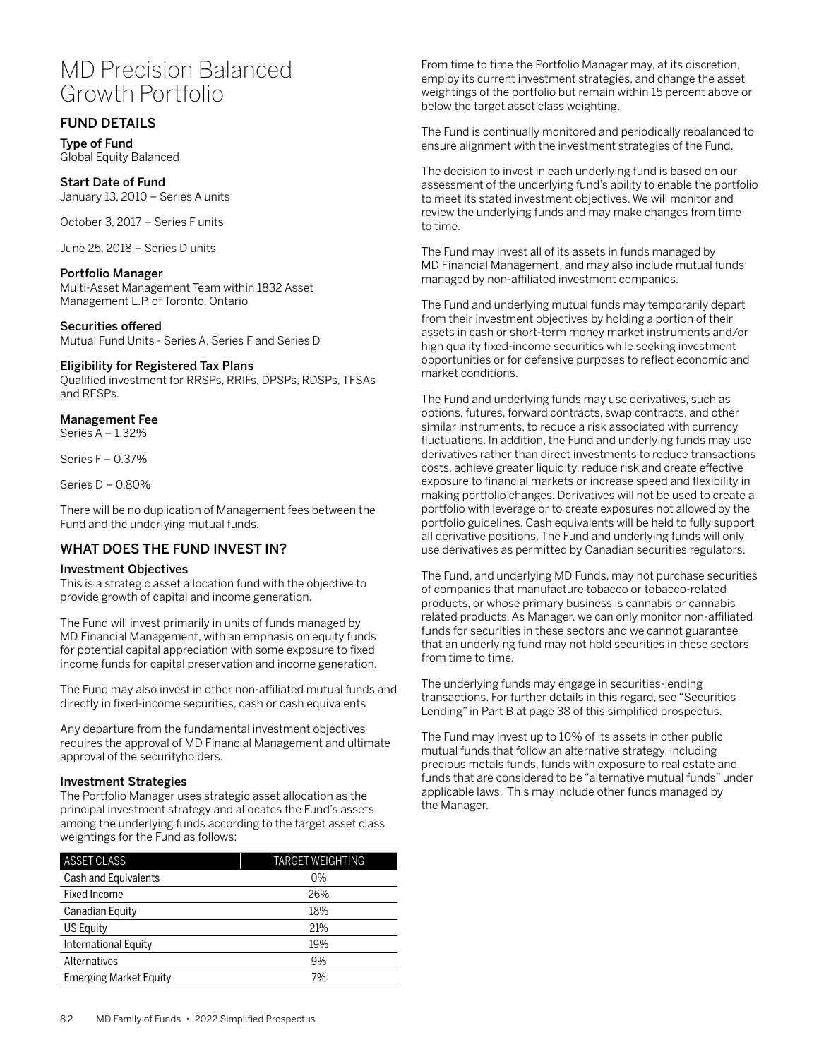# MD Precision Balanced Growth Portfolio

## FUND DETAILS

**Type of Fund**
Global Equity Balanced

**Start Date of Fund**
January 13, 2010 – Series A units

October 3, 2017 – Series F units

June 25, 2018 – Series D units

**Portfolio Manager**
Multi-Asset Management Team within 1832 Asset Management L.P. of Toronto, Ontario

**Securities offered**
Mutual Fund Units - Series A, Series F and Series D

**Eligibility for Registered Tax Plans**
Qualified investment for RRSPs, RRIFs, DPSPs, RDSPs, TFSAs and RESPs.

**Management Fee**
Series A – 1.32%

Series F – 0.37%

Series D – 0.80%

There will be no duplication of Management fees between the Fund and the underlying mutual funds.

## WHAT DOES THE FUND INVEST IN?

### Investment Objectives

This is a strategic asset allocation fund with the objective to provide growth of capital and income generation.

The Fund will invest primarily in units of funds managed by MD Financial Management, with an emphasis on equity funds for potential capital appreciation with some exposure to fixed income funds for capital preservation and income generation.

The Fund may also invest in other non-affiliated mutual funds and directly in fixed-income securities, cash or cash equivalents

Any departure from the fundamental investment objectives requires the approval of MD Financial Management and ultimate approval of the securityholders.

### Investment Strategies

The Portfolio Manager uses strategic asset allocation as the principal investment strategy and allocates the Fund's assets among the underlying funds according to the target asset class weightings for the Fund as follows:

| ASSET CLASS | TARGET WEIGHTING |
|---|---|
| Cash and Equivalents | 0% |
| Fixed Income | 26% |
| Canadian Equity | 18% |
| US Equity | 21% |
| International Equity | 19% |
| Alternatives | 9% |
| Emerging Market Equity | 7% |

From time to time the Portfolio Manager may, at its discretion, employ its current investment strategies, and change the asset weightings of the portfolio but remain within 15 percent above or below the target asset class weighting.

The Fund is continually monitored and periodically rebalanced to ensure alignment with the investment strategies of the Fund.

The decision to invest in each underlying fund is based on our assessment of the underlying fund's ability to enable the portfolio to meet its stated investment objectives. We will monitor and review the underlying funds and may make changes from time to time.

The Fund may invest all of its assets in funds managed by MD Financial Management, and may also include mutual funds managed by non-affiliated investment companies.

The Fund and underlying mutual funds may temporarily depart from their investment objectives by holding a portion of their assets in cash or short-term money market instruments and/or high quality fixed-income securities while seeking investment opportunities or for defensive purposes to reflect economic and market conditions.

The Fund and underlying funds may use derivatives, such as options, futures, forward contracts, swap contracts, and other similar instruments, to reduce a risk associated with currency fluctuations. In addition, the Fund and underlying funds may use derivatives rather than direct investments to reduce transactions costs, achieve greater liquidity, reduce risk and create effective exposure to financial markets or increase speed and flexibility in making portfolio changes. Derivatives will not be used to create a portfolio with leverage or to create exposures not allowed by the portfolio guidelines. Cash equivalents will be held to fully support all derivative positions. The Fund and underlying funds will only use derivatives as permitted by Canadian securities regulators.

The Fund, and underlying MD Funds, may not purchase securities of companies that manufacture tobacco or tobacco-related products, or whose primary business is cannabis or cannabis related products. As Manager, we can only monitor non-affiliated funds for securities in these sectors and we cannot guarantee that an underlying fund may not hold securities in these sectors from time to time.

The underlying funds may engage in securities-lending transactions. For further details in this regard, see "Securities Lending" in Part B at page 38 of this simplified prospectus.

The Fund may invest up to 10% of its assets in other public mutual funds that follow an alternative strategy, including precious metals funds, funds with exposure to real estate and funds that are considered to be "alternative mutual funds" under applicable laws. This may include other funds managed by the Manager.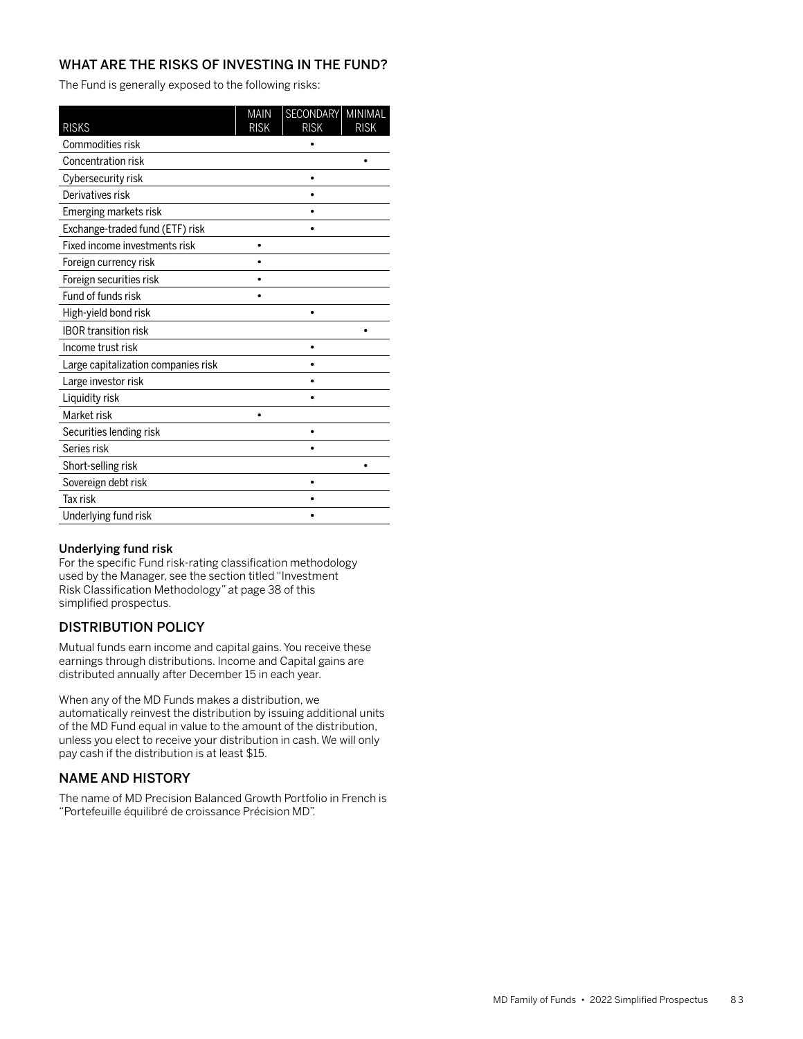## WHAT ARE THE RISKS OF INVESTING IN THE FUND?

The Fund is generally exposed to the following risks:

| RISKS | MAIN RISK | SECONDARY RISK | MINIMAL RISK |
|---|---|---|---|
| Commodities risk | | • | |
| Concentration risk | | | • |
| Cybersecurity risk | | • | |
| Derivatives risk | | • | |
| Emerging markets risk | | • | |
| Exchange-traded fund (ETF) risk | | • | |
| Fixed income investments risk | • | | |
| Foreign currency risk | • | | |
| Foreign securities risk | • | | |
| Fund of funds risk | • | | |
| High-yield bond risk | | • | |
| IBOR transition risk | | | • |
| Income trust risk | | • | |
| Large capitalization companies risk | | • | |
| Large investor risk | | • | |
| Liquidity risk | | • | |
| Market risk | • | | |
| Securities lending risk | | • | |
| Series risk | | • | |
| Short-selling risk | | | • |
| Sovereign debt risk | | • | |
| Tax risk | | • | |
| Underlying fund risk | | • | |

**Underlying fund risk**

For the specific Fund risk-rating classification methodology used by the Manager, see the section titled "Investment Risk Classification Methodology" at page 38 of this simplified prospectus.

## DISTRIBUTION POLICY

Mutual funds earn income and capital gains. You receive these earnings through distributions. Income and Capital gains are distributed annually after December 15 in each year.

When any of the MD Funds makes a distribution, we automatically reinvest the distribution by issuing additional units of the MD Fund equal in value to the amount of the distribution, unless you elect to receive your distribution in cash. We will only pay cash if the distribution is at least $15.

## NAME AND HISTORY

The name of MD Precision Balanced Growth Portfolio in French is "Portefeuille équilibré de croissance Précision MD".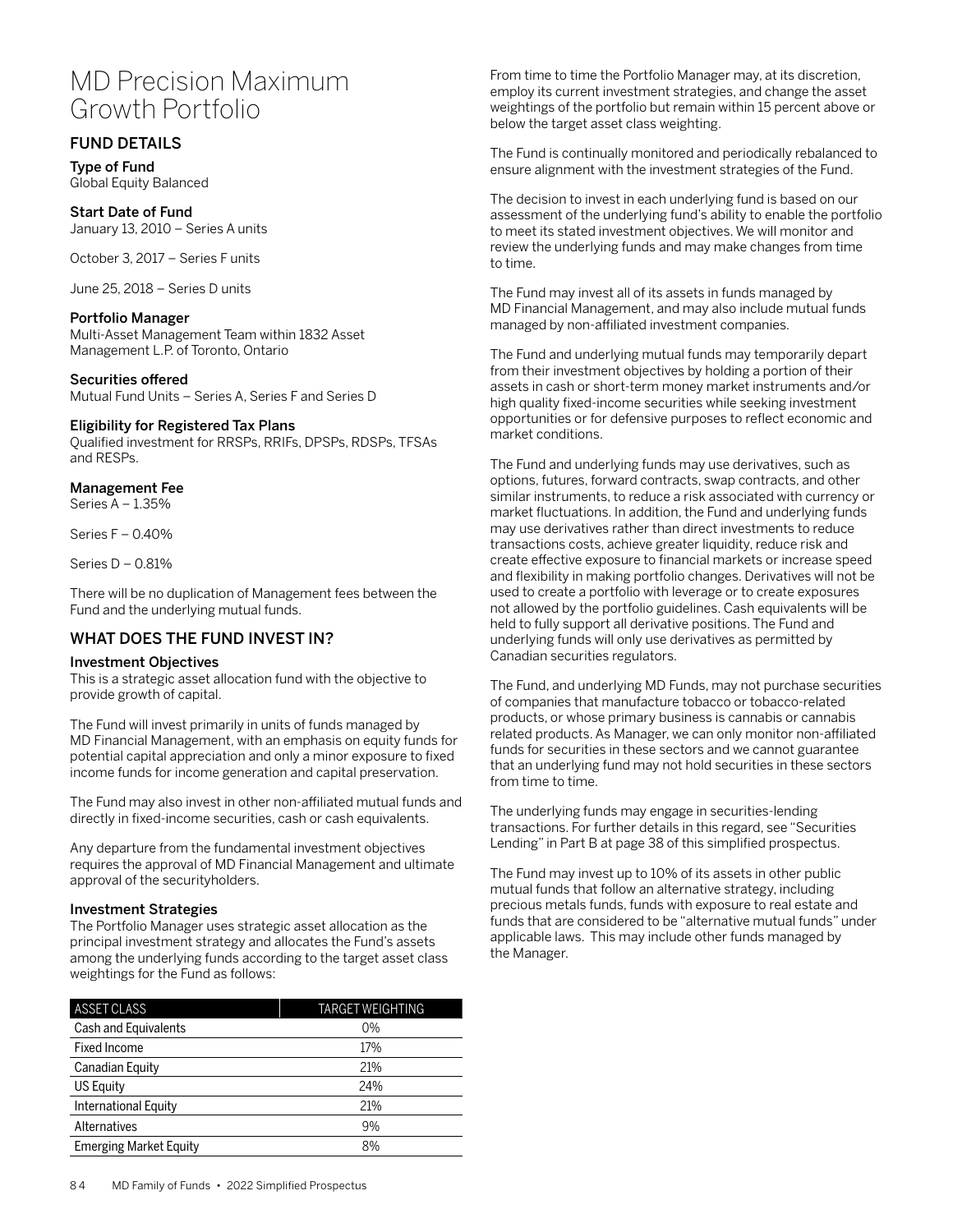# MD Precision Maximum Growth Portfolio

## FUND DETAILS

### Type of Fund

Global Equity Balanced

### Start Date of Fund

January 13, 2010 – Series A units

October 3, 2017 – Series F units

June 25, 2018 – Series D units

### Portfolio Manager

Multi-Asset Management Team within 1832 Asset Management L.P. of Toronto, Ontario

### Securities offered

Mutual Fund Units – Series A, Series F and Series D

### Eligibility for Registered Tax Plans

Qualified investment for RRSPs, RRIFs, DPSPs, RDSPs, TFSAs and RESPs.

### Management Fee

Series A – 1.35%

Series F – 0.40%

Series D – 0.81%

There will be no duplication of Management fees between the Fund and the underlying mutual funds.

## WHAT DOES THE FUND INVEST IN?

### Investment Objectives

This is a strategic asset allocation fund with the objective to provide growth of capital.

The Fund will invest primarily in units of funds managed by MD Financial Management, with an emphasis on equity funds for potential capital appreciation and only a minor exposure to fixed income funds for income generation and capital preservation.

The Fund may also invest in other non-affiliated mutual funds and directly in fixed-income securities, cash or cash equivalents.

Any departure from the fundamental investment objectives requires the approval of MD Financial Management and ultimate approval of the securityholders.

### Investment Strategies

The Portfolio Manager uses strategic asset allocation as the principal investment strategy and allocates the Fund's assets among the underlying funds according to the target asset class weightings for the Fund as follows:

| ASSET CLASS | TARGET WEIGHTING |
|---|---|
| Cash and Equivalents | 0% |
| Fixed Income | 17% |
| Canadian Equity | 21% |
| US Equity | 24% |
| International Equity | 21% |
| Alternatives | 9% |
| Emerging Market Equity | 8% |

From time to time the Portfolio Manager may, at its discretion, employ its current investment strategies, and change the asset weightings of the portfolio but remain within 15 percent above or below the target asset class weighting.

The Fund is continually monitored and periodically rebalanced to ensure alignment with the investment strategies of the Fund.

The decision to invest in each underlying fund is based on our assessment of the underlying fund's ability to enable the portfolio to meet its stated investment objectives. We will monitor and review the underlying funds and may make changes from time to time.

The Fund may invest all of its assets in funds managed by MD Financial Management, and may also include mutual funds managed by non-affiliated investment companies.

The Fund and underlying mutual funds may temporarily depart from their investment objectives by holding a portion of their assets in cash or short-term money market instruments and/or high quality fixed-income securities while seeking investment opportunities or for defensive purposes to reflect economic and market conditions.

The Fund and underlying funds may use derivatives, such as options, futures, forward contracts, swap contracts, and other similar instruments, to reduce a risk associated with currency or market fluctuations. In addition, the Fund and underlying funds may use derivatives rather than direct investments to reduce transactions costs, achieve greater liquidity, reduce risk and create effective exposure to financial markets or increase speed and flexibility in making portfolio changes. Derivatives will not be used to create a portfolio with leverage or to create exposures not allowed by the portfolio guidelines. Cash equivalents will be held to fully support all derivative positions. The Fund and underlying funds will only use derivatives as permitted by Canadian securities regulators.

The Fund, and underlying MD Funds, may not purchase securities of companies that manufacture tobacco or tobacco-related products, or whose primary business is cannabis or cannabis related products. As Manager, we can only monitor non-affiliated funds for securities in these sectors and we cannot guarantee that an underlying fund may not hold securities in these sectors from time to time.

The underlying funds may engage in securities-lending transactions. For further details in this regard, see "Securities Lending" in Part B at page 38 of this simplified prospectus.

The Fund may invest up to 10% of its assets in other public mutual funds that follow an alternative strategy, including precious metals funds, funds with exposure to real estate and funds that are considered to be "alternative mutual funds" under applicable laws. This may include other funds managed by the Manager.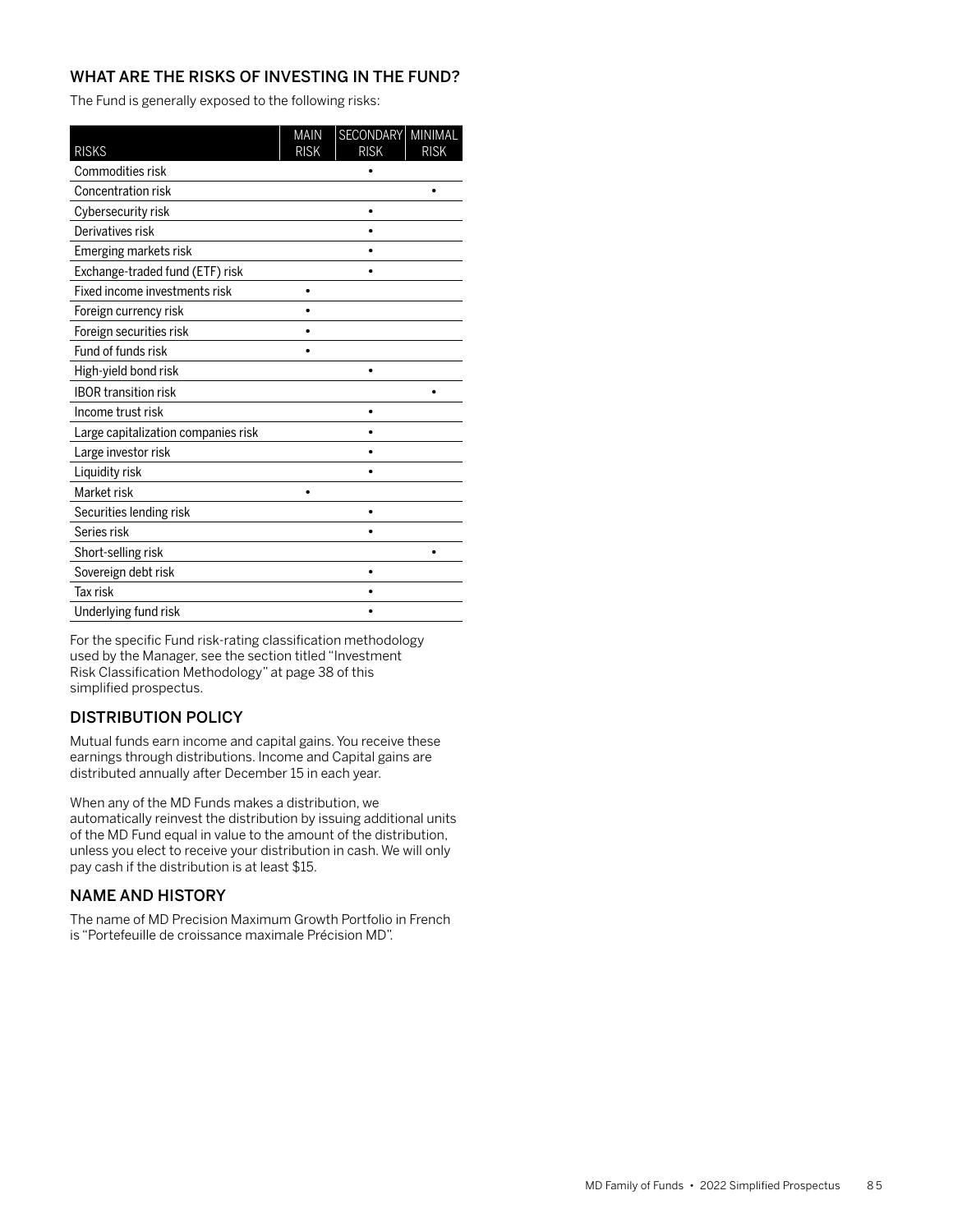## WHAT ARE THE RISKS OF INVESTING IN THE FUND?

The Fund is generally exposed to the following risks:

| RISKS | MAIN RISK | SECONDARY RISK | MINIMAL RISK |
|---|---|---|---|
| Commodities risk | | • | |
| Concentration risk | | | • |
| Cybersecurity risk | | • | |
| Derivatives risk | | • | |
| Emerging markets risk | | • | |
| Exchange-traded fund (ETF) risk | | • | |
| Fixed income investments risk | • | | |
| Foreign currency risk | • | | |
| Foreign securities risk | • | | |
| Fund of funds risk | • | | |
| High-yield bond risk | | • | |
| IBOR transition risk | | | • |
| Income trust risk | | • | |
| Large capitalization companies risk | | • | |
| Large investor risk | | • | |
| Liquidity risk | | • | |
| Market risk | • | | |
| Securities lending risk | | • | |
| Series risk | | • | |
| Short-selling risk | | | • |
| Sovereign debt risk | | • | |
| Tax risk | | • | |
| Underlying fund risk | | • | |

For the specific Fund risk-rating classification methodology used by the Manager, see the section titled "Investment Risk Classification Methodology" at page 38 of this simplified prospectus.

## DISTRIBUTION POLICY

Mutual funds earn income and capital gains. You receive these earnings through distributions. Income and Capital gains are distributed annually after December 15 in each year.

When any of the MD Funds makes a distribution, we automatically reinvest the distribution by issuing additional units of the MD Fund equal in value to the amount of the distribution, unless you elect to receive your distribution in cash. We will only pay cash if the distribution is at least $15.

## NAME AND HISTORY

The name of MD Precision Maximum Growth Portfolio in French is "Portefeuille de croissance maximale Précision MD".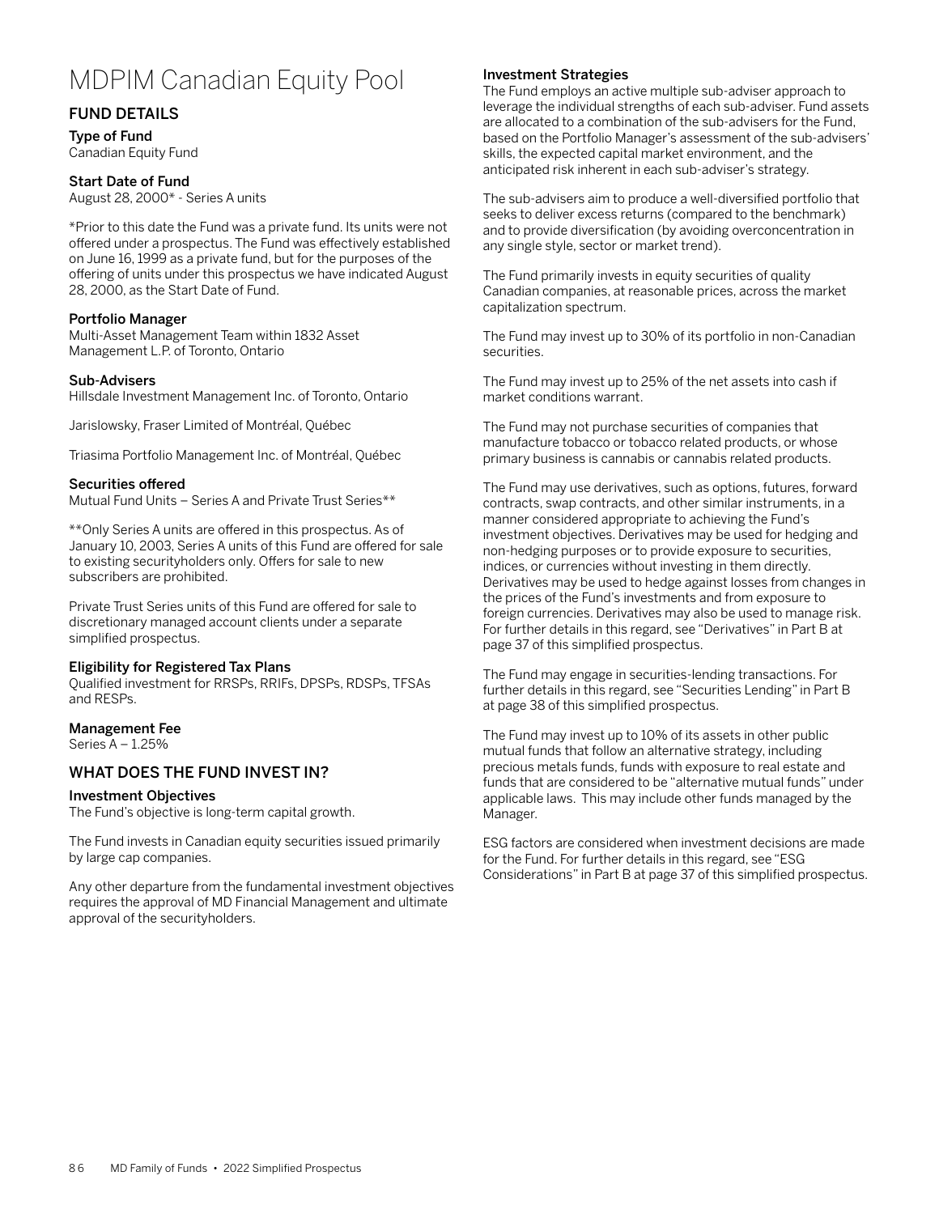# MDPIM Canadian Equity Pool

## FUND DETAILS

### Type of Fund

Canadian Equity Fund

### Start Date of Fund

August 28, 2000* - Series A units

*Prior to this date the Fund was a private fund. Its units were not offered under a prospectus. The Fund was effectively established on June 16, 1999 as a private fund, but for the purposes of the offering of units under this prospectus we have indicated August 28, 2000, as the Start Date of Fund.

### Portfolio Manager

Multi-Asset Management Team within 1832 Asset Management L.P. of Toronto, Ontario

### Sub-Advisers

Hillsdale Investment Management Inc. of Toronto, Ontario

Jarislowsky, Fraser Limited of Montréal, Québec

Triasima Portfolio Management Inc. of Montréal, Québec

### Securities offered

Mutual Fund Units – Series A and Private Trust Series**

**Only Series A units are offered in this prospectus. As of January 10, 2003, Series A units of this Fund are offered for sale to existing securityholders only. Offers for sale to new subscribers are prohibited.

Private Trust Series units of this Fund are offered for sale to discretionary managed account clients under a separate simplified prospectus.

### Eligibility for Registered Tax Plans

Qualified investment for RRSPs, RRIFs, DPSPs, RDSPs, TFSAs and RESPs.

### Management Fee

Series A – 1.25%

## WHAT DOES THE FUND INVEST IN?

### Investment Objectives

The Fund's objective is long-term capital growth.

The Fund invests in Canadian equity securities issued primarily by large cap companies.

Any other departure from the fundamental investment objectives requires the approval of MD Financial Management and ultimate approval of the securityholders.

### Investment Strategies

The Fund employs an active multiple sub-adviser approach to leverage the individual strengths of each sub-adviser. Fund assets are allocated to a combination of the sub-advisers for the Fund, based on the Portfolio Manager's assessment of the sub-advisers' skills, the expected capital market environment, and the anticipated risk inherent in each sub-adviser's strategy.

The sub-advisers aim to produce a well-diversified portfolio that seeks to deliver excess returns (compared to the benchmark) and to provide diversification (by avoiding overconcentration in any single style, sector or market trend).

The Fund primarily invests in equity securities of quality Canadian companies, at reasonable prices, across the market capitalization spectrum.

The Fund may invest up to 30% of its portfolio in non-Canadian securities.

The Fund may invest up to 25% of the net assets into cash if market conditions warrant.

The Fund may not purchase securities of companies that manufacture tobacco or tobacco related products, or whose primary business is cannabis or cannabis related products.

The Fund may use derivatives, such as options, futures, forward contracts, swap contracts, and other similar instruments, in a manner considered appropriate to achieving the Fund's investment objectives. Derivatives may be used for hedging and non-hedging purposes or to provide exposure to securities, indices, or currencies without investing in them directly. Derivatives may be used to hedge against losses from changes in the prices of the Fund's investments and from exposure to foreign currencies. Derivatives may also be used to manage risk. For further details in this regard, see "Derivatives" in Part B at page 37 of this simplified prospectus.

The Fund may engage in securities-lending transactions. For further details in this regard, see "Securities Lending" in Part B at page 38 of this simplified prospectus.

The Fund may invest up to 10% of its assets in other public mutual funds that follow an alternative strategy, including precious metals funds, funds with exposure to real estate and funds that are considered to be "alternative mutual funds" under applicable laws. This may include other funds managed by the Manager.

ESG factors are considered when investment decisions are made for the Fund. For further details in this regard, see "ESG Considerations" in Part B at page 37 of this simplified prospectus.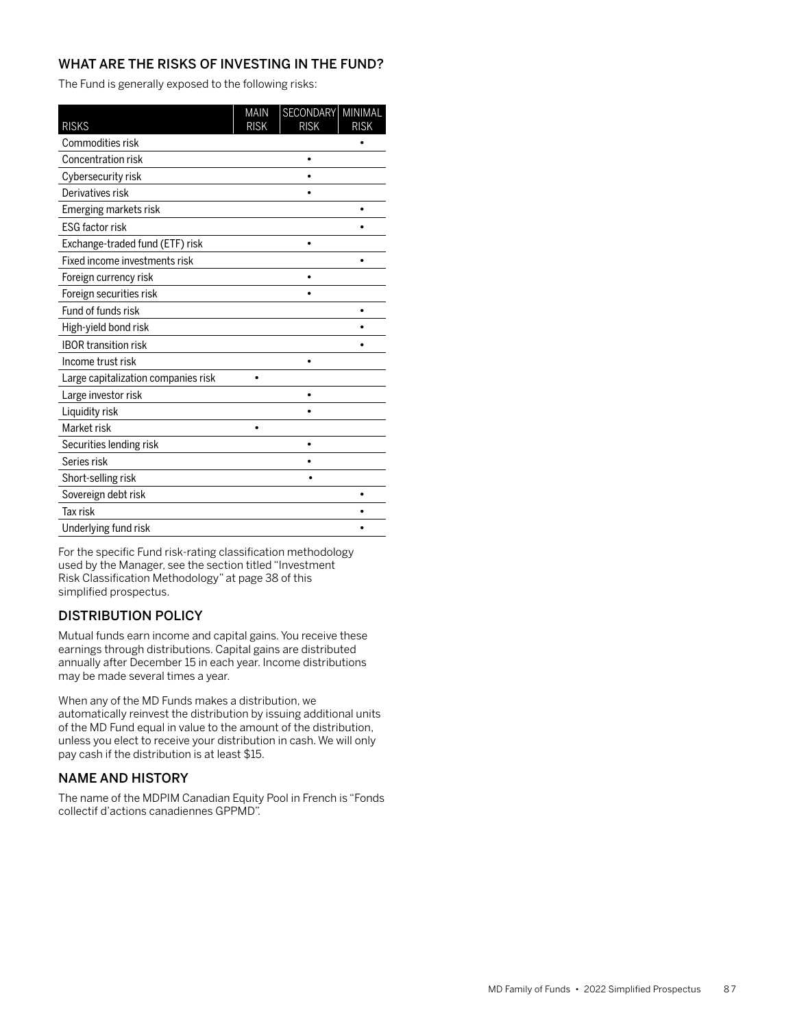## WHAT ARE THE RISKS OF INVESTING IN THE FUND?

The Fund is generally exposed to the following risks:

| RISKS | MAIN RISK | SECONDARY RISK | MINIMAL RISK |
|---|---|---|---|
| Commodities risk | | | • |
| Concentration risk | | • | |
| Cybersecurity risk | | • | |
| Derivatives risk | | • | |
| Emerging markets risk | | | • |
| ESG factor risk | | | • |
| Exchange-traded fund (ETF) risk | | • | |
| Fixed income investments risk | | | • |
| Foreign currency risk | | • | |
| Foreign securities risk | | • | |
| Fund of funds risk | | | • |
| High-yield bond risk | | | • |
| IBOR transition risk | | | • |
| Income trust risk | | • | |
| Large capitalization companies risk | • | | |
| Large investor risk | | • | |
| Liquidity risk | | • | |
| Market risk | • | | |
| Securities lending risk | | • | |
| Series risk | | • | |
| Short-selling risk | | • | |
| Sovereign debt risk | | | • |
| Tax risk | | | • |
| Underlying fund risk | | | • |

For the specific Fund risk-rating classification methodology used by the Manager, see the section titled "Investment Risk Classification Methodology" at page 38 of this simplified prospectus.

## DISTRIBUTION POLICY

Mutual funds earn income and capital gains. You receive these earnings through distributions. Capital gains are distributed annually after December 15 in each year. Income distributions may be made several times a year.

When any of the MD Funds makes a distribution, we automatically reinvest the distribution by issuing additional units of the MD Fund equal in value to the amount of the distribution, unless you elect to receive your distribution in cash. We will only pay cash if the distribution is at least $15.

## NAME AND HISTORY

The name of the MDPIM Canadian Equity Pool in French is "Fonds collectif d'actions canadiennes GPPMD".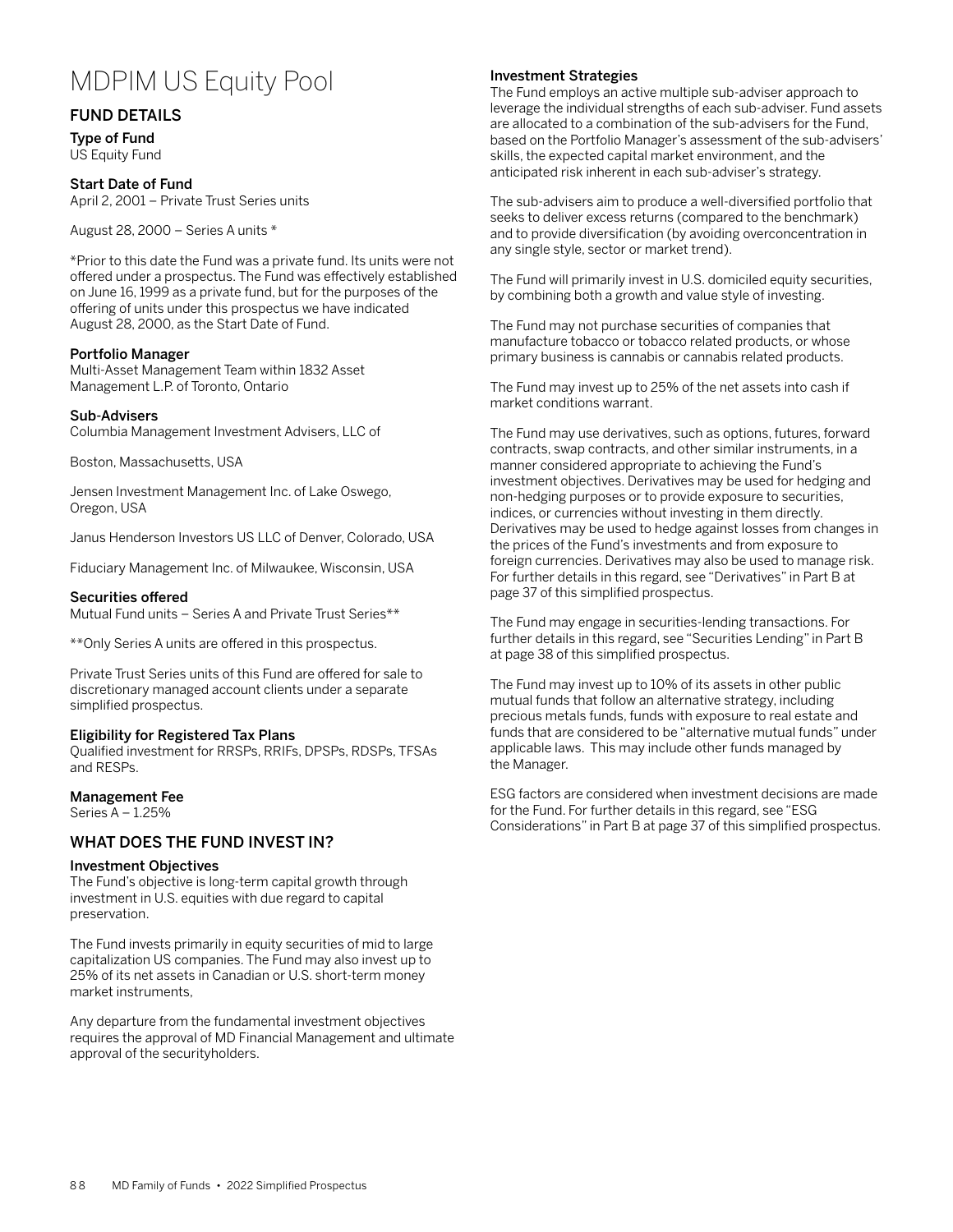# MDPIM US Equity Pool

## FUND DETAILS

### Type of Fund

US Equity Fund

### Start Date of Fund

April 2, 2001 – Private Trust Series units

August 28, 2000 – Series A units *

*Prior to this date the Fund was a private fund. Its units were not offered under a prospectus. The Fund was effectively established on June 16, 1999 as a private fund, but for the purposes of the offering of units under this prospectus we have indicated August 28, 2000, as the Start Date of Fund.

### Portfolio Manager

Multi-Asset Management Team within 1832 Asset Management L.P. of Toronto, Ontario

### Sub-Advisers

Columbia Management Investment Advisers, LLC of

Boston, Massachusetts, USA

Jensen Investment Management Inc. of Lake Oswego, Oregon, USA

Janus Henderson Investors US LLC of Denver, Colorado, USA

Fiduciary Management Inc. of Milwaukee, Wisconsin, USA

### Securities offered

Mutual Fund units – Series A and Private Trust Series**

**Only Series A units are offered in this prospectus.

Private Trust Series units of this Fund are offered for sale to discretionary managed account clients under a separate simplified prospectus.

### Eligibility for Registered Tax Plans

Qualified investment for RRSPs, RRIFs, DPSPs, RDSPs, TFSAs and RESPs.

### Management Fee

Series A – 1.25%

## WHAT DOES THE FUND INVEST IN?

### Investment Objectives

The Fund's objective is long-term capital growth through investment in U.S. equities with due regard to capital preservation.

The Fund invests primarily in equity securities of mid to large capitalization US companies. The Fund may also invest up to 25% of its net assets in Canadian or U.S. short-term money market instruments,

Any departure from the fundamental investment objectives requires the approval of MD Financial Management and ultimate approval of the securityholders.

### Investment Strategies

The Fund employs an active multiple sub-adviser approach to leverage the individual strengths of each sub-adviser. Fund assets are allocated to a combination of the sub-advisers for the Fund, based on the Portfolio Manager's assessment of the sub-advisers' skills, the expected capital market environment, and the anticipated risk inherent in each sub-adviser's strategy.

The sub-advisers aim to produce a well-diversified portfolio that seeks to deliver excess returns (compared to the benchmark) and to provide diversification (by avoiding overconcentration in any single style, sector or market trend).

The Fund will primarily invest in U.S. domiciled equity securities, by combining both a growth and value style of investing.

The Fund may not purchase securities of companies that manufacture tobacco or tobacco related products, or whose primary business is cannabis or cannabis related products.

The Fund may invest up to 25% of the net assets into cash if market conditions warrant.

The Fund may use derivatives, such as options, futures, forward contracts, swap contracts, and other similar instruments, in a manner considered appropriate to achieving the Fund's investment objectives. Derivatives may be used for hedging and non-hedging purposes or to provide exposure to securities, indices, or currencies without investing in them directly. Derivatives may be used to hedge against losses from changes in the prices of the Fund's investments and from exposure to foreign currencies. Derivatives may also be used to manage risk. For further details in this regard, see "Derivatives" in Part B at page 37 of this simplified prospectus.

The Fund may engage in securities-lending transactions. For further details in this regard, see "Securities Lending" in Part B at page 38 of this simplified prospectus.

The Fund may invest up to 10% of its assets in other public mutual funds that follow an alternative strategy, including precious metals funds, funds with exposure to real estate and funds that are considered to be "alternative mutual funds" under applicable laws. This may include other funds managed by the Manager.

ESG factors are considered when investment decisions are made for the Fund. For further details in this regard, see "ESG Considerations" in Part B at page 37 of this simplified prospectus.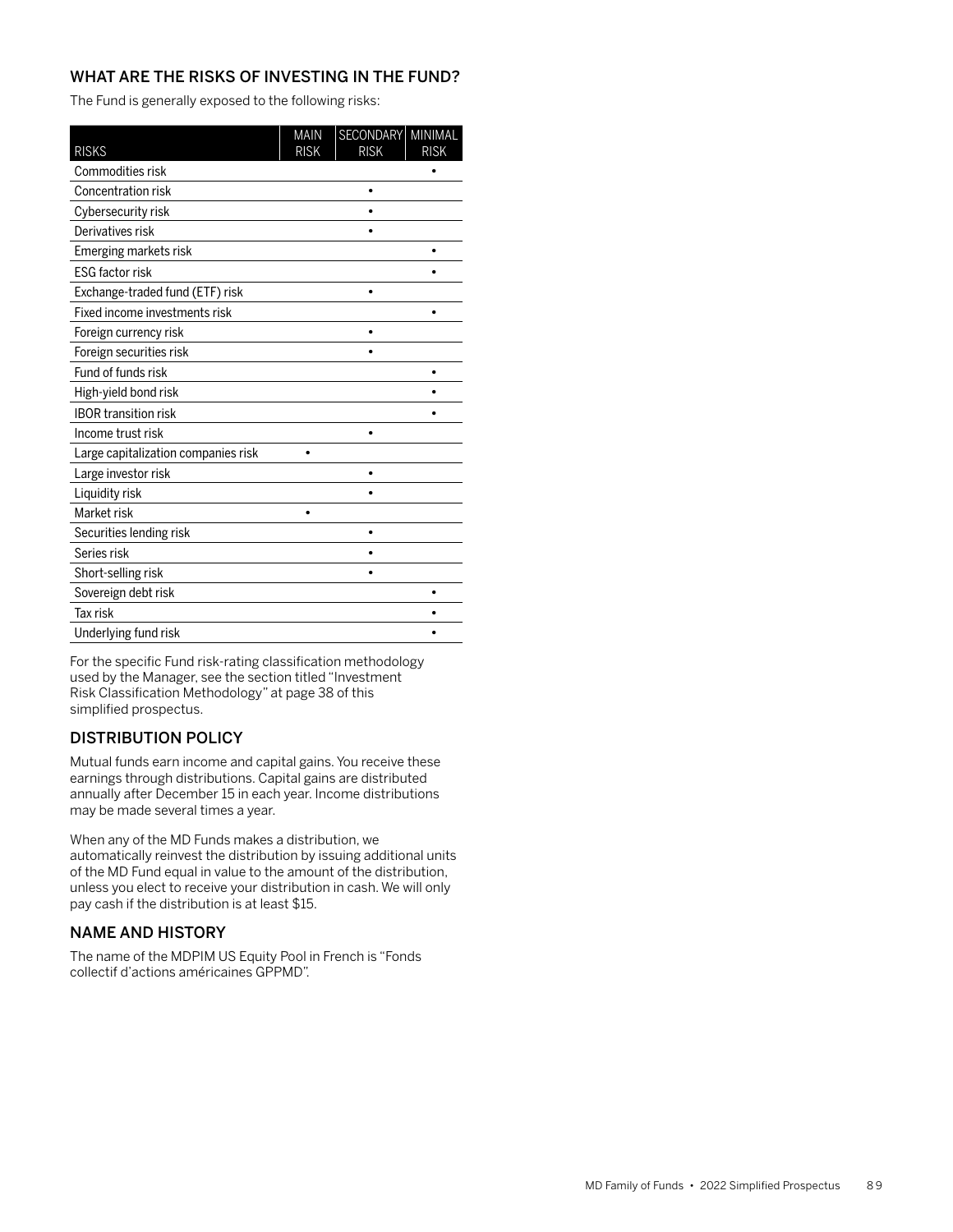## WHAT ARE THE RISKS OF INVESTING IN THE FUND?

The Fund is generally exposed to the following risks:

| RISKS | MAIN RISK | SECONDARY RISK | MINIMAL RISK |
|---|---|---|---|
| Commodities risk | | | • |
| Concentration risk | | • | |
| Cybersecurity risk | | • | |
| Derivatives risk | | • | |
| Emerging markets risk | | | • |
| ESG factor risk | | | • |
| Exchange-traded fund (ETF) risk | | • | |
| Fixed income investments risk | | | • |
| Foreign currency risk | | • | |
| Foreign securities risk | | • | |
| Fund of funds risk | | | • |
| High-yield bond risk | | | • |
| IBOR transition risk | | | • |
| Income trust risk | | • | |
| Large capitalization companies risk | • | | |
| Large investor risk | | • | |
| Liquidity risk | | • | |
| Market risk | • | | |
| Securities lending risk | | • | |
| Series risk | | • | |
| Short-selling risk | | • | |
| Sovereign debt risk | | | • |
| Tax risk | | | • |
| Underlying fund risk | | | • |

For the specific Fund risk-rating classification methodology used by the Manager, see the section titled "Investment Risk Classification Methodology" at page 38 of this simplified prospectus.

## DISTRIBUTION POLICY

Mutual funds earn income and capital gains. You receive these earnings through distributions. Capital gains are distributed annually after December 15 in each year. Income distributions may be made several times a year.

When any of the MD Funds makes a distribution, we automatically reinvest the distribution by issuing additional units of the MD Fund equal in value to the amount of the distribution, unless you elect to receive your distribution in cash. We will only pay cash if the distribution is at least $15.

## NAME AND HISTORY

The name of the MDPIM US Equity Pool in French is "Fonds collectif d'actions américaines GPPMD".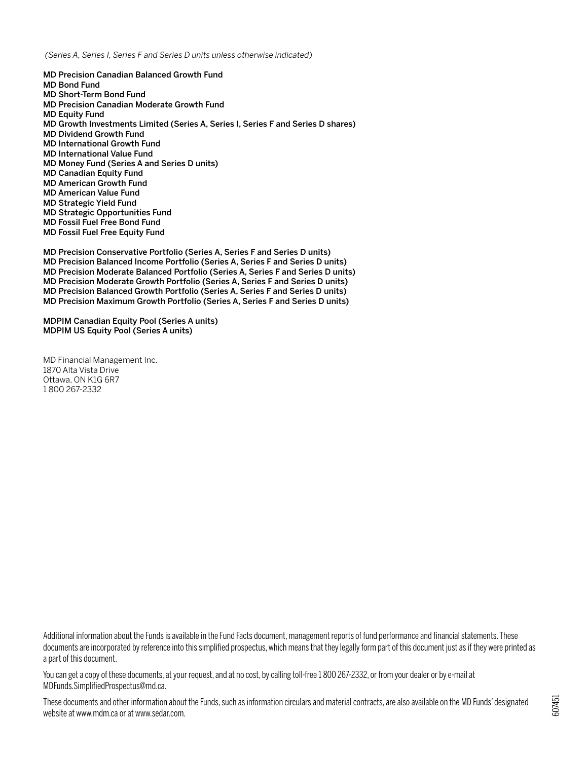*(Series A, Series I, Series F and Series D units unless otherwise indicated)*

**MD Precision Canadian Balanced Growth Fund**
**MD Bond Fund**
**MD Short-Term Bond Fund**
**MD Precision Canadian Moderate Growth Fund**
**MD Equity Fund**
**MD Growth Investments Limited (Series A, Series I, Series F and Series D shares)**
**MD Dividend Growth Fund**
**MD International Growth Fund**
**MD International Value Fund**
**MD Money Fund (Series A and Series D units)**
**MD Canadian Equity Fund**
**MD American Growth Fund**
**MD American Value Fund**
**MD Strategic Yield Fund**
**MD Strategic Opportunities Fund**
**MD Fossil Fuel Free Bond Fund**
**MD Fossil Fuel Free Equity Fund**

**MD Precision Conservative Portfolio (Series A, Series F and Series D units)**
**MD Precision Balanced Income Portfolio (Series A, Series F and Series D units)**
**MD Precision Moderate Balanced Portfolio (Series A, Series F and Series D units)**
**MD Precision Moderate Growth Portfolio (Series A, Series F and Series D units)**
**MD Precision Balanced Growth Portfolio (Series A, Series F and Series D units)**
**MD Precision Maximum Growth Portfolio (Series A, Series F and Series D units)**

**MDPIM Canadian Equity Pool (Series A units)**
**MDPIM US Equity Pool (Series A units)**

MD Financial Management Inc.
1870 Alta Vista Drive
Ottawa, ON K1G 6R7
1 800 267-2332

Additional information about the Funds is available in the Fund Facts document, management reports of fund performance and financial statements. These documents are incorporated by reference into this simplified prospectus, which means that they legally form part of this document just as if they were printed as a part of this document.

You can get a copy of these documents, at your request, and at no cost, by calling toll-free 1 800 267-2332, or from your dealer or by e-mail at MDFunds.SimplifiedProspectus@md.ca.

These documents and other information about the Funds, such as information circulars and material contracts, are also available on the MD Funds' designated website at www.mdm.ca or at www.sedar.com.

607451